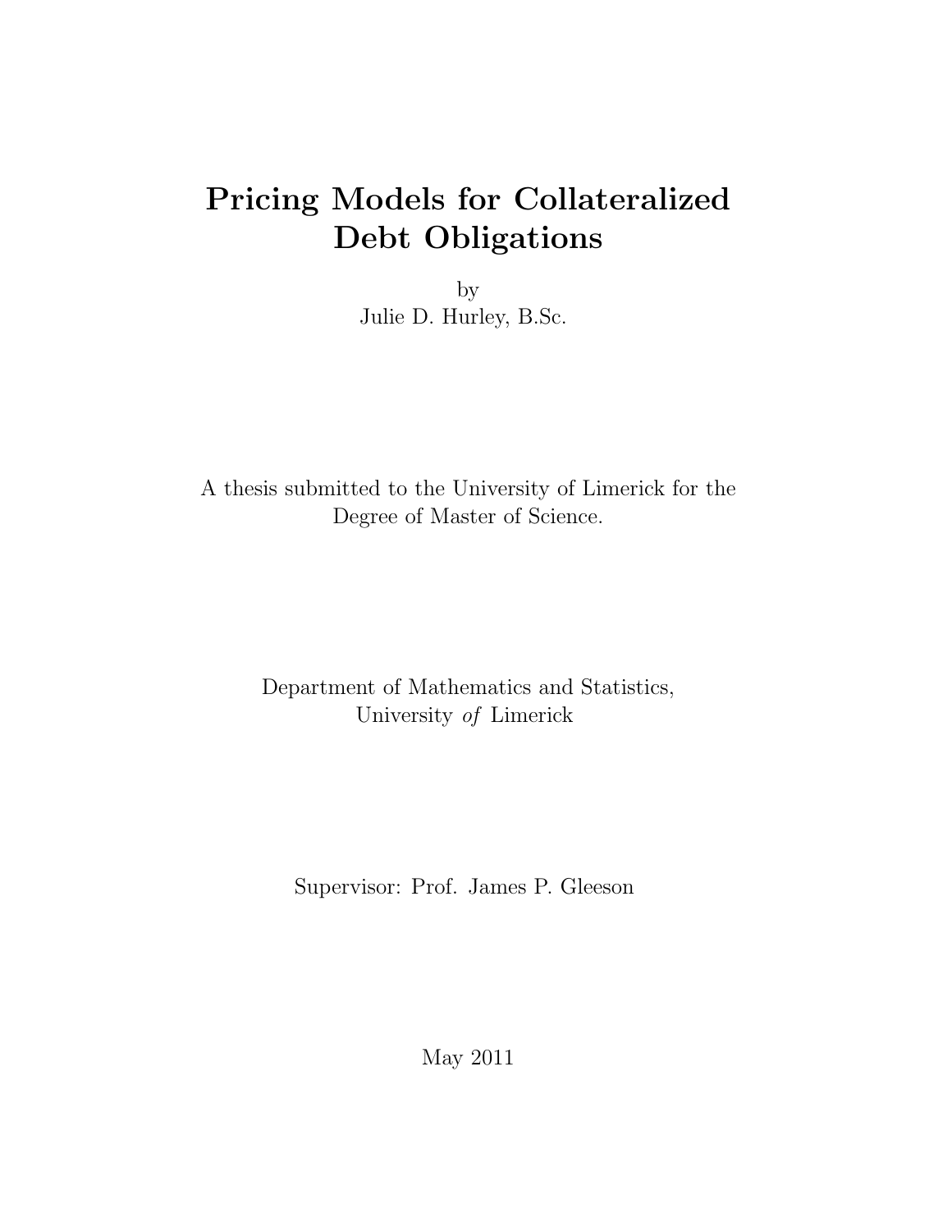# Pricing Models for Collateralized Debt Obligations

by

Julie D. Hurley, B.Sc.

A thesis submitted to the University of Limerick for the Degree of Master of Science.

Department of Mathematics and Statistics,
University *of* Limerick

Supervisor: Prof. James P. Gleeson

May 2011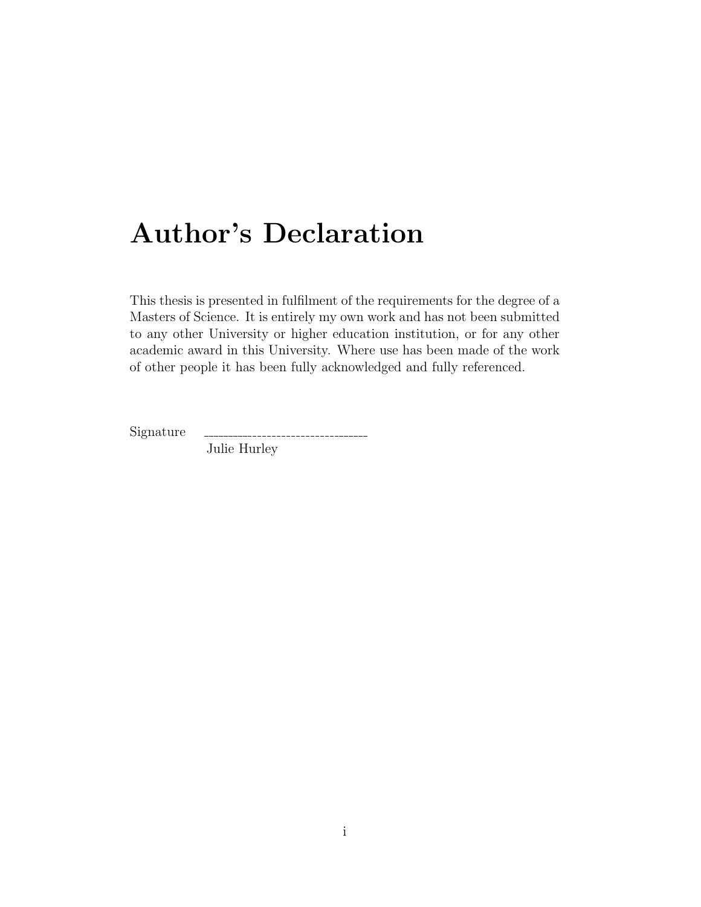# Author's Declaration

This thesis is presented in fulfilment of the requirements for the degree of a Masters of Science. It is entirely my own work and has not been submitted to any other University or higher education institution, or for any other academic award in this University. Where use has been made of the work of other people it has been fully acknowledged and fully referenced.

Signature \_\_\_\_\_\_\_\_\_\_\_\_\_\_\_\_\_\_\_\_\_\_\_\_\_\_\_\_\_\_\_\_\_\_

Julie Hurley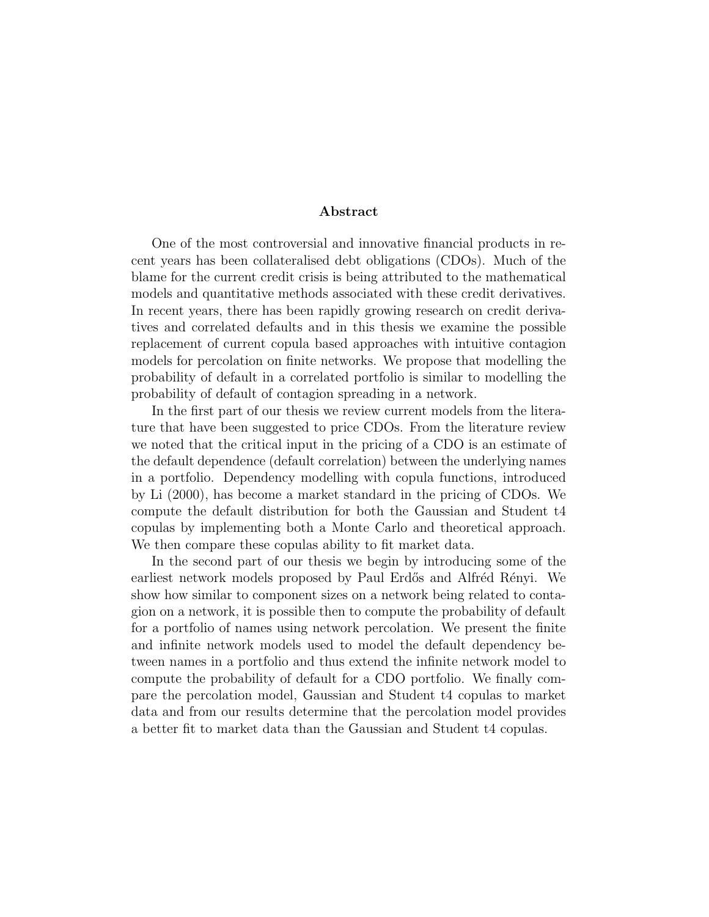## Abstract

One of the most controversial and innovative financial products in recent years has been collateralised debt obligations (CDOs). Much of the blame for the current credit crisis is being attributed to the mathematical models and quantitative methods associated with these credit derivatives. In recent years, there has been rapidly growing research on credit derivatives and correlated defaults and in this thesis we examine the possible replacement of current copula based approaches with intuitive contagion models for percolation on finite networks. We propose that modelling the probability of default in a correlated portfolio is similar to modelling the probability of default of contagion spreading in a network.

In the first part of our thesis we review current models from the literature that have been suggested to price CDOs. From the literature review we noted that the critical input in the pricing of a CDO is an estimate of the default dependence (default correlation) between the underlying names in a portfolio. Dependency modelling with copula functions, introduced by Li (2000), has become a market standard in the pricing of CDOs. We compute the default distribution for both the Gaussian and Student t4 copulas by implementing both a Monte Carlo and theoretical approach. We then compare these copulas ability to fit market data.

In the second part of our thesis we begin by introducing some of the earliest network models proposed by Paul Erdős and Alfréd Rényi. We show how similar to component sizes on a network being related to contagion on a network, it is possible then to compute the probability of default for a portfolio of names using network percolation. We present the finite and infinite network models used to model the default dependency between names in a portfolio and thus extend the infinite network model to compute the probability of default for a CDO portfolio. We finally compare the percolation model, Gaussian and Student t4 copulas to market data and from our results determine that the percolation model provides a better fit to market data than the Gaussian and Student t4 copulas.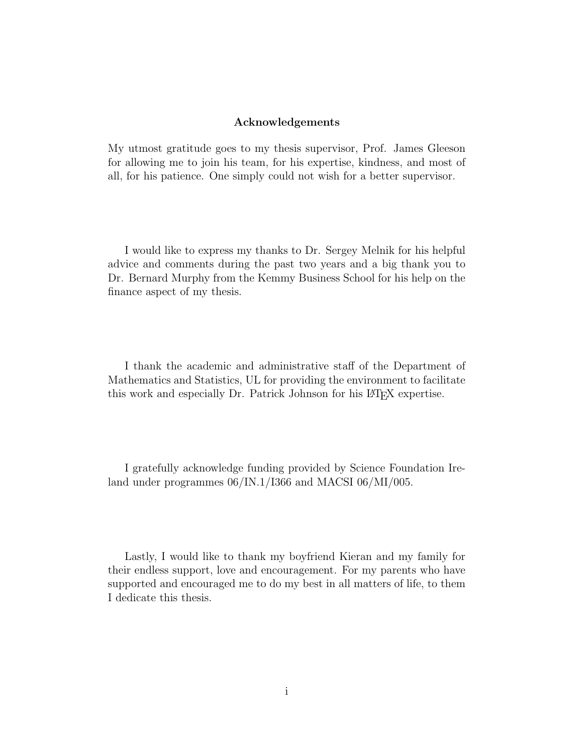# Acknowledgements

My utmost gratitude goes to my thesis supervisor, Prof. James Gleeson for allowing me to join his team, for his expertise, kindness, and most of all, for his patience. One simply could not wish for a better supervisor.

I would like to express my thanks to Dr. Sergey Melnik for his helpful advice and comments during the past two years and a big thank you to Dr. Bernard Murphy from the Kemmy Business School for his help on the finance aspect of my thesis.

I thank the academic and administrative staff of the Department of Mathematics and Statistics, UL for providing the environment to facilitate this work and especially Dr. Patrick Johnson for his LaTeX expertise.

I gratefully acknowledge funding provided by Science Foundation Ireland under programmes 06/IN.1/I366 and MACSI 06/MI/005.

Lastly, I would like to thank my boyfriend Kieran and my family for their endless support, love and encouragement. For my parents who have supported and encouraged me to do my best in all matters of life, to them I dedicate this thesis.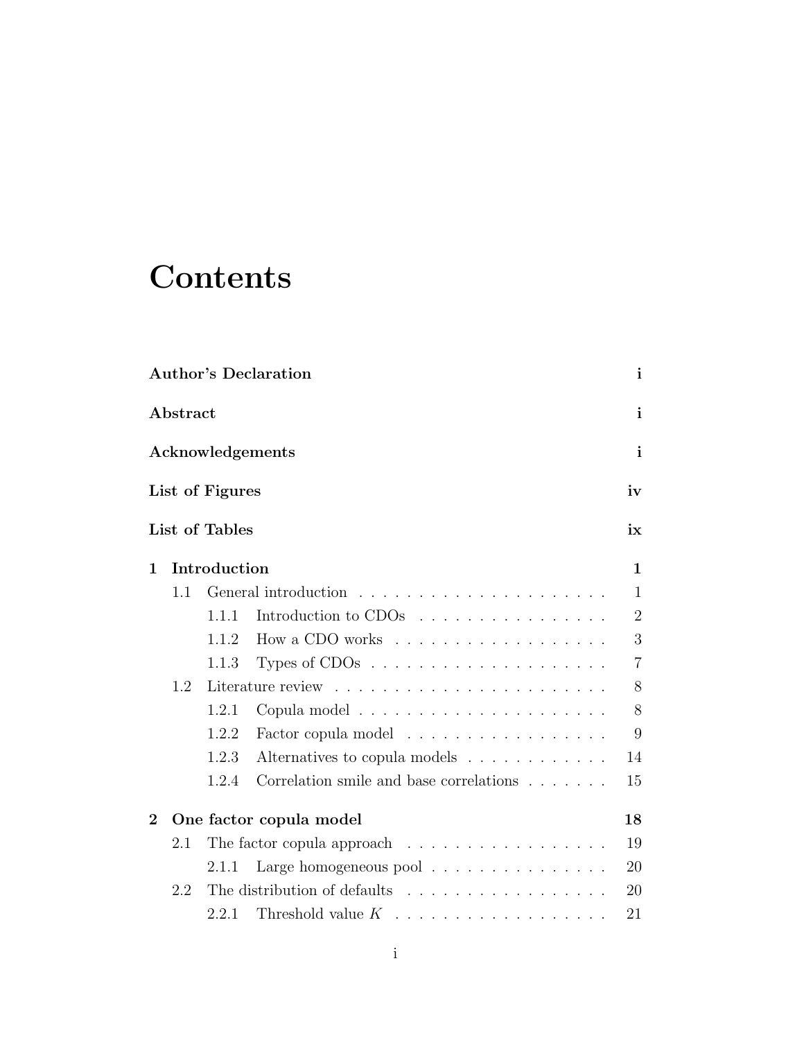# Contents

**Author's Declaration** **i**

**Abstract** **i**

**Acknowledgements** **i**

**List of Figures** **iv**

**List of Tables** **ix**

**1 Introduction** **1**

- 1.1 General introduction . . . . . . . . . . . . . . . . . . . . . . 1
  - 1.1.1 Introduction to CDOs . . . . . . . . . . . . . . . . . 2
  - 1.1.2 How a CDO works . . . . . . . . . . . . . . . . . . . 3
  - 1.1.3 Types of CDOs . . . . . . . . . . . . . . . . . . . . . 7
- 1.2 Literature review . . . . . . . . . . . . . . . . . . . . . . . . 8
  - 1.2.1 Copula model . . . . . . . . . . . . . . . . . . . . . . 8
  - 1.2.2 Factor copula model . . . . . . . . . . . . . . . . . . 9
  - 1.2.3 Alternatives to copula models . . . . . . . . . . . . 14
  - 1.2.4 Correlation smile and base correlations . . . . . . . 15

**2 One factor copula model** **18**

- 2.1 The factor copula approach . . . . . . . . . . . . . . . . . . 19
  - 2.1.1 Large homogeneous pool . . . . . . . . . . . . . . . . 20
- 2.2 The distribution of defaults . . . . . . . . . . . . . . . . . . 20
  - 2.2.1 Threshold value $K$ . . . . . . . . . . . . . . . . . . 21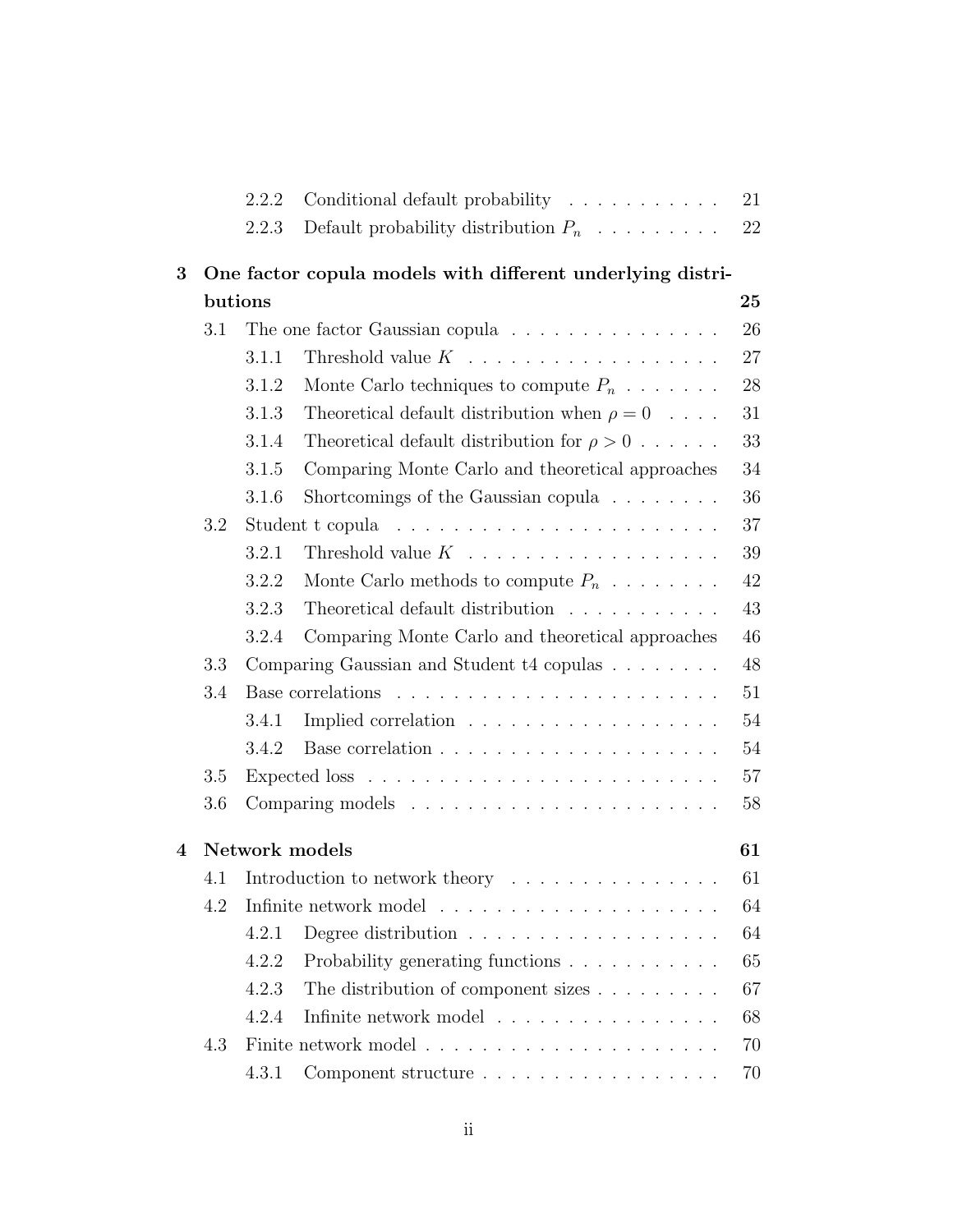| | | |
|---|---|---|
| 2.2.2 | Conditional default probability | 21 |
| 2.2.3 | Default probability distribution $P_n$ | 22 |
| **3** | **One factor copula models with different underlying distributions** | **25** |
| 3.1 | The one factor Gaussian copula | 26 |
| 3.1.1 | Threshold value $K$ | 27 |
| 3.1.2 | Monte Carlo techniques to compute $P_n$ | 28 |
| 3.1.3 | Theoretical default distribution when $\rho = 0$ | 31 |
| 3.1.4 | Theoretical default distribution for $\rho > 0$ | 33 |
| 3.1.5 | Comparing Monte Carlo and theoretical approaches | 34 |
| 3.1.6 | Shortcomings of the Gaussian copula | 36 |
| 3.2 | Student t copula | 37 |
| 3.2.1 | Threshold value $K$ | 39 |
| 3.2.2 | Monte Carlo methods to compute $P_n$ | 42 |
| 3.2.3 | Theoretical default distribution | 43 |
| 3.2.4 | Comparing Monte Carlo and theoretical approaches | 46 |
| 3.3 | Comparing Gaussian and Student t4 copulas | 48 |
| 3.4 | Base correlations | 51 |
| 3.4.1 | Implied correlation | 54 |
| 3.4.2 | Base correlation | 54 |
| 3.5 | Expected loss | 57 |
| 3.6 | Comparing models | 58 |
| **4** | **Network models** | **61** |
| 4.1 | Introduction to network theory | 61 |
| 4.2 | Infinite network model | 64 |
| 4.2.1 | Degree distribution | 64 |
| 4.2.2 | Probability generating functions | 65 |
| 4.2.3 | The distribution of component sizes | 67 |
| 4.2.4 | Infinite network model | 68 |
| 4.3 | Finite network model | 70 |
| 4.3.1 | Component structure | 70 |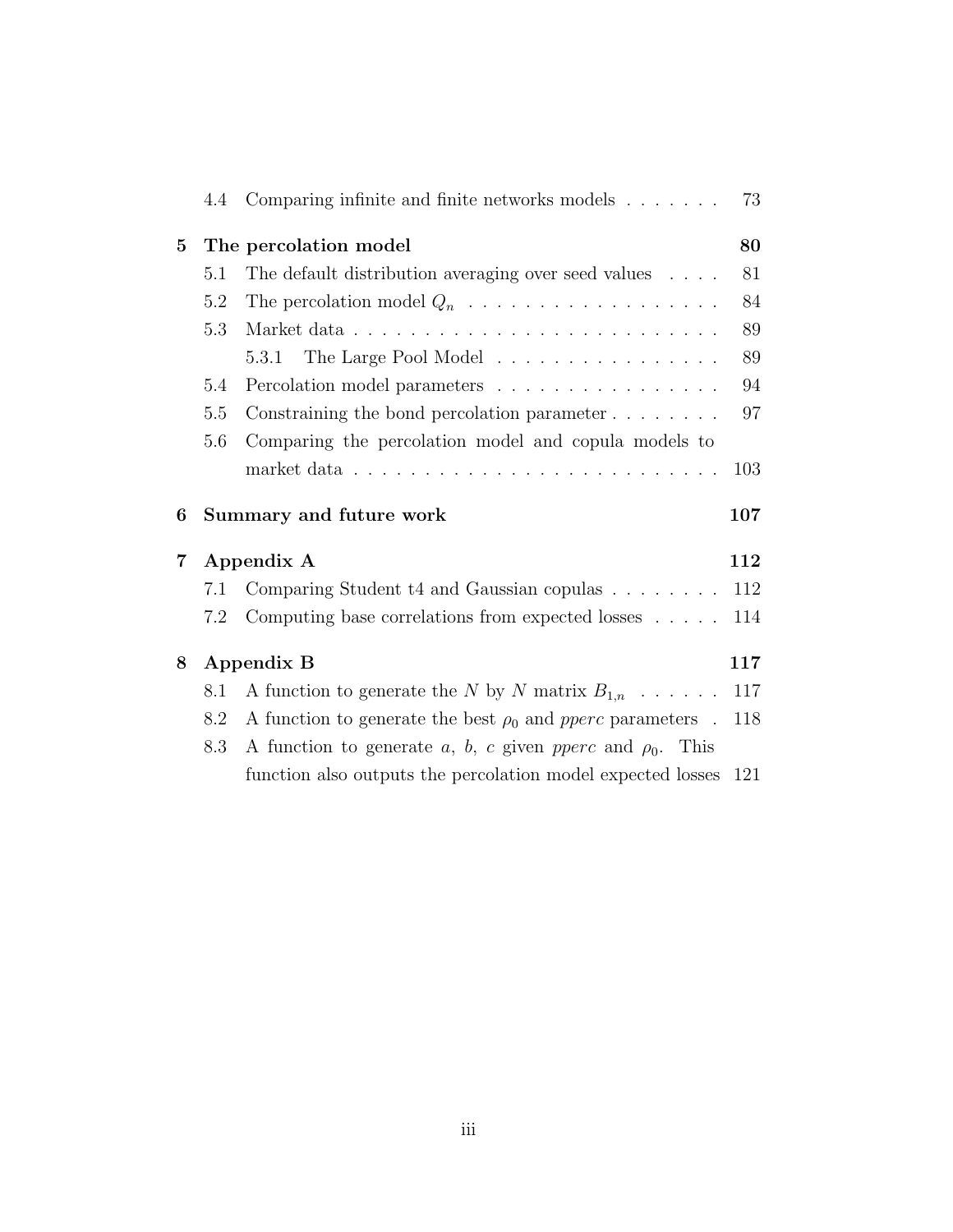4.4 Comparing infinite and finite networks models . . . . . . . 73

**5 The percolation model 80**

5.1 The default distribution averaging over seed values . . . . 81

5.2 The percolation model $Q_n$ . . . . . . . . . . . . . . . . . . 84

5.3 Market data . . . . . . . . . . . . . . . . . . . . . . . . . . . 89

5.3.1 The Large Pool Model . . . . . . . . . . . . . . . . 89

5.4 Percolation model parameters . . . . . . . . . . . . . . . . . 94

5.5 Constraining the bond percolation parameter . . . . . . . . 97

5.6 Comparing the percolation model and copula models to market data . . . . . . . . . . . . . . . . . . . . . . . . . . 103

**6 Summary and future work 107**

**7 Appendix A 112**

7.1 Comparing Student t4 and Gaussian copulas . . . . . . . . 112

7.2 Computing base correlations from expected losses . . . . . 114

**8 Appendix B 117**

8.1 A function to generate the $N$ by $N$ matrix $B_{1,n}$ . . . . . . 117

8.2 A function to generate the best $\rho_0$ and *pperc* parameters . 118

8.3 A function to generate $a$, $b$, $c$ given *pperc* and $\rho_0$. This function also outputs the percolation model expected losses 121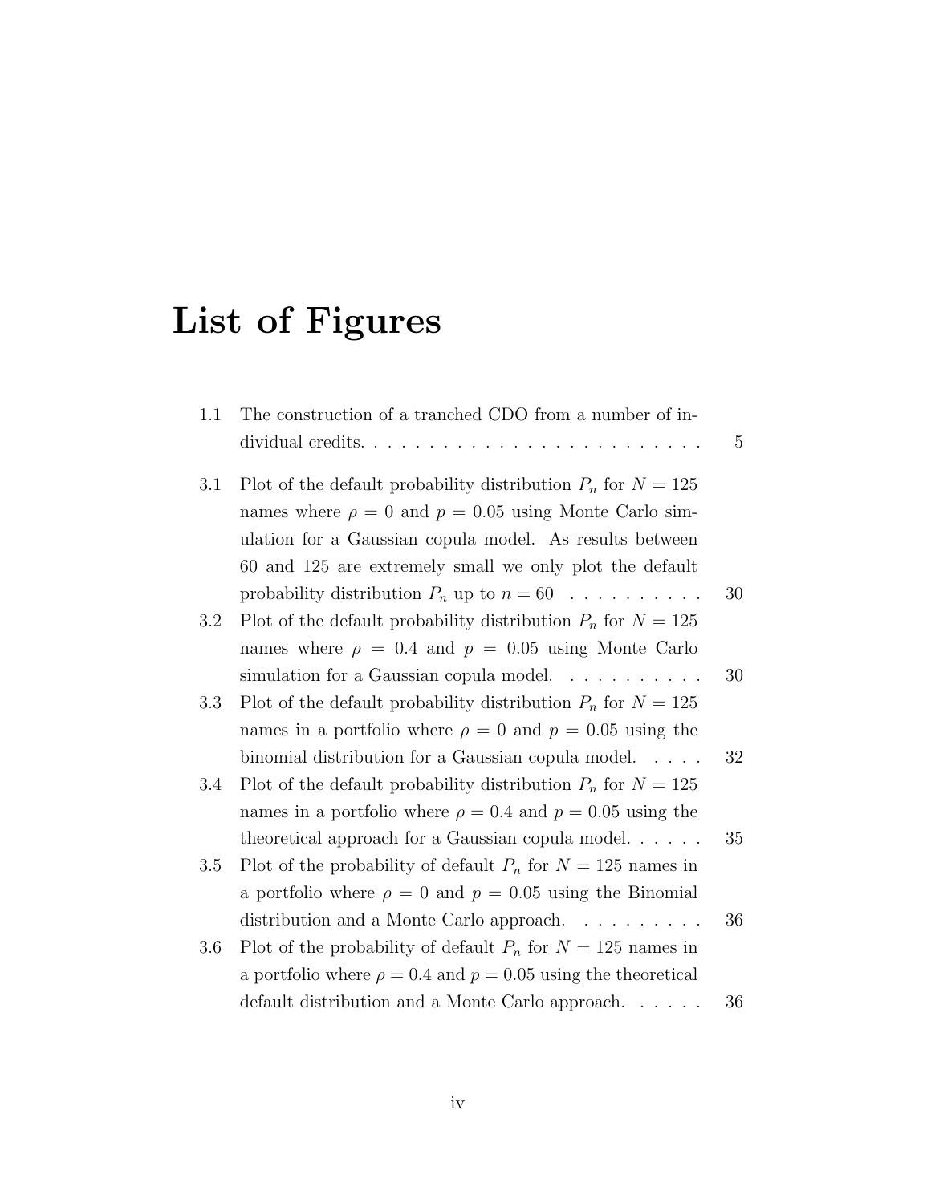# List of Figures

1.1 The construction of a tranched CDO from a number of individual credits. . . . . . . . . . . . . . . . . . . . . . . . . 5

3.1 Plot of the default probability distribution $P_n$ for $N = 125$ names where $\rho = 0$ and $p = 0.05$ using Monte Carlo simulation for a Gaussian copula model. As results between 60 and 125 are extremely small we only plot the default probability distribution $P_n$ up to $n = 60$ . . . . . . . . . . 30

3.2 Plot of the default probability distribution $P_n$ for $N = 125$ names where $\rho = 0.4$ and $p = 0.05$ using Monte Carlo simulation for a Gaussian copula model. . . . . . . . . . . 30

3.3 Plot of the default probability distribution $P_n$ for $N = 125$ names in a portfolio where $\rho = 0$ and $p = 0.05$ using the binomial distribution for a Gaussian copula model. . . . . 32

3.4 Plot of the default probability distribution $P_n$ for $N = 125$ names in a portfolio where $\rho = 0.4$ and $p = 0.05$ using the theoretical approach for a Gaussian copula model. . . . . . 35

3.5 Plot of the probability of default $P_n$ for $N = 125$ names in a portfolio where $\rho = 0$ and $p = 0.05$ using the Binomial distribution and a Monte Carlo approach. . . . . . . . . . 36

3.6 Plot of the probability of default $P_n$ for $N = 125$ names in a portfolio where $\rho = 0.4$ and $p = 0.05$ using the theoretical default distribution and a Monte Carlo approach. . . . . . 36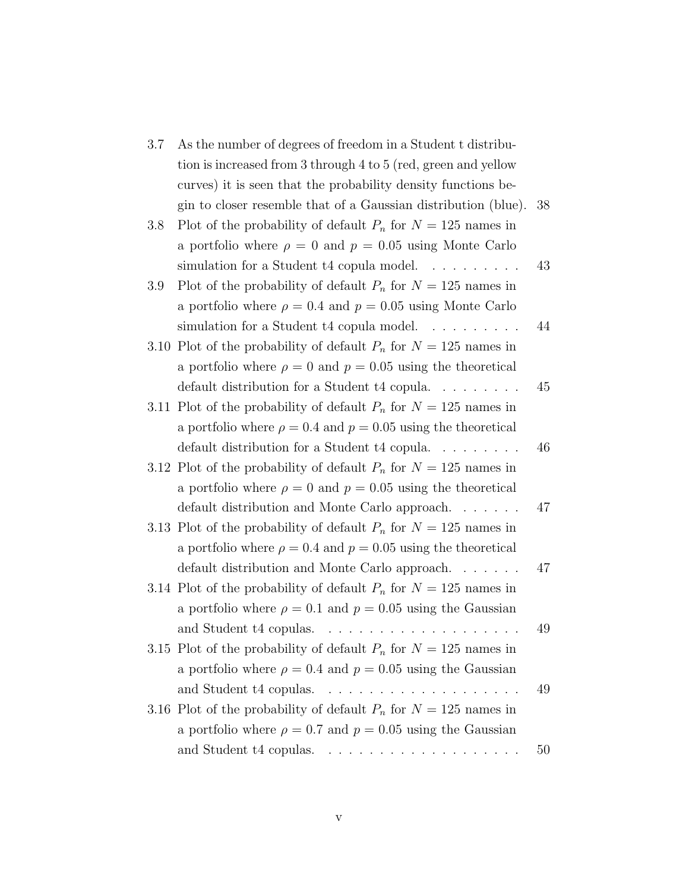3.7 As the number of degrees of freedom in a Student t distribution is increased from 3 through 4 to 5 (red, green and yellow curves) it is seen that the probability density functions begin to closer resemble that of a Gaussian distribution (blue). 38

3.8 Plot of the probability of default $P_n$ for $N = 125$ names in a portfolio where $\rho = 0$ and $p = 0.05$ using Monte Carlo simulation for a Student t4 copula model. . . . . . . . . . 43

3.9 Plot of the probability of default $P_n$ for $N = 125$ names in a portfolio where $\rho = 0.4$ and $p = 0.05$ using Monte Carlo simulation for a Student t4 copula model. . . . . . . . . . 44

3.10 Plot of the probability of default $P_n$ for $N = 125$ names in a portfolio where $\rho = 0$ and $p = 0.05$ using the theoretical default distribution for a Student t4 copula. . . . . . . . . 45

3.11 Plot of the probability of default $P_n$ for $N = 125$ names in a portfolio where $\rho = 0.4$ and $p = 0.05$ using the theoretical default distribution for a Student t4 copula. . . . . . . . . 46

3.12 Plot of the probability of default $P_n$ for $N = 125$ names in a portfolio where $\rho = 0$ and $p = 0.05$ using the theoretical default distribution and Monte Carlo approach. . . . . . . 47

3.13 Plot of the probability of default $P_n$ for $N = 125$ names in a portfolio where $\rho = 0.4$ and $p = 0.05$ using the theoretical default distribution and Monte Carlo approach. . . . . . . 47

3.14 Plot of the probability of default $P_n$ for $N = 125$ names in a portfolio where $\rho = 0.1$ and $p = 0.05$ using the Gaussian and Student t4 copulas. . . . . . . . . . . . . . . . . . . . 49

3.15 Plot of the probability of default $P_n$ for $N = 125$ names in a portfolio where $\rho = 0.4$ and $p = 0.05$ using the Gaussian and Student t4 copulas. . . . . . . . . . . . . . . . . . . . 49

3.16 Plot of the probability of default $P_n$ for $N = 125$ names in a portfolio where $\rho = 0.7$ and $p = 0.05$ using the Gaussian and Student t4 copulas. . . . . . . . . . . . . . . . . . . . 50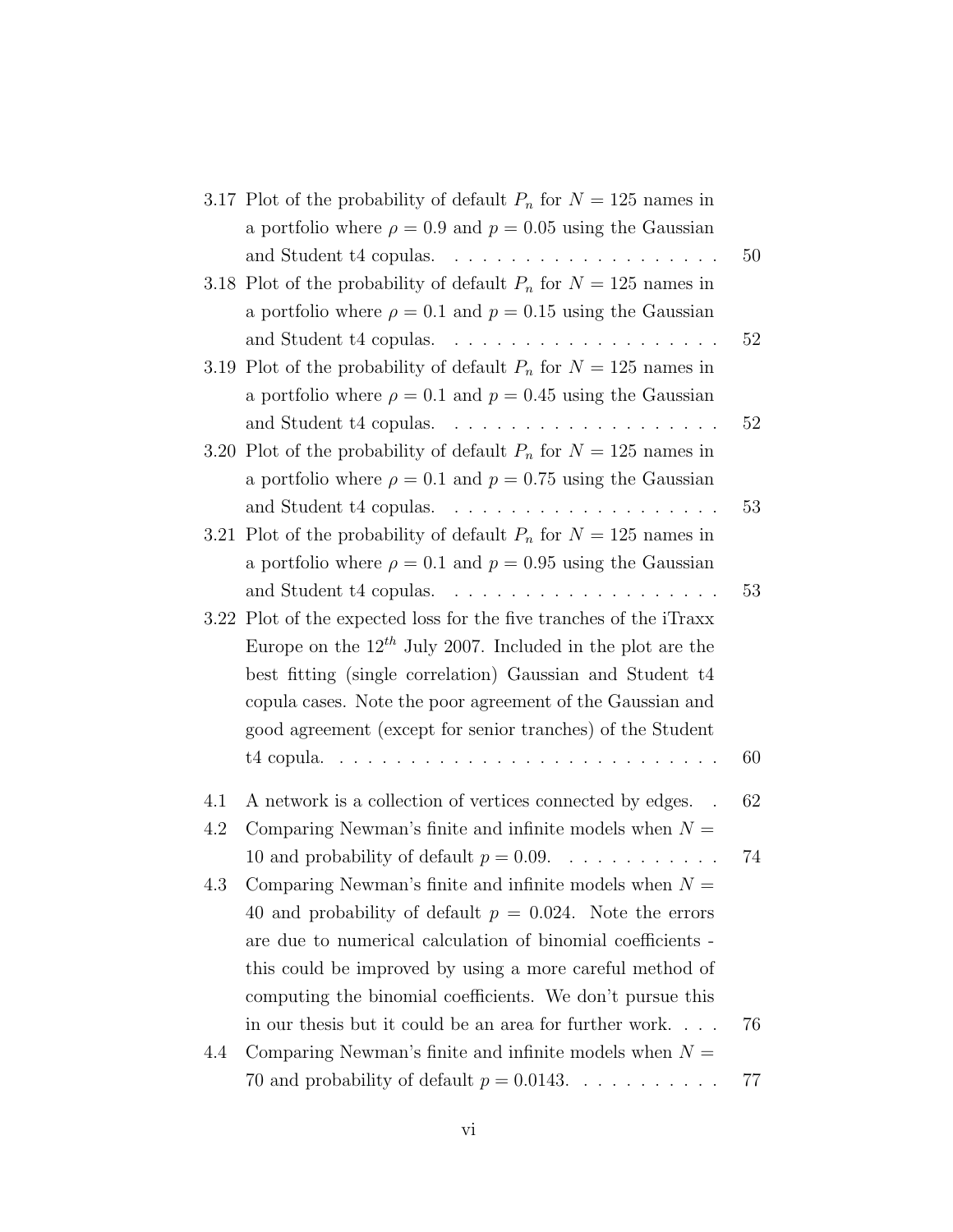3.17 Plot of the probability of default $P_n$ for $N = 125$ names in a portfolio where $\rho = 0.9$ and $p = 0.05$ using the Gaussian and Student t4 copulas. . . . . . . . . . . . . . . . . . . . 50

3.18 Plot of the probability of default $P_n$ for $N = 125$ names in a portfolio where $\rho = 0.1$ and $p = 0.15$ using the Gaussian and Student t4 copulas. . . . . . . . . . . . . . . . . . . . 52

3.19 Plot of the probability of default $P_n$ for $N = 125$ names in a portfolio where $\rho = 0.1$ and $p = 0.45$ using the Gaussian and Student t4 copulas. . . . . . . . . . . . . . . . . . . . 52

3.20 Plot of the probability of default $P_n$ for $N = 125$ names in a portfolio where $\rho = 0.1$ and $p = 0.75$ using the Gaussian and Student t4 copulas. . . . . . . . . . . . . . . . . . . . 53

3.21 Plot of the probability of default $P_n$ for $N = 125$ names in a portfolio where $\rho = 0.1$ and $p = 0.95$ using the Gaussian and Student t4 copulas. . . . . . . . . . . . . . . . . . . . 53

3.22 Plot of the expected loss for the five tranches of the iTraxx Europe on the $12^{th}$ July 2007. Included in the plot are the best fitting (single correlation) Gaussian and Student t4 copula cases. Note the poor agreement of the Gaussian and good agreement (except for senior tranches) of the Student t4 copula. . . . . . . . . . . . . . . . . . . . . . . . . . . 60

4.1 A network is a collection of vertices connected by edges. . 62

4.2 Comparing Newman's finite and infinite models when $N = 10$ and probability of default $p = 0.09$. . . . . . . . . . . 74

4.3 Comparing Newman's finite and infinite models when $N = 40$ and probability of default $p = 0.024$. Note the errors are due to numerical calculation of binomial coefficients - this could be improved by using a more careful method of computing the binomial coefficients. We don't pursue this in our thesis but it could be an area for further work. . . . 76

4.4 Comparing Newman's finite and infinite models when $N = 70$ and probability of default $p = 0.0143$. . . . . . . . . . 77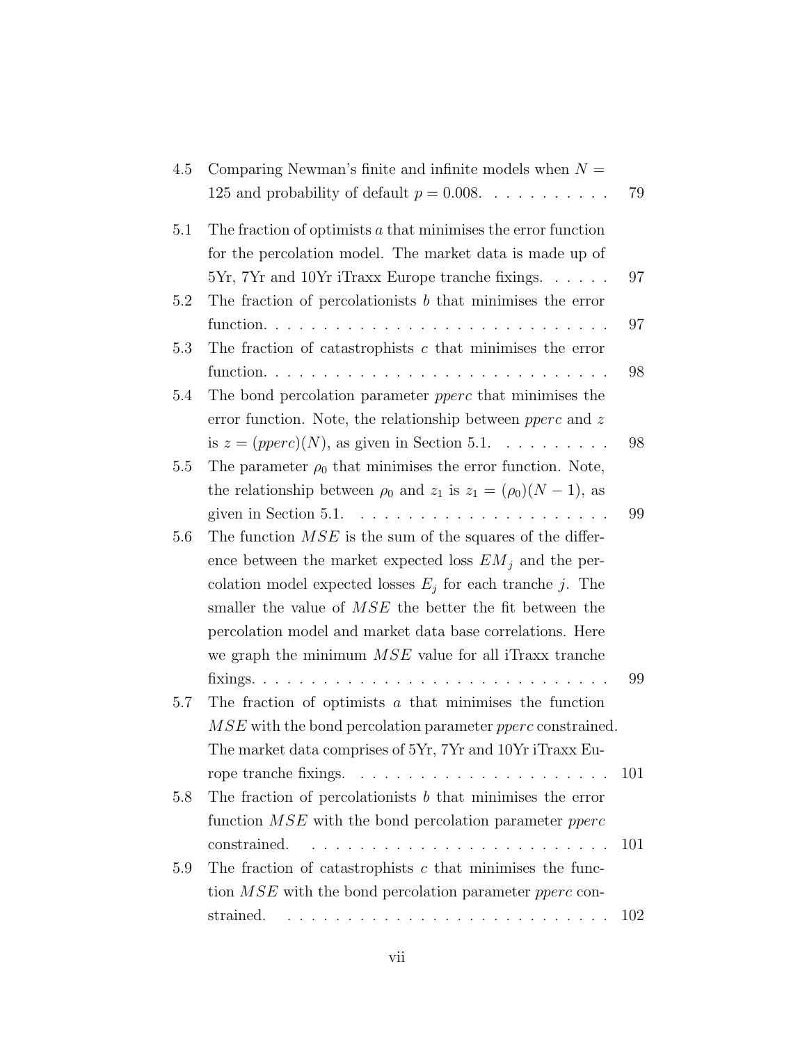4.5 Comparing Newman's finite and infinite models when $N = 125$ and probability of default $p = 0.008$. . . . . . . . . . . 79

5.1 The fraction of optimists $a$ that minimises the error function for the percolation model. The market data is made up of 5Yr, 7Yr and 10Yr iTraxx Europe tranche fixings. . . . . . 97

5.2 The fraction of percolationists $b$ that minimises the error function. . . . . . . . . . . . . . . . . . . . . . . . . . . . . 97

5.3 The fraction of catastrophists $c$ that minimises the error function. . . . . . . . . . . . . . . . . . . . . . . . . . . . . 98

5.4 The bond percolation parameter *pperc* that minimises the error function. Note, the relationship between *pperc* and $z$ is $z = (pperc)(N)$, as given in Section 5.1. . . . . . . . . . 98

5.5 The parameter $\rho_0$ that minimises the error function. Note, the relationship between $\rho_0$ and $z_1$ is $z_1 = (\rho_0)(N-1)$, as given in Section 5.1. . . . . . . . . . . . . . . . . . . . . . 99

5.6 The function $MSE$ is the sum of the squares of the difference between the market expected loss $EM_j$ and the percolation model expected losses $E_j$ for each tranche $j$. The smaller the value of $MSE$ the better the fit between the percolation model and market data base correlations. Here we graph the minimum $MSE$ value for all iTraxx tranche fixings. . . . . . . . . . . . . . . . . . . . . . . . . . . . . 99

5.7 The fraction of optimists $a$ that minimises the function $MSE$ with the bond percolation parameter *pperc* constrained. The market data comprises of 5Yr, 7Yr and 10Yr iTraxx Europe tranche fixings. . . . . . . . . . . . . . . . . . . . . 101

5.8 The fraction of percolationists $b$ that minimises the error function $MSE$ with the bond percolation parameter *pperc* constrained. . . . . . . . . . . . . . . . . . . . . . . . . 101

5.9 The fraction of catastrophists $c$ that minimises the function $MSE$ with the bond percolation parameter *pperc* constrained. . . . . . . . . . . . . . . . . . . . . . . . . . 102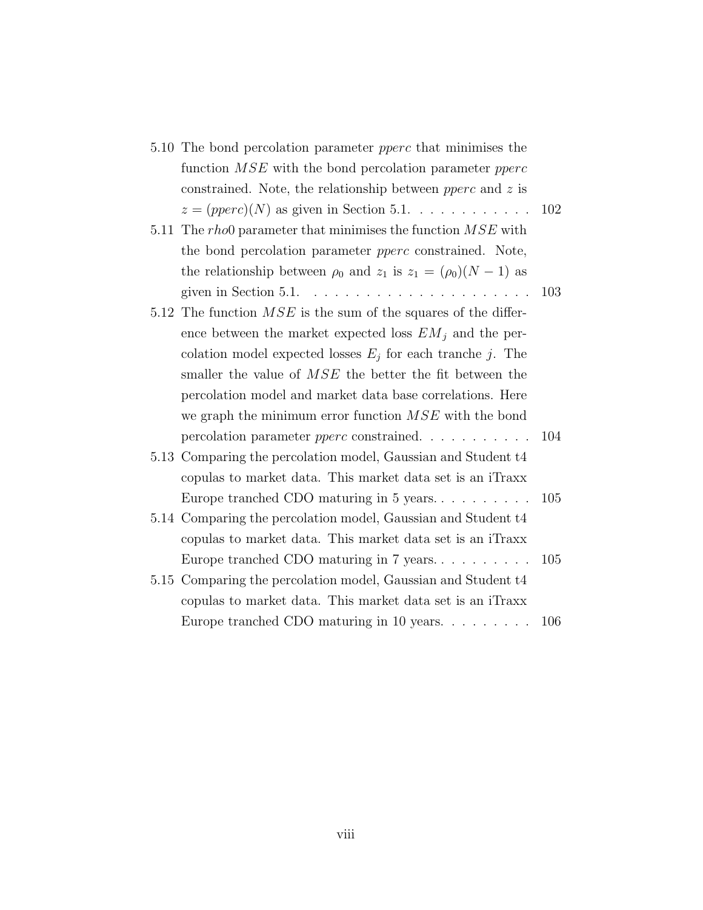5.10 The bond percolation parameter *pperc* that minimises the function $MSE$ with the bond percolation parameter *pperc* constrained. Note, the relationship between *pperc* and $z$ is $z = (pperc)(N)$ as given in Section 5.1. . . . . . . . . . . . 102

5.11 The *rho*0 parameter that minimises the function $MSE$ with the bond percolation parameter *pperc* constrained. Note, the relationship between $\rho_0$ and $z_1$ is $z_1 = (\rho_0)(N-1)$ as given in Section 5.1. . . . . . . . . . . . . . . . . . . . . . 103

5.12 The function $MSE$ is the sum of the squares of the difference between the market expected loss $EM_j$ and the percolation model expected losses $E_j$ for each tranche $j$. The smaller the value of $MSE$ the better the fit between the percolation model and market data base correlations. Here we graph the minimum error function $MSE$ with the bond percolation parameter *pperc* constrained. . . . . . . . . . . 104

5.13 Comparing the percolation model, Gaussian and Student t4 copulas to market data. This market data set is an iTraxx Europe tranched CDO maturing in 5 years. . . . . . . . . . 105

5.14 Comparing the percolation model, Gaussian and Student t4 copulas to market data. This market data set is an iTraxx Europe tranched CDO maturing in 7 years. . . . . . . . . . 105

5.15 Comparing the percolation model, Gaussian and Student t4 copulas to market data. This market data set is an iTraxx Europe tranched CDO maturing in 10 years. . . . . . . . . 106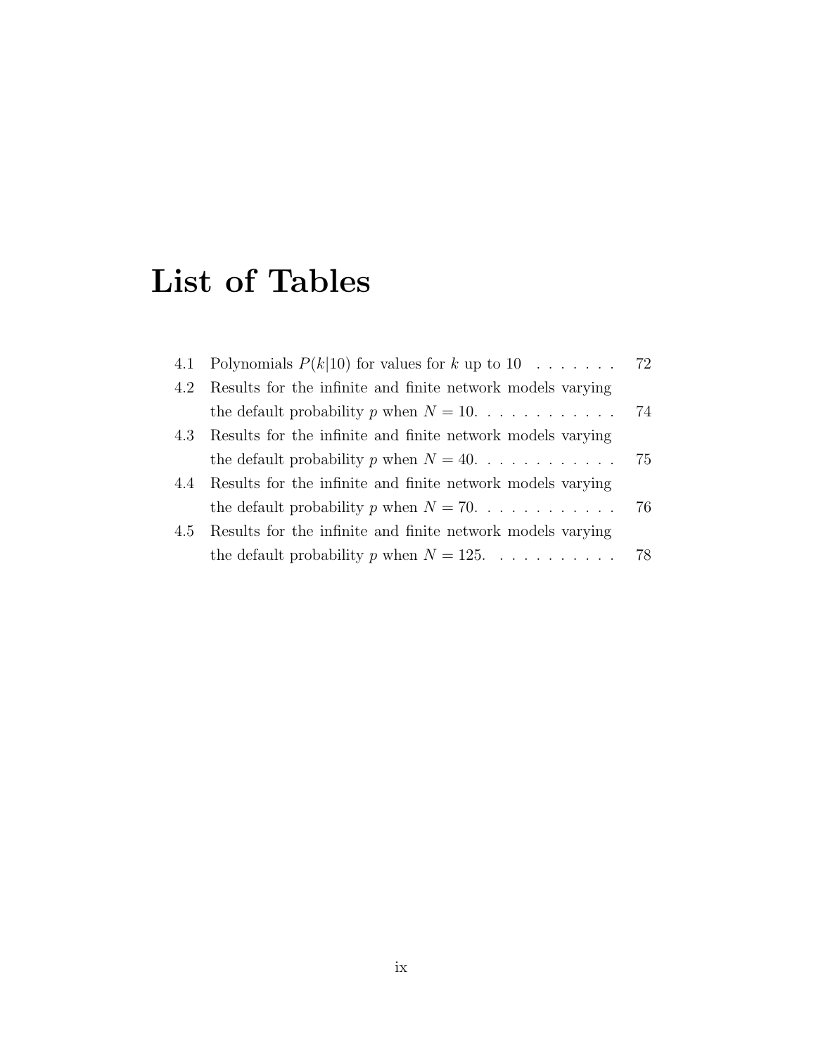# List of Tables

- 4.1 Polynomials $P(k|10)$ for values for $k$ up to 10 . . . . . . . 72
- 4.2 Results for the infinite and finite network models varying the default probability $p$ when $N = 10$. . . . . . . . . . . . 74
- 4.3 Results for the infinite and finite network models varying the default probability $p$ when $N = 40$. . . . . . . . . . . . 75
- 4.4 Results for the infinite and finite network models varying the default probability $p$ when $N = 70$. . . . . . . . . . . . 76
- 4.5 Results for the infinite and finite network models varying the default probability $p$ when $N = 125$. . . . . . . . . . . 78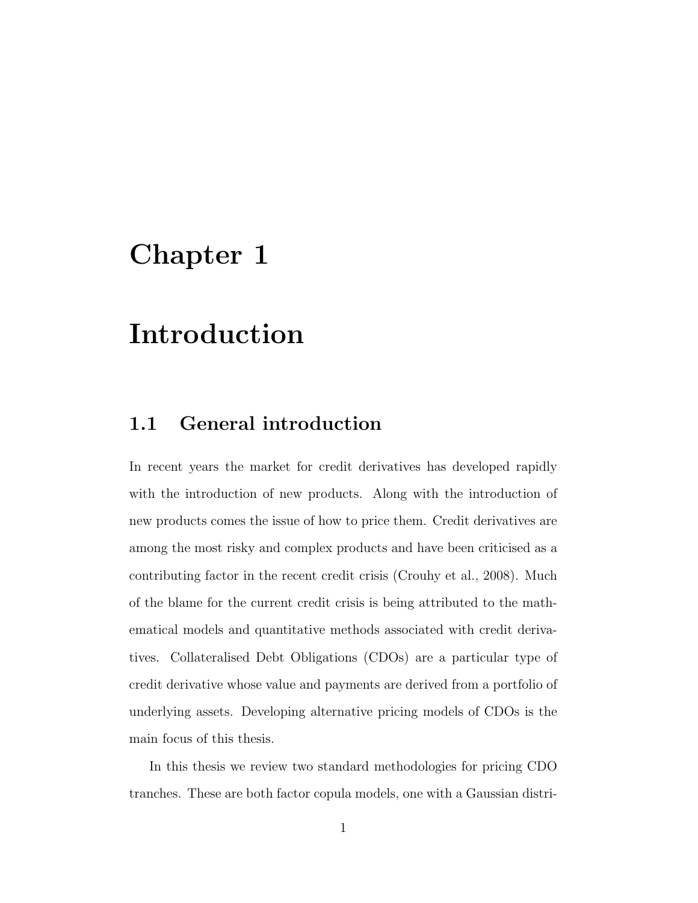# Chapter 1

# Introduction

## 1.1 General introduction

In recent years the market for credit derivatives has developed rapidly with the introduction of new products. Along with the introduction of new products comes the issue of how to price them. Credit derivatives are among the most risky and complex products and have been criticised as a contributing factor in the recent credit crisis (Crouhy et al., 2008). Much of the blame for the current credit crisis is being attributed to the mathematical models and quantitative methods associated with credit derivatives. Collateralised Debt Obligations (CDOs) are a particular type of credit derivative whose value and payments are derived from a portfolio of underlying assets. Developing alternative pricing models of CDOs is the main focus of this thesis.

In this thesis we review two standard methodologies for pricing CDO tranches. These are both factor copula models, one with a Gaussian distri-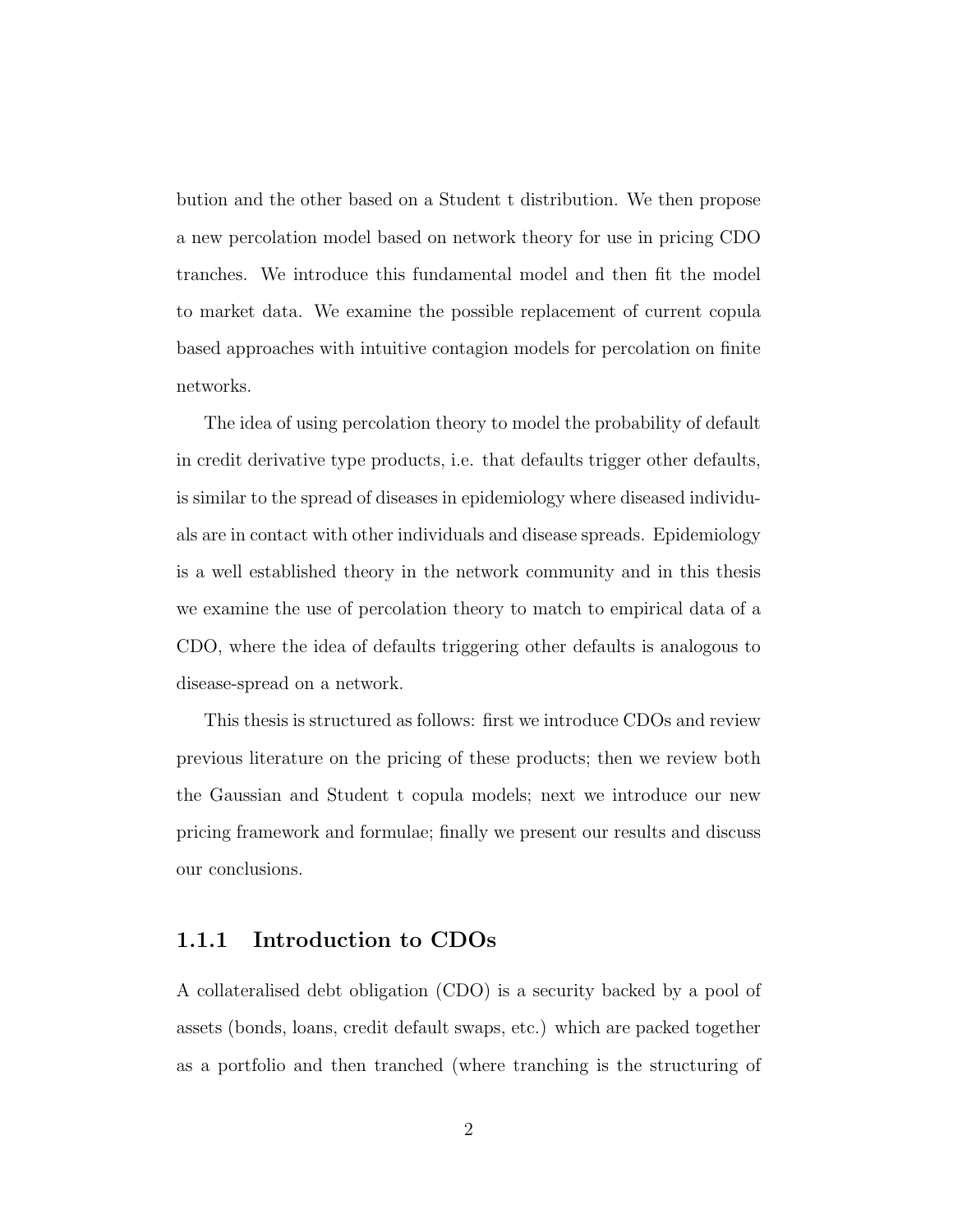bution and the other based on a Student t distribution. We then propose a new percolation model based on network theory for use in pricing CDO tranches. We introduce this fundamental model and then fit the model to market data. We examine the possible replacement of current copula based approaches with intuitive contagion models for percolation on finite networks.

The idea of using percolation theory to model the probability of default in credit derivative type products, i.e. that defaults trigger other defaults, is similar to the spread of diseases in epidemiology where diseased individuals are in contact with other individuals and disease spreads. Epidemiology is a well established theory in the network community and in this thesis we examine the use of percolation theory to match to empirical data of a CDO, where the idea of defaults triggering other defaults is analogous to disease-spread on a network.

This thesis is structured as follows: first we introduce CDOs and review previous literature on the pricing of these products; then we review both the Gaussian and Student t copula models; next we introduce our new pricing framework and formulae; finally we present our results and discuss our conclusions.

### 1.1.1 Introduction to CDOs

A collateralised debt obligation (CDO) is a security backed by a pool of assets (bonds, loans, credit default swaps, etc.) which are packed together as a portfolio and then tranched (where tranching is the structuring of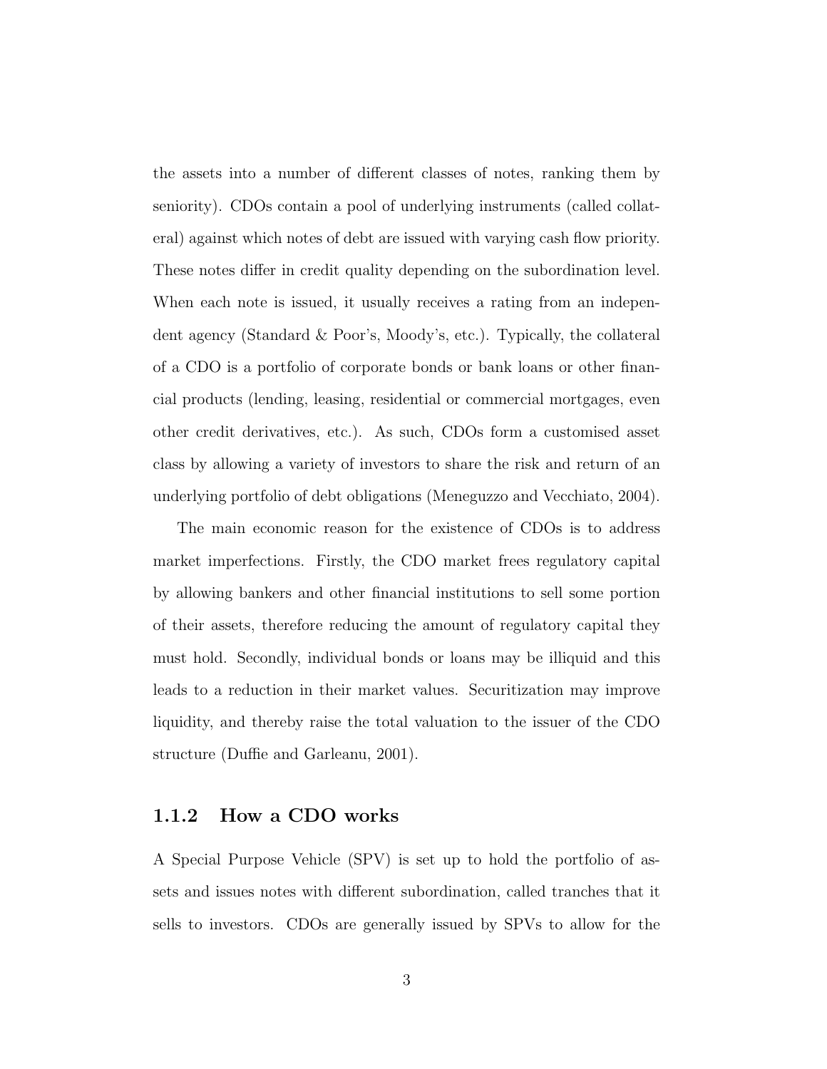the assets into a number of different classes of notes, ranking them by seniority). CDOs contain a pool of underlying instruments (called collateral) against which notes of debt are issued with varying cash flow priority. These notes differ in credit quality depending on the subordination level. When each note is issued, it usually receives a rating from an independent agency (Standard & Poor's, Moody's, etc.). Typically, the collateral of a CDO is a portfolio of corporate bonds or bank loans or other financial products (lending, leasing, residential or commercial mortgages, even other credit derivatives, etc.). As such, CDOs form a customised asset class by allowing a variety of investors to share the risk and return of an underlying portfolio of debt obligations (Meneguzzo and Vecchiato, 2004).

The main economic reason for the existence of CDOs is to address market imperfections. Firstly, the CDO market frees regulatory capital by allowing bankers and other financial institutions to sell some portion of their assets, therefore reducing the amount of regulatory capital they must hold. Secondly, individual bonds or loans may be illiquid and this leads to a reduction in their market values. Securitization may improve liquidity, and thereby raise the total valuation to the issuer of the CDO structure (Duffie and Garleanu, 2001).

### 1.1.2 How a CDO works

A Special Purpose Vehicle (SPV) is set up to hold the portfolio of assets and issues notes with different subordination, called tranches that it sells to investors. CDOs are generally issued by SPVs to allow for the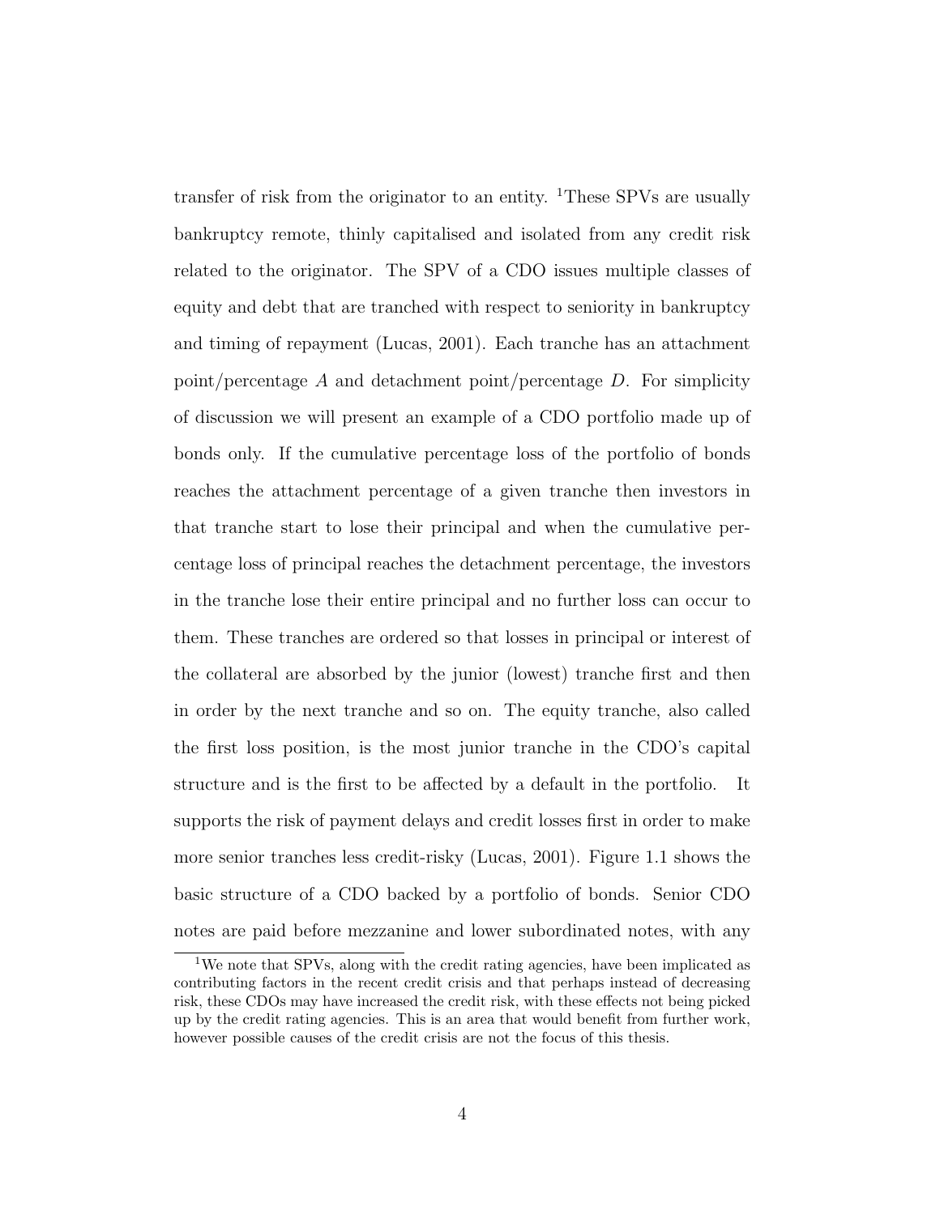transfer of risk from the originator to an entity. [1]These SPVs are usually bankruptcy remote, thinly capitalised and isolated from any credit risk related to the originator. The SPV of a CDO issues multiple classes of equity and debt that are tranched with respect to seniority in bankruptcy and timing of repayment (Lucas, 2001). Each tranche has an attachment point/percentage $A$ and detachment point/percentage $D$. For simplicity of discussion we will present an example of a CDO portfolio made up of bonds only. If the cumulative percentage loss of the portfolio of bonds reaches the attachment percentage of a given tranche then investors in that tranche start to lose their principal and when the cumulative percentage loss of principal reaches the detachment percentage, the investors in the tranche lose their entire principal and no further loss can occur to them. These tranches are ordered so that losses in principal or interest of the collateral are absorbed by the junior (lowest) tranche first and then in order by the next tranche and so on. The equity tranche, also called the first loss position, is the most junior tranche in the CDO's capital structure and is the first to be affected by a default in the portfolio. It supports the risk of payment delays and credit losses first in order to make more senior tranches less credit-risky (Lucas, 2001). Figure 1.1 shows the basic structure of a CDO backed by a portfolio of bonds. Senior CDO notes are paid before mezzanine and lower subordinated notes, with any

[1] We note that SPVs, along with the credit rating agencies, have been implicated as contributing factors in the recent credit crisis and that perhaps instead of decreasing risk, these CDOs may have increased the credit risk, with these effects not being picked up by the credit rating agencies. This is an area that would benefit from further work, however possible causes of the credit crisis are not the focus of this thesis.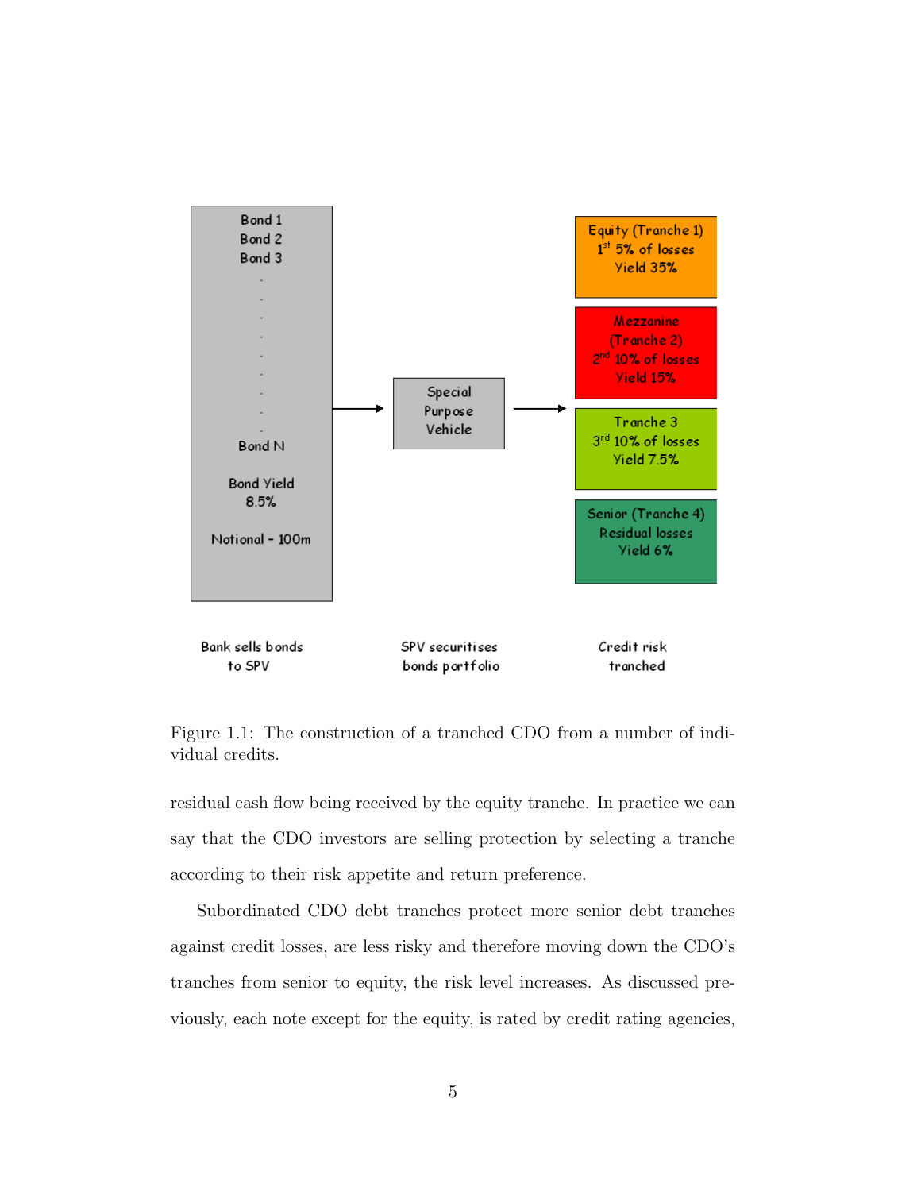Bond 1
Bond 2
Bond 3
.
.
.
Bond N

Bond Yield
8.5%

Notional - 100m

Special Purpose Vehicle

Equity (Tranche 1)
1st 5% of losses
Yield 35%

Mezzanine (Tranche 2)
2nd 10% of losses
Yield 15%

Tranche 3
3rd 10% of losses
Yield 7.5%

Senior (Tranche 4)
Residual losses
Yield 6%

Bank sells bonds to SPV

SPV securitises bonds portfolio

Credit risk tranched

Figure 1.1: The construction of a tranched CDO from a number of individual credits.

residual cash flow being received by the equity tranche. In practice we can say that the CDO investors are selling protection by selecting a tranche according to their risk appetite and return preference.

Subordinated CDO debt tranches protect more senior debt tranches against credit losses, are less risky and therefore moving down the CDO's tranches from senior to equity, the risk level increases. As discussed previously, each note except for the equity, is rated by credit rating agencies,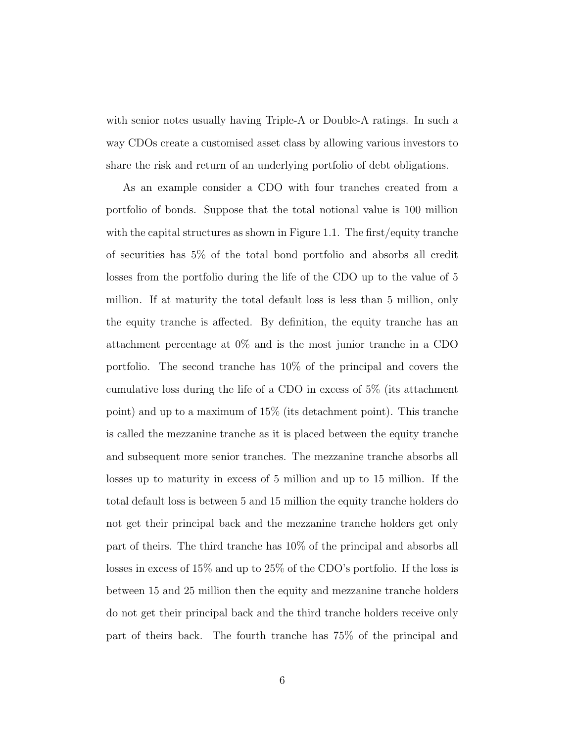with senior notes usually having Triple-A or Double-A ratings. In such a way CDOs create a customised asset class by allowing various investors to share the risk and return of an underlying portfolio of debt obligations.

As an example consider a CDO with four tranches created from a portfolio of bonds. Suppose that the total notional value is 100 million with the capital structures as shown in Figure 1.1. The first/equity tranche of securities has 5% of the total bond portfolio and absorbs all credit losses from the portfolio during the life of the CDO up to the value of 5 million. If at maturity the total default loss is less than 5 million, only the equity tranche is affected. By definition, the equity tranche has an attachment percentage at 0% and is the most junior tranche in a CDO portfolio. The second tranche has 10% of the principal and covers the cumulative loss during the life of a CDO in excess of 5% (its attachment point) and up to a maximum of 15% (its detachment point). This tranche is called the mezzanine tranche as it is placed between the equity tranche and subsequent more senior tranches. The mezzanine tranche absorbs all losses up to maturity in excess of 5 million and up to 15 million. If the total default loss is between 5 and 15 million the equity tranche holders do not get their principal back and the mezzanine tranche holders get only part of theirs. The third tranche has 10% of the principal and absorbs all losses in excess of 15% and up to 25% of the CDO's portfolio. If the loss is between 15 and 25 million then the equity and mezzanine tranche holders do not get their principal back and the third tranche holders receive only part of theirs back. The fourth tranche has 75% of the principal and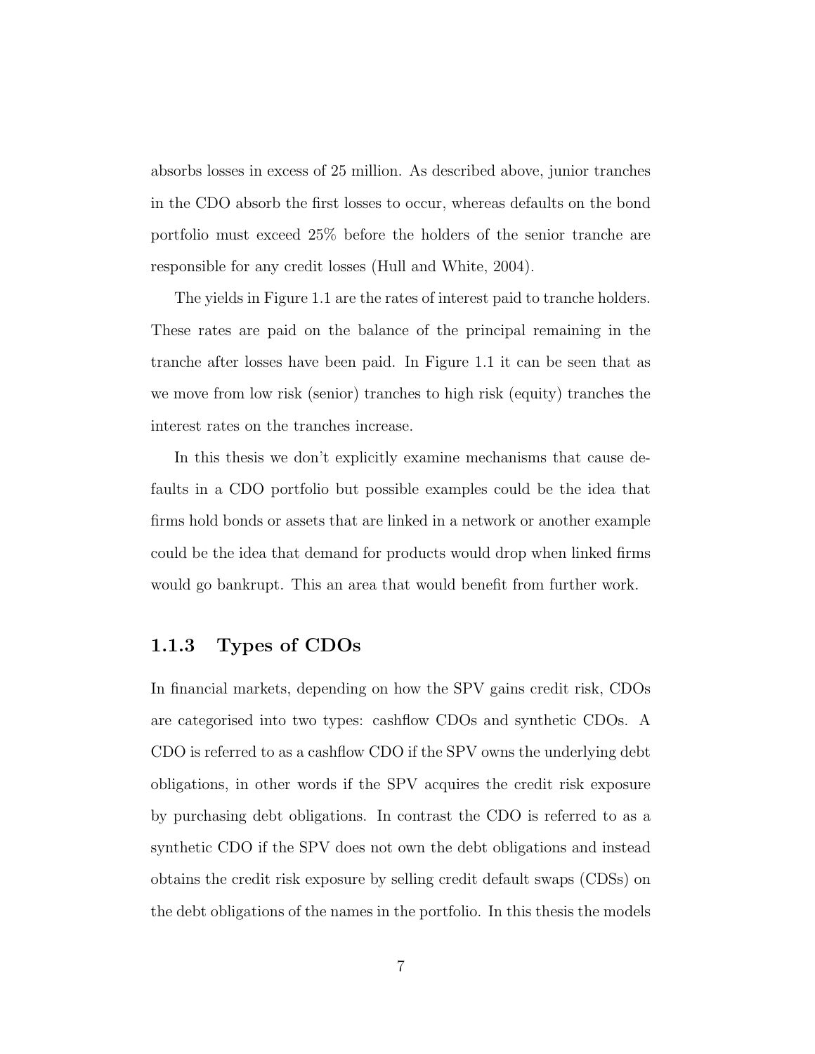absorbs losses in excess of 25 million. As described above, junior tranches in the CDO absorb the first losses to occur, whereas defaults on the bond portfolio must exceed 25% before the holders of the senior tranche are responsible for any credit losses (Hull and White, 2004).

The yields in Figure 1.1 are the rates of interest paid to tranche holders. These rates are paid on the balance of the principal remaining in the tranche after losses have been paid. In Figure 1.1 it can be seen that as we move from low risk (senior) tranches to high risk (equity) tranches the interest rates on the tranches increase.

In this thesis we don't explicitly examine mechanisms that cause defaults in a CDO portfolio but possible examples could be the idea that firms hold bonds or assets that are linked in a network or another example could be the idea that demand for products would drop when linked firms would go bankrupt. This an area that would benefit from further work.

### 1.1.3 Types of CDOs

In financial markets, depending on how the SPV gains credit risk, CDOs are categorised into two types: cashflow CDOs and synthetic CDOs. A CDO is referred to as a cashflow CDO if the SPV owns the underlying debt obligations, in other words if the SPV acquires the credit risk exposure by purchasing debt obligations. In contrast the CDO is referred to as a synthetic CDO if the SPV does not own the debt obligations and instead obtains the credit risk exposure by selling credit default swaps (CDSs) on the debt obligations of the names in the portfolio. In this thesis the models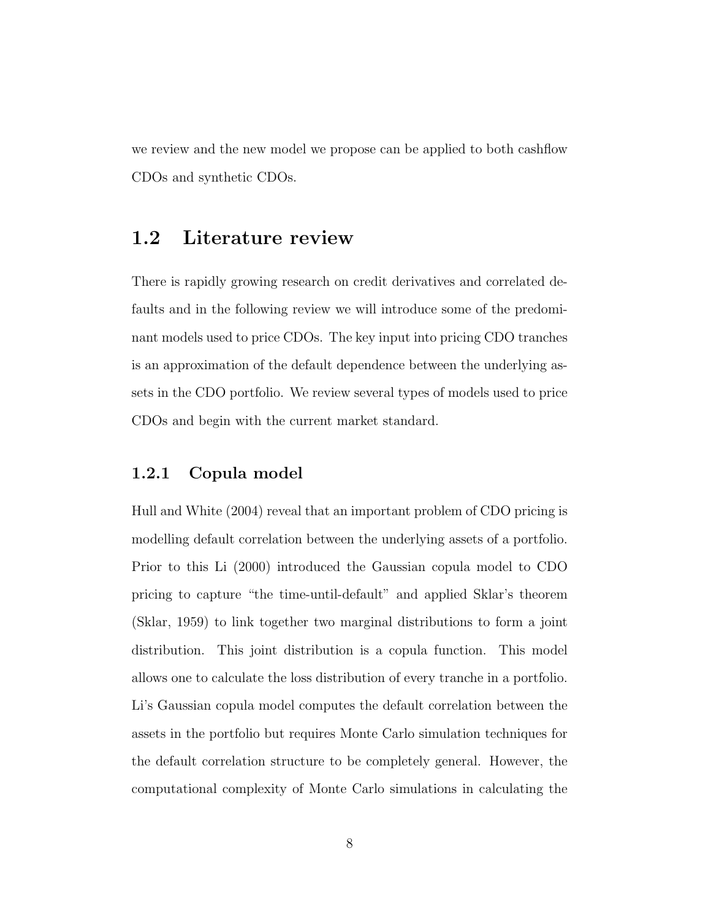we review and the new model we propose can be applied to both cashflow CDOs and synthetic CDOs.

## 1.2 Literature review

There is rapidly growing research on credit derivatives and correlated defaults and in the following review we will introduce some of the predominant models used to price CDOs. The key input into pricing CDO tranches is an approximation of the default dependence between the underlying assets in the CDO portfolio. We review several types of models used to price CDOs and begin with the current market standard.

### 1.2.1 Copula model

Hull and White (2004) reveal that an important problem of CDO pricing is modelling default correlation between the underlying assets of a portfolio. Prior to this Li (2000) introduced the Gaussian copula model to CDO pricing to capture "the time-until-default" and applied Sklar's theorem (Sklar, 1959) to link together two marginal distributions to form a joint distribution. This joint distribution is a copula function. This model allows one to calculate the loss distribution of every tranche in a portfolio. Li's Gaussian copula model computes the default correlation between the assets in the portfolio but requires Monte Carlo simulation techniques for the default correlation structure to be completely general. However, the computational complexity of Monte Carlo simulations in calculating the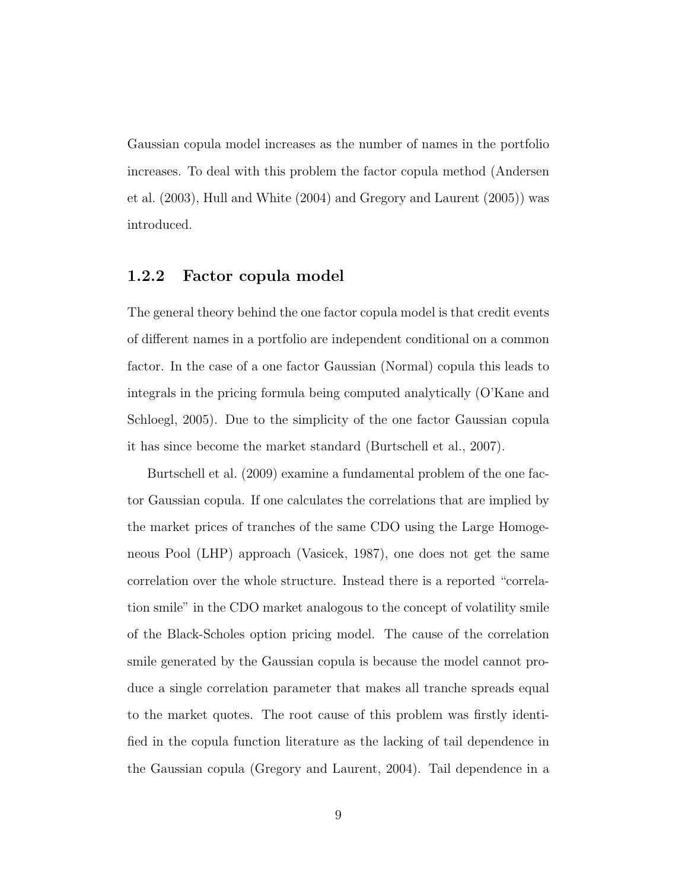Gaussian copula model increases as the number of names in the portfolio increases. To deal with this problem the factor copula method (Andersen et al. (2003), Hull and White (2004) and Gregory and Laurent (2005)) was introduced.

### 1.2.2 Factor copula model

The general theory behind the one factor copula model is that credit events of different names in a portfolio are independent conditional on a common factor. In the case of a one factor Gaussian (Normal) copula this leads to integrals in the pricing formula being computed analytically (O'Kane and Schloegl, 2005). Due to the simplicity of the one factor Gaussian copula it has since become the market standard (Burtschell et al., 2007).

Burtschell et al. (2009) examine a fundamental problem of the one factor Gaussian copula. If one calculates the correlations that are implied by the market prices of tranches of the same CDO using the Large Homogeneous Pool (LHP) approach (Vasicek, 1987), one does not get the same correlation over the whole structure. Instead there is a reported "correlation smile" in the CDO market analogous to the concept of volatility smile of the Black-Scholes option pricing model. The cause of the correlation smile generated by the Gaussian copula is because the model cannot produce a single correlation parameter that makes all tranche spreads equal to the market quotes. The root cause of this problem was firstly identified in the copula function literature as the lacking of tail dependence in the Gaussian copula (Gregory and Laurent, 2004). Tail dependence in a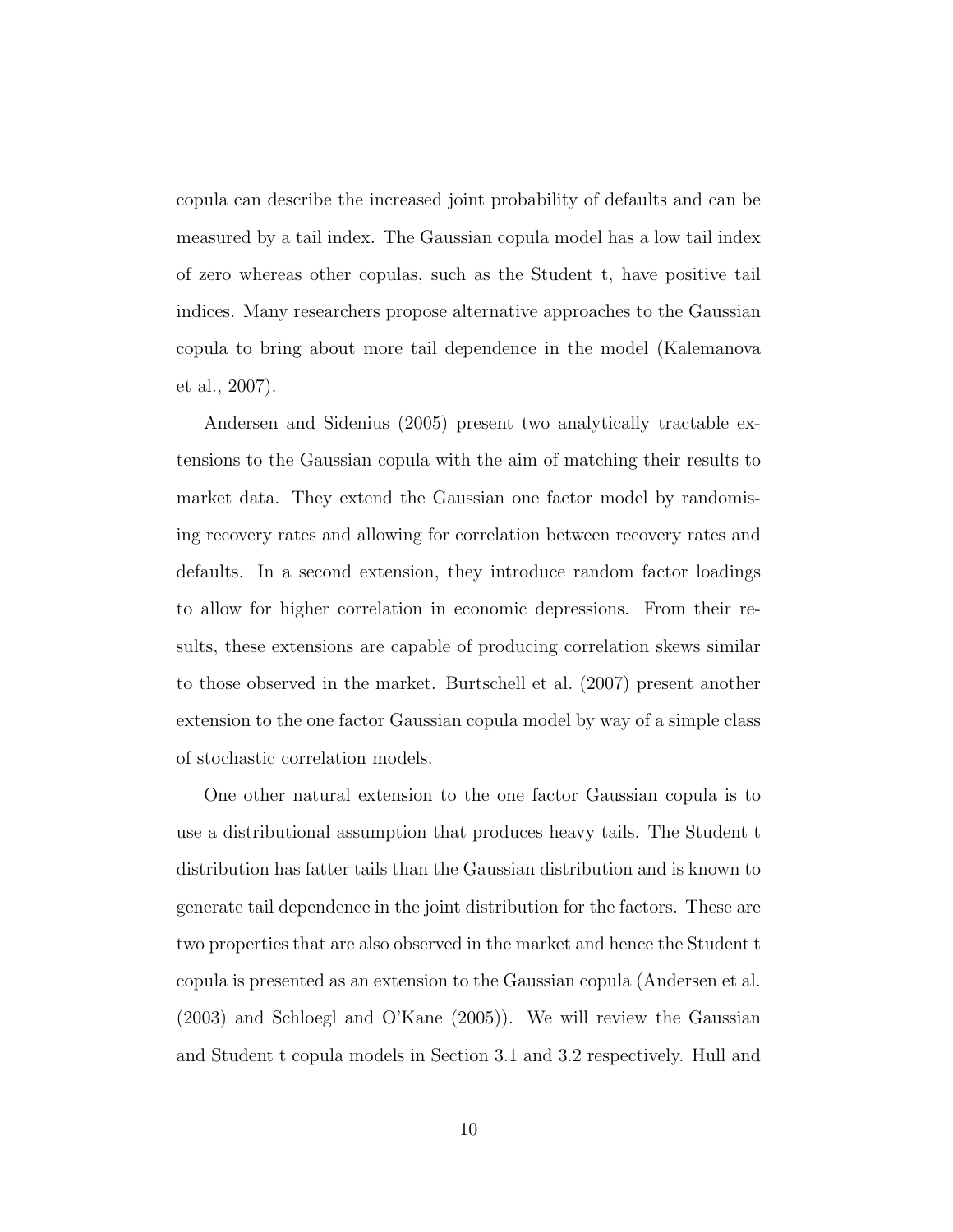copula can describe the increased joint probability of defaults and can be measured by a tail index. The Gaussian copula model has a low tail index of zero whereas other copulas, such as the Student t, have positive tail indices. Many researchers propose alternative approaches to the Gaussian copula to bring about more tail dependence in the model (Kalemanova et al., 2007).

Andersen and Sidenius (2005) present two analytically tractable extensions to the Gaussian copula with the aim of matching their results to market data. They extend the Gaussian one factor model by randomising recovery rates and allowing for correlation between recovery rates and defaults. In a second extension, they introduce random factor loadings to allow for higher correlation in economic depressions. From their results, these extensions are capable of producing correlation skews similar to those observed in the market. Burtschell et al. (2007) present another extension to the one factor Gaussian copula model by way of a simple class of stochastic correlation models.

One other natural extension to the one factor Gaussian copula is to use a distributional assumption that produces heavy tails. The Student t distribution has fatter tails than the Gaussian distribution and is known to generate tail dependence in the joint distribution for the factors. These are two properties that are also observed in the market and hence the Student t copula is presented as an extension to the Gaussian copula (Andersen et al. (2003) and Schloegl and O'Kane (2005)). We will review the Gaussian and Student t copula models in Section 3.1 and 3.2 respectively. Hull and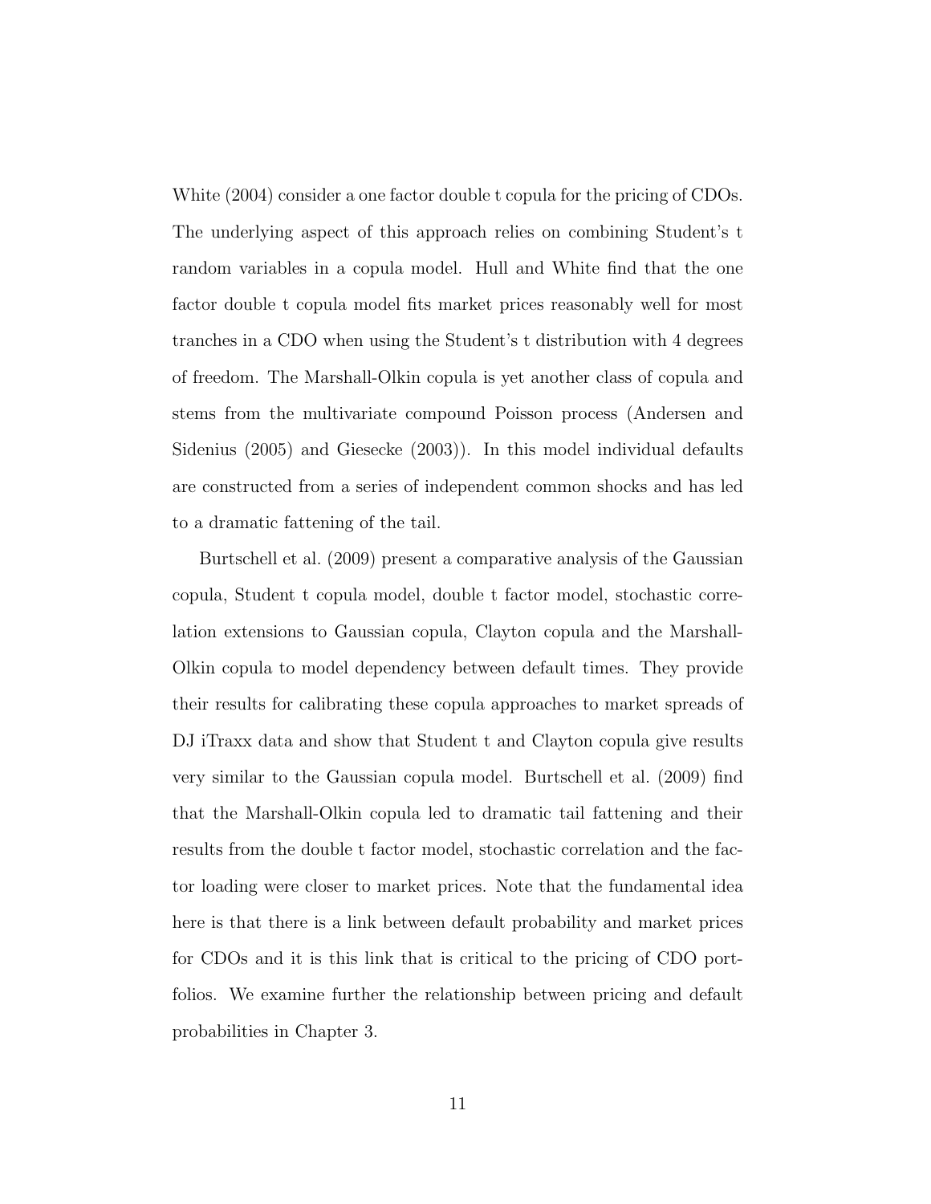White (2004) consider a one factor double t copula for the pricing of CDOs. The underlying aspect of this approach relies on combining Student's t random variables in a copula model. Hull and White find that the one factor double t copula model fits market prices reasonably well for most tranches in a CDO when using the Student's t distribution with 4 degrees of freedom. The Marshall-Olkin copula is yet another class of copula and stems from the multivariate compound Poisson process (Andersen and Sidenius (2005) and Giesecke (2003)). In this model individual defaults are constructed from a series of independent common shocks and has led to a dramatic fattening of the tail.

Burtschell et al. (2009) present a comparative analysis of the Gaussian copula, Student t copula model, double t factor model, stochastic correlation extensions to Gaussian copula, Clayton copula and the Marshall-Olkin copula to model dependency between default times. They provide their results for calibrating these copula approaches to market spreads of DJ iTraxx data and show that Student t and Clayton copula give results very similar to the Gaussian copula model. Burtschell et al. (2009) find that the Marshall-Olkin copula led to dramatic tail fattening and their results from the double t factor model, stochastic correlation and the factor loading were closer to market prices. Note that the fundamental idea here is that there is a link between default probability and market prices for CDOs and it is this link that is critical to the pricing of CDO portfolios. We examine further the relationship between pricing and default probabilities in Chapter 3.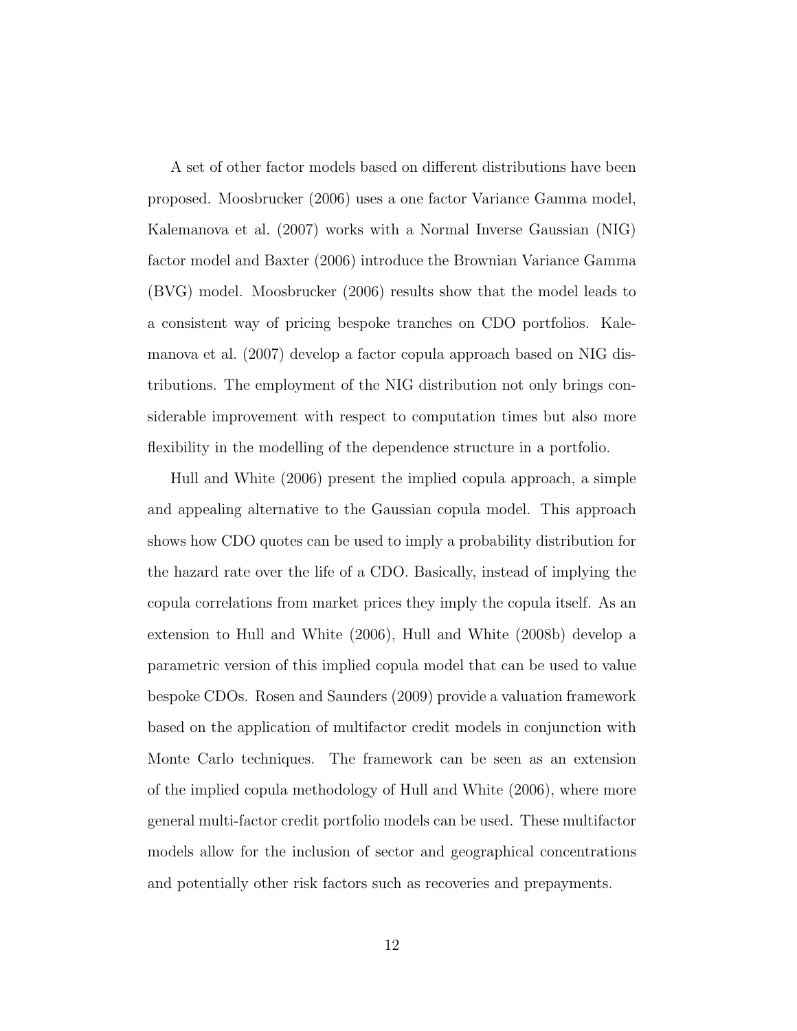A set of other factor models based on different distributions have been proposed. Moosbrucker (2006) uses a one factor Variance Gamma model, Kalemanova et al. (2007) works with a Normal Inverse Gaussian (NIG) factor model and Baxter (2006) introduce the Brownian Variance Gamma (BVG) model. Moosbrucker (2006) results show that the model leads to a consistent way of pricing bespoke tranches on CDO portfolios. Kalemanova et al. (2007) develop a factor copula approach based on NIG distributions. The employment of the NIG distribution not only brings considerable improvement with respect to computation times but also more flexibility in the modelling of the dependence structure in a portfolio.

Hull and White (2006) present the implied copula approach, a simple and appealing alternative to the Gaussian copula model. This approach shows how CDO quotes can be used to imply a probability distribution for the hazard rate over the life of a CDO. Basically, instead of implying the copula correlations from market prices they imply the copula itself. As an extension to Hull and White (2006), Hull and White (2008b) develop a parametric version of this implied copula model that can be used to value bespoke CDOs. Rosen and Saunders (2009) provide a valuation framework based on the application of multifactor credit models in conjunction with Monte Carlo techniques. The framework can be seen as an extension of the implied copula methodology of Hull and White (2006), where more general multi-factor credit portfolio models can be used. These multifactor models allow for the inclusion of sector and geographical concentrations and potentially other risk factors such as recoveries and prepayments.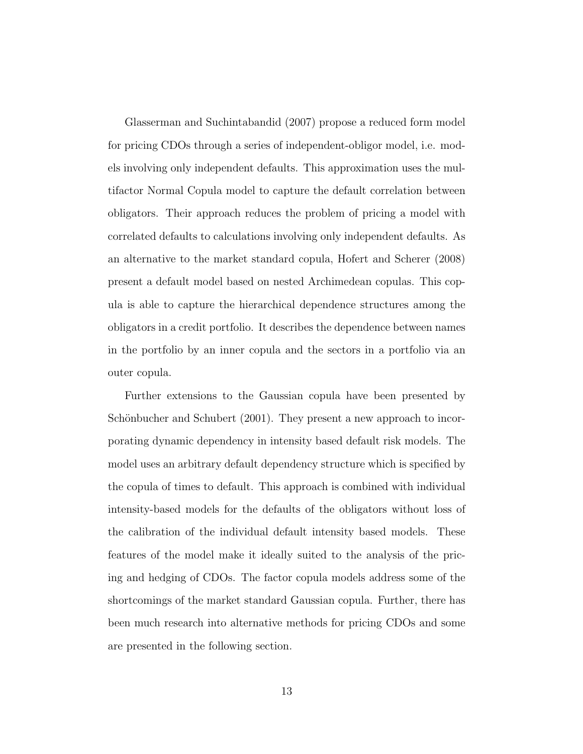Glasserman and Suchintabandid (2007) propose a reduced form model for pricing CDOs through a series of independent-obligor model, i.e. models involving only independent defaults. This approximation uses the multifactor Normal Copula model to capture the default correlation between obligators. Their approach reduces the problem of pricing a model with correlated defaults to calculations involving only independent defaults. As an alternative to the market standard copula, Hofert and Scherer (2008) present a default model based on nested Archimedean copulas. This copula is able to capture the hierarchical dependence structures among the obligators in a credit portfolio. It describes the dependence between names in the portfolio by an inner copula and the sectors in a portfolio via an outer copula.

Further extensions to the Gaussian copula have been presented by Schönbucher and Schubert (2001). They present a new approach to incorporating dynamic dependency in intensity based default risk models. The model uses an arbitrary default dependency structure which is specified by the copula of times to default. This approach is combined with individual intensity-based models for the defaults of the obligators without loss of the calibration of the individual default intensity based models. These features of the model make it ideally suited to the analysis of the pricing and hedging of CDOs. The factor copula models address some of the shortcomings of the market standard Gaussian copula. Further, there has been much research into alternative methods for pricing CDOs and some are presented in the following section.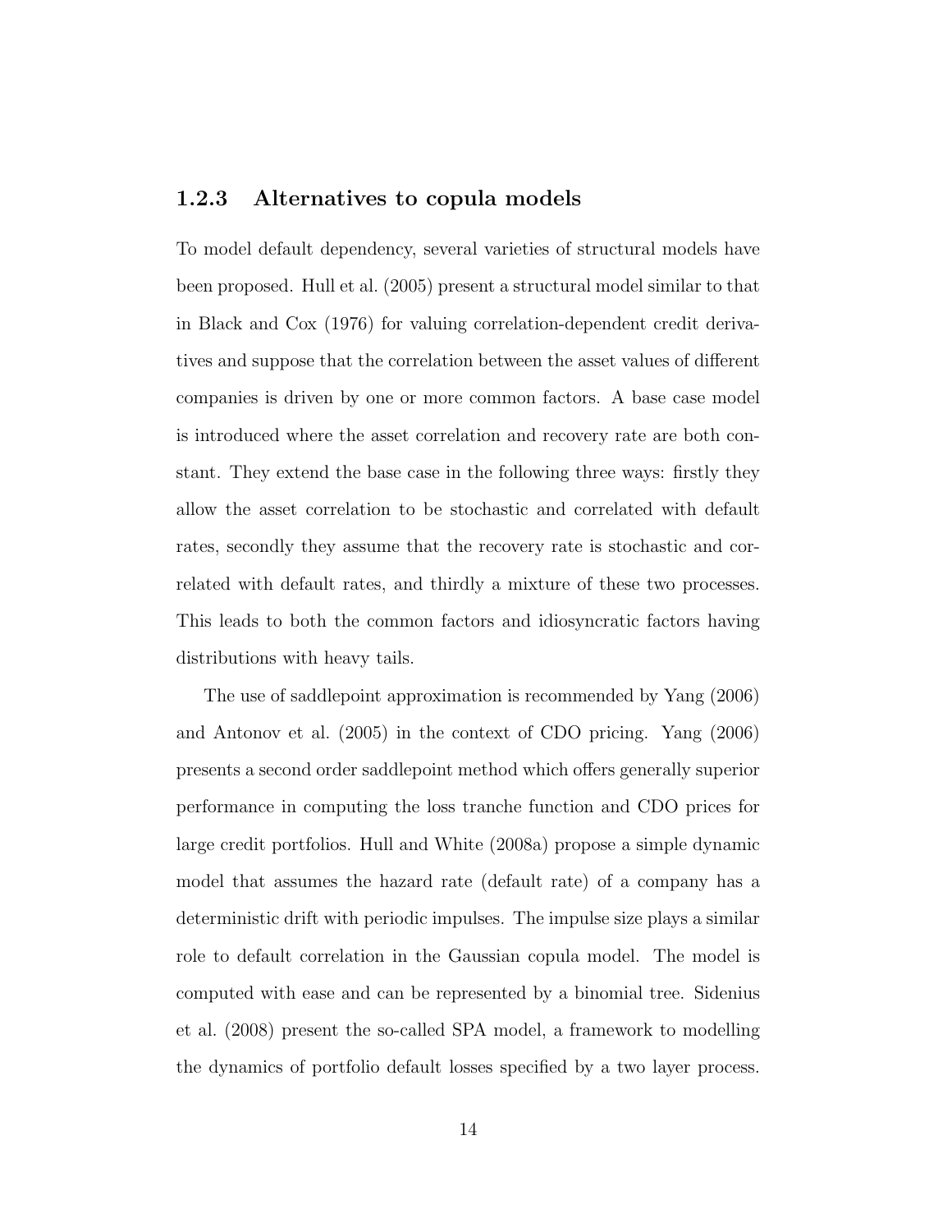### 1.2.3 Alternatives to copula models

To model default dependency, several varieties of structural models have been proposed. Hull et al. (2005) present a structural model similar to that in Black and Cox (1976) for valuing correlation-dependent credit derivatives and suppose that the correlation between the asset values of different companies is driven by one or more common factors. A base case model is introduced where the asset correlation and recovery rate are both constant. They extend the base case in the following three ways: firstly they allow the asset correlation to be stochastic and correlated with default rates, secondly they assume that the recovery rate is stochastic and correlated with default rates, and thirdly a mixture of these two processes. This leads to both the common factors and idiosyncratic factors having distributions with heavy tails.

The use of saddlepoint approximation is recommended by Yang (2006) and Antonov et al. (2005) in the context of CDO pricing. Yang (2006) presents a second order saddlepoint method which offers generally superior performance in computing the loss tranche function and CDO prices for large credit portfolios. Hull and White (2008a) propose a simple dynamic model that assumes the hazard rate (default rate) of a company has a deterministic drift with periodic impulses. The impulse size plays a similar role to default correlation in the Gaussian copula model. The model is computed with ease and can be represented by a binomial tree. Sidenius et al. (2008) present the so-called SPA model, a framework to modelling the dynamics of portfolio default losses specified by a two layer process.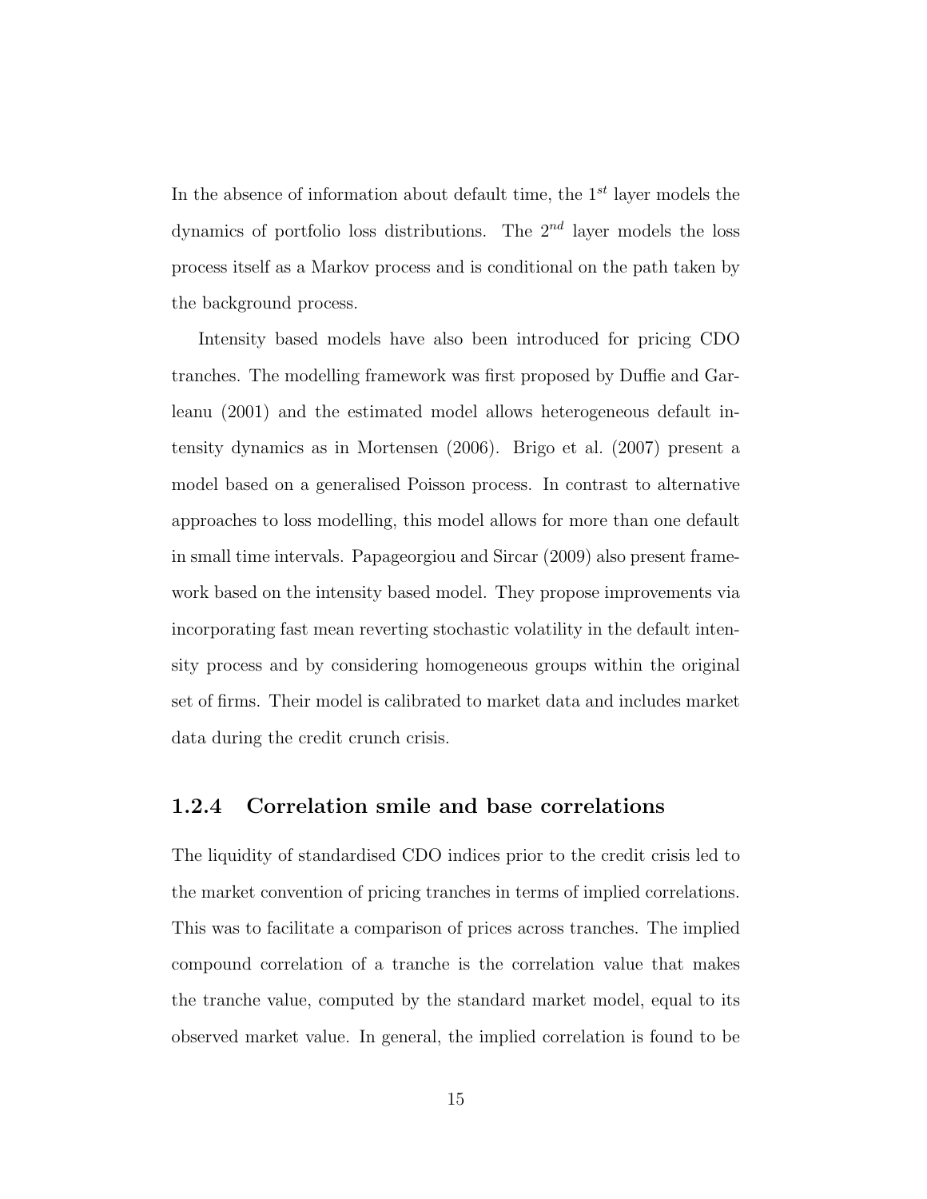In the absence of information about default time, the $1^{st}$ layer models the dynamics of portfolio loss distributions. The $2^{nd}$ layer models the loss process itself as a Markov process and is conditional on the path taken by the background process.

Intensity based models have also been introduced for pricing CDO tranches. The modelling framework was first proposed by Duffie and Garleanu (2001) and the estimated model allows heterogeneous default intensity dynamics as in Mortensen (2006). Brigo et al. (2007) present a model based on a generalised Poisson process. In contrast to alternative approaches to loss modelling, this model allows for more than one default in small time intervals. Papageorgiou and Sircar (2009) also present framework based on the intensity based model. They propose improvements via incorporating fast mean reverting stochastic volatility in the default intensity process and by considering homogeneous groups within the original set of firms. Their model is calibrated to market data and includes market data during the credit crunch crisis.

### 1.2.4 Correlation smile and base correlations

The liquidity of standardised CDO indices prior to the credit crisis led to the market convention of pricing tranches in terms of implied correlations. This was to facilitate a comparison of prices across tranches. The implied compound correlation of a tranche is the correlation value that makes the tranche value, computed by the standard market model, equal to its observed market value. In general, the implied correlation is found to be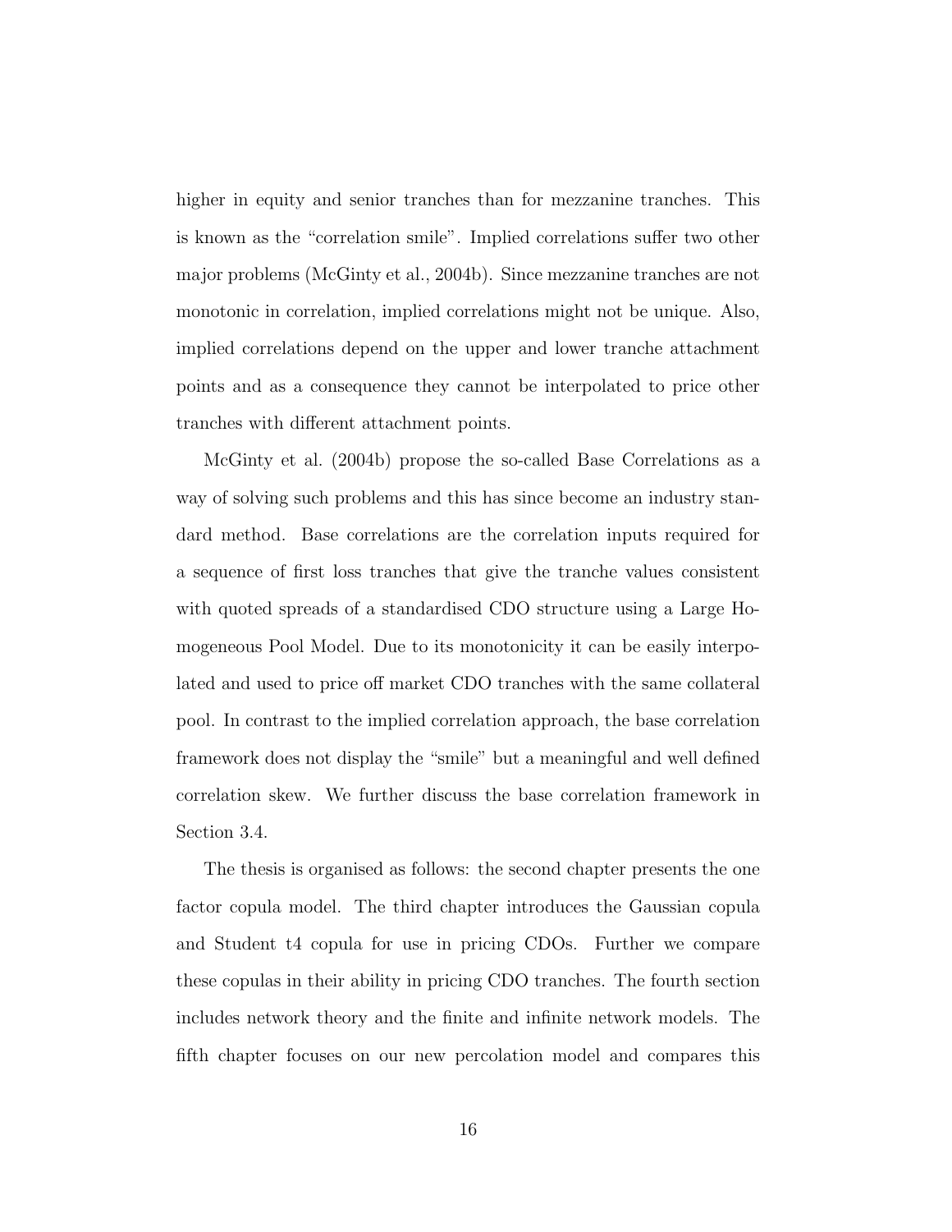higher in equity and senior tranches than for mezzanine tranches. This is known as the "correlation smile". Implied correlations suffer two other major problems (McGinty et al., 2004b). Since mezzanine tranches are not monotonic in correlation, implied correlations might not be unique. Also, implied correlations depend on the upper and lower tranche attachment points and as a consequence they cannot be interpolated to price other tranches with different attachment points.

McGinty et al. (2004b) propose the so-called Base Correlations as a way of solving such problems and this has since become an industry standard method. Base correlations are the correlation inputs required for a sequence of first loss tranches that give the tranche values consistent with quoted spreads of a standardised CDO structure using a Large Homogeneous Pool Model. Due to its monotonicity it can be easily interpolated and used to price off market CDO tranches with the same collateral pool. In contrast to the implied correlation approach, the base correlation framework does not display the "smile" but a meaningful and well defined correlation skew. We further discuss the base correlation framework in Section 3.4.

The thesis is organised as follows: the second chapter presents the one factor copula model. The third chapter introduces the Gaussian copula and Student t4 copula for use in pricing CDOs. Further we compare these copulas in their ability in pricing CDO tranches. The fourth section includes network theory and the finite and infinite network models. The fifth chapter focuses on our new percolation model and compares this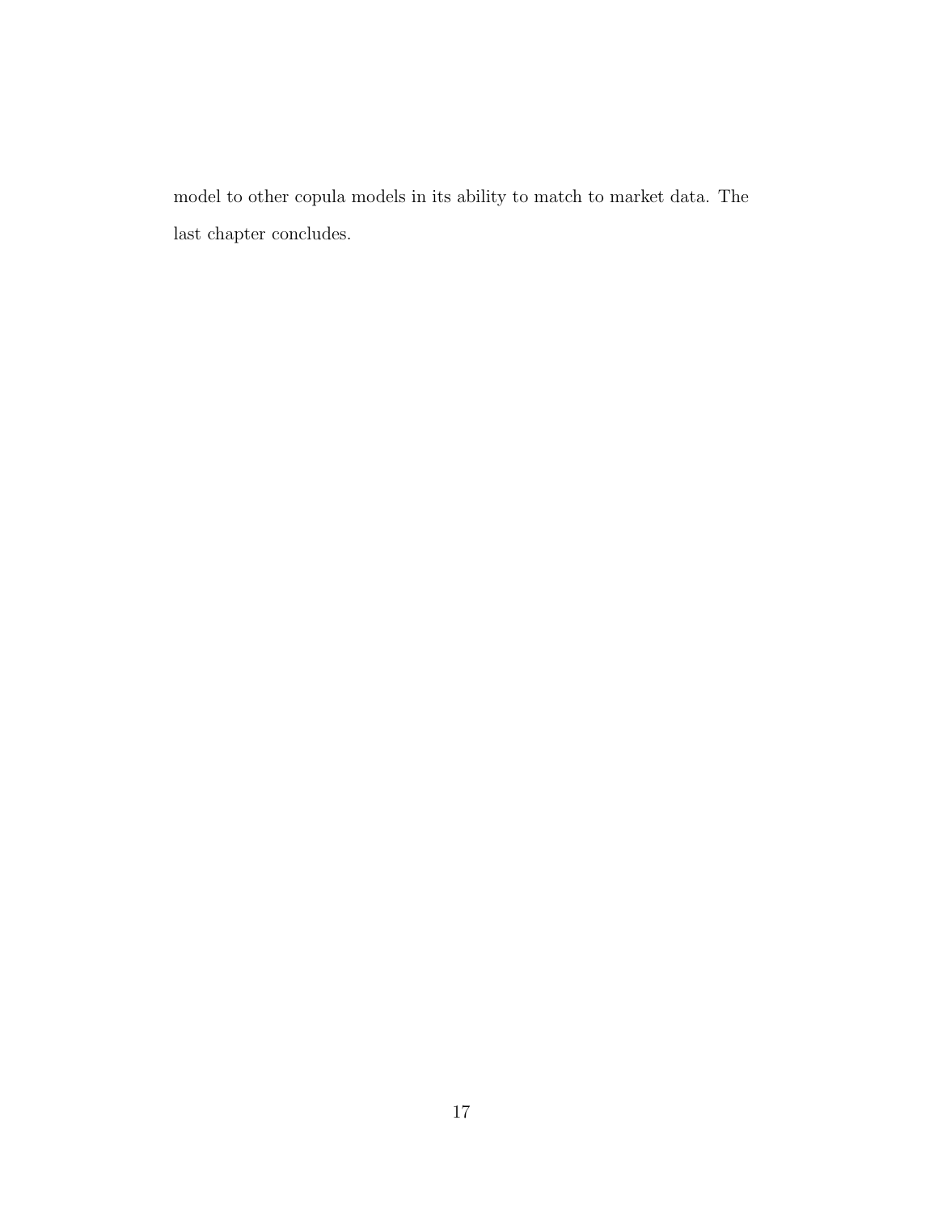model to other copula models in its ability to match to market data. The last chapter concludes.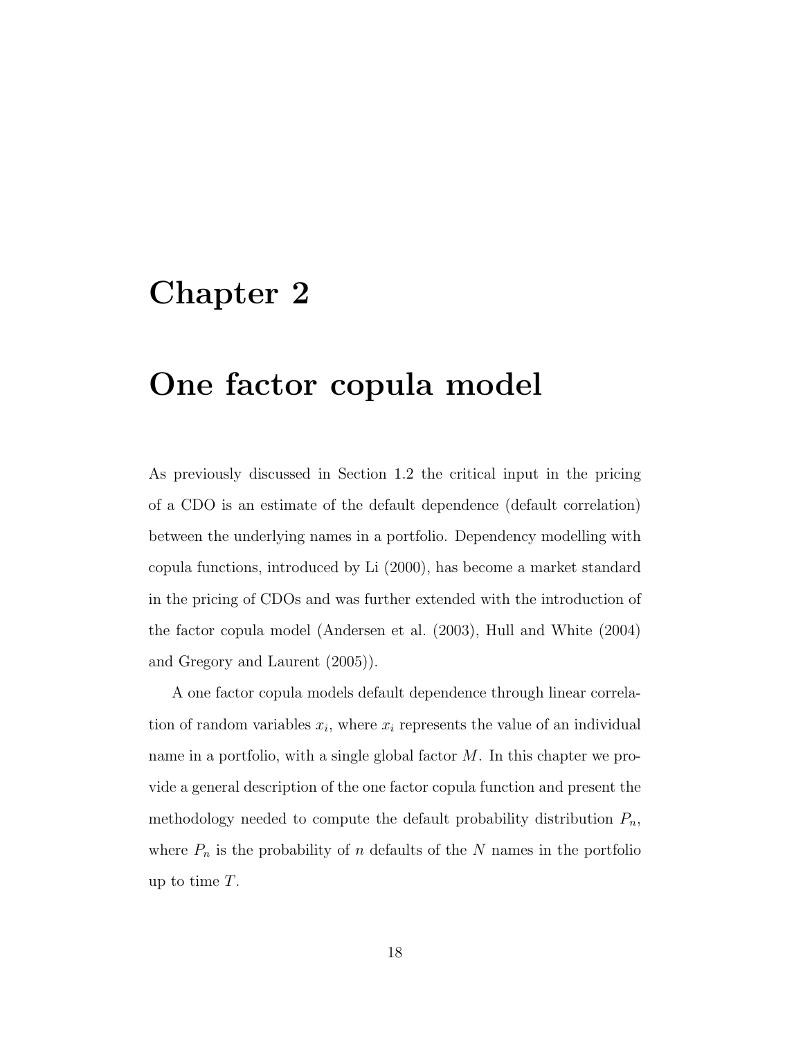# Chapter 2

# One factor copula model

As previously discussed in Section 1.2 the critical input in the pricing of a CDO is an estimate of the default dependence (default correlation) between the underlying names in a portfolio. Dependency modelling with copula functions, introduced by Li (2000), has become a market standard in the pricing of CDOs and was further extended with the introduction of the factor copula model (Andersen et al. (2003), Hull and White (2004) and Gregory and Laurent (2005)).

A one factor copula models default dependence through linear correlation of random variables $x_i$, where $x_i$ represents the value of an individual name in a portfolio, with a single global factor $M$. In this chapter we provide a general description of the one factor copula function and present the methodology needed to compute the default probability distribution $P_n$, where $P_n$ is the probability of $n$ defaults of the $N$ names in the portfolio up to time $T$.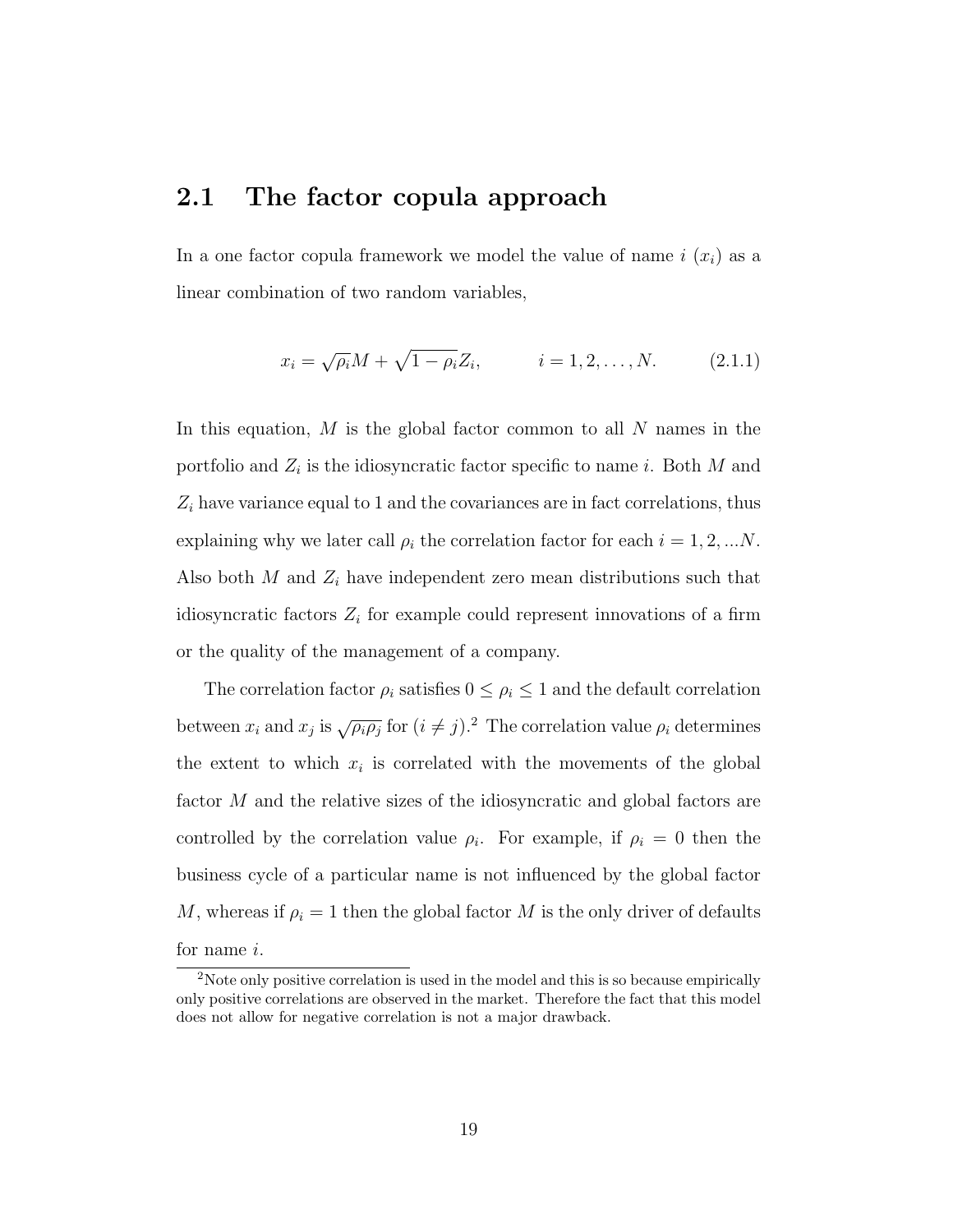## 2.1 The factor copula approach

In a one factor copula framework we model the value of name $i$ ($x_i$) as a linear combination of two random variables,

$$x_i = \sqrt{\rho_i} M + \sqrt{1 - \rho_i} Z_i, \qquad i = 1, 2, \ldots, N. \tag{2.1.1}$$

In this equation, $M$ is the global factor common to all $N$ names in the portfolio and $Z_i$ is the idiosyncratic factor specific to name $i$. Both $M$ and $Z_i$ have variance equal to 1 and the covariances are in fact correlations, thus explaining why we later call $\rho_i$ the correlation factor for each $i = 1, 2, ...N$. Also both $M$ and $Z_i$ have independent zero mean distributions such that idiosyncratic factors $Z_i$ for example could represent innovations of a firm or the quality of the management of a company.

The correlation factor $\rho_i$ satisfies $0 \leq \rho_i \leq 1$ and the default correlation between $x_i$ and $x_j$ is $\sqrt{\rho_i \rho_j}$ for $(i \neq j)$.[2] The correlation value $\rho_i$ determines the extent to which $x_i$ is correlated with the movements of the global factor $M$ and the relative sizes of the idiosyncratic and global factors are controlled by the correlation value $\rho_i$. For example, if $\rho_i = 0$ then the business cycle of a particular name is not influenced by the global factor $M$, whereas if $\rho_i = 1$ then the global factor $M$ is the only driver of defaults for name $i$.

[2] Note only positive correlation is used in the model and this is so because empirically only positive correlations are observed in the market. Therefore the fact that this model does not allow for negative correlation is not a major drawback.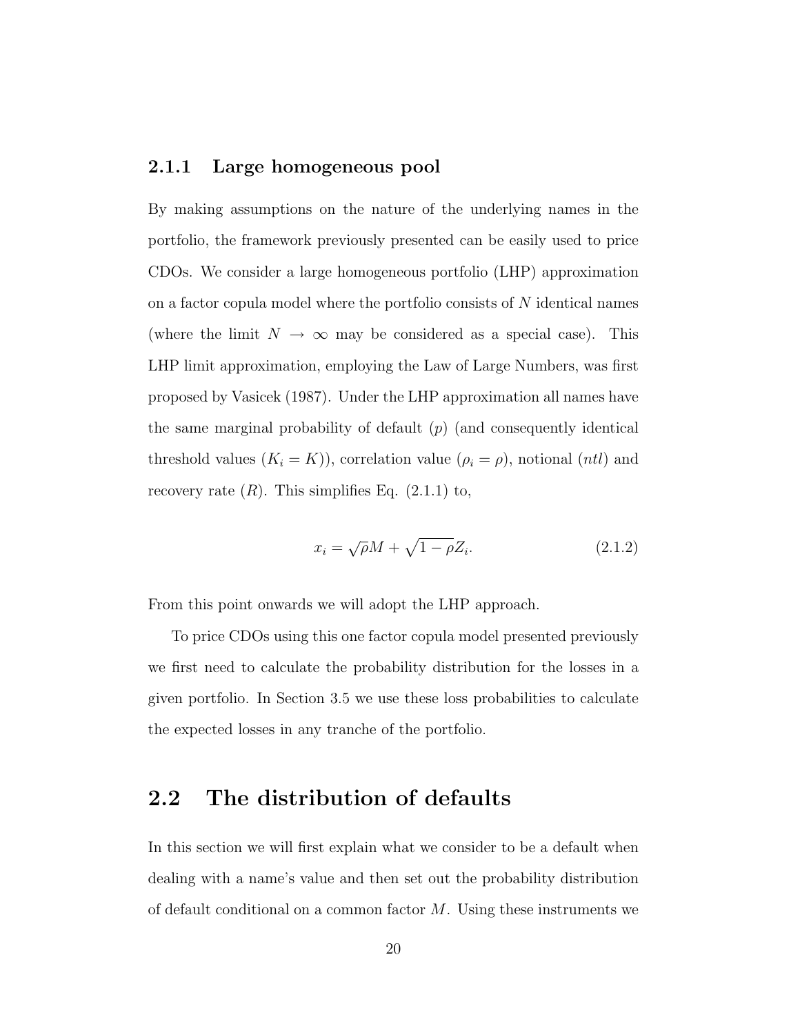### 2.1.1 Large homogeneous pool

By making assumptions on the nature of the underlying names in the portfolio, the framework previously presented can be easily used to price CDOs. We consider a large homogeneous portfolio (LHP) approximation on a factor copula model where the portfolio consists of $N$ identical names (where the limit $N \to \infty$ may be considered as a special case). This LHP limit approximation, employing the Law of Large Numbers, was first proposed by Vasicek (1987). Under the LHP approximation all names have the same marginal probability of default ($p$) (and consequently identical threshold values ($K_i = K$)), correlation value ($\rho_i = \rho$), notional ($ntl$) and recovery rate ($R$). This simplifies Eq. (2.1.1) to,

$$x_i = \sqrt{\rho}M + \sqrt{1-\rho}Z_i. \tag{2.1.2}$$

From this point onwards we will adopt the LHP approach.

To price CDOs using this one factor copula model presented previously we first need to calculate the probability distribution for the losses in a given portfolio. In Section 3.5 we use these loss probabilities to calculate the expected losses in any tranche of the portfolio.

## 2.2 The distribution of defaults

In this section we will first explain what we consider to be a default when dealing with a name's value and then set out the probability distribution of default conditional on a common factor $M$. Using these instruments we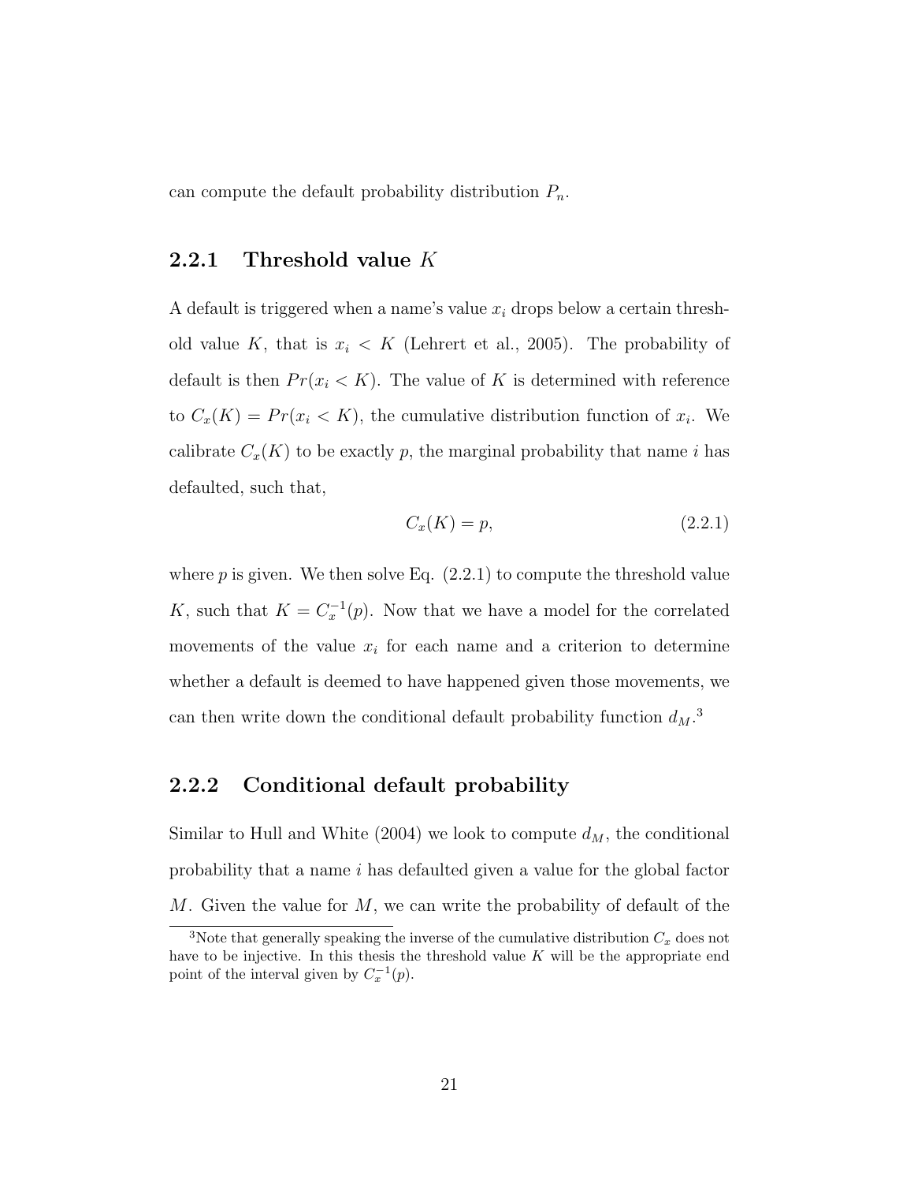can compute the default probability distribution $P_n$.

### 2.2.1 Threshold value $K$

A default is triggered when a name's value $x_i$ drops below a certain threshold value $K$, that is $x_i < K$ (Lehrert et al., 2005). The probability of default is then $Pr(x_i < K)$. The value of $K$ is determined with reference to $C_x(K) = Pr(x_i < K)$, the cumulative distribution function of $x_i$. We calibrate $C_x(K)$ to be exactly $p$, the marginal probability that name $i$ has defaulted, such that,

$$C_x(K) = p, \tag{2.2.1}$$

where $p$ is given. We then solve Eq. (2.2.1) to compute the threshold value $K$, such that $K = C_x^{-1}(p)$. Now that we have a model for the correlated movements of the value $x_i$ for each name and a criterion to determine whether a default is deemed to have happened given those movements, we can then write down the conditional default probability function $d_M$.[3]

### 2.2.2 Conditional default probability

Similar to Hull and White (2004) we look to compute $d_M$, the conditional probability that a name $i$ has defaulted given a value for the global factor $M$. Given the value for $M$, we can write the probability of default of the

[3] Note that generally speaking the inverse of the cumulative distribution $C_x$ does not have to be injective. In this thesis the threshold value $K$ will be the appropriate end point of the interval given by $C_x^{-1}(p)$.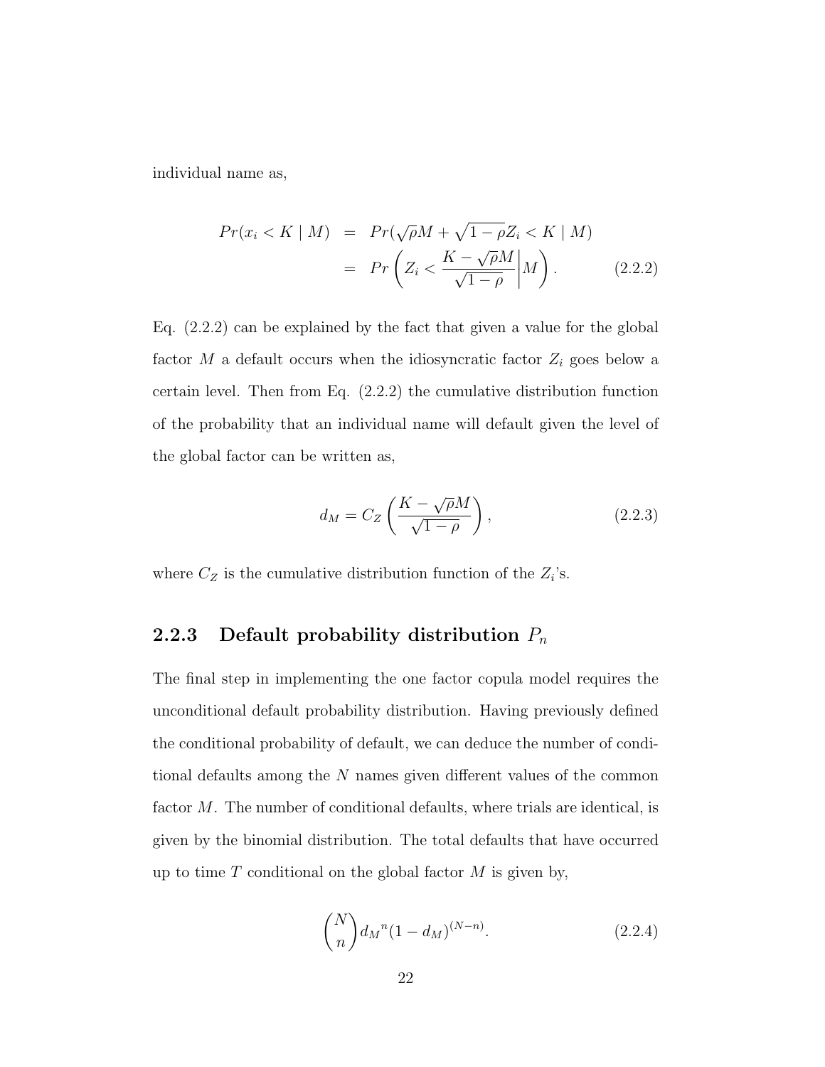individual name as,

$$
\begin{aligned}
Pr(x_i < K \mid M) &= Pr(\sqrt{\rho}M + \sqrt{1-\rho}Z_i < K \mid M) \\
&= Pr\left(Z_i < \frac{K - \sqrt{\rho}M}{\sqrt{1-\rho}} \middle| M\right). \qquad (2.2.2)
\end{aligned}
$$

Eq. (2.2.2) can be explained by the fact that given a value for the global factor $M$ a default occurs when the idiosyncratic factor $Z_i$ goes below a certain level. Then from Eq. (2.2.2) the cumulative distribution function of the probability that an individual name will default given the level of the global factor can be written as,

$$
d_M = C_Z\left(\frac{K - \sqrt{\rho}M}{\sqrt{1-\rho}}\right), \qquad (2.2.3)
$$

where $C_Z$ is the cumulative distribution function of the $Z_i$'s.

### 2.2.3 Default probability distribution $P_n$

The final step in implementing the one factor copula model requires the unconditional default probability distribution. Having previously defined the conditional probability of default, we can deduce the number of conditional defaults among the $N$ names given different values of the common factor $M$. The number of conditional defaults, where trials are identical, is given by the binomial distribution. The total defaults that have occurred up to time $T$ conditional on the global factor $M$ is given by,

$$
\binom{N}{n} {d_M}^n (1 - d_M)^{(N-n)}. \qquad (2.2.4)
$$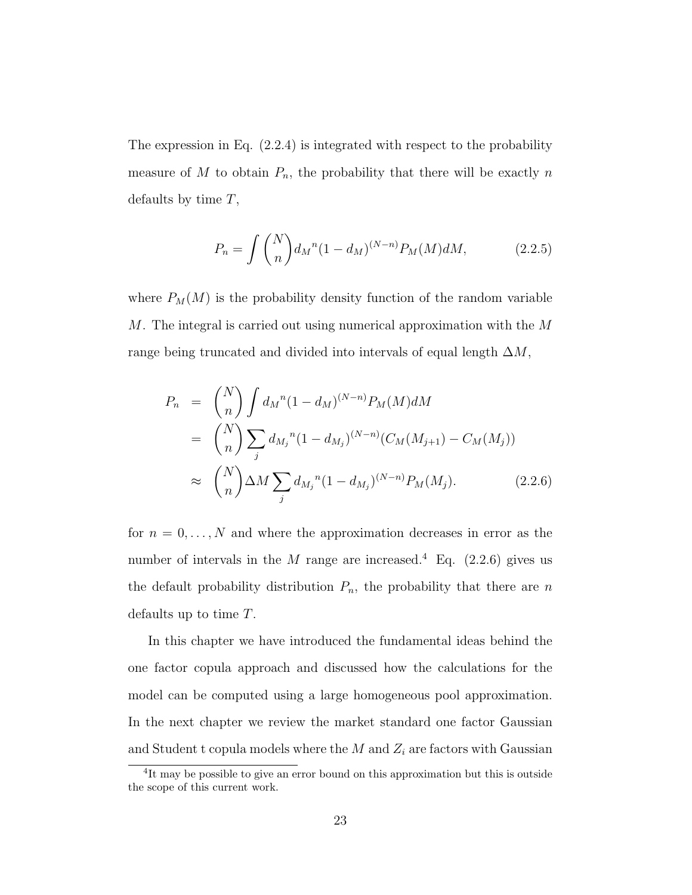The expression in Eq. (2.2.4) is integrated with respect to the probability measure of $M$ to obtain $P_n$, the probability that there will be exactly $n$ defaults by time $T$,

$$P_n = \int \binom{N}{n} {d_M}^n (1 - d_M)^{(N-n)} P_M(M) dM, \tag{2.2.5}$$

where $P_M(M)$ is the probability density function of the random variable $M$. The integral is carried out using numerical approximation with the $M$ range being truncated and divided into intervals of equal length $\Delta M$,

$$\begin{aligned} P_n &= \binom{N}{n} \int {d_M}^n (1 - d_M)^{(N-n)} P_M(M) dM \\ &= \binom{N}{n} \sum_j {d_{M_j}}^n (1 - d_{M_j})^{(N-n)} (C_M(M_{j+1}) - C_M(M_j)) \\ &\approx \binom{N}{n} \Delta M \sum_j {d_{M_j}}^n (1 - d_{M_j})^{(N-n)} P_M(M_j). \end{aligned} \tag{2.2.6}$$

for $n = 0, \ldots, N$ and where the approximation decreases in error as the number of intervals in the $M$ range are increased.[4] Eq. (2.2.6) gives us the default probability distribution $P_n$, the probability that there are $n$ defaults up to time $T$.

In this chapter we have introduced the fundamental ideas behind the one factor copula approach and discussed how the calculations for the model can be computed using a large homogeneous pool approximation. In the next chapter we review the market standard one factor Gaussian and Student t copula models where the $M$ and $Z_i$ are factors with Gaussian

[4] It may be possible to give an error bound on this approximation but this is outside the scope of this current work.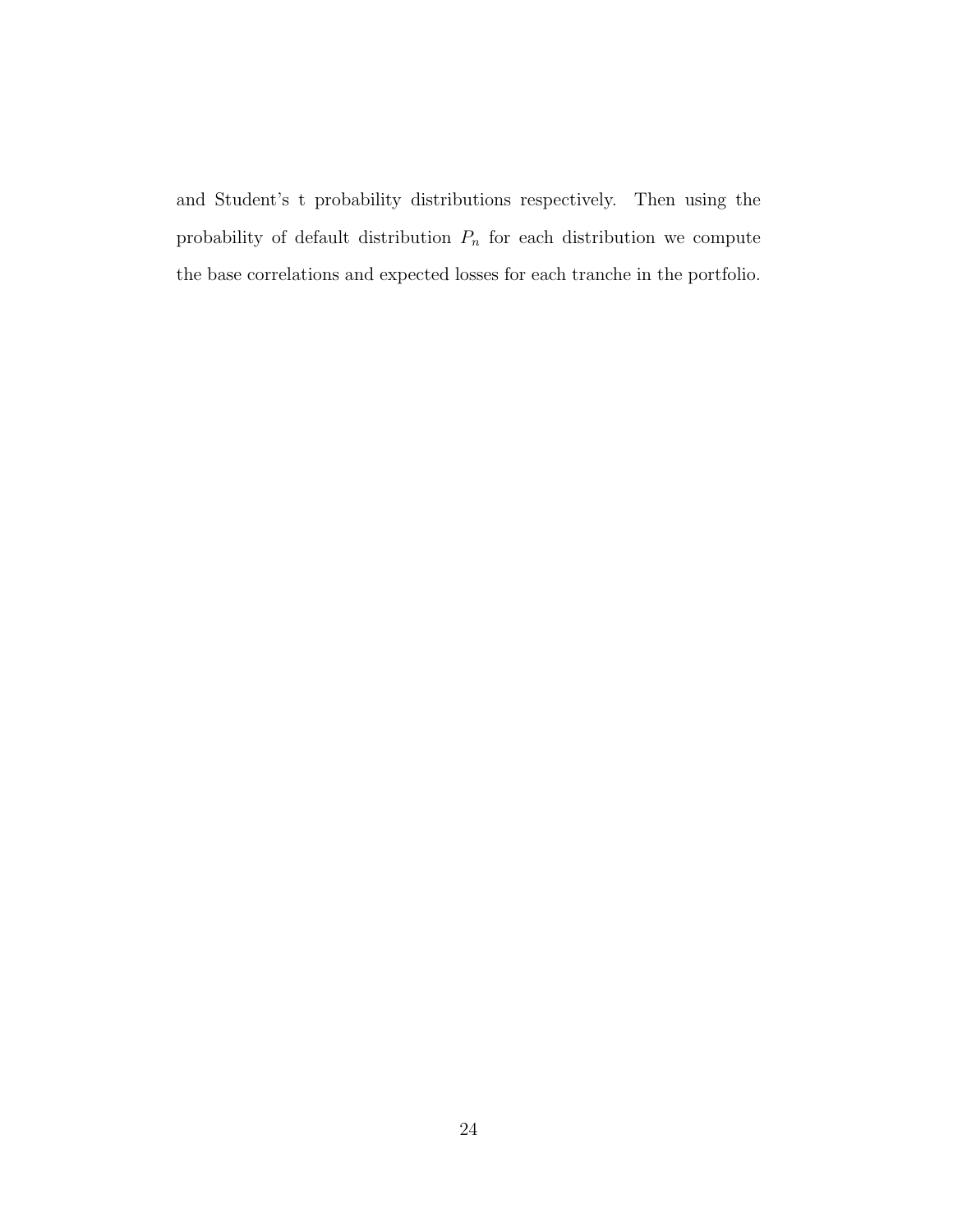and Student's t probability distributions respectively. Then using the probability of default distribution $P_n$ for each distribution we compute the base correlations and expected losses for each tranche in the portfolio.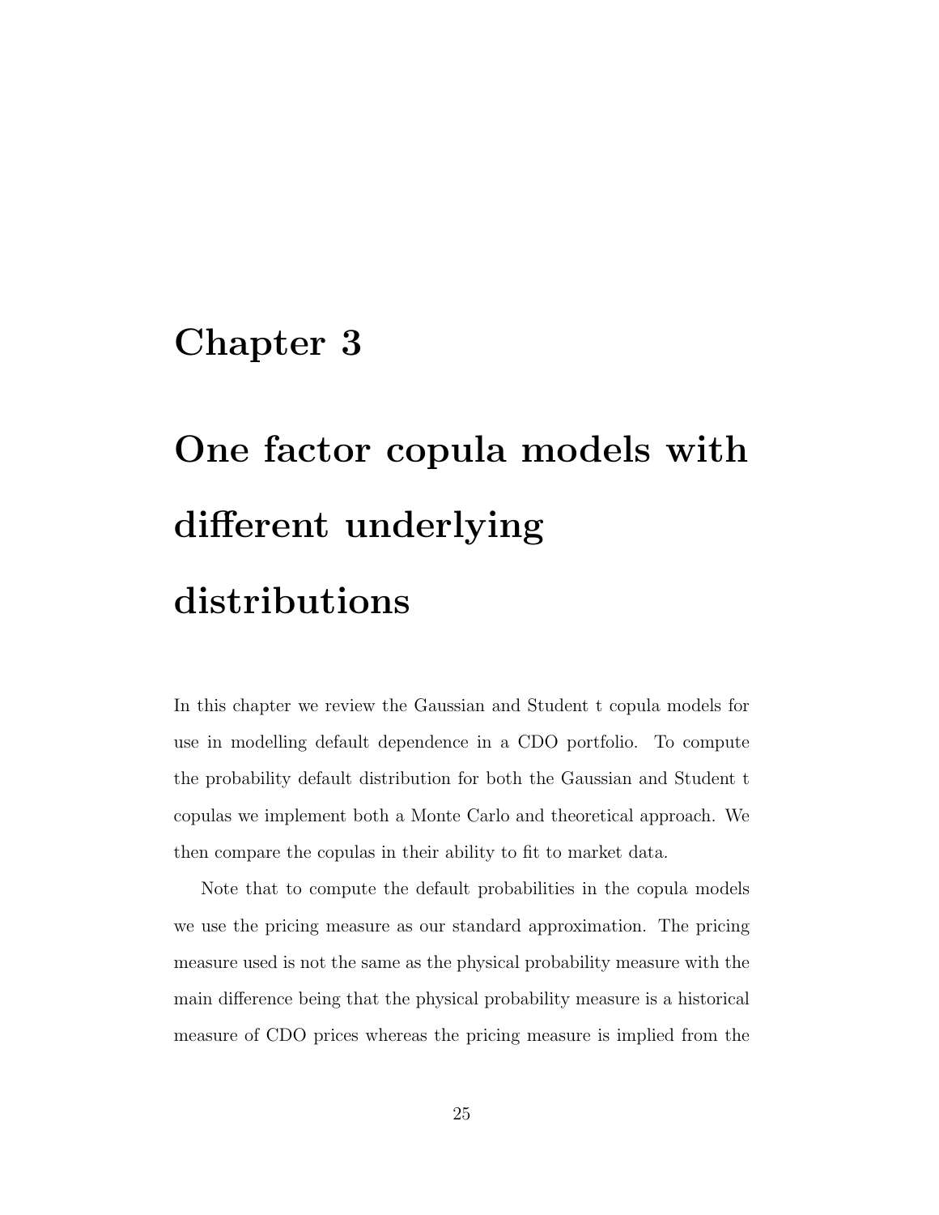# Chapter 3

# One factor copula models with different underlying distributions

In this chapter we review the Gaussian and Student t copula models for use in modelling default dependence in a CDO portfolio. To compute the probability default distribution for both the Gaussian and Student t copulas we implement both a Monte Carlo and theoretical approach. We then compare the copulas in their ability to fit to market data.

Note that to compute the default probabilities in the copula models we use the pricing measure as our standard approximation. The pricing measure used is not the same as the physical probability measure with the main difference being that the physical probability measure is a historical measure of CDO prices whereas the pricing measure is implied from the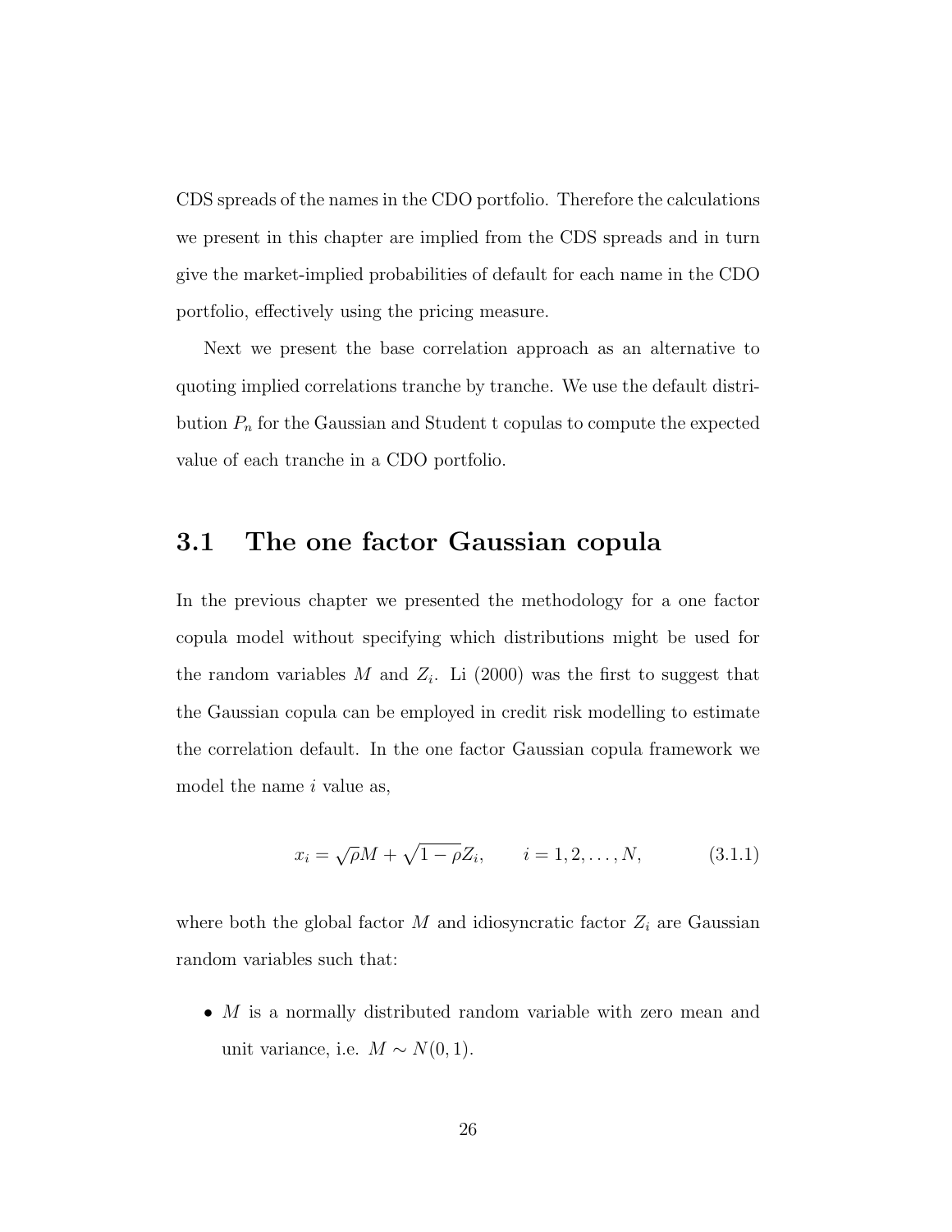CDS spreads of the names in the CDO portfolio. Therefore the calculations we present in this chapter are implied from the CDS spreads and in turn give the market-implied probabilities of default for each name in the CDO portfolio, effectively using the pricing measure.

Next we present the base correlation approach as an alternative to quoting implied correlations tranche by tranche. We use the default distribution $P_n$ for the Gaussian and Student t copulas to compute the expected value of each tranche in a CDO portfolio.

## 3.1 The one factor Gaussian copula

In the previous chapter we presented the methodology for a one factor copula model without specifying which distributions might be used for the random variables $M$ and $Z_i$. Li (2000) was the first to suggest that the Gaussian copula can be employed in credit risk modelling to estimate the correlation default. In the one factor Gaussian copula framework we model the name $i$ value as,

$$x_i = \sqrt{\rho} M + \sqrt{1-\rho} Z_i, \qquad i = 1, 2, \ldots, N, \tag{3.1.1}$$

where both the global factor $M$ and idiosyncratic factor $Z_i$ are Gaussian random variables such that:

- $M$ is a normally distributed random variable with zero mean and unit variance, i.e. $M \sim N(0, 1)$.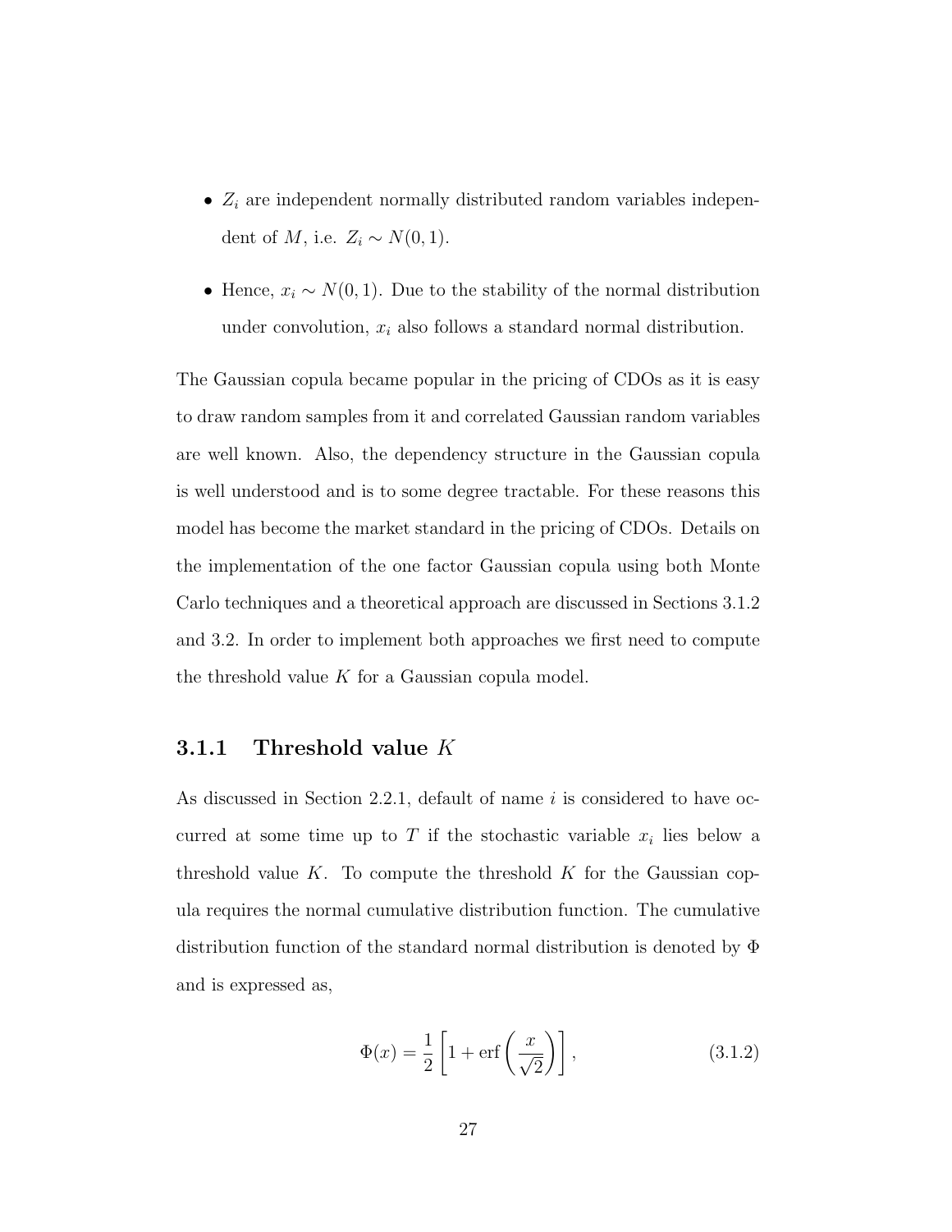- $Z_i$ are independent normally distributed random variables independent of $M$, i.e. $Z_i \sim N(0,1)$.
- Hence, $x_i \sim N(0,1)$. Due to the stability of the normal distribution under convolution, $x_i$ also follows a standard normal distribution.

The Gaussian copula became popular in the pricing of CDOs as it is easy to draw random samples from it and correlated Gaussian random variables are well known. Also, the dependency structure in the Gaussian copula is well understood and is to some degree tractable. For these reasons this model has become the market standard in the pricing of CDOs. Details on the implementation of the one factor Gaussian copula using both Monte Carlo techniques and a theoretical approach are discussed in Sections 3.1.2 and 3.2. In order to implement both approaches we first need to compute the threshold value $K$ for a Gaussian copula model.

### 3.1.1 Threshold value $K$

As discussed in Section 2.2.1, default of name $i$ is considered to have occurred at some time up to $T$ if the stochastic variable $x_i$ lies below a threshold value $K$. To compute the threshold $K$ for the Gaussian copula requires the normal cumulative distribution function. The cumulative distribution function of the standard normal distribution is denoted by $\Phi$ and is expressed as,

$$\Phi(x) = \frac{1}{2}\left[1 + \operatorname{erf}\left(\frac{x}{\sqrt{2}}\right)\right], \tag{3.1.2}$$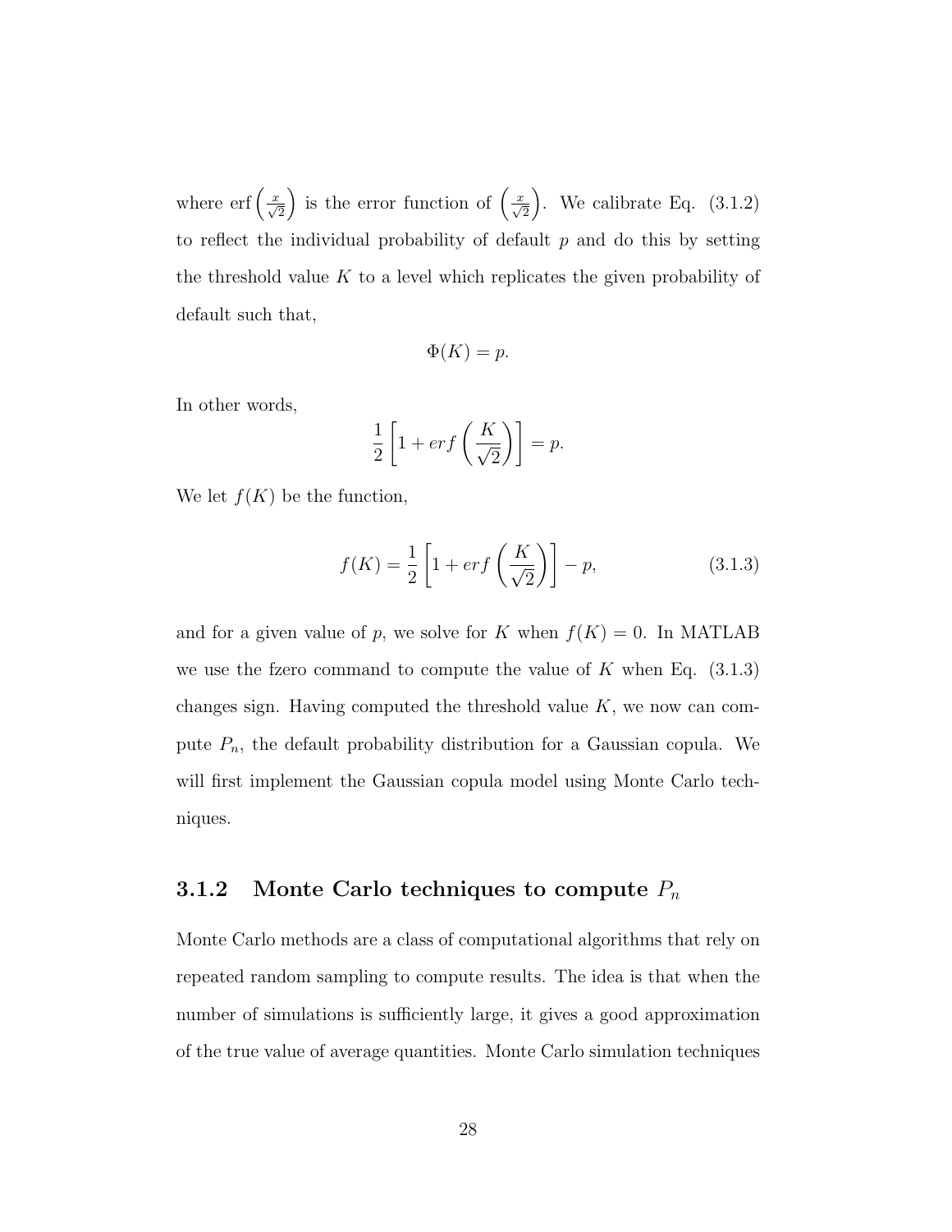where $\text{erf}\left(\frac{x}{\sqrt{2}}\right)$ is the error function of $\left(\frac{x}{\sqrt{2}}\right)$. We calibrate Eq. (3.1.2) to reflect the individual probability of default $p$ and do this by setting the threshold value $K$ to a level which replicates the given probability of default such that,

$$\Phi(K) = p.$$

In other words,

$$\frac{1}{2}\left[1 + erf\left(\frac{K}{\sqrt{2}}\right)\right] = p.$$

We let $f(K)$ be the function,

$$f(K) = \frac{1}{2}\left[1 + erf\left(\frac{K}{\sqrt{2}}\right)\right] - p, \tag{3.1.3}$$

and for a given value of $p$, we solve for $K$ when $f(K) = 0$. In MATLAB we use the fzero command to compute the value of $K$ when Eq. (3.1.3) changes sign. Having computed the threshold value $K$, we now can compute $P_n$, the default probability distribution for a Gaussian copula. We will first implement the Gaussian copula model using Monte Carlo techniques.

### 3.1.2 Monte Carlo techniques to compute $P_n$

Monte Carlo methods are a class of computational algorithms that rely on repeated random sampling to compute results. The idea is that when the number of simulations is sufficiently large, it gives a good approximation of the true value of average quantities. Monte Carlo simulation techniques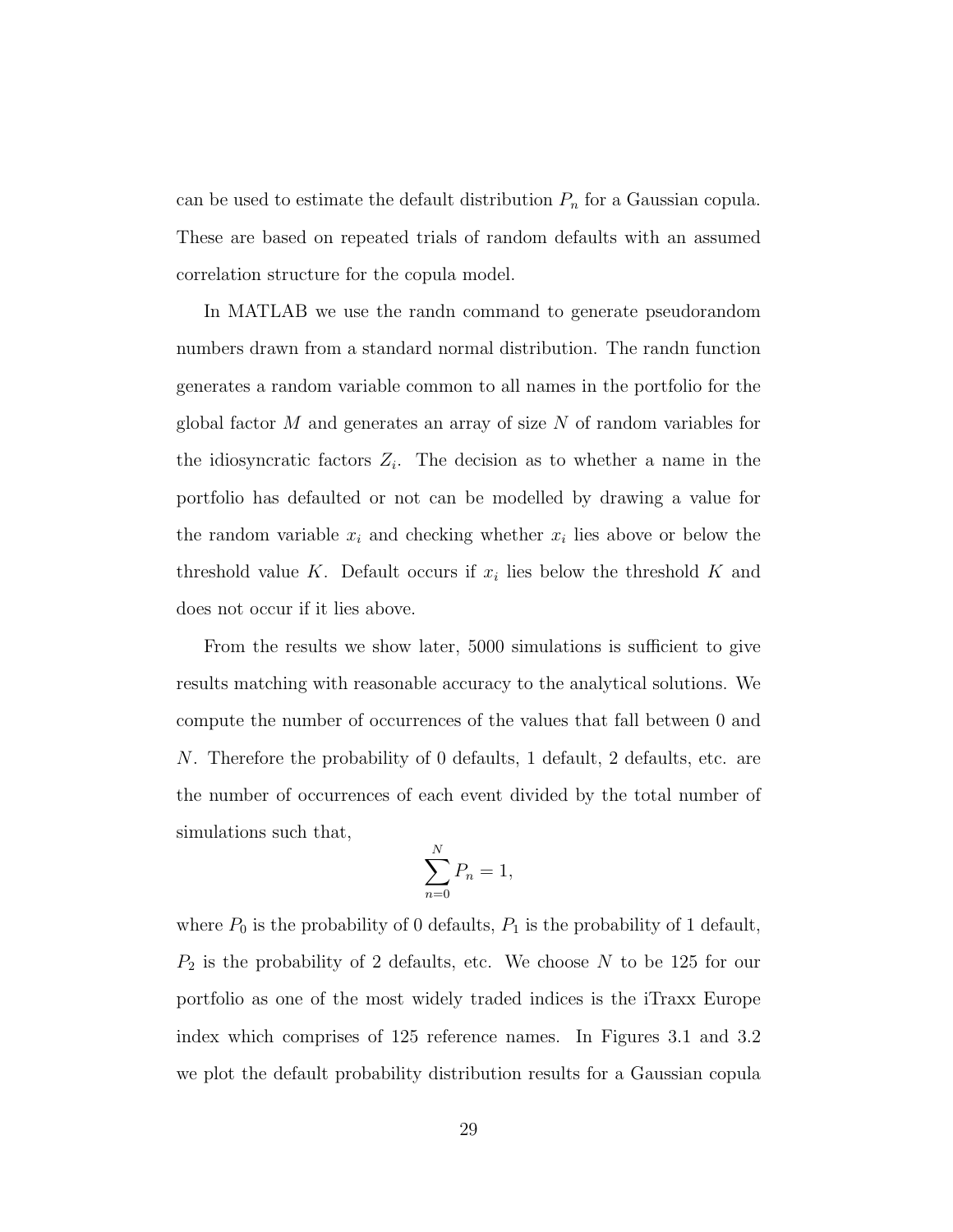can be used to estimate the default distribution $P_n$ for a Gaussian copula. These are based on repeated trials of random defaults with an assumed correlation structure for the copula model.

In MATLAB we use the randn command to generate pseudorandom numbers drawn from a standard normal distribution. The randn function generates a random variable common to all names in the portfolio for the global factor $M$ and generates an array of size $N$ of random variables for the idiosyncratic factors $Z_i$. The decision as to whether a name in the portfolio has defaulted or not can be modelled by drawing a value for the random variable $x_i$ and checking whether $x_i$ lies above or below the threshold value $K$. Default occurs if $x_i$ lies below the threshold $K$ and does not occur if it lies above.

From the results we show later, 5000 simulations is sufficient to give results matching with reasonable accuracy to the analytical solutions. We compute the number of occurrences of the values that fall between 0 and $N$. Therefore the probability of 0 defaults, 1 default, 2 defaults, etc. are the number of occurrences of each event divided by the total number of simulations such that,

$$\sum_{n=0}^{N} P_n = 1,$$

where $P_0$ is the probability of 0 defaults, $P_1$ is the probability of 1 default, $P_2$ is the probability of 2 defaults, etc. We choose $N$ to be 125 for our portfolio as one of the most widely traded indices is the iTraxx Europe index which comprises of 125 reference names. In Figures 3.1 and 3.2 we plot the default probability distribution results for a Gaussian copula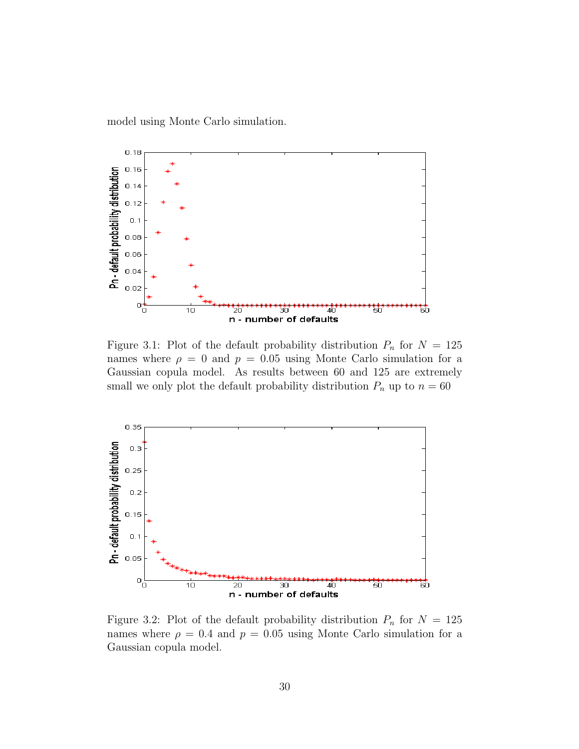model using Monte Carlo simulation.

Figure 3.1: Plot of the default probability distribution $P_n$ for $N = 125$ names where $\rho = 0$ and $p = 0.05$ using Monte Carlo simulation for a Gaussian copula model. As results between 60 and 125 are extremely small we only plot the default probability distribution $P_n$ up to $n = 60$

Figure 3.2: Plot of the default probability distribution $P_n$ for $N = 125$ names where $\rho = 0.4$ and $p = 0.05$ using Monte Carlo simulation for a Gaussian copula model.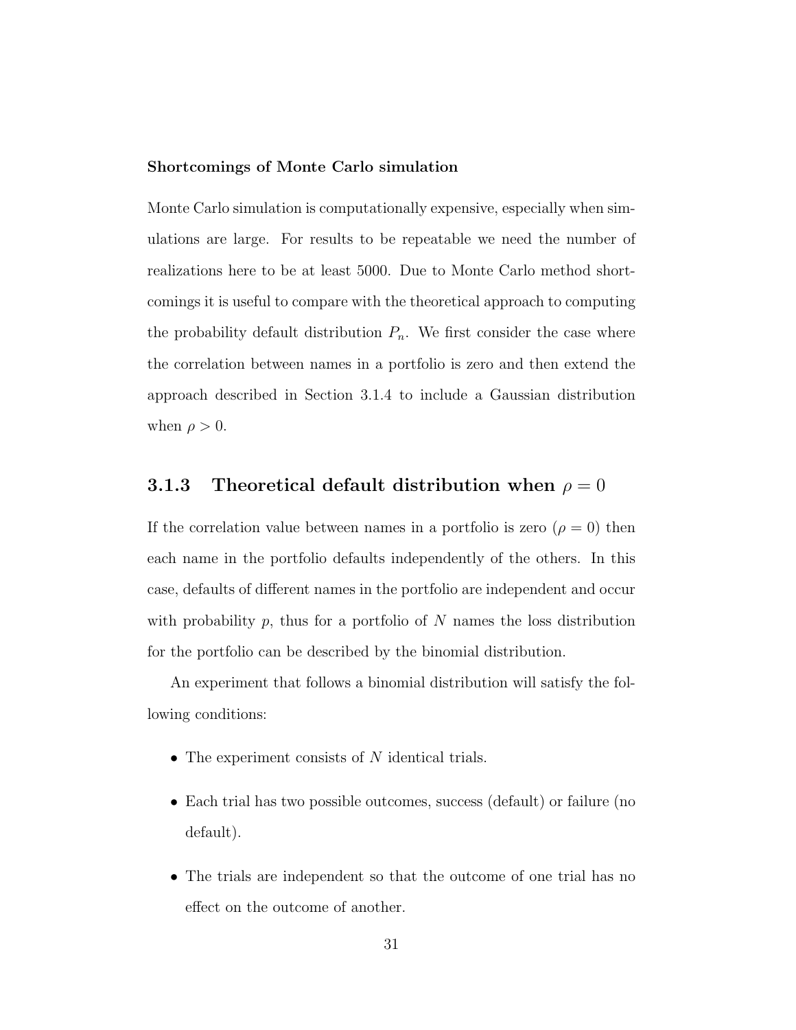**Shortcomings of Monte Carlo simulation**

Monte Carlo simulation is computationally expensive, especially when simulations are large. For results to be repeatable we need the number of realizations here to be at least 5000. Due to Monte Carlo method shortcomings it is useful to compare with the theoretical approach to computing the probability default distribution $P_n$. We first consider the case where the correlation between names in a portfolio is zero and then extend the approach described in Section 3.1.4 to include a Gaussian distribution when $\rho > 0$.

### 3.1.3 Theoretical default distribution when $\rho = 0$

If the correlation value between names in a portfolio is zero ($\rho = 0$) then each name in the portfolio defaults independently of the others. In this case, defaults of different names in the portfolio are independent and occur with probability $p$, thus for a portfolio of $N$ names the loss distribution for the portfolio can be described by the binomial distribution.

An experiment that follows a binomial distribution will satisfy the following conditions:

- The experiment consists of $N$ identical trials.
- Each trial has two possible outcomes, success (default) or failure (no default).
- The trials are independent so that the outcome of one trial has no effect on the outcome of another.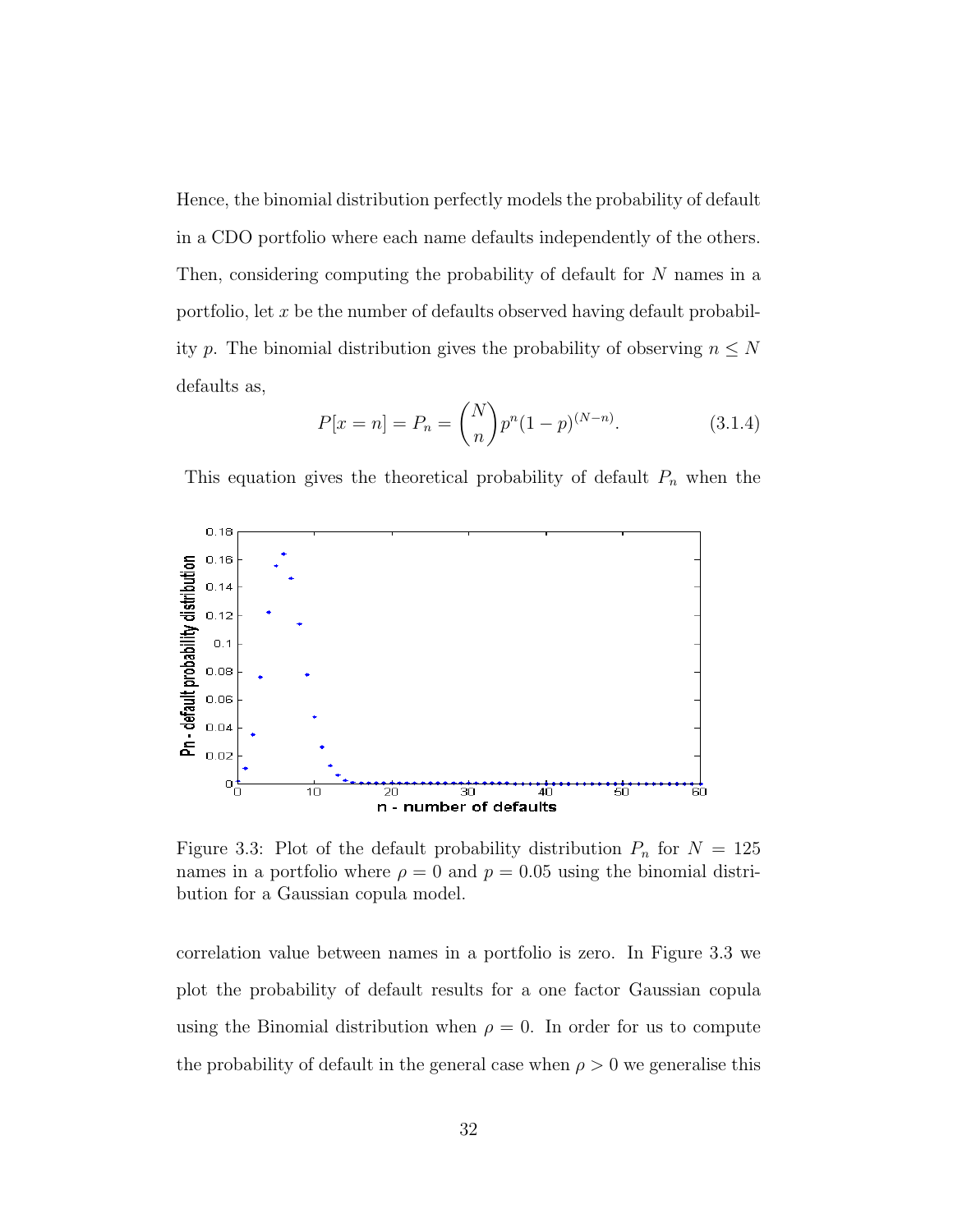Hence, the binomial distribution perfectly models the probability of default in a CDO portfolio where each name defaults independently of the others. Then, considering computing the probability of default for $N$ names in a portfolio, let $x$ be the number of defaults observed having default probability $p$. The binomial distribution gives the probability of observing $n \leq N$ defaults as,

$$P[x = n] = P_n = \binom{N}{n} p^n (1-p)^{(N-n)}. \tag{3.1.4}$$

This equation gives the theoretical probability of default $P_n$ when the

Figure 3.3: Plot of the default probability distribution $P_n$ for $N = 125$ names in a portfolio where $\rho = 0$ and $p = 0.05$ using the binomial distribution for a Gaussian copula model.

correlation value between names in a portfolio is zero. In Figure 3.3 we plot the probability of default results for a one factor Gaussian copula using the Binomial distribution when $\rho = 0$. In order for us to compute the probability of default in the general case when $\rho > 0$ we generalise this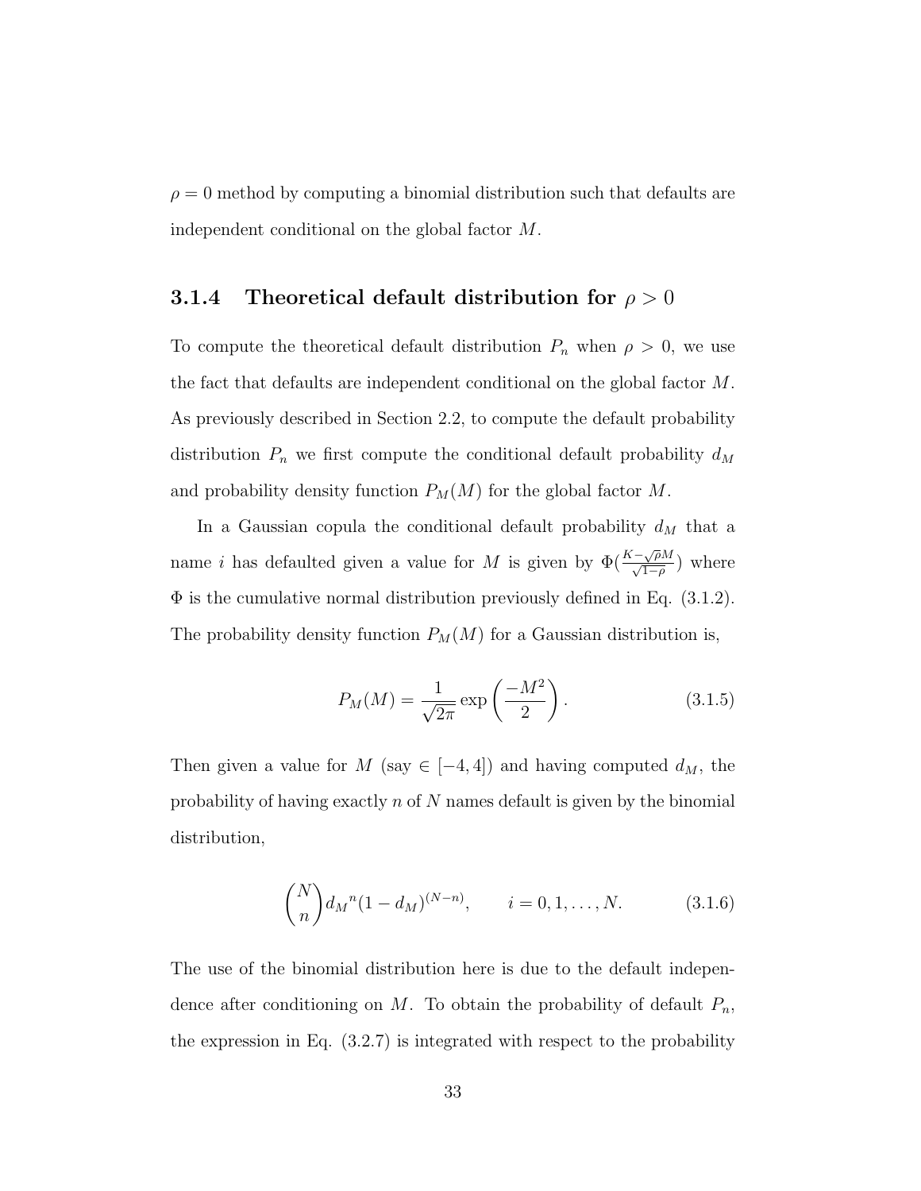$\rho = 0$ method by computing a binomial distribution such that defaults are independent conditional on the global factor $M$.

### 3.1.4 Theoretical default distribution for $\rho > 0$

To compute the theoretical default distribution $P_n$ when $\rho > 0$, we use the fact that defaults are independent conditional on the global factor $M$. As previously described in Section 2.2, to compute the default probability distribution $P_n$ we first compute the conditional default probability $d_M$ and probability density function $P_M(M)$ for the global factor $M$.

In a Gaussian copula the conditional default probability $d_M$ that a name $i$ has defaulted given a value for $M$ is given by $\Phi(\frac{K-\sqrt{\rho}M}{\sqrt{1-\rho}})$ where $\Phi$ is the cumulative normal distribution previously defined in Eq. (3.1.2). The probability density function $P_M(M)$ for a Gaussian distribution is,

$$P_M(M) = \frac{1}{\sqrt{2\pi}} \exp\left(\frac{-M^2}{2}\right). \tag{3.1.5}$$

Then given a value for $M$ (say $\in [-4, 4]$) and having computed $d_M$, the probability of having exactly $n$ of $N$ names default is given by the binomial distribution,

$$\binom{N}{n} {d_M}^n (1 - d_M)^{(N-n)}, \qquad i = 0, 1, \ldots, N. \tag{3.1.6}$$

The use of the binomial distribution here is due to the default independence after conditioning on $M$. To obtain the probability of default $P_n$, the expression in Eq. (3.2.7) is integrated with respect to the probability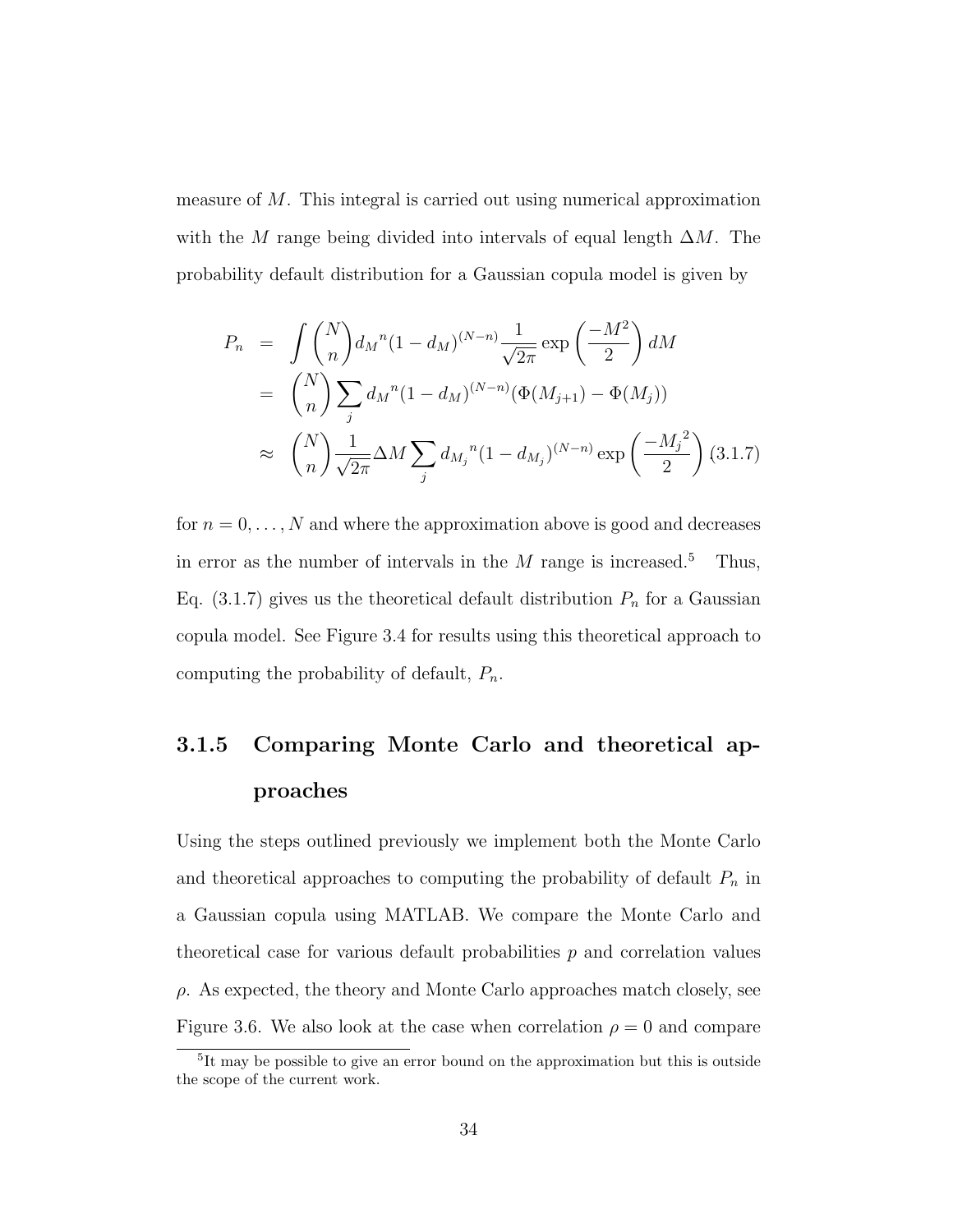measure of $M$. This integral is carried out using numerical approximation with the $M$ range being divided into intervals of equal length $\Delta M$. The probability default distribution for a Gaussian copula model is given by

$$
\begin{aligned}
P_n &= \int \binom{N}{n} {d_M}^n (1 - d_M)^{(N-n)} \frac{1}{\sqrt{2\pi}} \exp\left(\frac{-M^2}{2}\right) dM \\
&= \binom{N}{n} \sum_j {d_M}^n (1 - d_M)^{(N-n)} (\Phi(M_{j+1}) - \Phi(M_j)) \\
&\approx \binom{N}{n} \frac{1}{\sqrt{2\pi}} \Delta M \sum_j {d_{M_j}}^n (1 - d_{M_j})^{(N-n)} \exp\left(\frac{-{M_j}^2}{2}\right) \quad (3.1.7)
\end{aligned}
$$

for $n = 0, \ldots, N$ and where the approximation above is good and decreases in error as the number of intervals in the $M$ range is increased.[5] Thus, Eq. (3.1.7) gives us the theoretical default distribution $P_n$ for a Gaussian copula model. See Figure 3.4 for results using this theoretical approach to computing the probability of default, $P_n$.

### 3.1.5 Comparing Monte Carlo and theoretical approaches

Using the steps outlined previously we implement both the Monte Carlo and theoretical approaches to computing the probability of default $P_n$ in a Gaussian copula using MATLAB. We compare the Monte Carlo and theoretical case for various default probabilities $p$ and correlation values $\rho$. As expected, the theory and Monte Carlo approaches match closely, see Figure 3.6. We also look at the case when correlation $\rho = 0$ and compare

[5] It may be possible to give an error bound on the approximation but this is outside the scope of the current work.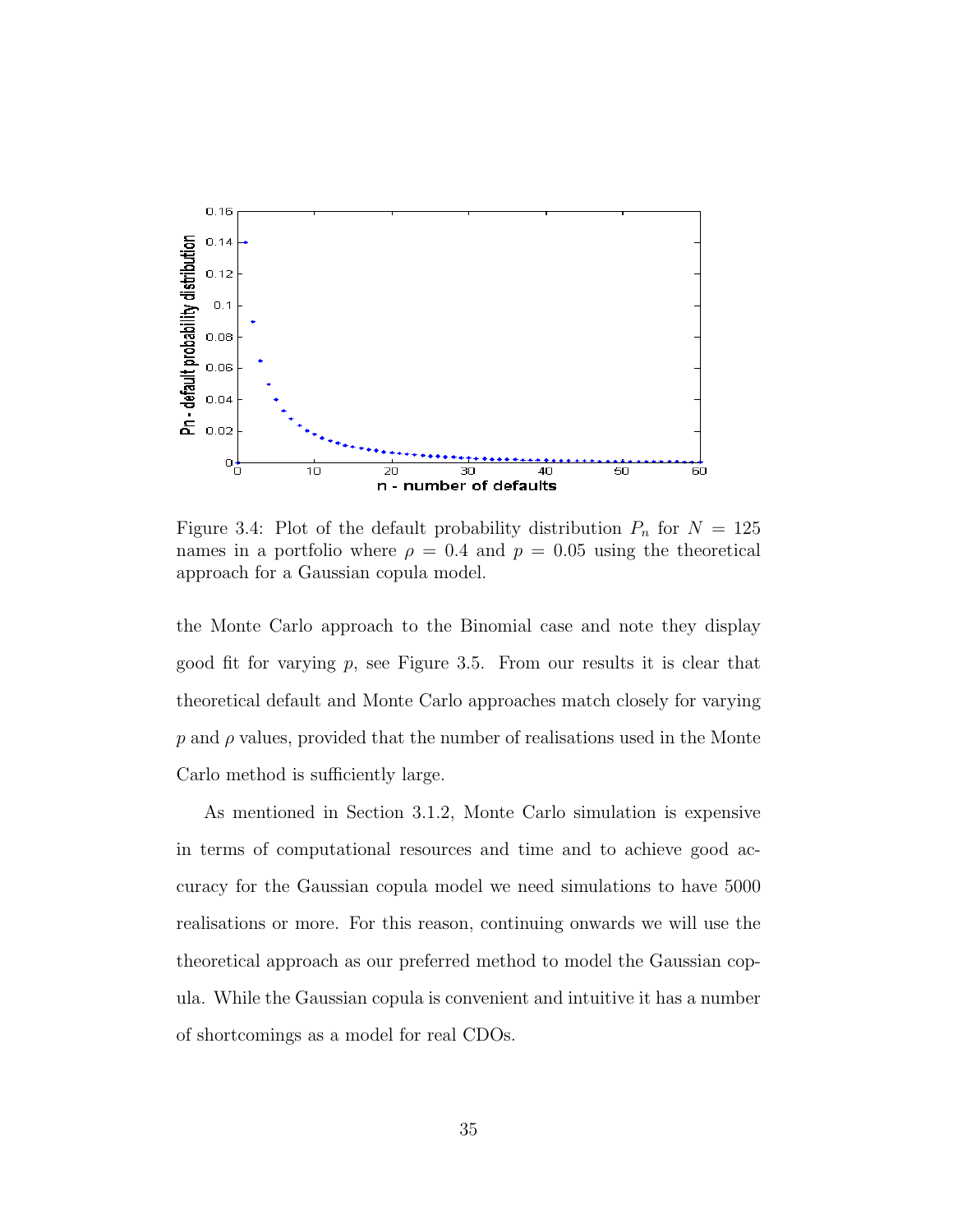Figure 3.4: Plot of the default probability distribution $P_n$ for $N = 125$ names in a portfolio where $\rho = 0.4$ and $p = 0.05$ using the theoretical approach for a Gaussian copula model.

the Monte Carlo approach to the Binomial case and note they display good fit for varying $p$, see Figure 3.5. From our results it is clear that theoretical default and Monte Carlo approaches match closely for varying $p$ and $\rho$ values, provided that the number of realisations used in the Monte Carlo method is sufficiently large.

As mentioned in Section 3.1.2, Monte Carlo simulation is expensive in terms of computational resources and time and to achieve good accuracy for the Gaussian copula model we need simulations to have 5000 realisations or more. For this reason, continuing onwards we will use the theoretical approach as our preferred method to model the Gaussian copula. While the Gaussian copula is convenient and intuitive it has a number of shortcomings as a model for real CDOs.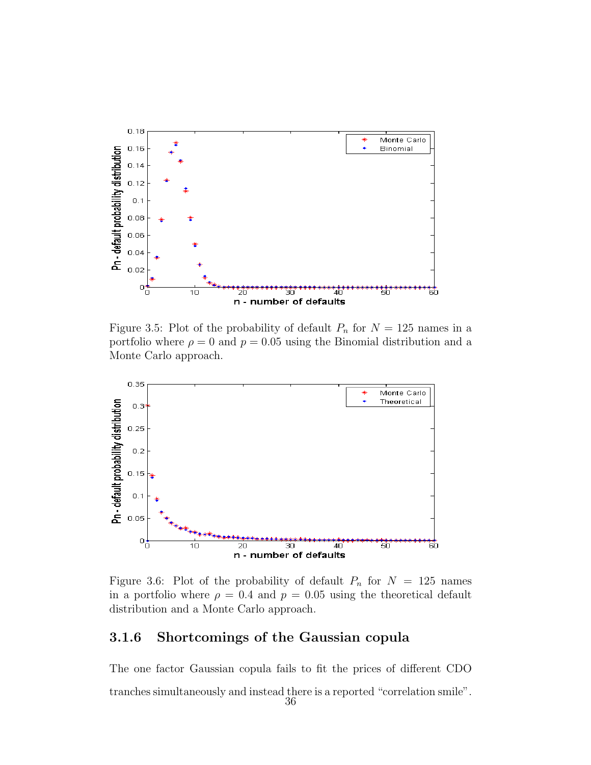Figure 3.5: Plot of the probability of default $P_n$ for $N = 125$ names in a portfolio where $\rho = 0$ and $p = 0.05$ using the Binomial distribution and a Monte Carlo approach.

Figure 3.6: Plot of the probability of default $P_n$ for $N = 125$ names in a portfolio where $\rho = 0.4$ and $p = 0.05$ using the theoretical default distribution and a Monte Carlo approach.

### 3.1.6 Shortcomings of the Gaussian copula

The one factor Gaussian copula fails to fit the prices of different CDO tranches simultaneously and instead there is a reported "correlation smile".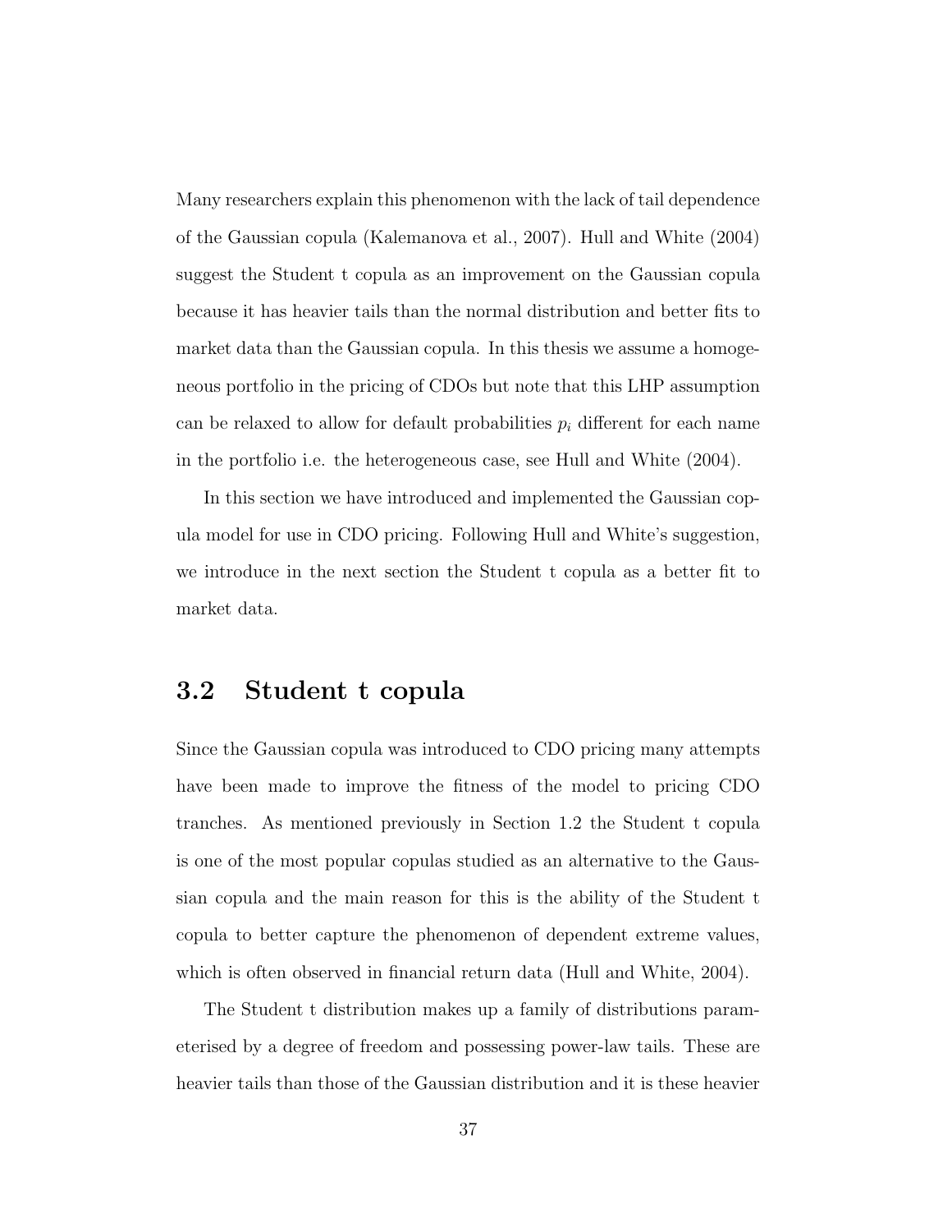Many researchers explain this phenomenon with the lack of tail dependence of the Gaussian copula (Kalemanova et al., 2007). Hull and White (2004) suggest the Student t copula as an improvement on the Gaussian copula because it has heavier tails than the normal distribution and better fits to market data than the Gaussian copula. In this thesis we assume a homogeneous portfolio in the pricing of CDOs but note that this LHP assumption can be relaxed to allow for default probabilities $p_i$ different for each name in the portfolio i.e. the heterogeneous case, see Hull and White (2004).

In this section we have introduced and implemented the Gaussian copula model for use in CDO pricing. Following Hull and White's suggestion, we introduce in the next section the Student t copula as a better fit to market data.

## 3.2 Student t copula

Since the Gaussian copula was introduced to CDO pricing many attempts have been made to improve the fitness of the model to pricing CDO tranches. As mentioned previously in Section 1.2 the Student t copula is one of the most popular copulas studied as an alternative to the Gaussian copula and the main reason for this is the ability of the Student t copula to better capture the phenomenon of dependent extreme values, which is often observed in financial return data (Hull and White, 2004).

The Student t distribution makes up a family of distributions parameterised by a degree of freedom and possessing power-law tails. These are heavier tails than those of the Gaussian distribution and it is these heavier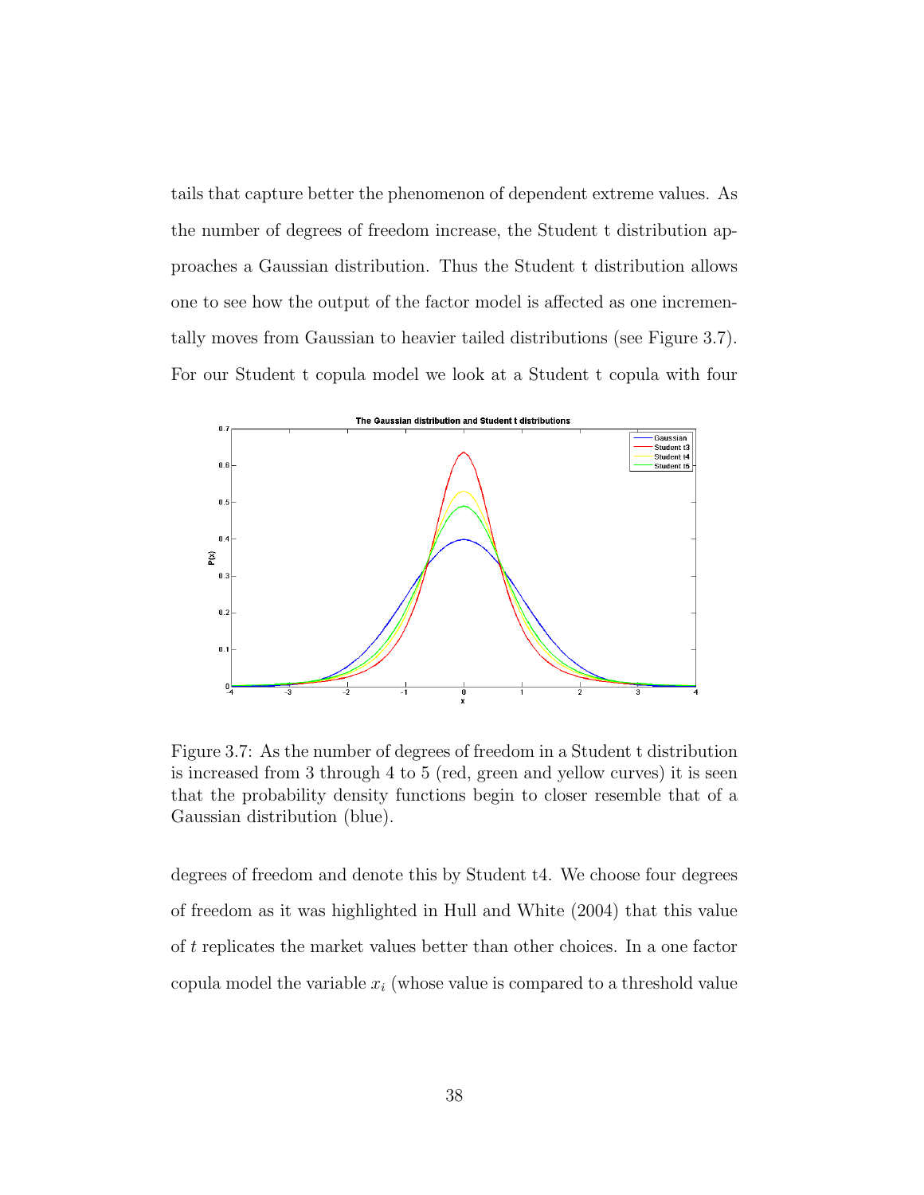tails that capture better the phenomenon of dependent extreme values. As the number of degrees of freedom increase, the Student t distribution approaches a Gaussian distribution. Thus the Student t distribution allows one to see how the output of the factor model is affected as one incrementally moves from Gaussian to heavier tailed distributions (see Figure 3.7). For our Student t copula model we look at a Student t copula with four

Figure 3.7: As the number of degrees of freedom in a Student t distribution is increased from 3 through 4 to 5 (red, green and yellow curves) it is seen that the probability density functions begin to closer resemble that of a Gaussian distribution (blue).

degrees of freedom and denote this by Student t4. We choose four degrees of freedom as it was highlighted in Hull and White (2004) that this value of $t$ replicates the market values better than other choices. In a one factor copula model the variable $x_i$ (whose value is compared to a threshold value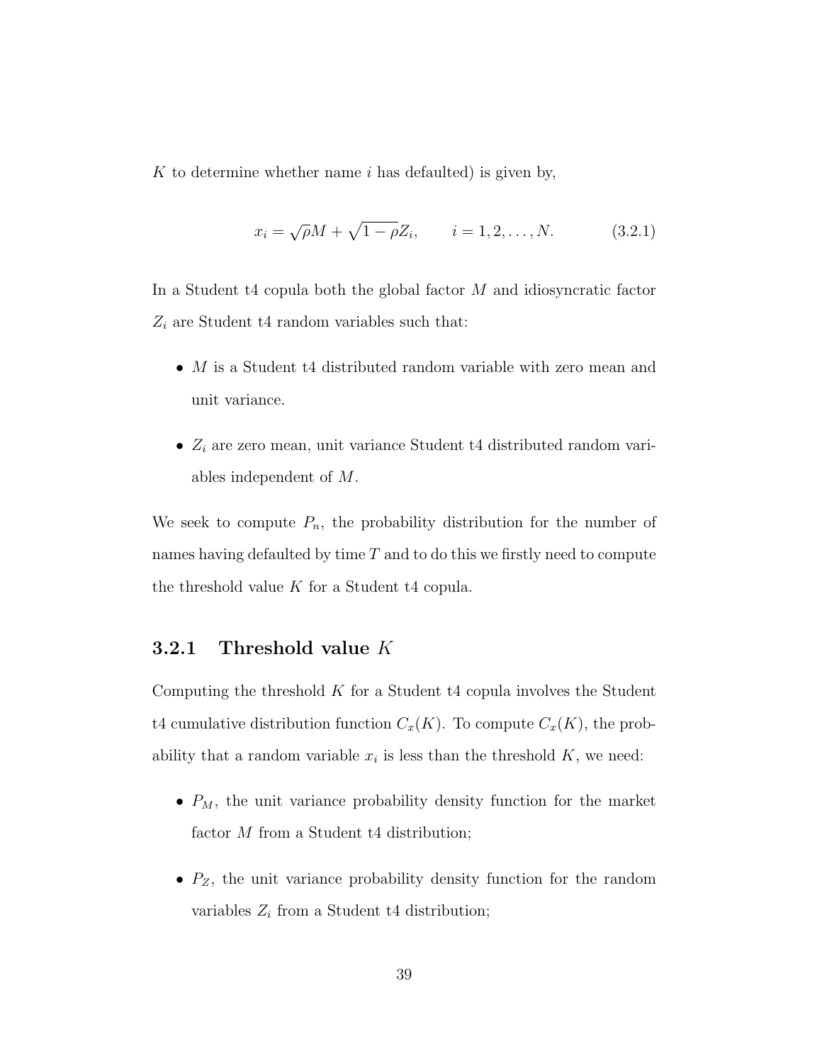$K$ to determine whether name $i$ has defaulted) is given by,

$$x_i = \sqrt{\rho} M + \sqrt{1-\rho} Z_i, \qquad i = 1, 2, \ldots, N. \tag{3.2.1}$$

In a Student t4 copula both the global factor $M$ and idiosyncratic factor $Z_i$ are Student t4 random variables such that:

- $M$ is a Student t4 distributed random variable with zero mean and unit variance.
- $Z_i$ are zero mean, unit variance Student t4 distributed random variables independent of $M$.

We seek to compute $P_n$, the probability distribution for the number of names having defaulted by time $T$ and to do this we firstly need to compute the threshold value $K$ for a Student t4 copula.

### 3.2.1 Threshold value $K$

Computing the threshold $K$ for a Student t4 copula involves the Student t4 cumulative distribution function $C_x(K)$. To compute $C_x(K)$, the probability that a random variable $x_i$ is less than the threshold $K$, we need:

- $P_M$, the unit variance probability density function for the market factor $M$ from a Student t4 distribution;
- $P_Z$, the unit variance probability density function for the random variables $Z_i$ from a Student t4 distribution;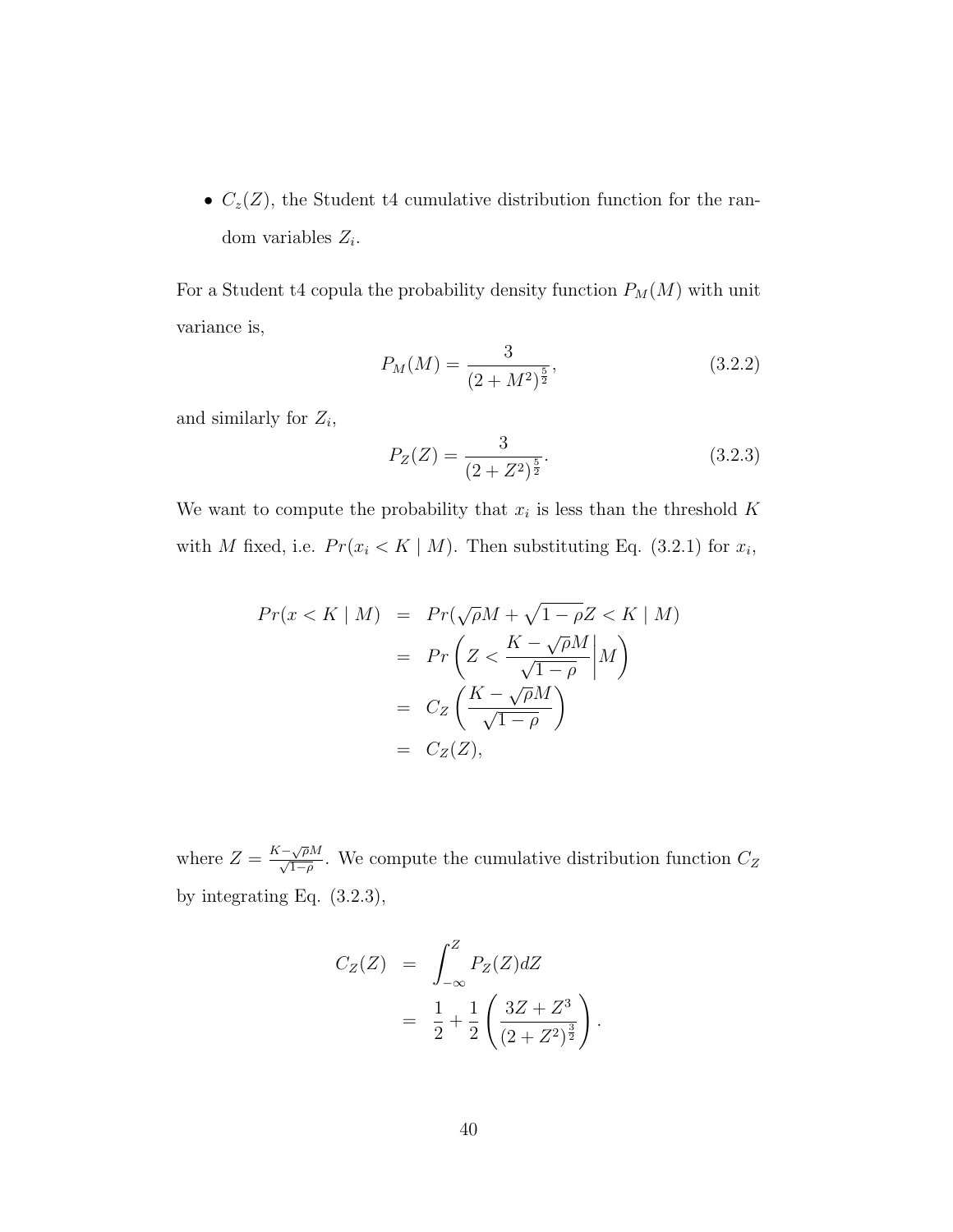- $C_z(Z)$, the Student t4 cumulative distribution function for the random variables $Z_i$.

For a Student t4 copula the probability density function $P_M(M)$ with unit variance is,

$$P_M(M) = \frac{3}{(2+M^2)^{\frac{5}{2}}}, \tag{3.2.2}$$

and similarly for $Z_i$,

$$P_Z(Z) = \frac{3}{(2+Z^2)^{\frac{5}{2}}}. \tag{3.2.3}$$

We want to compute the probability that $x_i$ is less than the threshold $K$ with $M$ fixed, i.e. $Pr(x_i < K \mid M)$. Then substituting Eq. (3.2.1) for $x_i$,

$$
\begin{aligned}
Pr(x < K \mid M) &= Pr(\sqrt{\rho}M + \sqrt{1-\rho}Z < K \mid M) \\
&= Pr\left( Z < \frac{K - \sqrt{\rho}M}{\sqrt{1-\rho}} \middle| M \right) \\
&= C_Z\left( \frac{K - \sqrt{\rho}M}{\sqrt{1-\rho}} \right) \\
&= C_Z(Z),
\end{aligned}
$$

where $Z = \frac{K-\sqrt{\rho}M}{\sqrt{1-\rho}}$. We compute the cumulative distribution function $C_Z$ by integrating Eq. (3.2.3),

$$
\begin{aligned}
C_Z(Z) &= \int_{-\infty}^{Z} P_Z(Z) dZ \\
&= \frac{1}{2} + \frac{1}{2}\left( \frac{3Z + Z^3}{(2+Z^2)^{\frac{3}{2}}} \right).
\end{aligned}
$$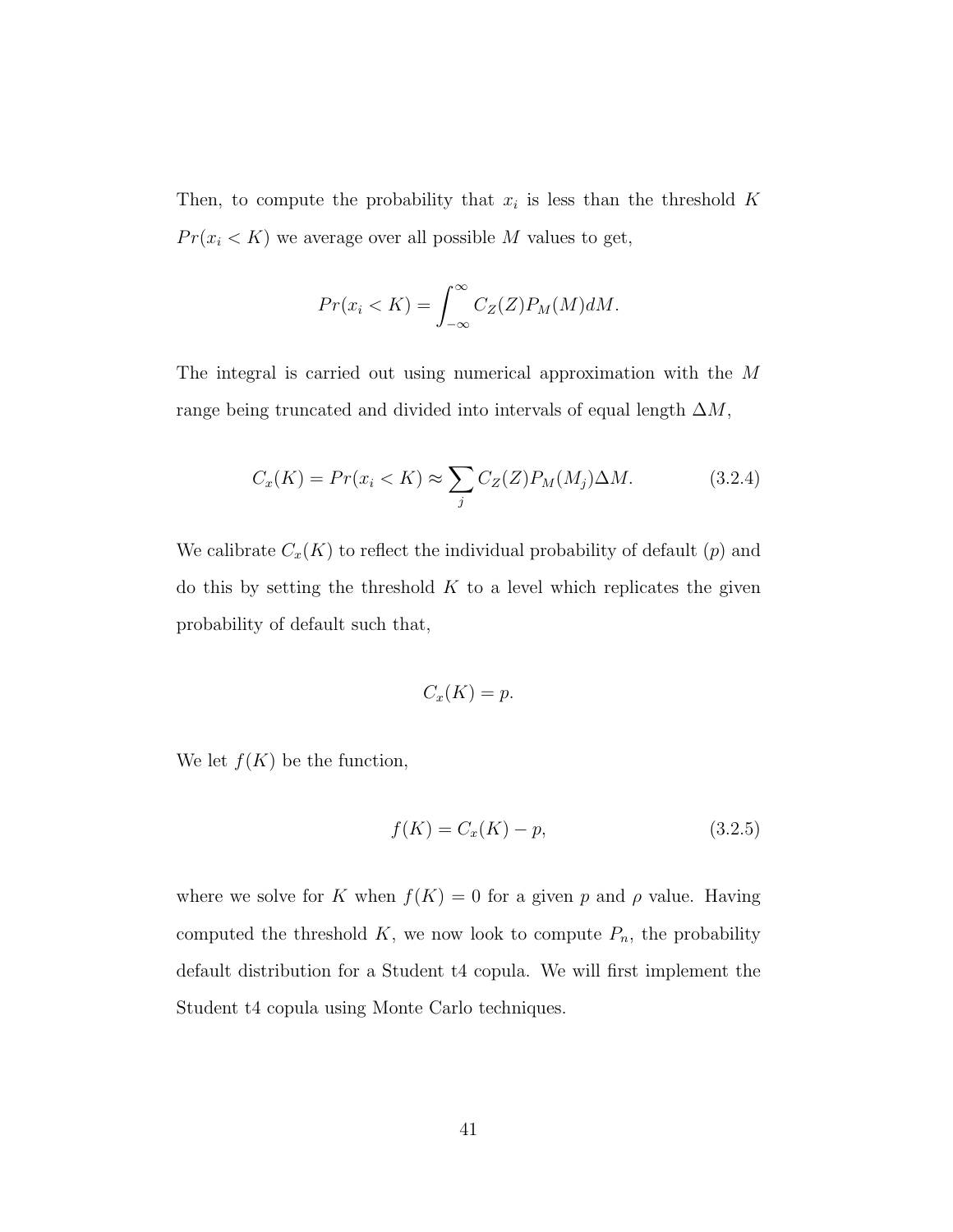Then, to compute the probability that $x_i$ is less than the threshold $K$ $Pr(x_i < K)$ we average over all possible $M$ values to get,

$$Pr(x_i < K) = \int_{-\infty}^{\infty} C_Z(Z) P_M(M) dM.$$

The integral is carried out using numerical approximation with the $M$ range being truncated and divided into intervals of equal length $\Delta M$,

$$C_x(K) = Pr(x_i < K) \approx \sum_j C_Z(Z) P_M(M_j) \Delta M. \tag{3.2.4}$$

We calibrate $C_x(K)$ to reflect the individual probability of default ($p$) and do this by setting the threshold $K$ to a level which replicates the given probability of default such that,

$$C_x(K) = p.$$

We let $f(K)$ be the function,

$$f(K) = C_x(K) - p, \tag{3.2.5}$$

where we solve for $K$ when $f(K) = 0$ for a given $p$ and $\rho$ value. Having computed the threshold $K$, we now look to compute $P_n$, the probability default distribution for a Student t4 copula. We will first implement the Student t4 copula using Monte Carlo techniques.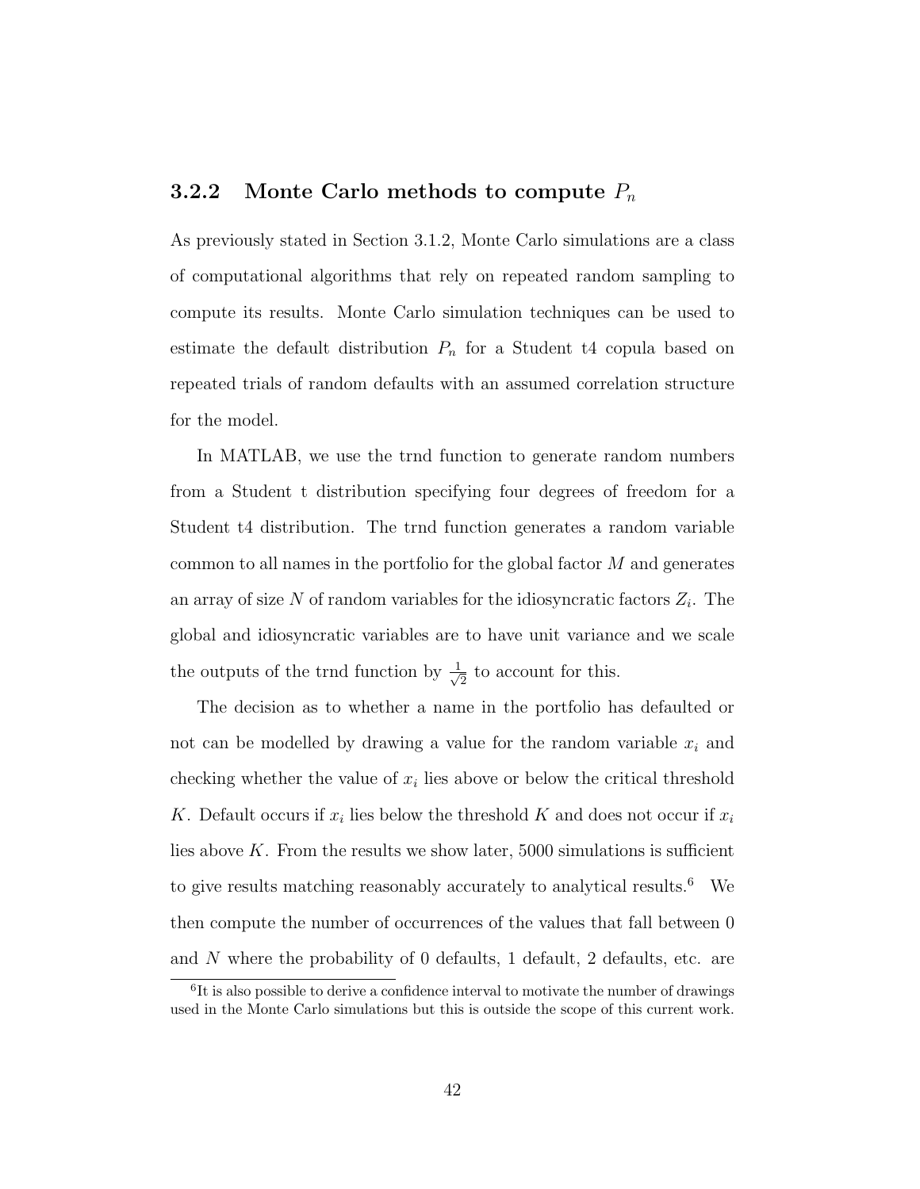### 3.2.2 Monte Carlo methods to compute $P_n$

As previously stated in Section 3.1.2, Monte Carlo simulations are a class of computational algorithms that rely on repeated random sampling to compute its results. Monte Carlo simulation techniques can be used to estimate the default distribution $P_n$ for a Student t4 copula based on repeated trials of random defaults with an assumed correlation structure for the model.

In MATLAB, we use the trnd function to generate random numbers from a Student t distribution specifying four degrees of freedom for a Student t4 distribution. The trnd function generates a random variable common to all names in the portfolio for the global factor $M$ and generates an array of size $N$ of random variables for the idiosyncratic factors $Z_i$. The global and idiosyncratic variables are to have unit variance and we scale the outputs of the trnd function by $\frac{1}{\sqrt{2}}$ to account for this.

The decision as to whether a name in the portfolio has defaulted or not can be modelled by drawing a value for the random variable $x_i$ and checking whether the value of $x_i$ lies above or below the critical threshold $K$. Default occurs if $x_i$ lies below the threshold $K$ and does not occur if $x_i$ lies above $K$. From the results we show later, 5000 simulations is sufficient to give results matching reasonably accurately to analytical results.[6] We then compute the number of occurrences of the values that fall between 0 and $N$ where the probability of 0 defaults, 1 default, 2 defaults, etc. are

[6]It is also possible to derive a confidence interval to motivate the number of drawings used in the Monte Carlo simulations but this is outside the scope of this current work.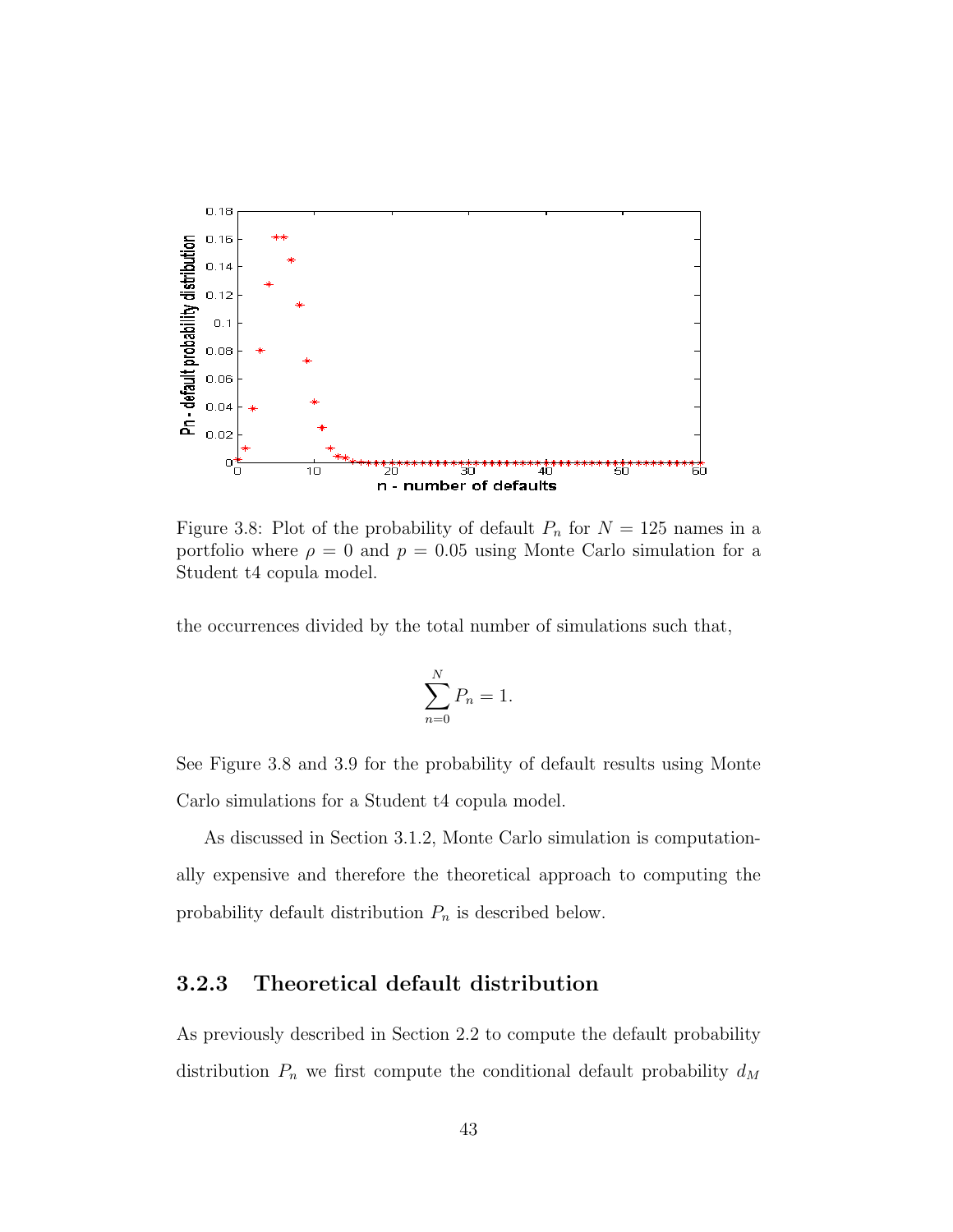Figure 3.8: Plot of the probability of default $P_n$ for $N = 125$ names in a portfolio where $\rho = 0$ and $p = 0.05$ using Monte Carlo simulation for a Student t4 copula model.

the occurrences divided by the total number of simulations such that,

$$\sum_{n=0}^{N} P_n = 1.$$

See Figure 3.8 and 3.9 for the probability of default results using Monte Carlo simulations for a Student t4 copula model.

As discussed in Section 3.1.2, Monte Carlo simulation is computationally expensive and therefore the theoretical approach to computing the probability default distribution $P_n$ is described below.

### 3.2.3 Theoretical default distribution

As previously described in Section 2.2 to compute the default probability distribution $P_n$ we first compute the conditional default probability $d_M$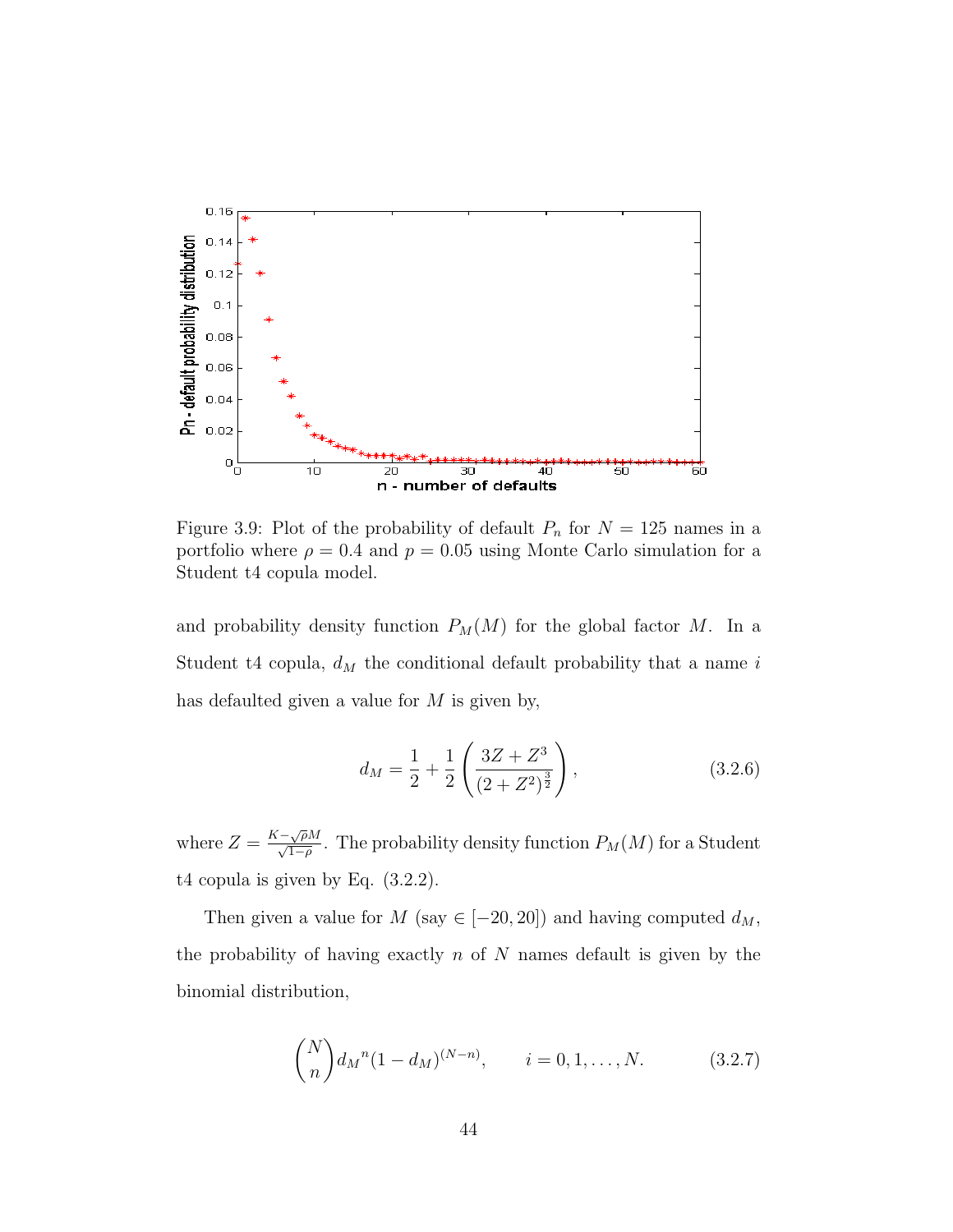Figure 3.9: Plot of the probability of default $P_n$ for $N = 125$ names in a portfolio where $\rho = 0.4$ and $p = 0.05$ using Monte Carlo simulation for a Student t4 copula model.

and probability density function $P_M(M)$ for the global factor $M$. In a Student t4 copula, $d_M$ the conditional default probability that a name $i$ has defaulted given a value for $M$ is given by,

$$d_M = \frac{1}{2} + \frac{1}{2}\left(\frac{3Z + Z^3}{(2 + Z^2)^{\frac{3}{2}}}\right), \tag{3.2.6}$$

where $Z = \frac{K - \sqrt{\rho}M}{\sqrt{1-\rho}}$. The probability density function $P_M(M)$ for a Student t4 copula is given by Eq. (3.2.2).

Then given a value for $M$ (say $\in [-20, 20]$) and having computed $d_M$, the probability of having exactly $n$ of $N$ names default is given by the binomial distribution,

$$\binom{N}{n} {d_M}^n (1 - d_M)^{(N-n)}, \qquad i = 0, 1, \ldots, N. \tag{3.2.7}$$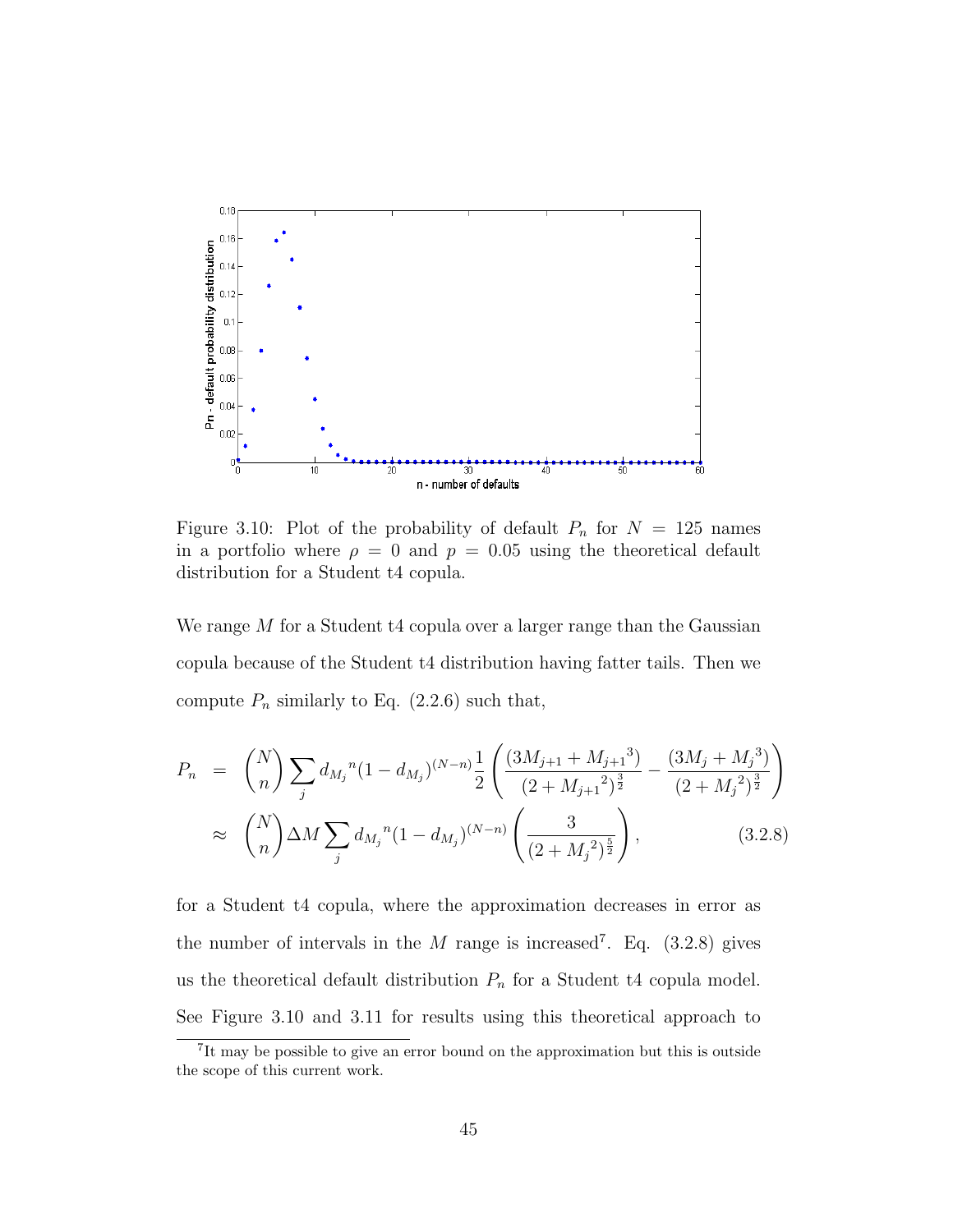Figure 3.10: Plot of the probability of default $P_n$ for $N = 125$ names in a portfolio where $\rho = 0$ and $p = 0.05$ using the theoretical default distribution for a Student t4 copula.

We range $M$ for a Student t4 copula over a larger range than the Gaussian copula because of the Student t4 distribution having fatter tails. Then we compute $P_n$ similarly to Eq. (2.2.6) such that,

$$
\begin{aligned}
P_n &= \binom{N}{n} \sum_j {d_{M_j}}^n (1 - d_{M_j})^{(N-n)} \frac{1}{2} \left( \frac{(3M_{j+1} + {M_{j+1}}^3)}{(2 + {M_{j+1}}^2)^{\frac{3}{2}}} - \frac{(3M_j + {M_j}^3)}{(2 + {M_j}^2)^{\frac{3}{2}}} \right) \\
&\approx \binom{N}{n} \Delta M \sum_j {d_{M_j}}^n (1 - d_{M_j})^{(N-n)} \left( \frac{3}{(2 + {M_j}^2)^{\frac{5}{2}}} \right), \qquad (3.2.8)
\end{aligned}
$$

for a Student t4 copula, where the approximation decreases in error as the number of intervals in the $M$ range is increased[7]. Eq. (3.2.8) gives us the theoretical default distribution $P_n$ for a Student t4 copula model. See Figure 3.10 and 3.11 for results using this theoretical approach to

[7]It may be possible to give an error bound on the approximation but this is outside the scope of this current work.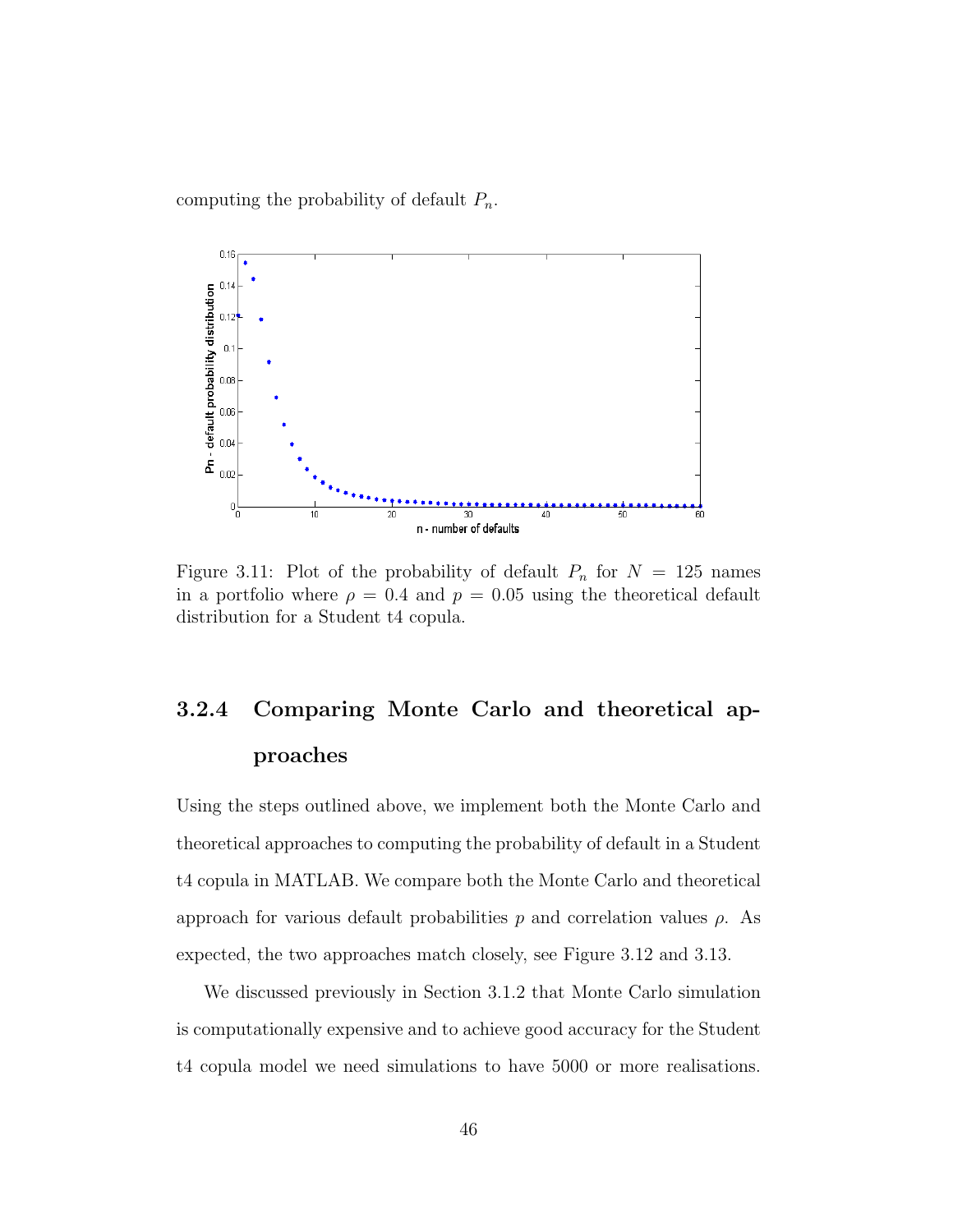computing the probability of default $P_n$.

Figure 3.11: Plot of the probability of default $P_n$ for $N = 125$ names in a portfolio where $\rho = 0.4$ and $p = 0.05$ using the theoretical default distribution for a Student t4 copula.

### 3.2.4 Comparing Monte Carlo and theoretical approaches

Using the steps outlined above, we implement both the Monte Carlo and theoretical approaches to computing the probability of default in a Student t4 copula in MATLAB. We compare both the Monte Carlo and theoretical approach for various default probabilities $p$ and correlation values $\rho$. As expected, the two approaches match closely, see Figure 3.12 and 3.13.

We discussed previously in Section 3.1.2 that Monte Carlo simulation is computationally expensive and to achieve good accuracy for the Student t4 copula model we need simulations to have 5000 or more realisations.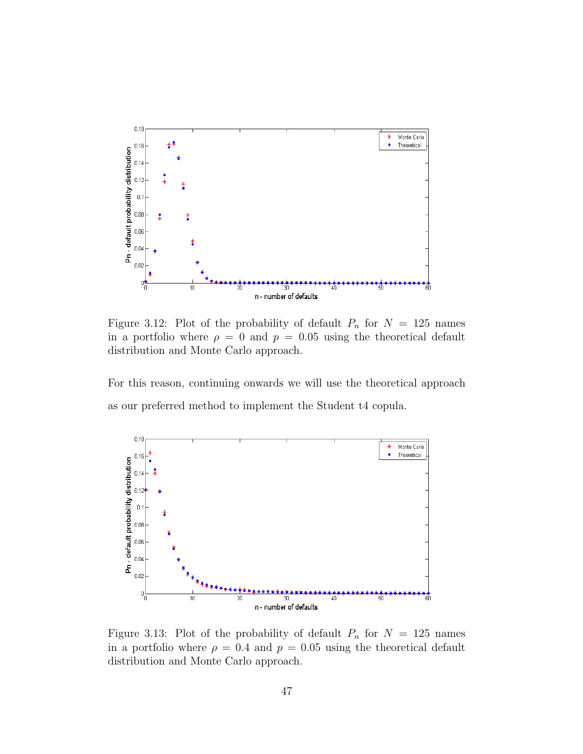Figure 3.12: Plot of the probability of default $P_n$ for $N = 125$ names in a portfolio where $\rho = 0$ and $p = 0.05$ using the theoretical default distribution and Monte Carlo approach.

For this reason, continuing onwards we will use the theoretical approach as our preferred method to implement the Student t4 copula.

Figure 3.13: Plot of the probability of default $P_n$ for $N = 125$ names in a portfolio where $\rho = 0.4$ and $p = 0.05$ using the theoretical default distribution and Monte Carlo approach.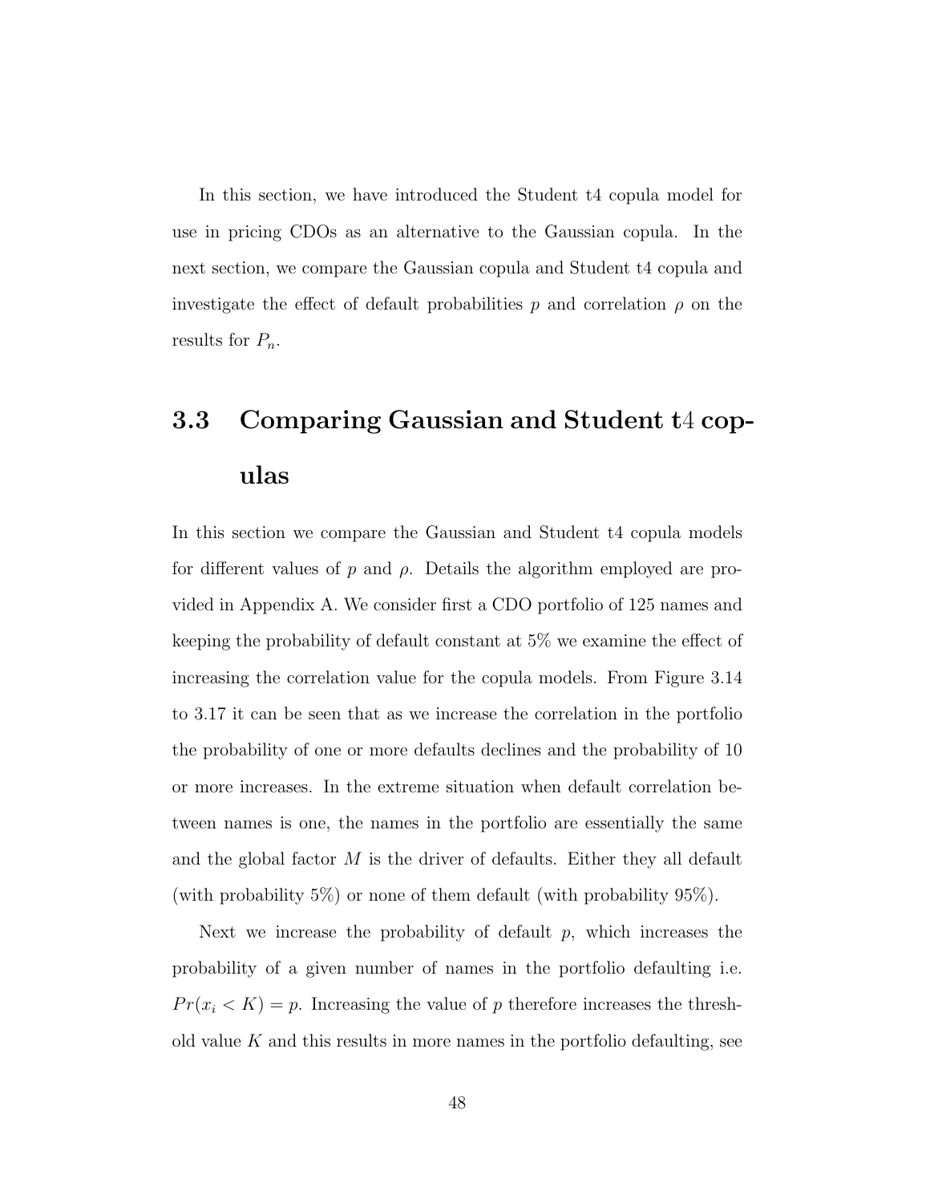In this section, we have introduced the Student t4 copula model for use in pricing CDOs as an alternative to the Gaussian copula. In the next section, we compare the Gaussian copula and Student t4 copula and investigate the effect of default probabilities $p$ and correlation $\rho$ on the results for $P_n$.

## 3.3 Comparing Gaussian and Student t4 copulas

In this section we compare the Gaussian and Student t4 copula models for different values of $p$ and $\rho$. Details the algorithm employed are provided in Appendix A. We consider first a CDO portfolio of 125 names and keeping the probability of default constant at 5% we examine the effect of increasing the correlation value for the copula models. From Figure 3.14 to 3.17 it can be seen that as we increase the correlation in the portfolio the probability of one or more defaults declines and the probability of 10 or more increases. In the extreme situation when default correlation between names is one, the names in the portfolio are essentially the same and the global factor $M$ is the driver of defaults. Either they all default (with probability 5%) or none of them default (with probability 95%).

Next we increase the probability of default $p$, which increases the probability of a given number of names in the portfolio defaulting i.e. $Pr(x_i < K) = p$. Increasing the value of $p$ therefore increases the threshold value $K$ and this results in more names in the portfolio defaulting, see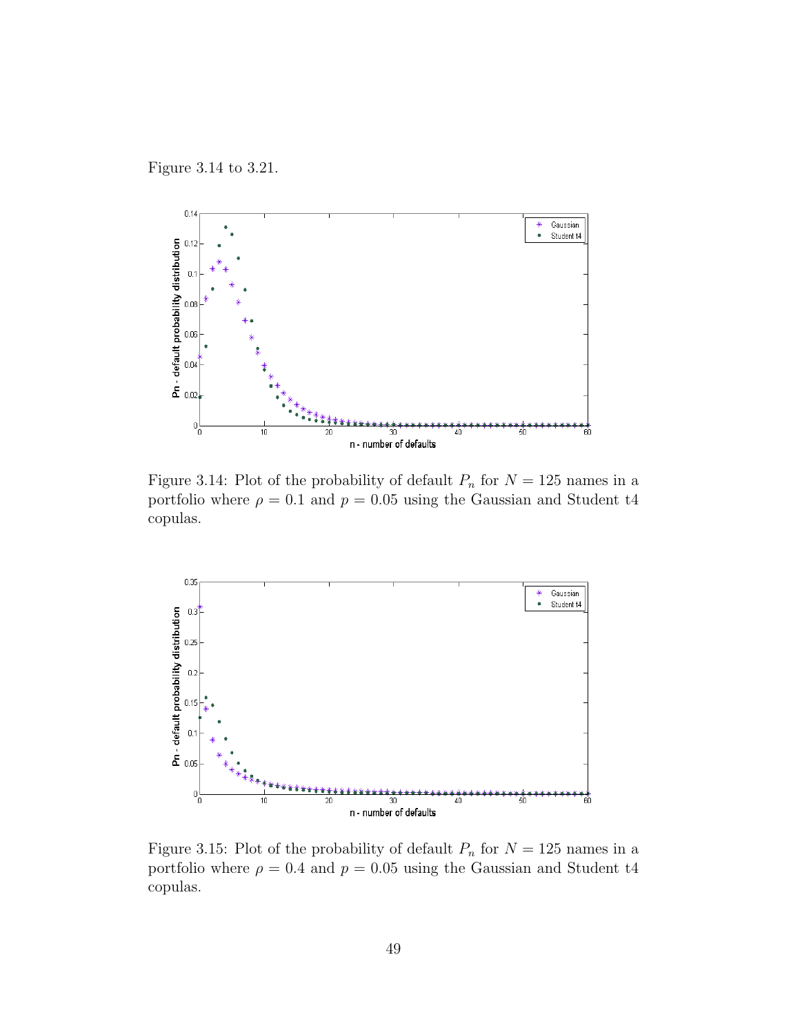Figure 3.14 to 3.21.

Figure 3.14: Plot of the probability of default $P_n$ for $N = 125$ names in a portfolio where $\rho = 0.1$ and $p = 0.05$ using the Gaussian and Student t4 copulas.

Figure 3.15: Plot of the probability of default $P_n$ for $N = 125$ names in a portfolio where $\rho = 0.4$ and $p = 0.05$ using the Gaussian and Student t4 copulas.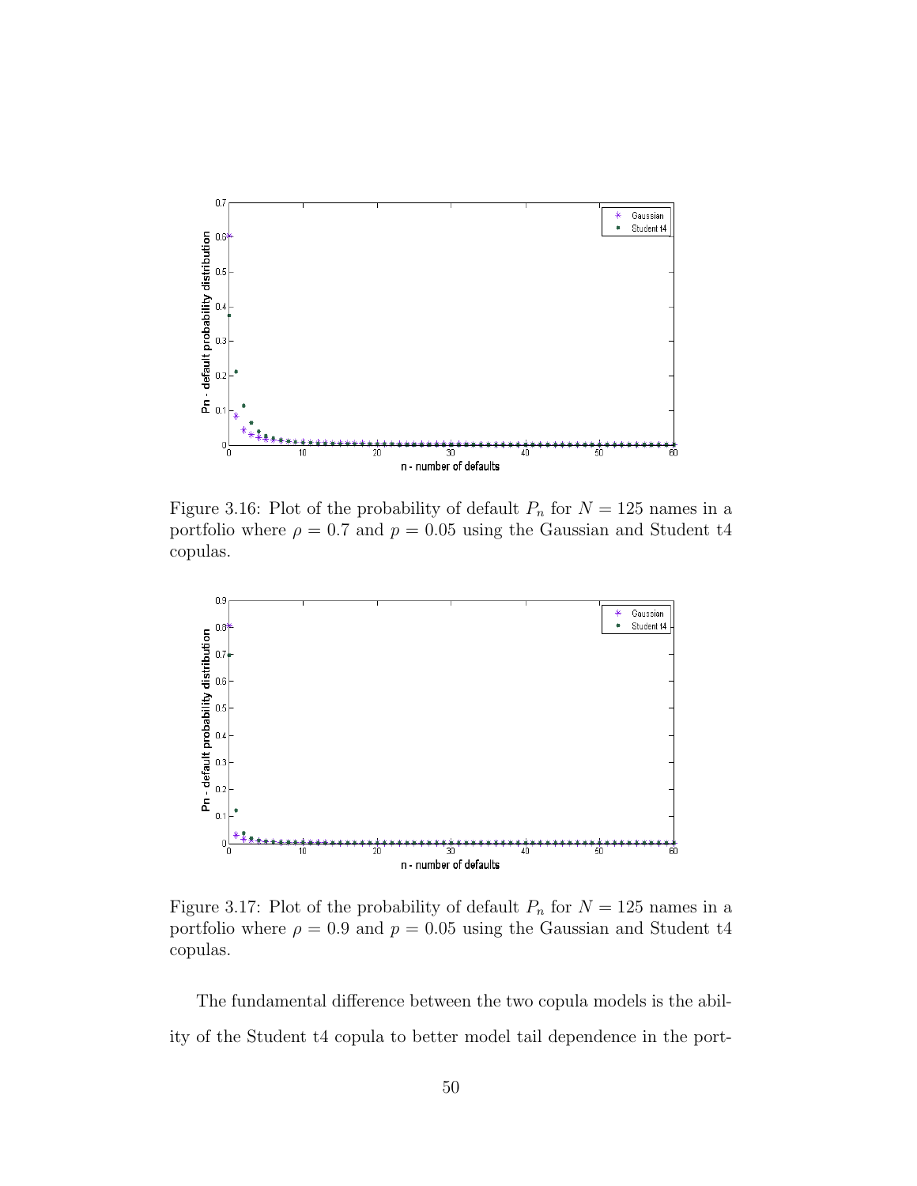Figure 3.16: Plot of the probability of default $P_n$ for $N = 125$ names in a portfolio where $\rho = 0.7$ and $p = 0.05$ using the Gaussian and Student t4 copulas.

Figure 3.17: Plot of the probability of default $P_n$ for $N = 125$ names in a portfolio where $\rho = 0.9$ and $p = 0.05$ using the Gaussian and Student t4 copulas.

The fundamental difference between the two copula models is the ability of the Student t4 copula to better model tail dependence in the port-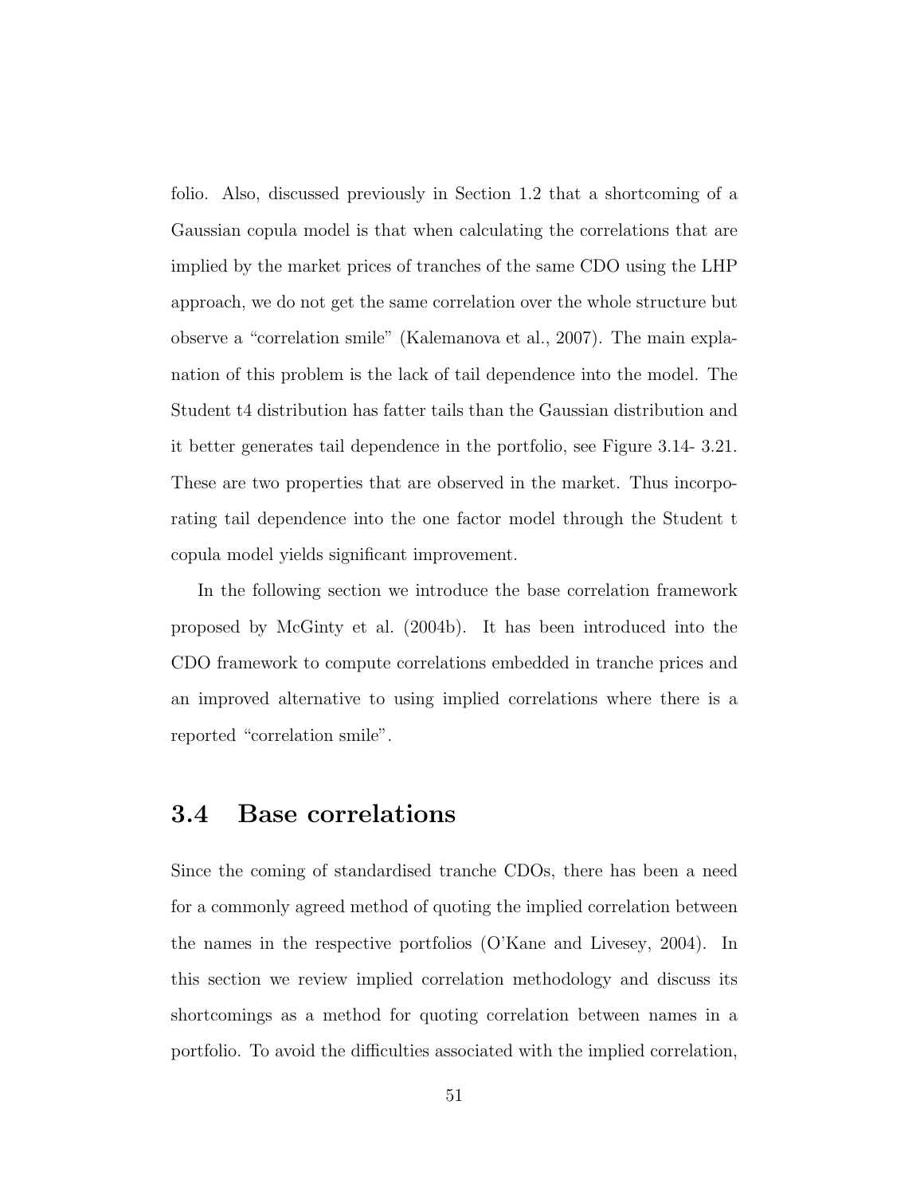folio. Also, discussed previously in Section 1.2 that a shortcoming of a Gaussian copula model is that when calculating the correlations that are implied by the market prices of tranches of the same CDO using the LHP approach, we do not get the same correlation over the whole structure but observe a "correlation smile" (Kalemanova et al., 2007). The main explanation of this problem is the lack of tail dependence into the model. The Student t4 distribution has fatter tails than the Gaussian distribution and it better generates tail dependence in the portfolio, see Figure 3.14- 3.21. These are two properties that are observed in the market. Thus incorporating tail dependence into the one factor model through the Student t copula model yields significant improvement.

In the following section we introduce the base correlation framework proposed by McGinty et al. (2004b). It has been introduced into the CDO framework to compute correlations embedded in tranche prices and an improved alternative to using implied correlations where there is a reported "correlation smile".

## 3.4 Base correlations

Since the coming of standardised tranche CDOs, there has been a need for a commonly agreed method of quoting the implied correlation between the names in the respective portfolios (O'Kane and Livesey, 2004). In this section we review implied correlation methodology and discuss its shortcomings as a method for quoting correlation between names in a portfolio. To avoid the difficulties associated with the implied correlation,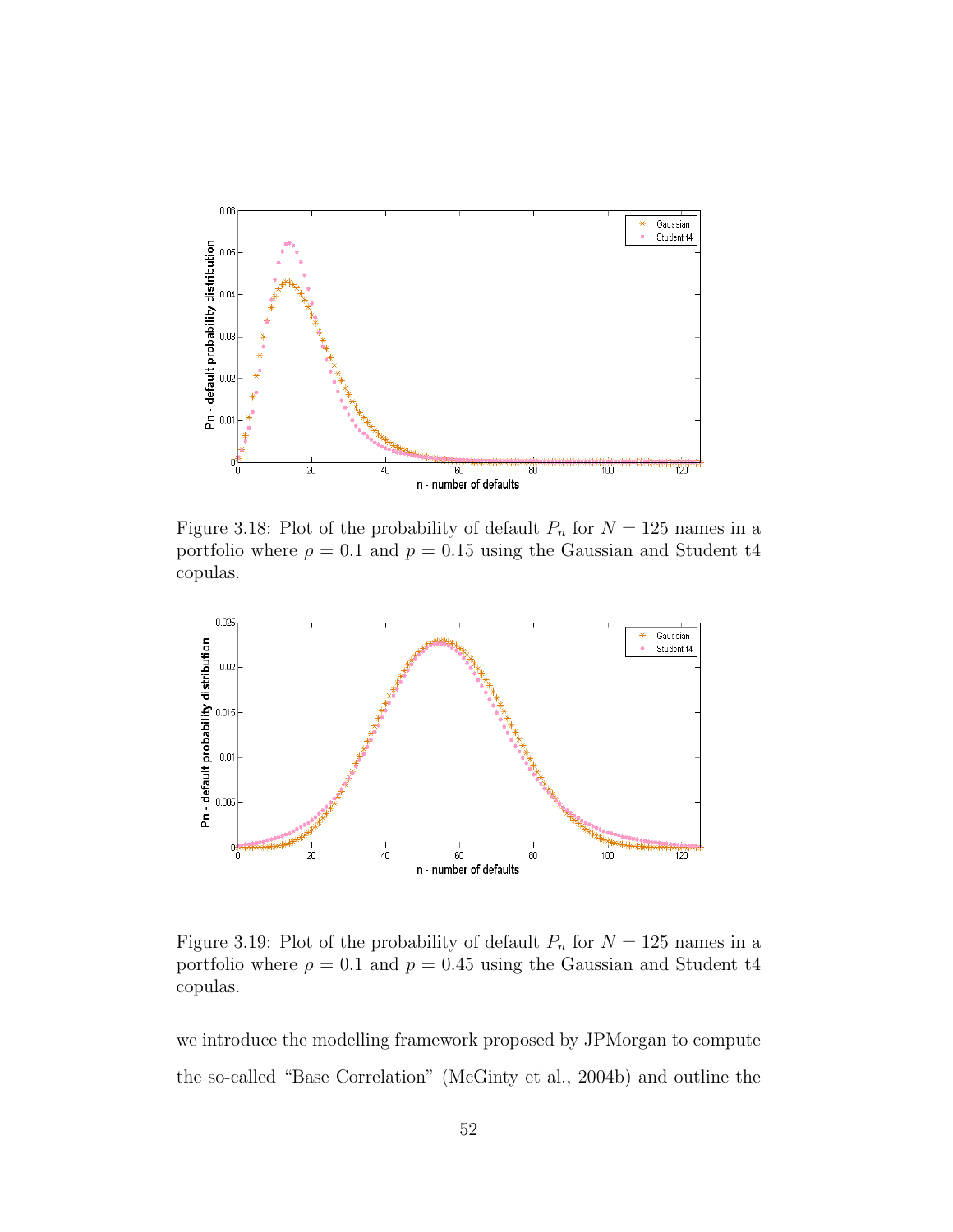Figure 3.18: Plot of the probability of default $P_n$ for $N = 125$ names in a portfolio where $\rho = 0.1$ and $p = 0.15$ using the Gaussian and Student t4 copulas.

Figure 3.19: Plot of the probability of default $P_n$ for $N = 125$ names in a portfolio where $\rho = 0.1$ and $p = 0.45$ using the Gaussian and Student t4 copulas.

we introduce the modelling framework proposed by JPMorgan to compute the so-called "Base Correlation" (McGinty et al., 2004b) and outline the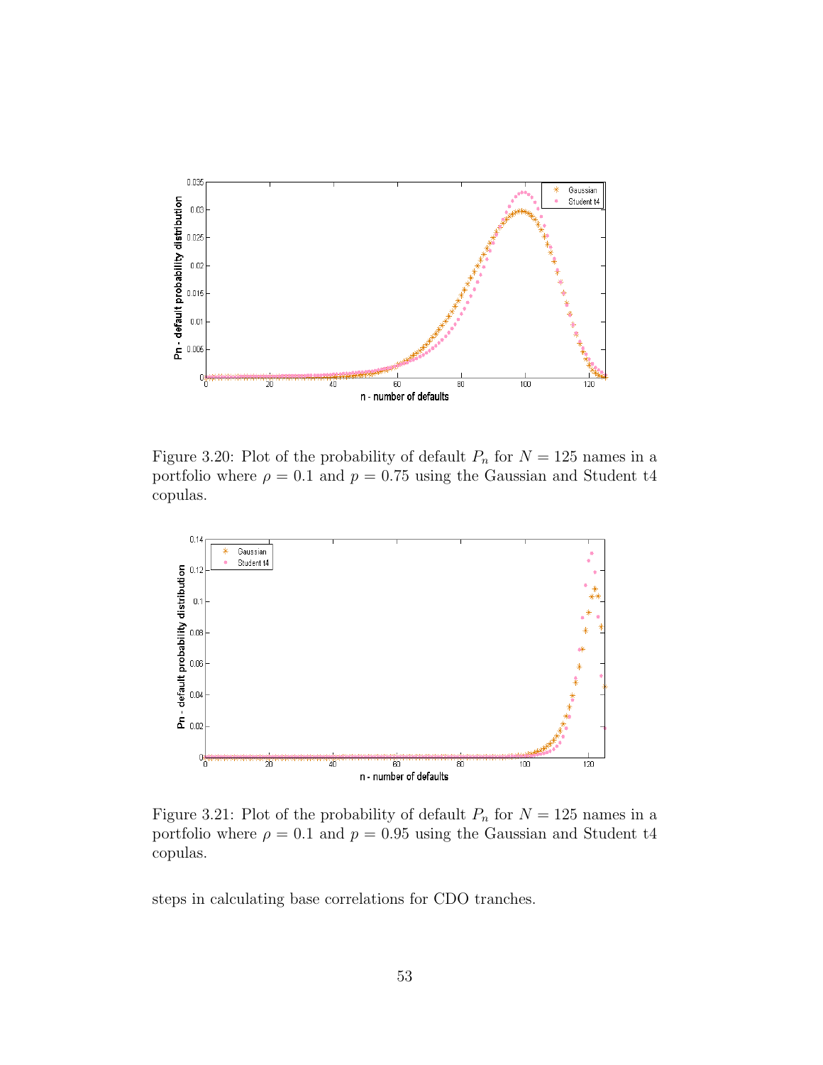Figure 3.20: Plot of the probability of default $P_n$ for $N = 125$ names in a portfolio where $\rho = 0.1$ and $p = 0.75$ using the Gaussian and Student t4 copulas.

Figure 3.21: Plot of the probability of default $P_n$ for $N = 125$ names in a portfolio where $\rho = 0.1$ and $p = 0.95$ using the Gaussian and Student t4 copulas.

steps in calculating base correlations for CDO tranches.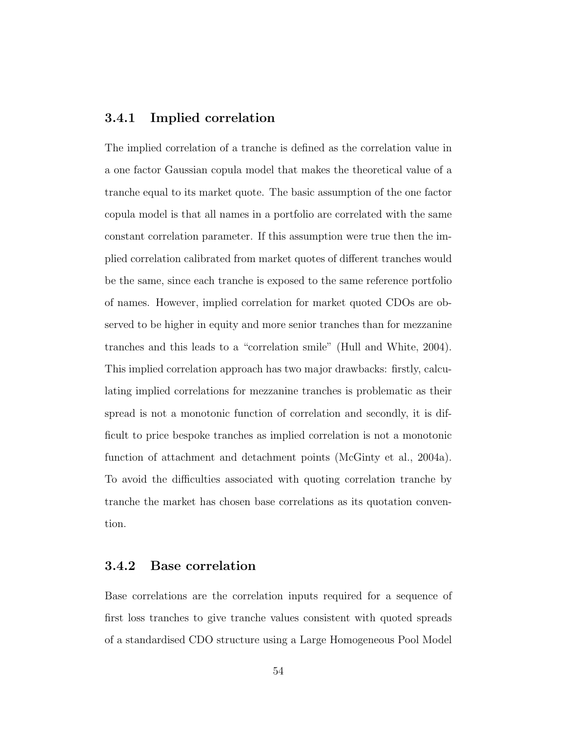### 3.4.1 Implied correlation

The implied correlation of a tranche is defined as the correlation value in a one factor Gaussian copula model that makes the theoretical value of a tranche equal to its market quote. The basic assumption of the one factor copula model is that all names in a portfolio are correlated with the same constant correlation parameter. If this assumption were true then the implied correlation calibrated from market quotes of different tranches would be the same, since each tranche is exposed to the same reference portfolio of names. However, implied correlation for market quoted CDOs are observed to be higher in equity and more senior tranches than for mezzanine tranches and this leads to a "correlation smile" (Hull and White, 2004). This implied correlation approach has two major drawbacks: firstly, calculating implied correlations for mezzanine tranches is problematic as their spread is not a monotonic function of correlation and secondly, it is difficult to price bespoke tranches as implied correlation is not a monotonic function of attachment and detachment points (McGinty et al., 2004a). To avoid the difficulties associated with quoting correlation tranche by tranche the market has chosen base correlations as its quotation convention.

### 3.4.2 Base correlation

Base correlations are the correlation inputs required for a sequence of first loss tranches to give tranche values consistent with quoted spreads of a standardised CDO structure using a Large Homogeneous Pool Model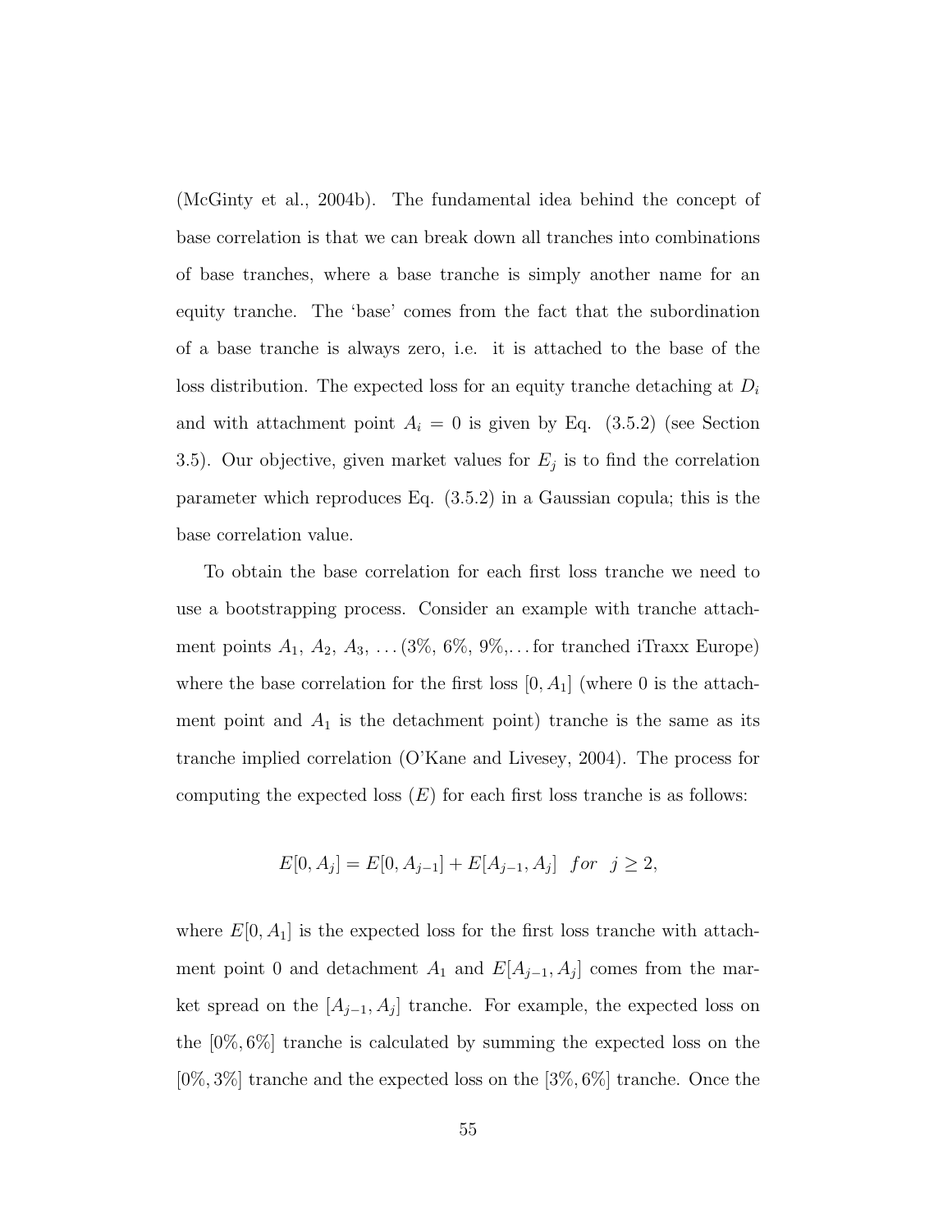(McGinty et al., 2004b). The fundamental idea behind the concept of base correlation is that we can break down all tranches into combinations of base tranches, where a base tranche is simply another name for an equity tranche. The 'base' comes from the fact that the subordination of a base tranche is always zero, i.e. it is attached to the base of the loss distribution. The expected loss for an equity tranche detaching at $D_i$ and with attachment point $A_i = 0$ is given by Eq. (3.5.2) (see Section 3.5). Our objective, given market values for $E_j$ is to find the correlation parameter which reproduces Eq. (3.5.2) in a Gaussian copula; this is the base correlation value.

To obtain the base correlation for each first loss tranche we need to use a bootstrapping process. Consider an example with tranche attachment points $A_1$, $A_2$, $A_3$, ... (3%, 6%, 9%,... for tranched iTraxx Europe) where the base correlation for the first loss $[0, A_1]$ (where 0 is the attachment point and $A_1$ is the detachment point) tranche is the same as its tranche implied correlation (O'Kane and Livesey, 2004). The process for computing the expected loss ($E$) for each first loss tranche is as follows:

$$E[0, A_j] = E[0, A_{j-1}] + E[A_{j-1}, A_j] \quad for \quad j \geq 2,$$

where $E[0, A_1]$ is the expected loss for the first loss tranche with attachment point 0 and detachment $A_1$ and $E[A_{j-1}, A_j]$ comes from the market spread on the $[A_{j-1}, A_j]$ tranche. For example, the expected loss on the $[0\%, 6\%]$ tranche is calculated by summing the expected loss on the $[0\%, 3\%]$ tranche and the expected loss on the $[3\%, 6\%]$ tranche. Once the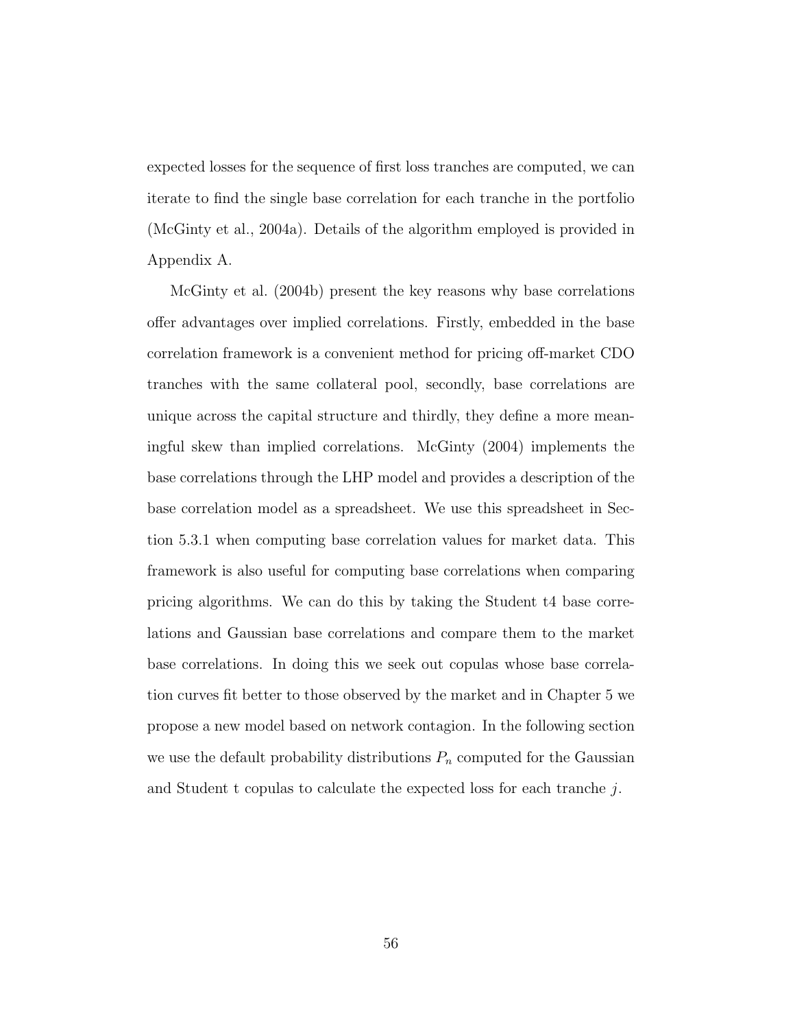expected losses for the sequence of first loss tranches are computed, we can iterate to find the single base correlation for each tranche in the portfolio (McGinty et al., 2004a). Details of the algorithm employed is provided in Appendix A.

McGinty et al. (2004b) present the key reasons why base correlations offer advantages over implied correlations. Firstly, embedded in the base correlation framework is a convenient method for pricing off-market CDO tranches with the same collateral pool, secondly, base correlations are unique across the capital structure and thirdly, they define a more meaningful skew than implied correlations. McGinty (2004) implements the base correlations through the LHP model and provides a description of the base correlation model as a spreadsheet. We use this spreadsheet in Section 5.3.1 when computing base correlation values for market data. This framework is also useful for computing base correlations when comparing pricing algorithms. We can do this by taking the Student t4 base correlations and Gaussian base correlations and compare them to the market base correlations. In doing this we seek out copulas whose base correlation curves fit better to those observed by the market and in Chapter 5 we propose a new model based on network contagion. In the following section we use the default probability distributions $P_n$ computed for the Gaussian and Student t copulas to calculate the expected loss for each tranche $j$.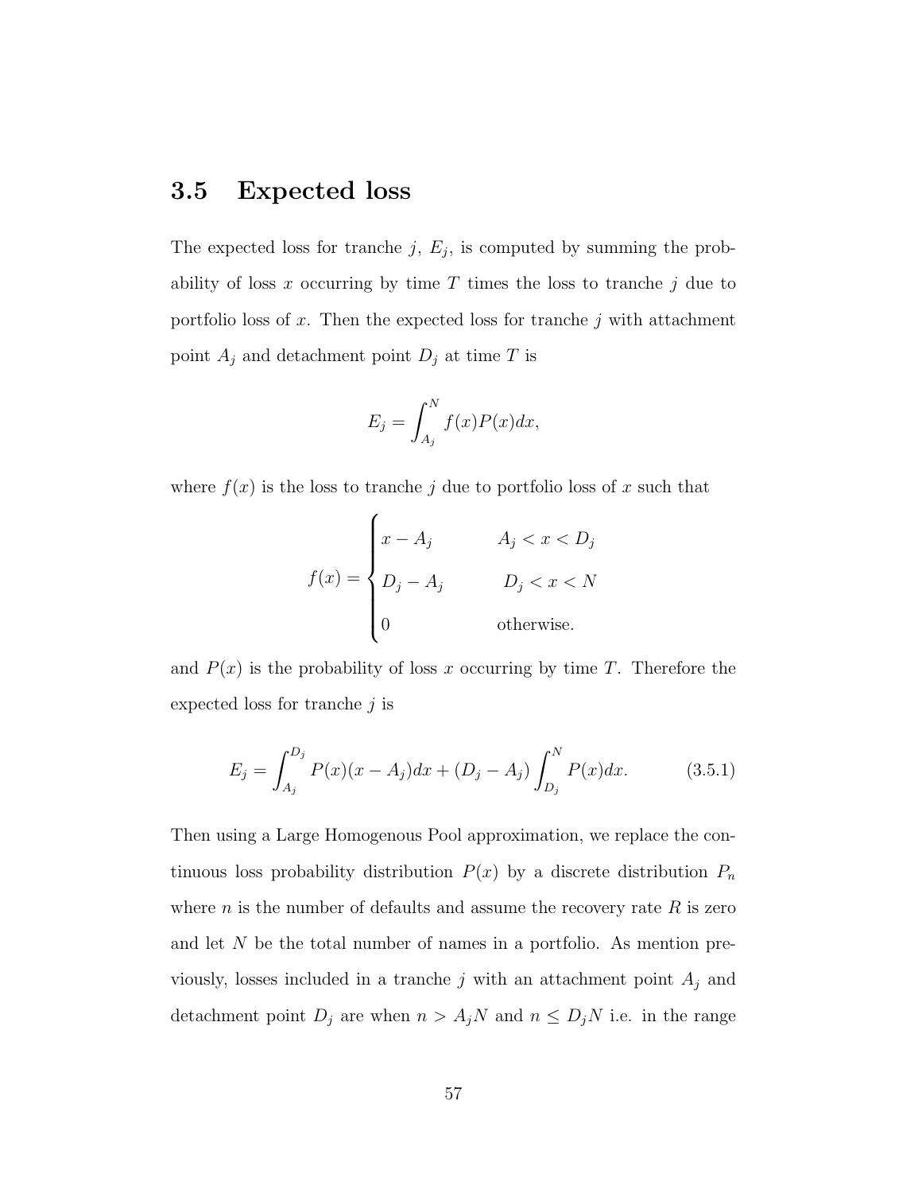## 3.5 Expected loss

The expected loss for tranche $j$, $E_j$, is computed by summing the probability of loss $x$ occurring by time $T$ times the loss to tranche $j$ due to portfolio loss of $x$. Then the expected loss for tranche $j$ with attachment point $A_j$ and detachment point $D_j$ at time $T$ is

$$E_j = \int_{A_j}^{N} f(x)P(x)dx,$$

where $f(x)$ is the loss to tranche $j$ due to portfolio loss of $x$ such that

$$f(x) = \begin{cases} x - A_j & A_j < x < D_j \\ D_j - A_j & D_j < x < N \\ 0 & \text{otherwise.} \end{cases}$$

and $P(x)$ is the probability of loss $x$ occurring by time $T$. Therefore the expected loss for tranche $j$ is

$$E_j = \int_{A_j}^{D_j} P(x)(x - A_j)dx + (D_j - A_j)\int_{D_j}^{N} P(x)dx. \tag{3.5.1}$$

Then using a Large Homogenous Pool approximation, we replace the continuous loss probability distribution $P(x)$ by a discrete distribution $P_n$ where $n$ is the number of defaults and assume the recovery rate $R$ is zero and let $N$ be the total number of names in a portfolio. As mention previously, losses included in a tranche $j$ with an attachment point $A_j$ and detachment point $D_j$ are when $n > A_jN$ and $n \leq D_jN$ i.e. in the range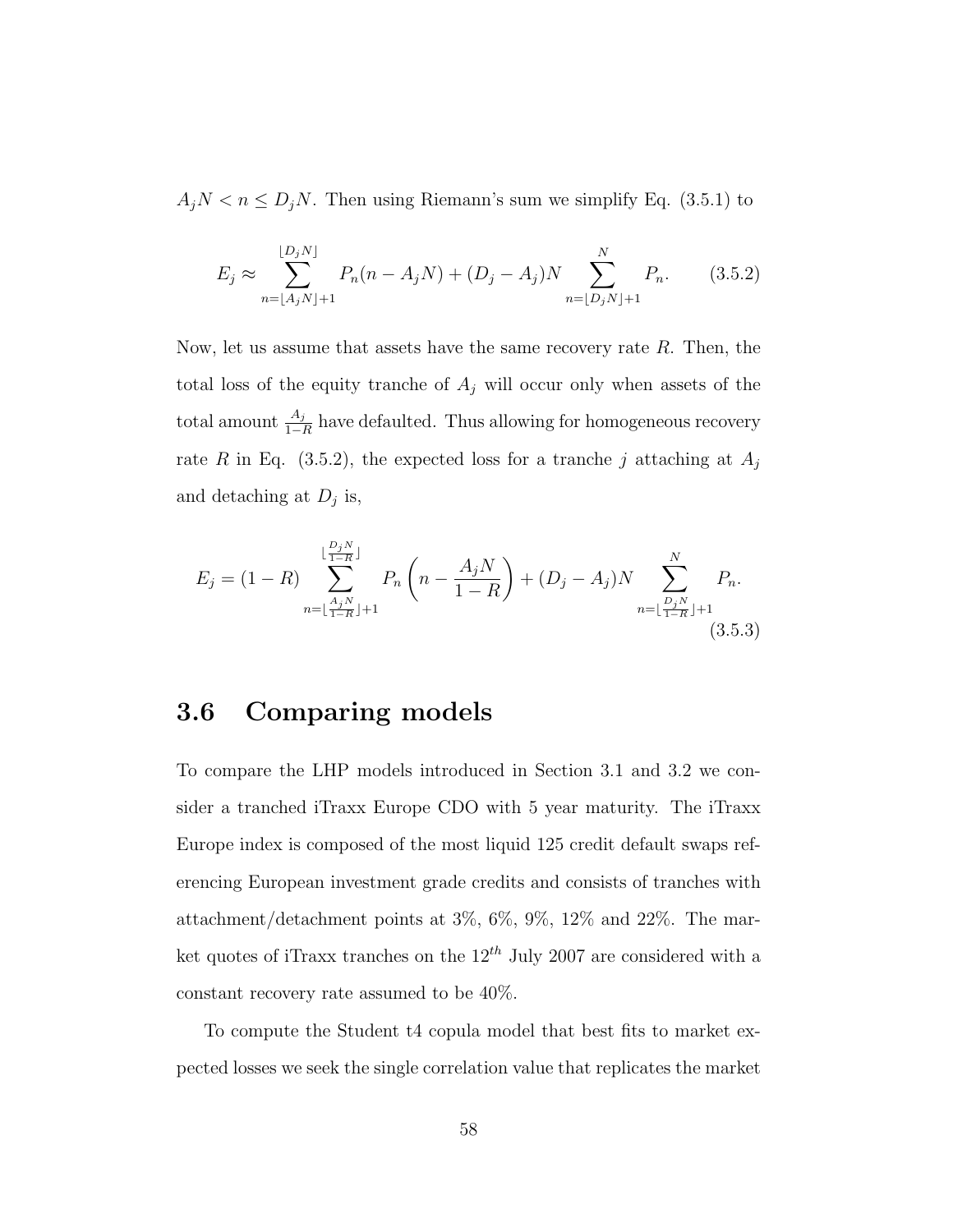$A_j N < n \leq D_j N$. Then using Riemann's sum we simplify Eq. (3.5.1) to

$$E_j \approx \sum_{n=\lfloor A_j N \rfloor + 1}^{\lfloor D_j N \rfloor} P_n (n - A_j N) + (D_j - A_j) N \sum_{n=\lfloor D_j N \rfloor + 1}^{N} P_n. \tag{3.5.2}$$

Now, let us assume that assets have the same recovery rate $R$. Then, the total loss of the equity tranche of $A_j$ will occur only when assets of the total amount $\frac{A_j}{1-R}$ have defaulted. Thus allowing for homogeneous recovery rate $R$ in Eq. (3.5.2), the expected loss for a tranche $j$ attaching at $A_j$ and detaching at $D_j$ is,

$$E_j = (1 - R) \sum_{n=\lfloor \frac{A_j N}{1-R} \rfloor + 1}^{\lfloor \frac{D_j N}{1-R} \rfloor} P_n \left( n - \frac{A_j N}{1 - R} \right) + (D_j - A_j) N \sum_{n=\lfloor \frac{D_j N}{1-R} \rfloor + 1}^{N} P_n. \tag{3.5.3}$$

## 3.6 Comparing models

To compare the LHP models introduced in Section 3.1 and 3.2 we consider a tranched iTraxx Europe CDO with 5 year maturity. The iTraxx Europe index is composed of the most liquid 125 credit default swaps referencing European investment grade credits and consists of tranches with attachment/detachment points at 3%, 6%, 9%, 12% and 22%. The market quotes of iTraxx tranches on the $12^{th}$ July 2007 are considered with a constant recovery rate assumed to be 40%.

To compute the Student t4 copula model that best fits to market expected losses we seek the single correlation value that replicates the market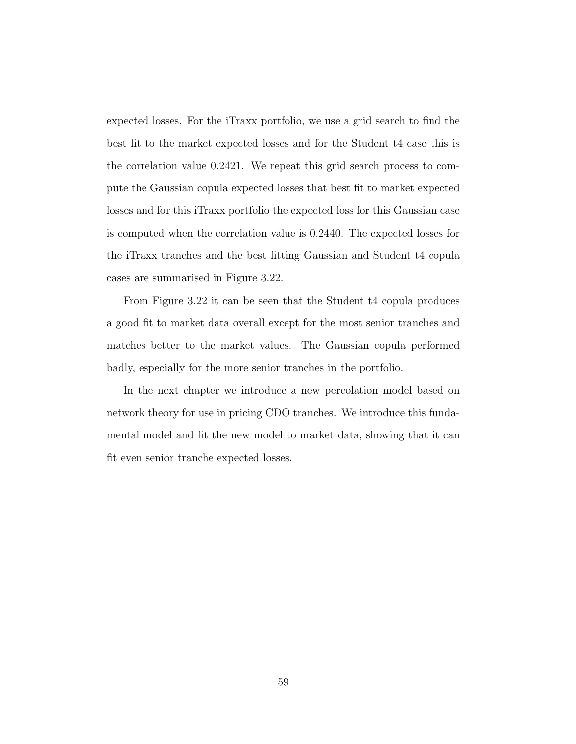expected losses. For the iTraxx portfolio, we use a grid search to find the best fit to the market expected losses and for the Student t4 case this is the correlation value 0.2421. We repeat this grid search process to compute the Gaussian copula expected losses that best fit to market expected losses and for this iTraxx portfolio the expected loss for this Gaussian case is computed when the correlation value is 0.2440. The expected losses for the iTraxx tranches and the best fitting Gaussian and Student t4 copula cases are summarised in Figure 3.22.

From Figure 3.22 it can be seen that the Student t4 copula produces a good fit to market data overall except for the most senior tranches and matches better to the market values. The Gaussian copula performed badly, especially for the more senior tranches in the portfolio.

In the next chapter we introduce a new percolation model based on network theory for use in pricing CDO tranches. We introduce this fundamental model and fit the new model to market data, showing that it can fit even senior tranche expected losses.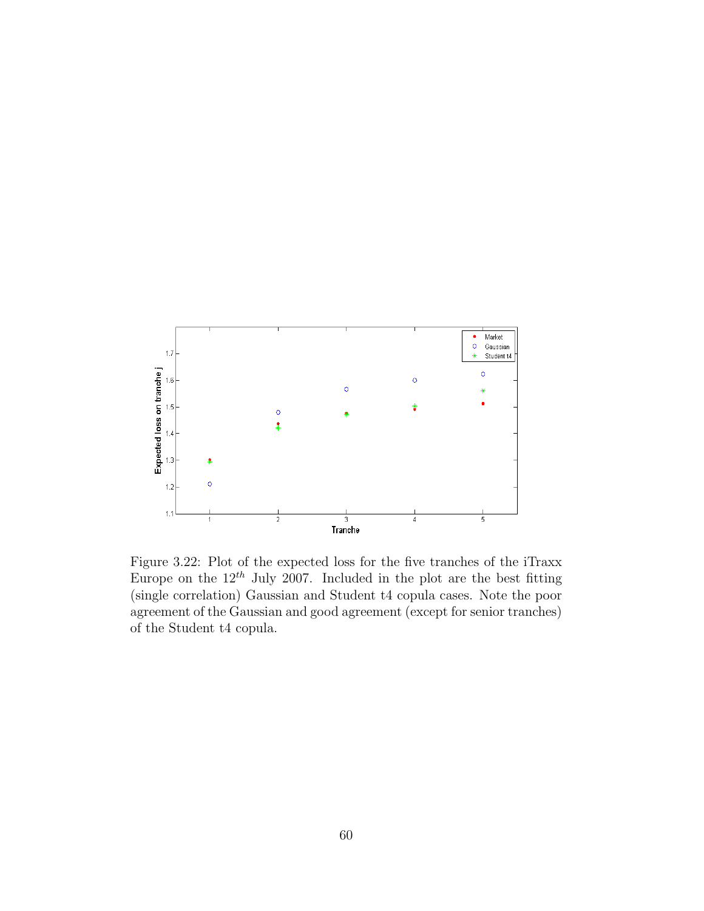Figure 3.22: Plot of the expected loss for the five tranches of the iTraxx Europe on the $12^{th}$ July 2007. Included in the plot are the best fitting (single correlation) Gaussian and Student t4 copula cases. Note the poor agreement of the Gaussian and good agreement (except for senior tranches) of the Student t4 copula.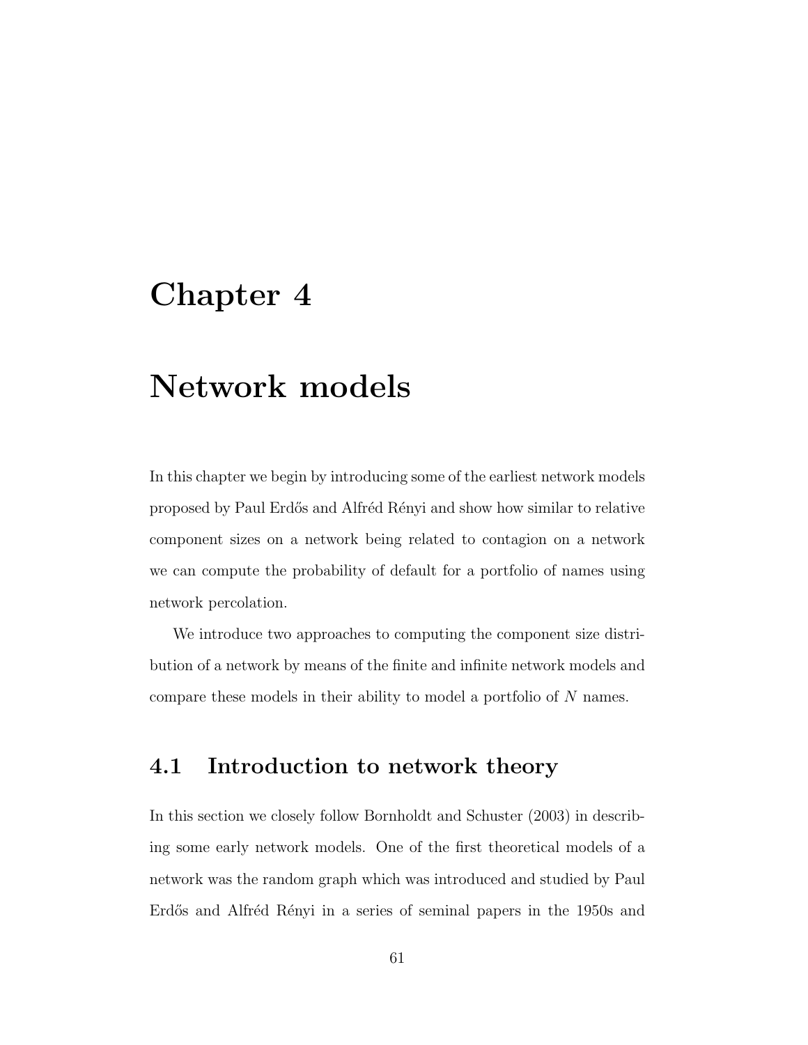# Chapter 4

# Network models

In this chapter we begin by introducing some of the earliest network models proposed by Paul Erdős and Alfréd Rényi and show how similar to relative component sizes on a network being related to contagion on a network we can compute the probability of default for a portfolio of names using network percolation.

We introduce two approaches to computing the component size distribution of a network by means of the finite and infinite network models and compare these models in their ability to model a portfolio of $N$ names.

## 4.1 Introduction to network theory

In this section we closely follow Bornholdt and Schuster (2003) in describing some early network models. One of the first theoretical models of a network was the random graph which was introduced and studied by Paul Erdős and Alfréd Rényi in a series of seminal papers in the 1950s and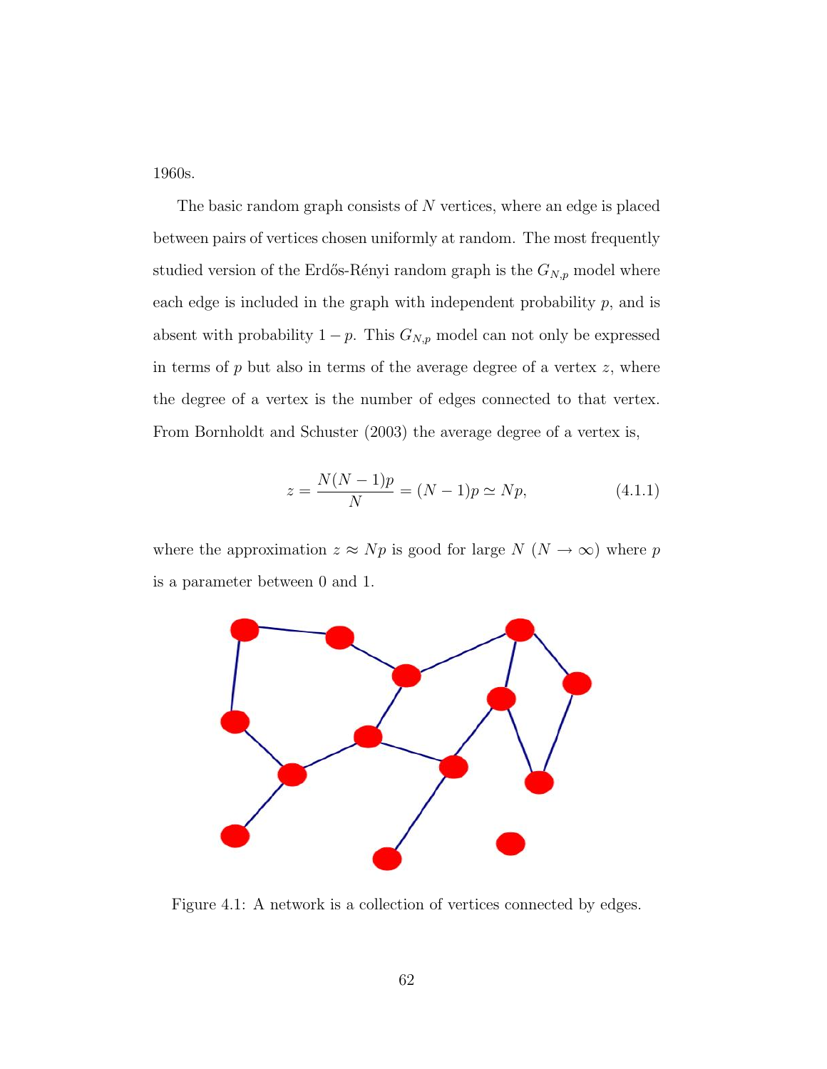1960s.

The basic random graph consists of $N$ vertices, where an edge is placed between pairs of vertices chosen uniformly at random. The most frequently studied version of the Erdős-Rényi random graph is the $G_{N,p}$ model where each edge is included in the graph with independent probability $p$, and is absent with probability $1-p$. This $G_{N,p}$ model can not only be expressed in terms of $p$ but also in terms of the average degree of a vertex $z$, where the degree of a vertex is the number of edges connected to that vertex. From Bornholdt and Schuster (2003) the average degree of a vertex is,

$$z = \frac{N(N-1)p}{N} = (N-1)p \simeq Np, \tag{4.1.1}$$

where the approximation $z \approx Np$ is good for large $N$ ($N \to \infty$) where $p$ is a parameter between 0 and 1.

Figure 4.1: A network is a collection of vertices connected by edges.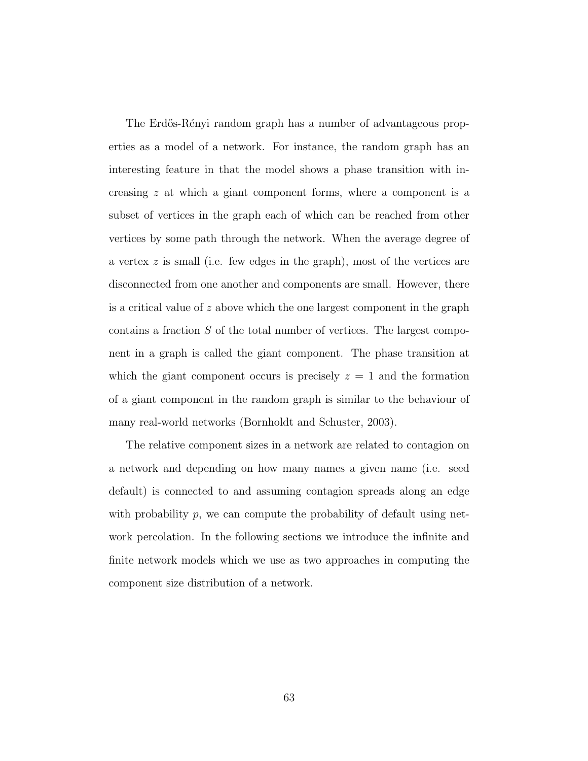The Erdős-Rényi random graph has a number of advantageous properties as a model of a network. For instance, the random graph has an interesting feature in that the model shows a phase transition with increasing $z$ at which a giant component forms, where a component is a subset of vertices in the graph each of which can be reached from other vertices by some path through the network. When the average degree of a vertex $z$ is small (i.e. few edges in the graph), most of the vertices are disconnected from one another and components are small. However, there is a critical value of $z$ above which the one largest component in the graph contains a fraction $S$ of the total number of vertices. The largest component in a graph is called the giant component. The phase transition at which the giant component occurs is precisely $z = 1$ and the formation of a giant component in the random graph is similar to the behaviour of many real-world networks (Bornholdt and Schuster, 2003).

The relative component sizes in a network are related to contagion on a network and depending on how many names a given name (i.e. seed default) is connected to and assuming contagion spreads along an edge with probability $p$, we can compute the probability of default using network percolation. In the following sections we introduce the infinite and finite network models which we use as two approaches in computing the component size distribution of a network.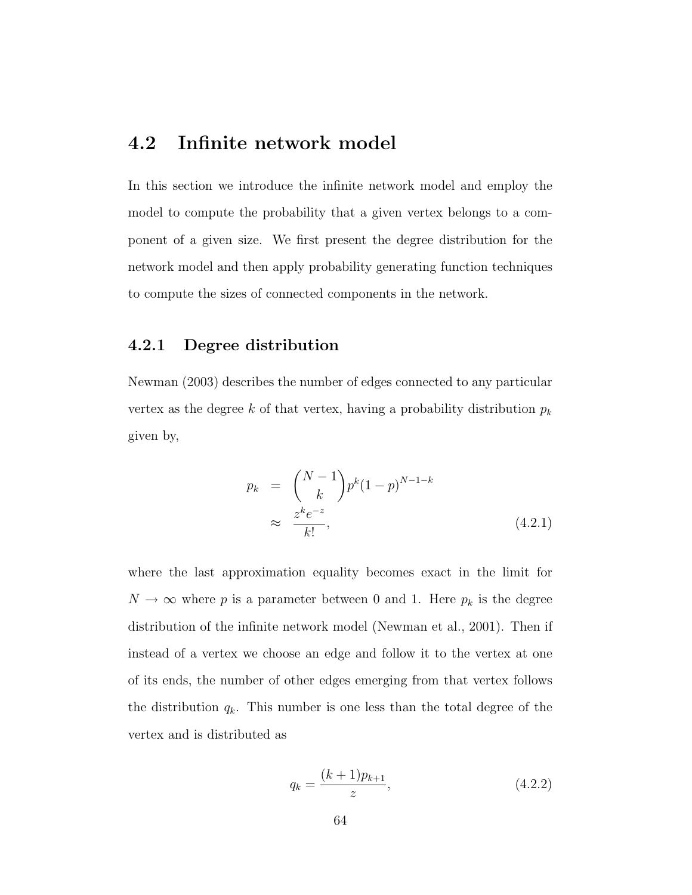## 4.2 Infinite network model

In this section we introduce the infinite network model and employ the model to compute the probability that a given vertex belongs to a component of a given size. We first present the degree distribution for the network model and then apply probability generating function techniques to compute the sizes of connected components in the network.

### 4.2.1 Degree distribution

Newman (2003) describes the number of edges connected to any particular vertex as the degree $k$ of that vertex, having a probability distribution $p_k$ given by,

$$
\begin{aligned}
p_k &= \binom{N-1}{k} p^k (1-p)^{N-1-k} \\
&\approx \frac{z^k e^{-z}}{k!},
\end{aligned}
\tag{4.2.1}
$$

where the last approximation equality becomes exact in the limit for $N \to \infty$ where $p$ is a parameter between 0 and 1. Here $p_k$ is the degree distribution of the infinite network model (Newman et al., 2001). Then if instead of a vertex we choose an edge and follow it to the vertex at one of its ends, the number of other edges emerging from that vertex follows the distribution $q_k$. This number is one less than the total degree of the vertex and is distributed as

$$
q_k = \frac{(k+1)p_{k+1}}{z}, \tag{4.2.2}
$$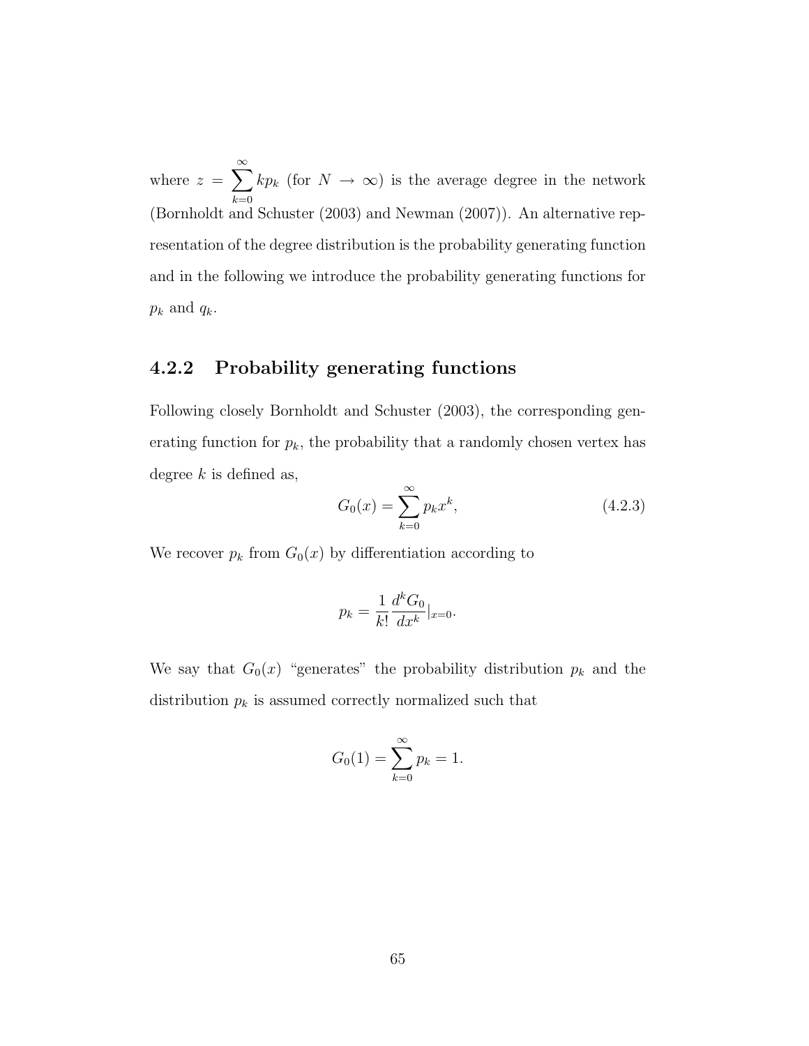where $z = \sum_{k=0}^{\infty} kp_k$ (for $N \to \infty$) is the average degree in the network (Bornholdt and Schuster (2003) and Newman (2007)). An alternative representation of the degree distribution is the probability generating function and in the following we introduce the probability generating functions for $p_k$ and $q_k$.

### 4.2.2 Probability generating functions

Following closely Bornholdt and Schuster (2003), the corresponding generating function for $p_k$, the probability that a randomly chosen vertex has degree $k$ is defined as,

$$G_0(x) = \sum_{k=0}^{\infty} p_k x^k, \tag{4.2.3}$$

We recover $p_k$ from $G_0(x)$ by differentiation according to

$$p_k = \frac{1}{k!} \frac{d^k G_0}{dx^k}|_{x=0}.$$

We say that $G_0(x)$ "generates" the probability distribution $p_k$ and the distribution $p_k$ is assumed correctly normalized such that

$$G_0(1) = \sum_{k=0}^{\infty} p_k = 1.$$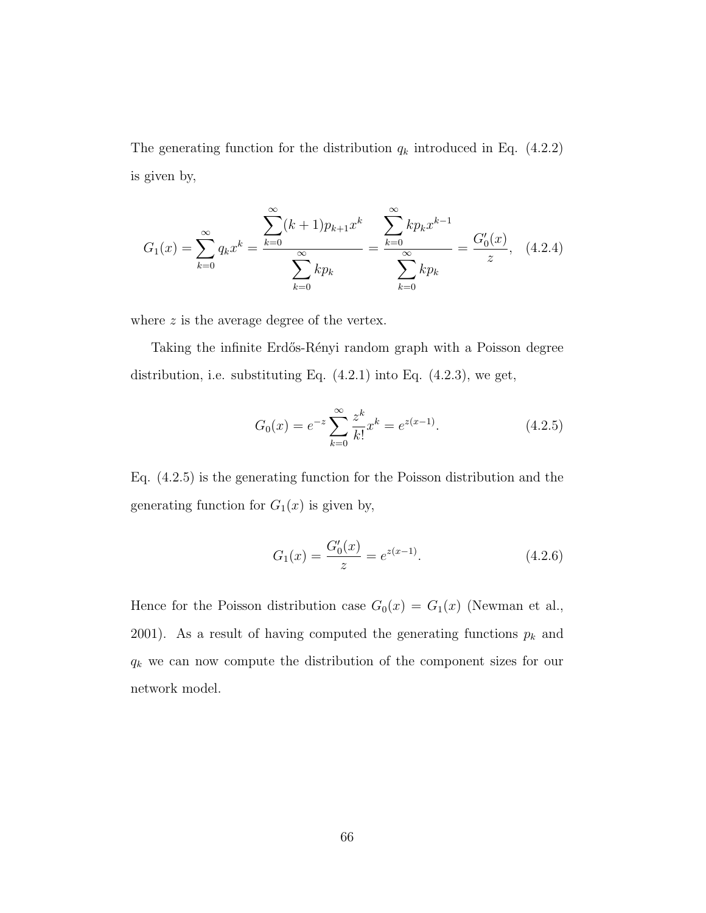The generating function for the distribution $q_k$ introduced in Eq. (4.2.2) is given by,

$$G_1(x) = \sum_{k=0}^{\infty} q_k x^k = \frac{\displaystyle\sum_{k=0}^{\infty}(k+1)p_{k+1}x^k}{\displaystyle\sum_{k=0}^{\infty} kp_k} = \frac{\displaystyle\sum_{k=0}^{\infty} kp_k x^{k-1}}{\displaystyle\sum_{k=0}^{\infty} kp_k} = \frac{G_0'(x)}{z}, \quad (4.2.4)$$

where $z$ is the average degree of the vertex.

Taking the infinite Erdős-Rényi random graph with a Poisson degree distribution, i.e. substituting Eq. (4.2.1) into Eq. (4.2.3), we get,

$$G_0(x) = e^{-z} \sum_{k=0}^{\infty} \frac{z^k}{k!} x^k = e^{z(x-1)}. \quad (4.2.5)$$

Eq. (4.2.5) is the generating function for the Poisson distribution and the generating function for $G_1(x)$ is given by,

$$G_1(x) = \frac{G_0'(x)}{z} = e^{z(x-1)}. \quad (4.2.6)$$

Hence for the Poisson distribution case $G_0(x) = G_1(x)$ (Newman et al., 2001). As a result of having computed the generating functions $p_k$ and $q_k$ we can now compute the distribution of the component sizes for our network model.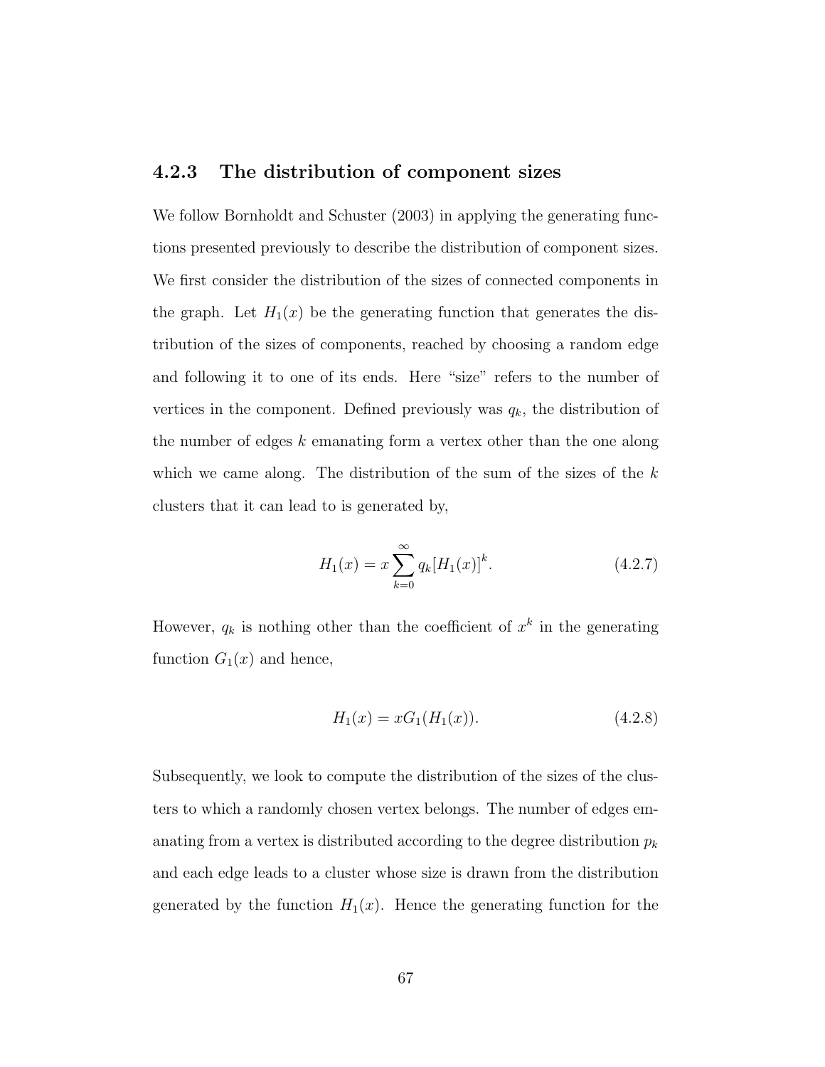### 4.2.3 The distribution of component sizes

We follow Bornholdt and Schuster (2003) in applying the generating functions presented previously to describe the distribution of component sizes. We first consider the distribution of the sizes of connected components in the graph. Let $H_1(x)$ be the generating function that generates the distribution of the sizes of components, reached by choosing a random edge and following it to one of its ends. Here "size" refers to the number of vertices in the component. Defined previously was $q_k$, the distribution of the number of edges $k$ emanating form a vertex other than the one along which we came along. The distribution of the sum of the sizes of the $k$ clusters that it can lead to is generated by,

$$H_1(x) = x \sum_{k=0}^{\infty} q_k [H_1(x)]^k. \tag{4.2.7}$$

However, $q_k$ is nothing other than the coefficient of $x^k$ in the generating function $G_1(x)$ and hence,

$$H_1(x) = xG_1(H_1(x)). \tag{4.2.8}$$

Subsequently, we look to compute the distribution of the sizes of the clusters to which a randomly chosen vertex belongs. The number of edges emanating from a vertex is distributed according to the degree distribution $p_k$ and each edge leads to a cluster whose size is drawn from the distribution generated by the function $H_1(x)$. Hence the generating function for the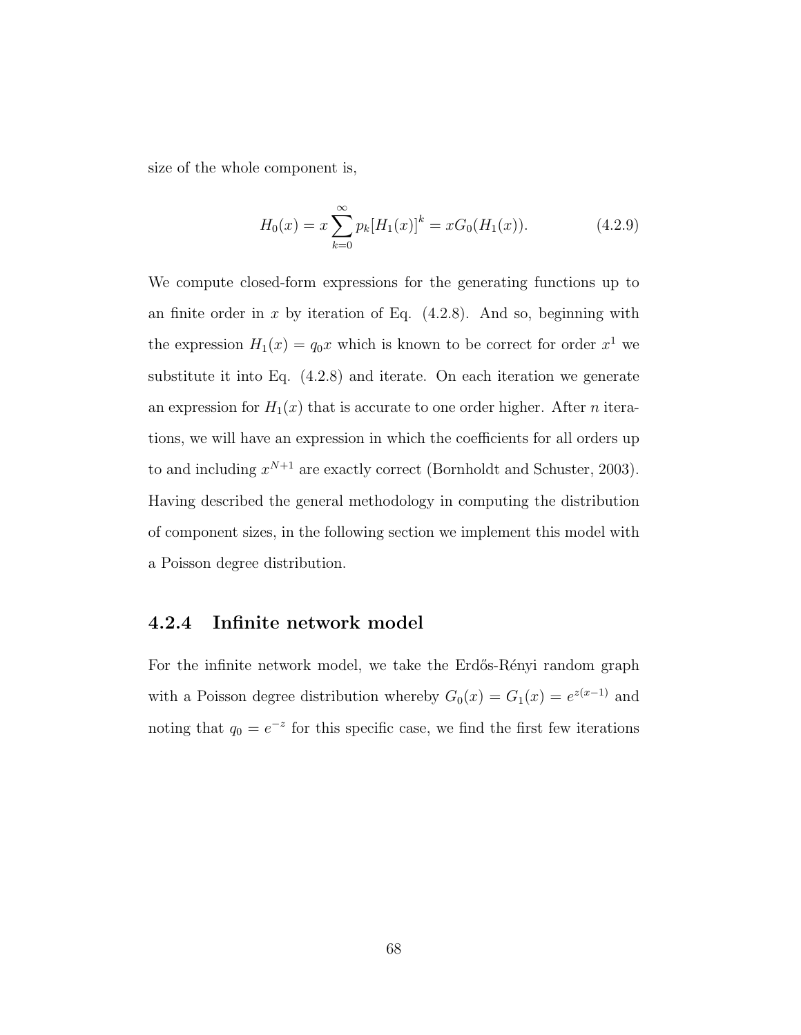size of the whole component is,

$$H_0(x) = x \sum_{k=0}^{\infty} p_k [H_1(x)]^k = xG_0(H_1(x)). \tag{4.2.9}$$

We compute closed-form expressions for the generating functions up to an finite order in $x$ by iteration of Eq. (4.2.8). And so, beginning with the expression $H_1(x) = q_0 x$ which is known to be correct for order $x^1$ we substitute it into Eq. (4.2.8) and iterate. On each iteration we generate an expression for $H_1(x)$ that is accurate to one order higher. After $n$ iterations, we will have an expression in which the coefficients for all orders up to and including $x^{N+1}$ are exactly correct (Bornholdt and Schuster, 2003). Having described the general methodology in computing the distribution of component sizes, in the following section we implement this model with a Poisson degree distribution.

### 4.2.4 Infinite network model

For the infinite network model, we take the Erdős-Rényi random graph with a Poisson degree distribution whereby $G_0(x) = G_1(x) = e^{z(x-1)}$ and noting that $q_0 = e^{-z}$ for this specific case, we find the first few iterations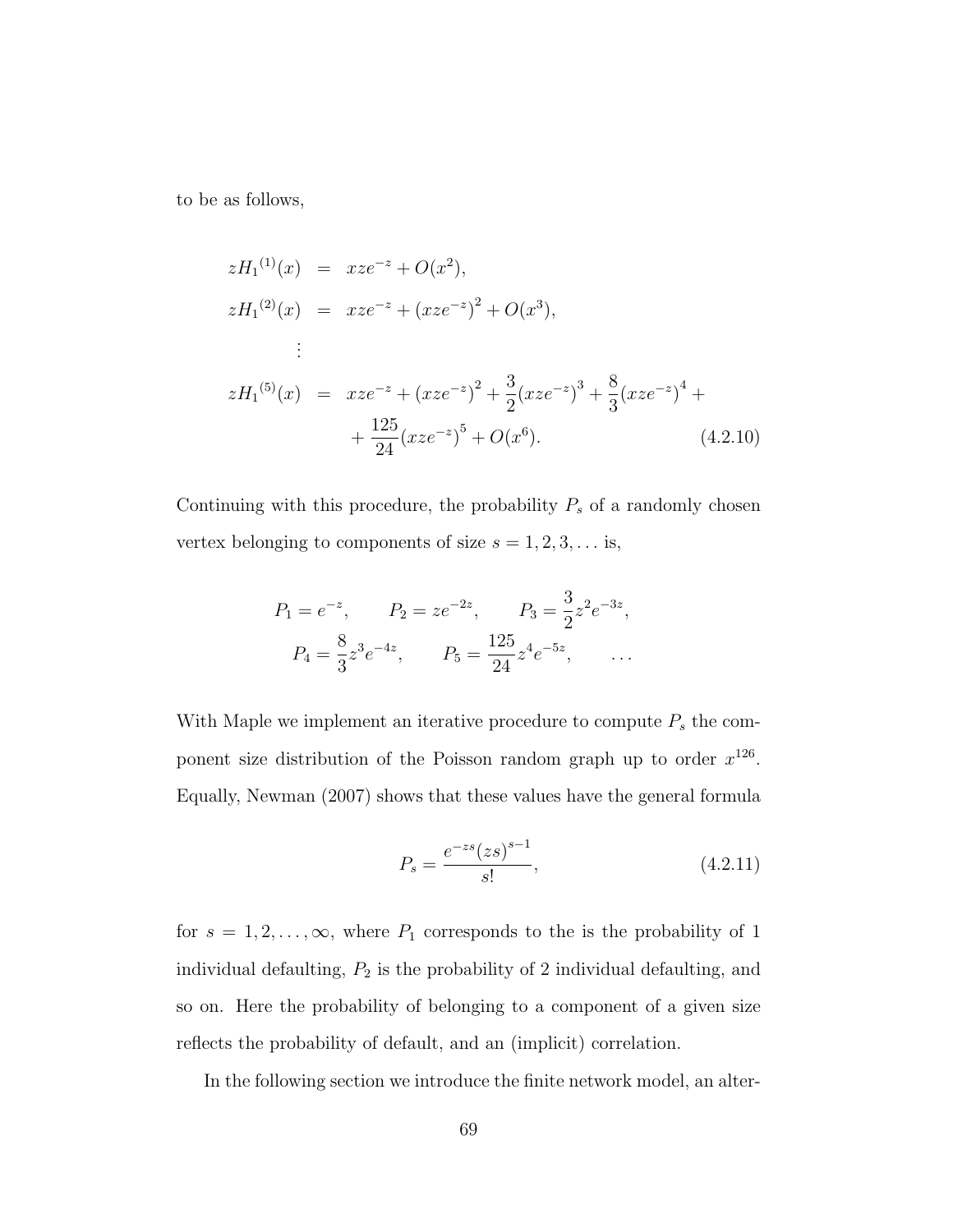to be as follows,

$$
\begin{aligned}
z{H_1}^{(1)}(x) &= xze^{-z} + O(x^2), \\
z{H_1}^{(2)}(x) &= xze^{-z} + \left(xze^{-z}\right)^2 + O(x^3), \\
&\vdots \\
z{H_1}^{(5)}(x) &= xze^{-z} + \left(xze^{-z}\right)^2 + \frac{3}{2}\left(xze^{-z}\right)^3 + \frac{8}{3}\left(xze^{-z}\right)^4 + \\
&\quad + \frac{125}{24}\left(xze^{-z}\right)^5 + O(x^6).
\end{aligned}
\tag{4.2.10}
$$

Continuing with this procedure, the probability $P_s$ of a randomly chosen vertex belonging to components of size $s = 1, 2, 3, \ldots$ is,

$$
P_1 = e^{-z}, \qquad P_2 = ze^{-2z}, \qquad P_3 = \frac{3}{2}z^2e^{-3z},
$$

$$
P_4 = \frac{8}{3}z^3e^{-4z}, \qquad P_5 = \frac{125}{24}z^4e^{-5z}, \qquad \ldots
$$

With Maple we implement an iterative procedure to compute $P_s$ the component size distribution of the Poisson random graph up to order $x^{126}$. Equally, Newman (2007) shows that these values have the general formula

$$
P_s = \frac{e^{-zs}(zs)^{s-1}}{s!}, \tag{4.2.11}
$$

for $s = 1, 2, \ldots, \infty$, where $P_1$ corresponds to the is the probability of 1 individual defaulting, $P_2$ is the probability of 2 individual defaulting, and so on. Here the probability of belonging to a component of a given size reflects the probability of default, and an (implicit) correlation.

In the following section we introduce the finite network model, an alter-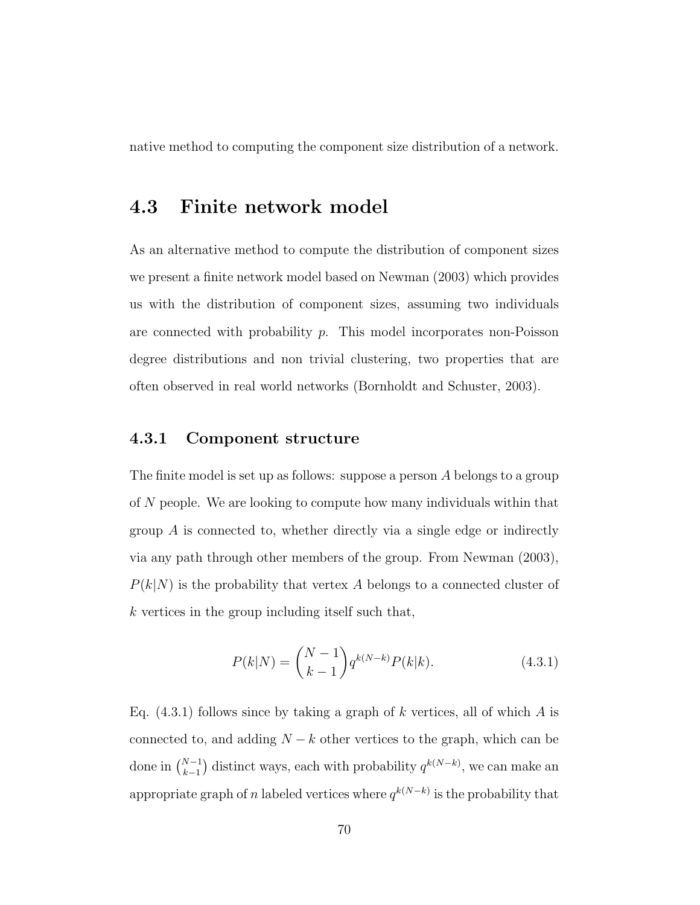native method to computing the component size distribution of a network.

## 4.3 Finite network model

As an alternative method to compute the distribution of component sizes we present a finite network model based on Newman (2003) which provides us with the distribution of component sizes, assuming two individuals are connected with probability $p$. This model incorporates non-Poisson degree distributions and non trivial clustering, two properties that are often observed in real world networks (Bornholdt and Schuster, 2003).

### 4.3.1 Component structure

The finite model is set up as follows: suppose a person $A$ belongs to a group of $N$ people. We are looking to compute how many individuals within that group $A$ is connected to, whether directly via a single edge or indirectly via any path through other members of the group. From Newman (2003), $P(k|N)$ is the probability that vertex $A$ belongs to a connected cluster of $k$ vertices in the group including itself such that,

$$P(k|N) = \binom{N-1}{k-1} q^{k(N-k)} P(k|k). \tag{4.3.1}$$

Eq. (4.3.1) follows since by taking a graph of $k$ vertices, all of which $A$ is connected to, and adding $N-k$ other vertices to the graph, which can be done in $\binom{N-1}{k-1}$ distinct ways, each with probability $q^{k(N-k)}$, we can make an appropriate graph of $n$ labeled vertices where $q^{k(N-k)}$ is the probability that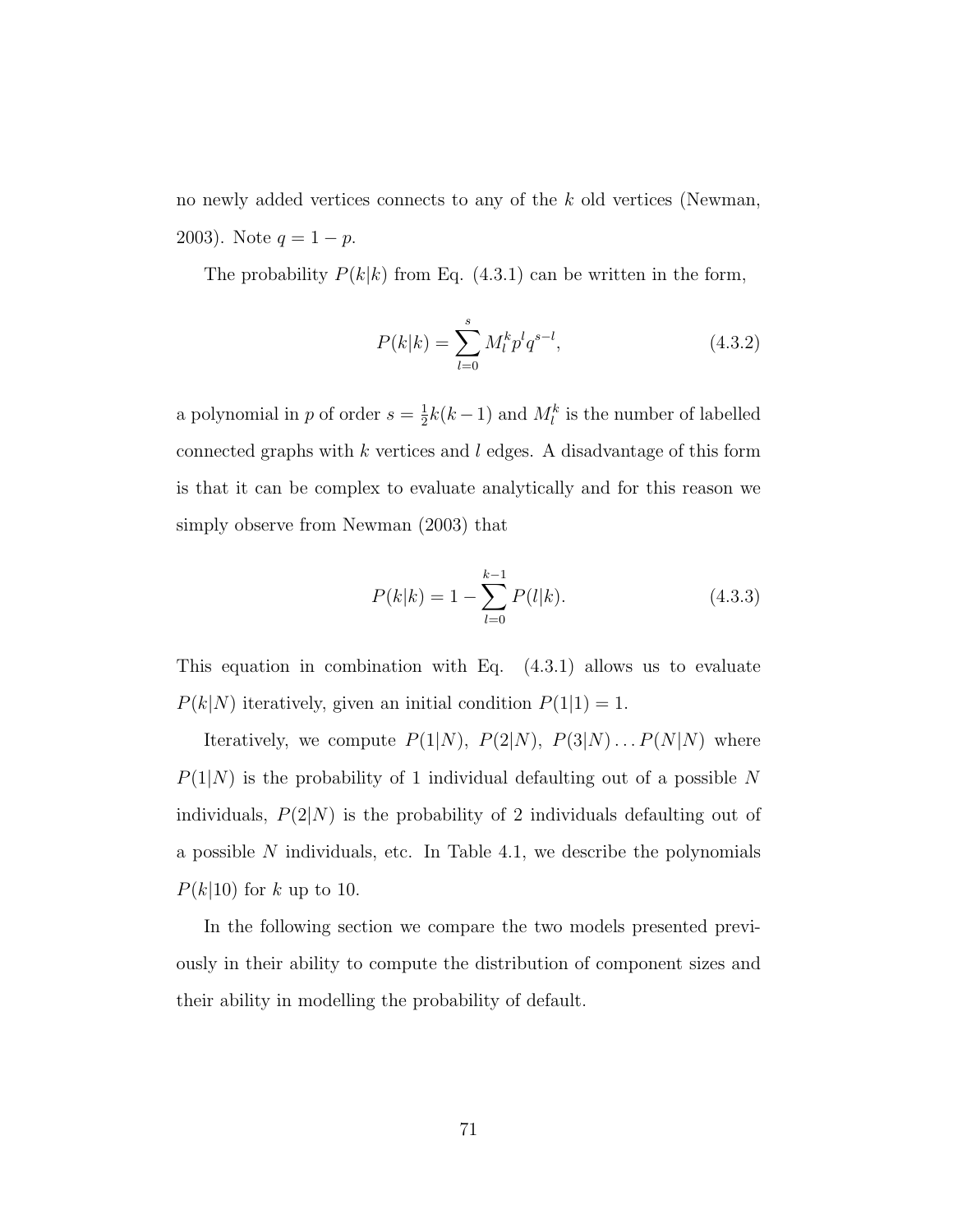no newly added vertices connects to any of the $k$ old vertices (Newman, 2003). Note $q = 1 - p$.

The probability $P(k|k)$ from Eq. (4.3.1) can be written in the form,

$$P(k|k) = \sum_{l=0}^{s} M_l^k p^l q^{s-l}, \tag{4.3.2}$$

a polynomial in $p$ of order $s = \frac{1}{2}k(k-1)$ and $M_l^k$ is the number of labelled connected graphs with $k$ vertices and $l$ edges. A disadvantage of this form is that it can be complex to evaluate analytically and for this reason we simply observe from Newman (2003) that

$$P(k|k) = 1 - \sum_{l=0}^{k-1} P(l|k). \tag{4.3.3}$$

This equation in combination with Eq. (4.3.1) allows us to evaluate $P(k|N)$ iteratively, given an initial condition $P(1|1) = 1$.

Iteratively, we compute $P(1|N)$, $P(2|N)$, $P(3|N) \ldots P(N|N)$ where $P(1|N)$ is the probability of 1 individual defaulting out of a possible $N$ individuals, $P(2|N)$ is the probability of 2 individuals defaulting out of a possible $N$ individuals, etc. In Table 4.1, we describe the polynomials $P(k|10)$ for $k$ up to 10.

In the following section we compare the two models presented previously in their ability to compute the distribution of component sizes and their ability in modelling the probability of default.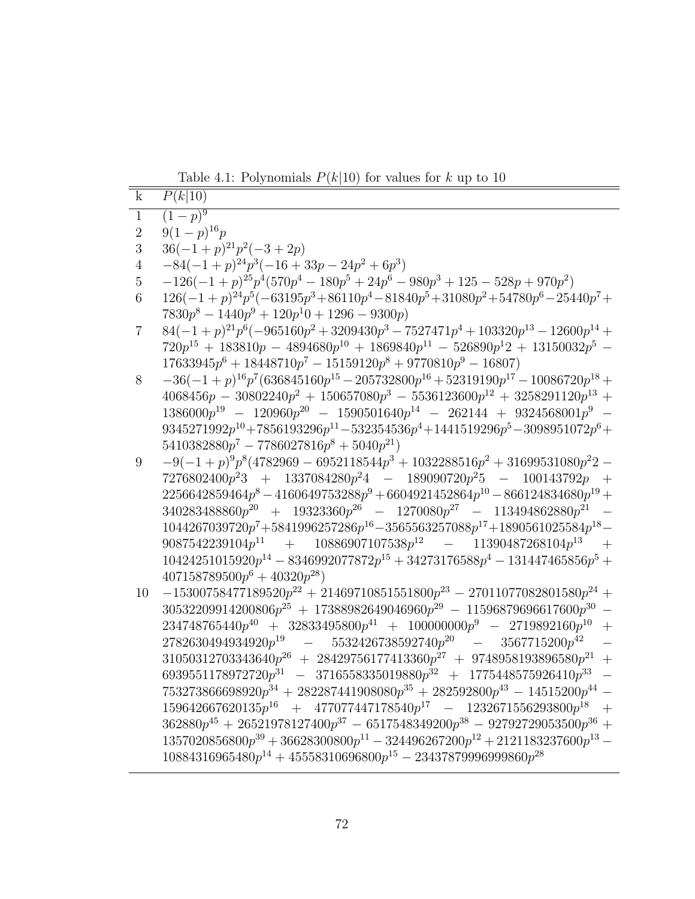Table 4.1: Polynomials $P(k|10)$ for values for $k$ up to 10

| k | $P(k\|10)$ |
|---|---|
| 1 | $(1-p)^9$ |
| 2 | $9(1-p)^{16}p$ |
| 3 | $36(-1+p)^{21}p^2(-3+2p)$ |
| 4 | $-84(-1+p)^{24}p^3(-16+33p-24p^2+6p^3)$ |
| 5 | $-126(-1+p)^{25}p^4(570p^4-180p^5+24p^6-980p^3+125-528p+970p^2)$ |
| 6 | $126(-1+p)^{24}p^5(-63195p^3+86110p^4-81840p^5+31080p^2+54780p^6-25440p^7+7830p^8-1440p^9+120p^10+1296-9300p)$ |
| 7 | $84(-1+p)^{21}p^6(-965160p^2+3209430p^3-7527471p^4+103320p^{13}-12600p^{14}+720p^{15}+183810p-4894680p^{10}+1869840p^{11}-526890p^12+13150032p^5-17633945p^6+18448710p^7-15159120p^8+9770810p^9-16807)$ |
| 8 | $-36(-1+p)^{16}p^7(636845160p^{15}-205732800p^{16}+52319190p^{17}-10086720p^{18}+4068456p-30802240p^2+150657080p^3-5536123600p^{12}+3258291120p^{13}+1386000p^{19}-120960p^{20}-1590501640p^{14}-262144+9324568001p^9-9345271992p^{10}+7856193296p^{11}-532354536p^4+1441519296p^5-3098951072p^6+5410382880p^7-7786027816p^8+5040p^{21})$ |
| 9 | $-9(-1+p)^9p^8(4782969-6952118544p^3+1032288516p^2+31699531080p^22-7276802400p^23+1337084280p^24-189090720p^25-100143792p+2256642859464p^8-4160649753288p^9+6604921452864p^{10}-866124834680p^{19}+340283488860p^{20}+19323360p^{26}-1270080p^{27}-113494862880p^{21}-1044267039720p^7+5841996257286p^{16}-3565563257088p^{17}+1890561025584p^{18}-9087542239104p^{11}+10886907107538p^{12}-11390487268104p^{13}+10424251015920p^{14}-8346992077872p^{15}+34273176588p^4-131447465856p^5+407158789500p^6+40320p^{28})$ |
| 10 | $-15300758477189520p^{22}+21469710851551800p^{23}-27011077082801580p^{24}+30532209914200806p^{25}+17388982649046960p^{29}-11596879696617600p^{30}-234748765440p^{40}+32833495800p^{41}+100000000p^9-2719892160p^{10}+2782630494934920p^{19}-5532426738592740p^{20}-3567715200p^{42}-31050312703343640p^{26}+28429756177413360p^{27}+9748958193896580p^{21}+6939551178972720p^{31}-3716558335019880p^{32}+1775448575926410p^{33}-753273866698920p^{34}+282287441908080p^{35}+282592800p^{43}-14515200p^{44}-159642667620135p^{16}+477077447178540p^{17}-1232671556293800p^{18}+362880p^{45}+26521978127400p^{37}-6517548349200p^{38}-92792729053500p^{36}+1357020856800p^{39}+36628300800p^{11}-324496267200p^{12}+2121183237600p^{13}-10884316965480p^{14}+45558310696800p^{15}-23437879996999860p^{28}$ |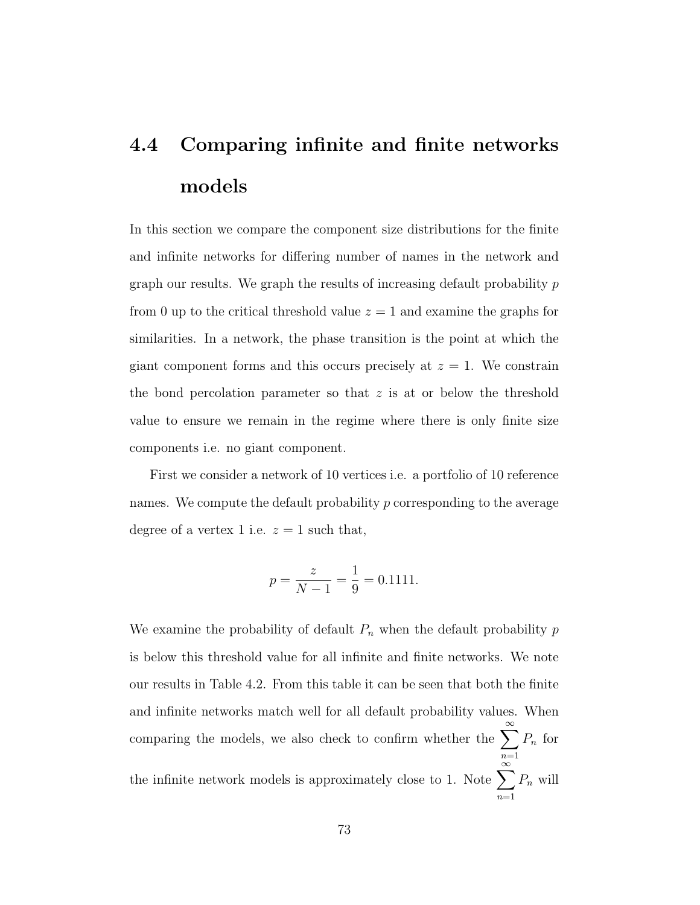## 4.4 Comparing infinite and finite networks models

In this section we compare the component size distributions for the finite and infinite networks for differing number of names in the network and graph our results. We graph the results of increasing default probability $p$ from 0 up to the critical threshold value $z = 1$ and examine the graphs for similarities. In a network, the phase transition is the point at which the giant component forms and this occurs precisely at $z = 1$. We constrain the bond percolation parameter so that $z$ is at or below the threshold value to ensure we remain in the regime where there is only finite size components i.e. no giant component.

First we consider a network of 10 vertices i.e. a portfolio of 10 reference names. We compute the default probability $p$ corresponding to the average degree of a vertex 1 i.e. $z = 1$ such that,

$$p = \frac{z}{N-1} = \frac{1}{9} = 0.1111.$$

We examine the probability of default $P_n$ when the default probability $p$ is below this threshold value for all infinite and finite networks. We note our results in Table 4.2. From this table it can be seen that both the finite and infinite networks match well for all default probability values. When comparing the models, we also check to confirm whether the $\sum_{n=1}^{\infty} P_n$ for the infinite network models is approximately close to 1. Note $\sum_{n=1}^{\infty} P_n$ will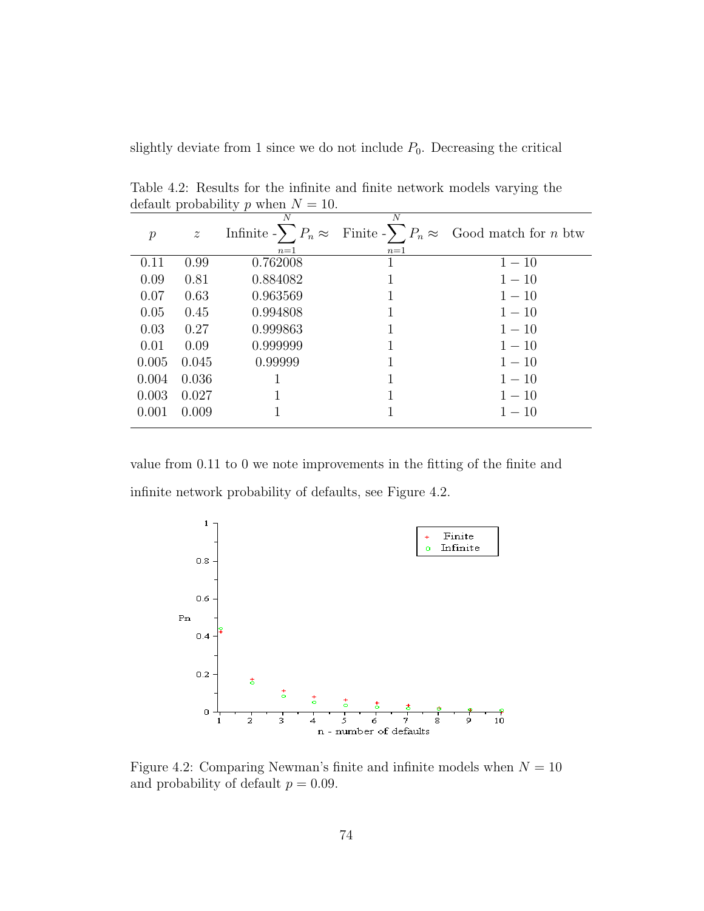slightly deviate from 1 since we do not include $P_0$. Decreasing the critical

Table 4.2: Results for the infinite and finite network models varying the default probability $p$ when $N = 10$.

| $p$ | $z$ | Infinite -$\sum_{n=1}^{N} P_n \approx$ | Finite -$\sum_{n=1}^{N} P_n \approx$ | Good match for $n$ btw |
|---|---|---|---|---|
| 0.11 | 0.99 | 0.762008 | 1 | $1-10$ |
| 0.09 | 0.81 | 0.884082 | 1 | $1-10$ |
| 0.07 | 0.63 | 0.963569 | 1 | $1-10$ |
| 0.05 | 0.45 | 0.994808 | 1 | $1-10$ |
| 0.03 | 0.27 | 0.999863 | 1 | $1-10$ |
| 0.01 | 0.09 | 0.999999 | 1 | $1-10$ |
| 0.005 | 0.045 | 0.99999 | 1 | $1-10$ |
| 0.004 | 0.036 | 1 | 1 | $1-10$ |
| 0.003 | 0.027 | 1 | 1 | $1-10$ |
| 0.001 | 0.009 | 1 | 1 | $1-10$ |

value from 0.11 to 0 we note improvements in the fitting of the finite and infinite network probability of defaults, see Figure 4.2.

Figure 4.2: Comparing Newman's finite and infinite models when $N = 10$ and probability of default $p = 0.09$.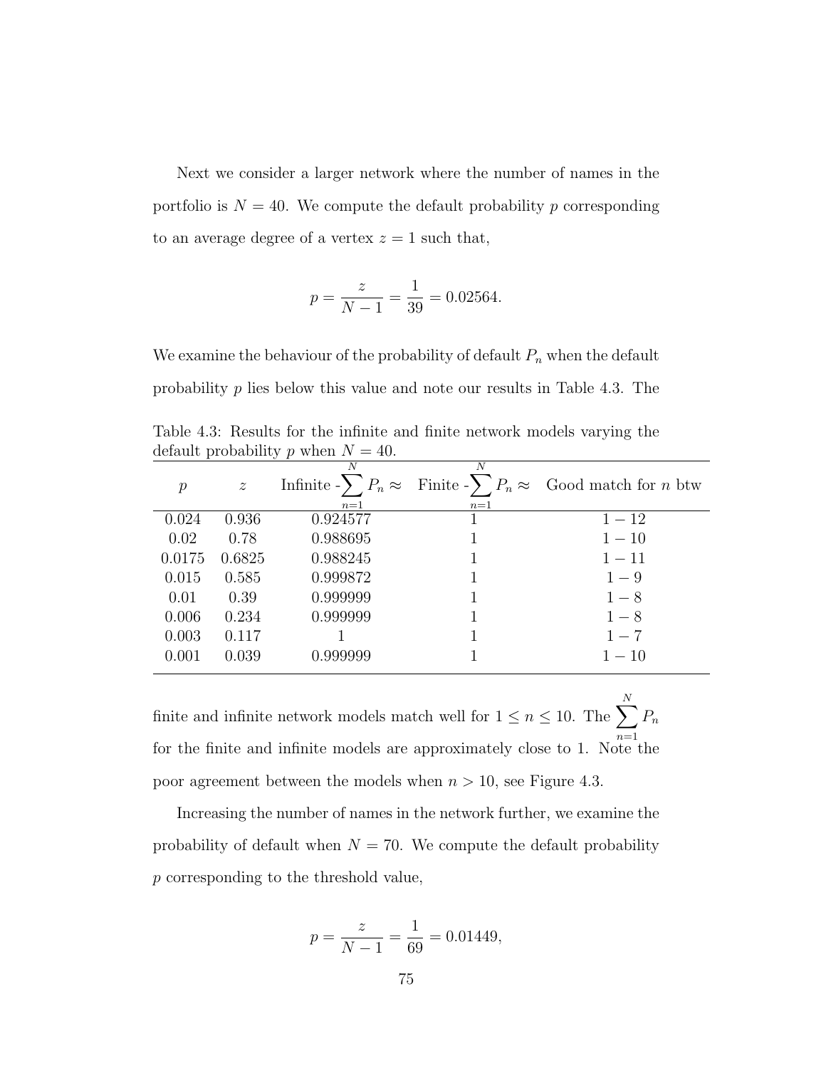Next we consider a larger network where the number of names in the portfolio is $N = 40$. We compute the default probability $p$ corresponding to an average degree of a vertex $z = 1$ such that,

$$p = \frac{z}{N-1} = \frac{1}{39} = 0.02564.$$

We examine the behaviour of the probability of default $P_n$ when the default probability $p$ lies below this value and note our results in Table 4.3. The finite and infinite network models match well for $1 \leq n \leq 10$. The $\sum_{n=1}^{N} P_n$ for the finite and infinite models are approximately close to 1. Note the poor agreement between the models when $n > 10$, see Figure 4.3.

Table 4.3: Results for the infinite and finite network models varying the default probability $p$ when $N = 40$.

| $p$ | $z$ | Infinite -$\sum_{n=1}^{N} P_n \approx$ | Finite -$\sum_{n=1}^{N} P_n \approx$ | Good match for $n$ btw |
|---|---|---|---|---|
| 0.024 | 0.936 | 0.924577 | 1 | $1-12$ |
| 0.02 | 0.78 | 0.988695 | 1 | $1-10$ |
| 0.0175 | 0.6825 | 0.988245 | 1 | $1-11$ |
| 0.015 | 0.585 | 0.999872 | 1 | $1-9$ |
| 0.01 | 0.39 | 0.999999 | 1 | $1-8$ |
| 0.006 | 0.234 | 0.999999 | 1 | $1-8$ |
| 0.003 | 0.117 | 1 | 1 | $1-7$ |
| 0.001 | 0.039 | 0.999999 | 1 | $1-10$ |

Increasing the number of names in the network further, we examine the probability of default when $N = 70$. We compute the default probability $p$ corresponding to the threshold value,

$$p = \frac{z}{N-1} = \frac{1}{69} = 0.01449,$$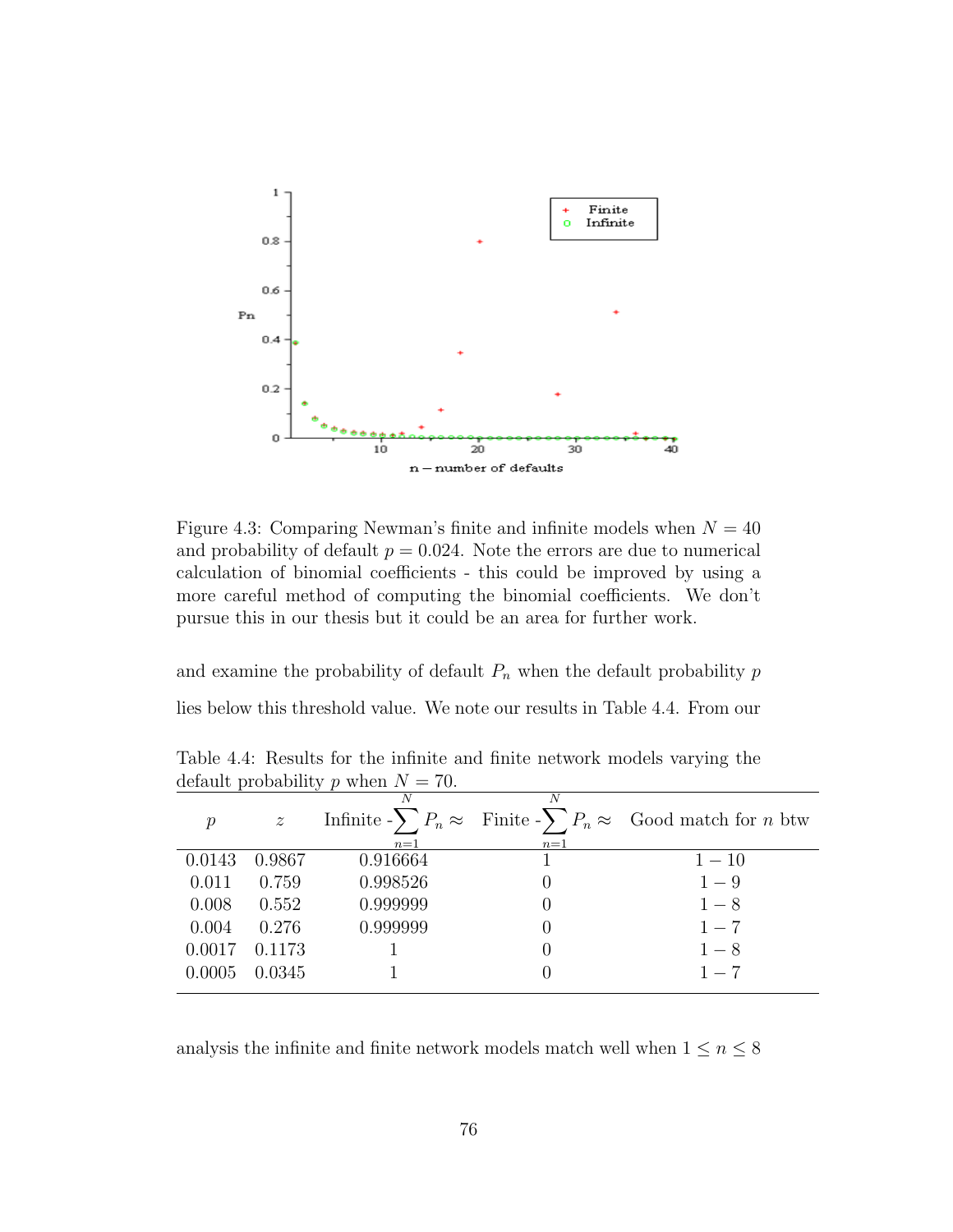Figure 4.3: Comparing Newman's finite and infinite models when $N = 40$ and probability of default $p = 0.024$. Note the errors are due to numerical calculation of binomial coefficients - this could be improved by using a more careful method of computing the binomial coefficients. We don't pursue this in our thesis but it could be an area for further work.

and examine the probability of default $P_n$ when the default probability $p$ lies below this threshold value. We note our results in Table 4.4. From our

Table 4.4: Results for the infinite and finite network models varying the default probability $p$ when $N = 70$.

| $p$ | $z$ | Infinite -$\sum_{n=1}^{N} P_n \approx$ | Finite -$\sum_{n=1}^{N} P_n \approx$ | Good match for $n$ btw |
|---|---|---|---|---|
| 0.0143 | 0.9867 | 0.916664 | 1 | $1-10$ |
| 0.011 | 0.759 | 0.998526 | 0 | $1-9$ |
| 0.008 | 0.552 | 0.999999 | 0 | $1-8$ |
| 0.004 | 0.276 | 0.999999 | 0 | $1-7$ |
| 0.0017 | 0.1173 | 1 | 0 | $1-8$ |
| 0.0005 | 0.0345 | 1 | 0 | $1-7$ |

analysis the infinite and finite network models match well when $1 \leq n \leq 8$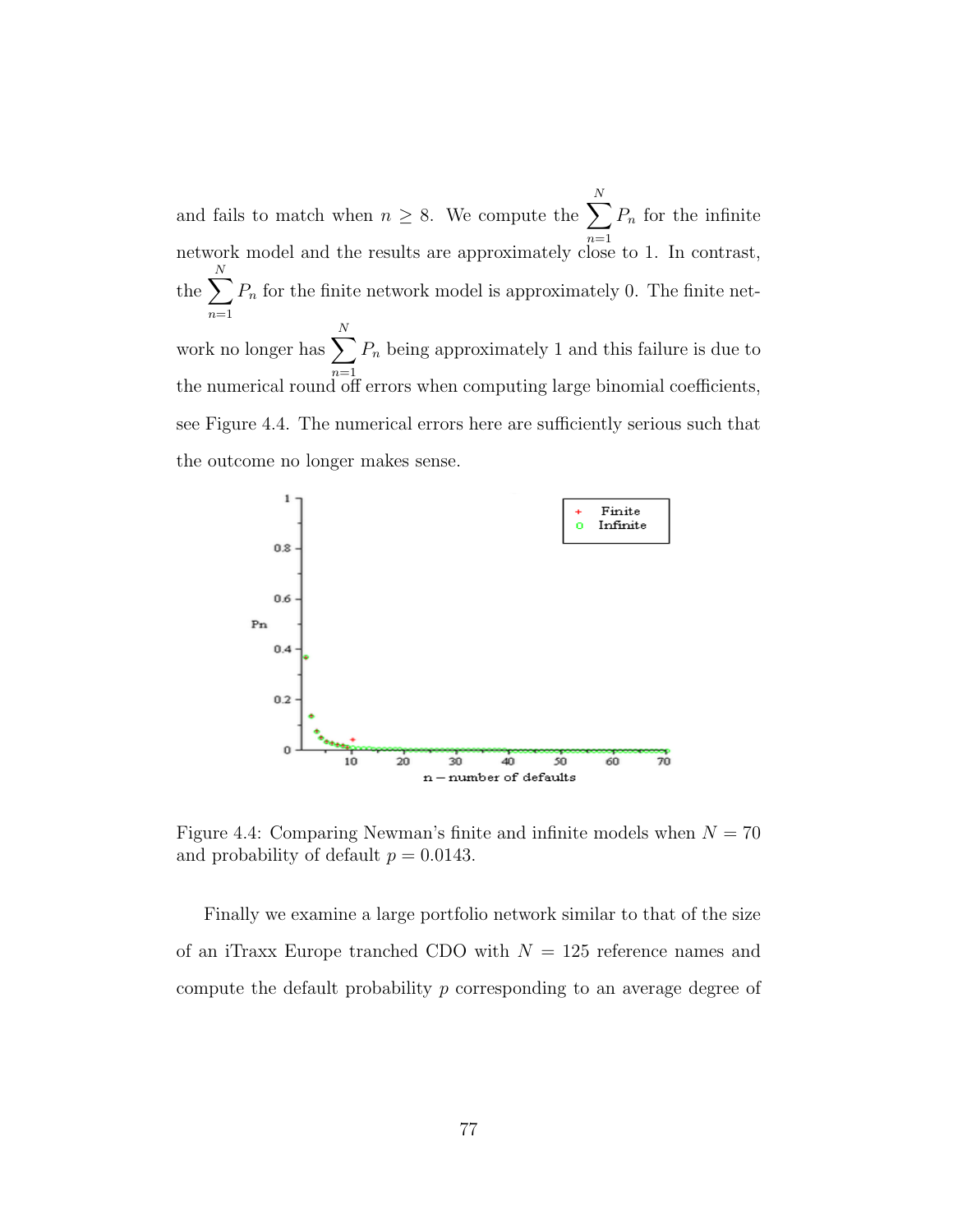and fails to match when $n \geq 8$. We compute the $\sum_{n=1}^{N} P_n$ for the infinite network model and the results are approximately close to 1. In contrast, the $\sum_{n=1}^{N} P_n$ for the finite network model is approximately 0. The finite network no longer has $\sum_{n=1}^{N} P_n$ being approximately 1 and this failure is due to the numerical round off errors when computing large binomial coefficients, see Figure 4.4. The numerical errors here are sufficiently serious such that the outcome no longer makes sense.

Figure 4.4: Comparing Newman's finite and infinite models when $N = 70$ and probability of default $p = 0.0143$.

Finally we examine a large portfolio network similar to that of the size of an iTraxx Europe tranched CDO with $N = 125$ reference names and compute the default probability $p$ corresponding to an average degree of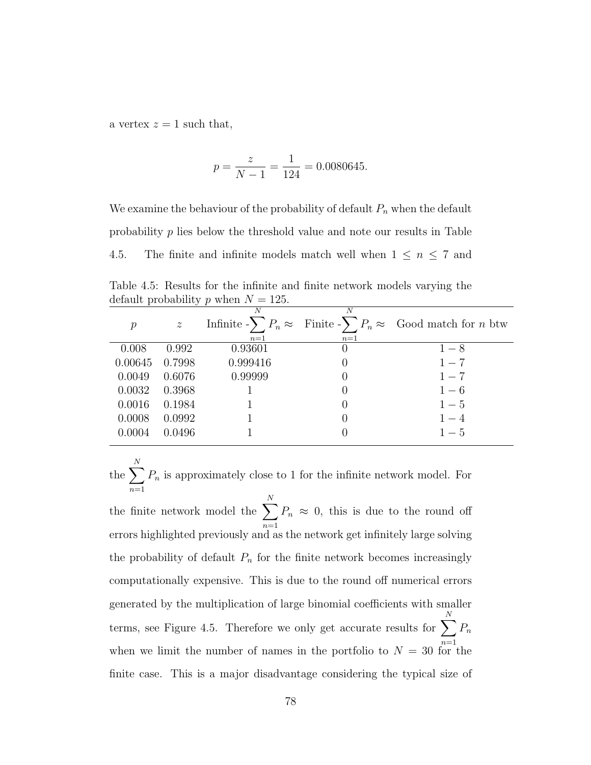a vertex $z = 1$ such that,

$$p = \frac{z}{N-1} = \frac{1}{124} = 0.0080645.$$

We examine the behaviour of the probability of default $P_n$ when the default probability $p$ lies below the threshold value and note our results in Table 4.5. The finite and infinite models match well when $1 \leq n \leq 7$ and

Table 4.5: Results for the infinite and finite network models varying the default probability $p$ when $N = 125$.

| $p$ | $z$ | Infinite -$\sum_{n=1}^{N} P_n \approx$ | Finite -$\sum_{n=1}^{N} P_n \approx$ | Good match for $n$ btw |
|---|---|---|---|---|
| 0.008 | 0.992 | 0.93601 | 0 | $1-8$ |
| 0.00645 | 0.7998 | 0.999416 | 0 | $1-7$ |
| 0.0049 | 0.6076 | 0.99999 | 0 | $1-7$ |
| 0.0032 | 0.3968 | 1 | 0 | $1-6$ |
| 0.0016 | 0.1984 | 1 | 0 | $1-5$ |
| 0.0008 | 0.0992 | 1 | 0 | $1-4$ |
| 0.0004 | 0.0496 | 1 | 0 | $1-5$ |

the $\sum_{n=1}^{N} P_n$ is approximately close to 1 for the infinite network model. For the finite network model the $\sum_{n=1}^{N} P_n \approx 0$, this is due to the round off errors highlighted previously and as the network get infinitely large solving the probability of default $P_n$ for the finite network becomes increasingly computationally expensive. This is due to the round off numerical errors generated by the multiplication of large binomial coefficients with smaller terms, see Figure 4.5. Therefore we only get accurate results for $\sum_{n=1}^{N} P_n$ when we limit the number of names in the portfolio to $N = 30$ for the finite case. This is a major disadvantage considering the typical size of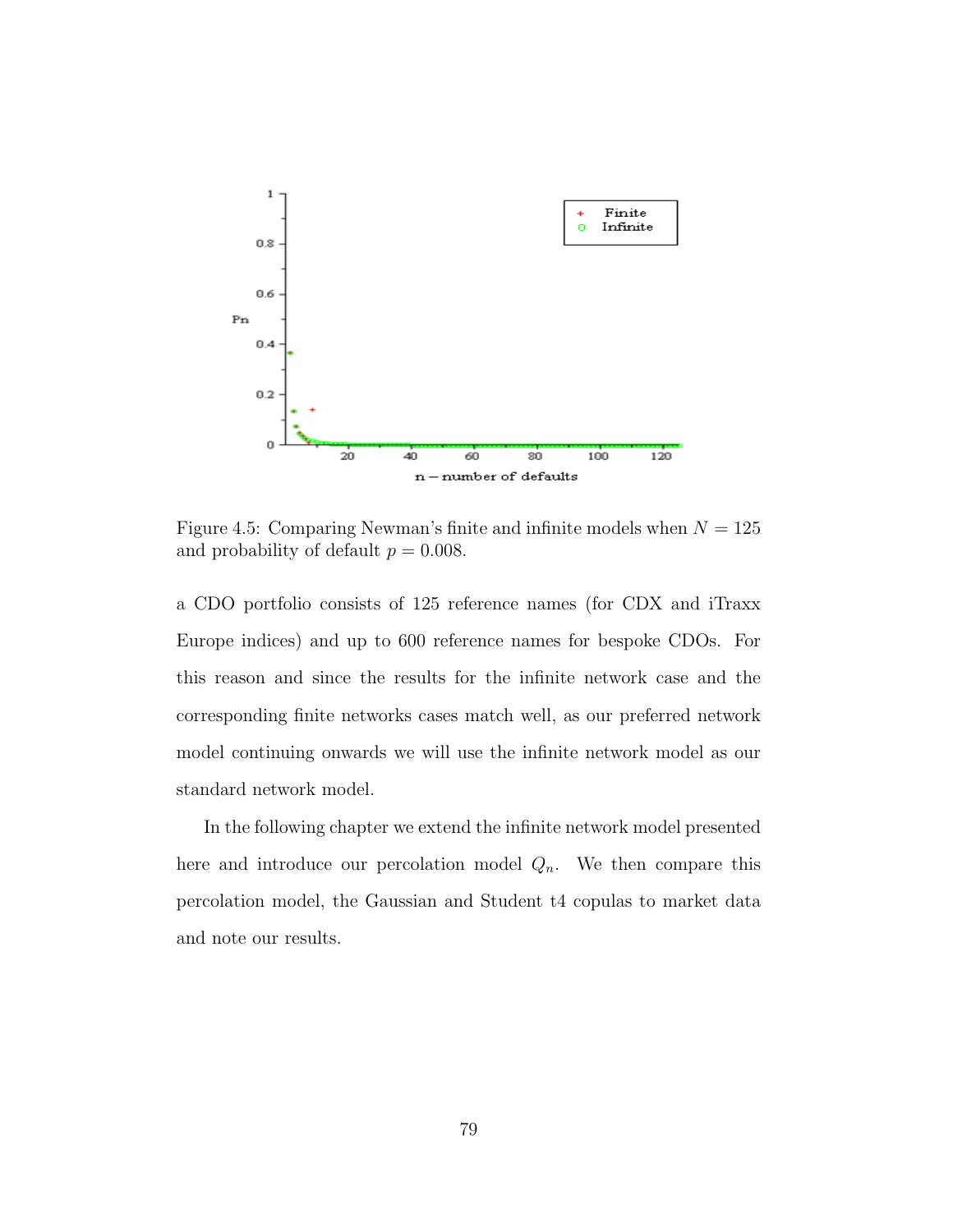Figure 4.5: Comparing Newman's finite and infinite models when $N = 125$ and probability of default $p = 0.008$.

a CDO portfolio consists of 125 reference names (for CDX and iTraxx Europe indices) and up to 600 reference names for bespoke CDOs. For this reason and since the results for the infinite network case and the corresponding finite networks cases match well, as our preferred network model continuing onwards we will use the infinite network model as our standard network model.

In the following chapter we extend the infinite network model presented here and introduce our percolation model $Q_n$. We then compare this percolation model, the Gaussian and Student t4 copulas to market data and note our results.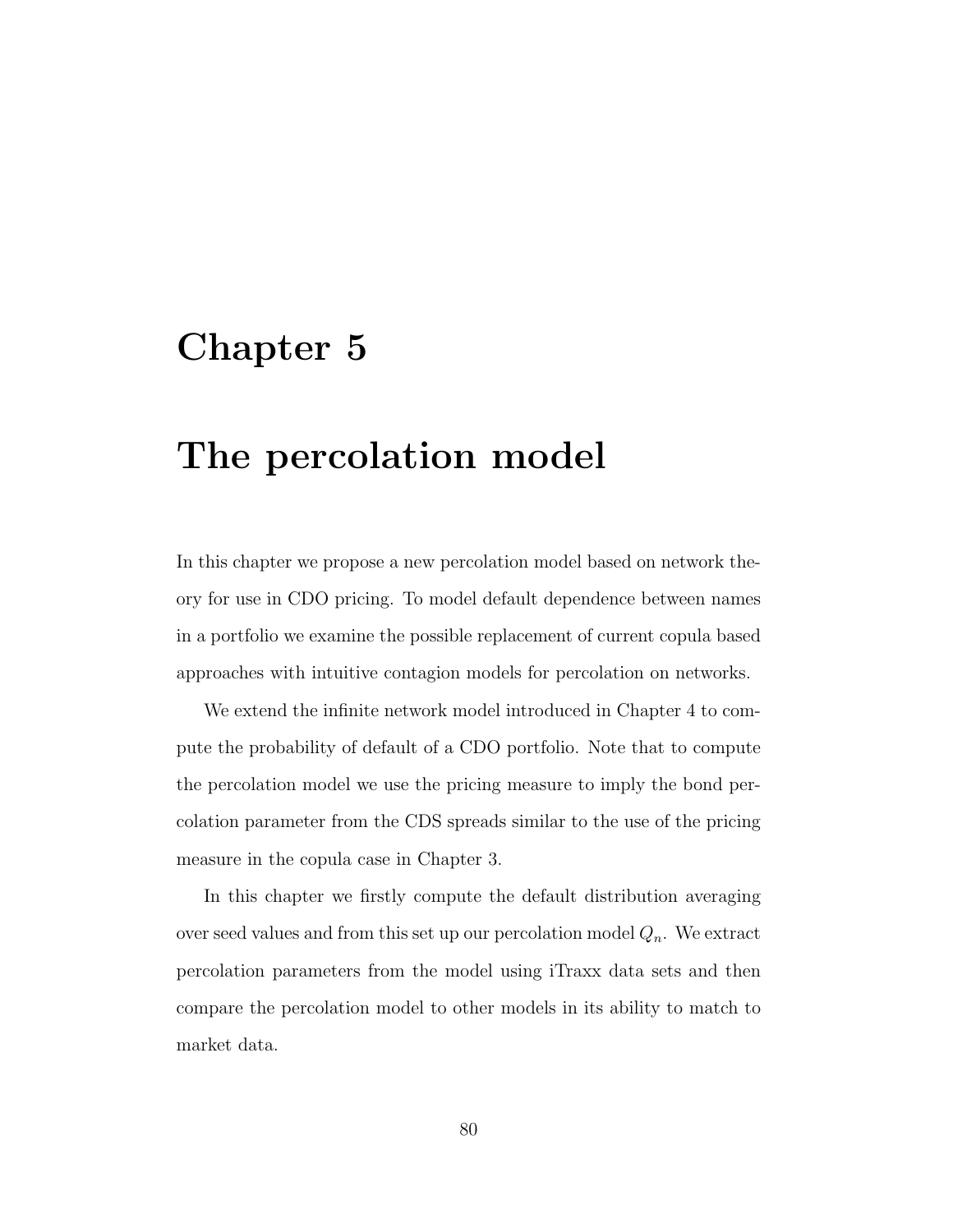# Chapter 5

# The percolation model

In this chapter we propose a new percolation model based on network theory for use in CDO pricing. To model default dependence between names in a portfolio we examine the possible replacement of current copula based approaches with intuitive contagion models for percolation on networks.

We extend the infinite network model introduced in Chapter 4 to compute the probability of default of a CDO portfolio. Note that to compute the percolation model we use the pricing measure to imply the bond percolation parameter from the CDS spreads similar to the use of the pricing measure in the copula case in Chapter 3.

In this chapter we firstly compute the default distribution averaging over seed values and from this set up our percolation model $Q_n$. We extract percolation parameters from the model using iTraxx data sets and then compare the percolation model to other models in its ability to match to market data.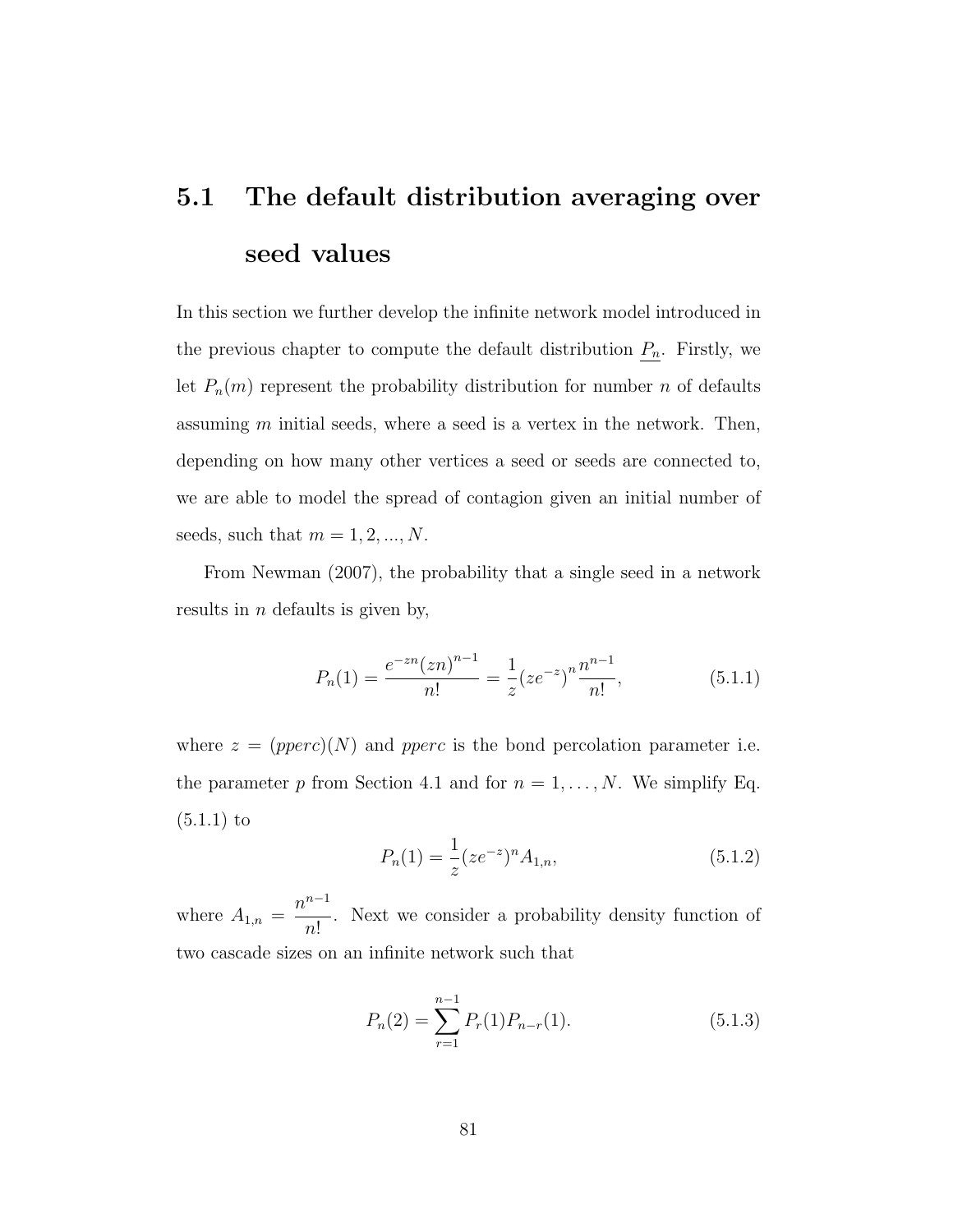## 5.1 The default distribution averaging over seed values

In this section we further develop the infinite network model introduced in the previous chapter to compute the default distribution $\underline{P_n}$. Firstly, we let $P_n(m)$ represent the probability distribution for number $n$ of defaults assuming $m$ initial seeds, where a seed is a vertex in the network. Then, depending on how many other vertices a seed or seeds are connected to, we are able to model the spread of contagion given an initial number of seeds, such that $m = 1, 2, ..., N$.

From Newman (2007), the probability that a single seed in a network results in $n$ defaults is given by,

$$P_n(1) = \frac{e^{-zn}(zn)^{n-1}}{n!} = \frac{1}{z}(ze^{-z})^n \frac{n^{n-1}}{n!}, \tag{5.1.1}$$

where $z = (pperc)(N)$ and *pperc* is the bond percolation parameter i.e. the parameter $p$ from Section 4.1 and for $n = 1, \ldots, N$. We simplify Eq. (5.1.1) to

$$P_n(1) = \frac{1}{z}(ze^{-z})^n A_{1,n}, \tag{5.1.2}$$

where $A_{1,n} = \dfrac{n^{n-1}}{n!}$. Next we consider a probability density function of two cascade sizes on an infinite network such that

$$P_n(2) = \sum_{r=1}^{n-1} P_r(1)P_{n-r}(1). \tag{5.1.3}$$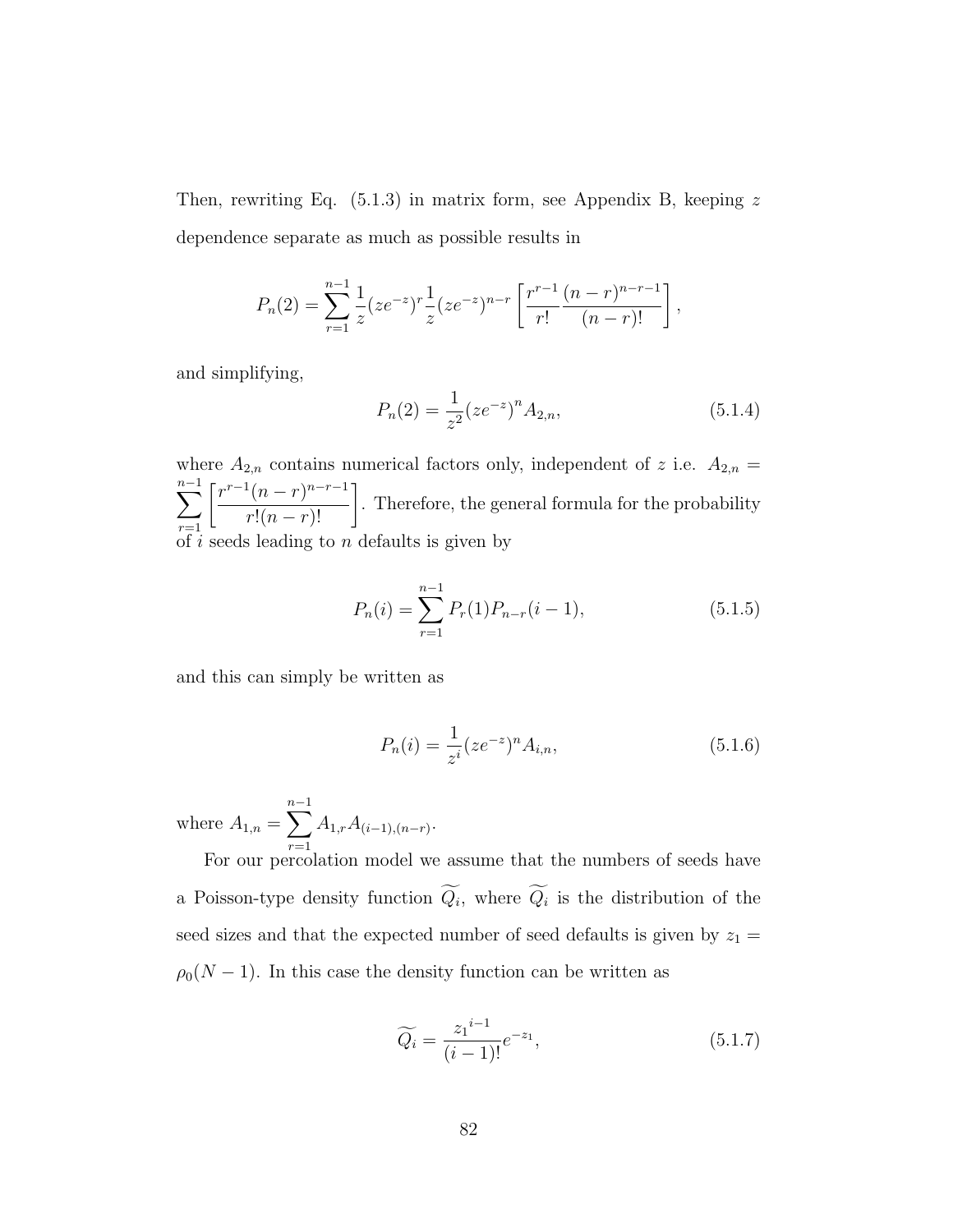Then, rewriting Eq. (5.1.3) in matrix form, see Appendix B, keeping $z$ dependence separate as much as possible results in

$$P_n(2) = \sum_{r=1}^{n-1} \frac{1}{z}(ze^{-z})^r \frac{1}{z}(ze^{-z})^{n-r} \left[ \frac{r^{r-1}}{r!} \frac{(n-r)^{n-r-1}}{(n-r)!} \right],$$

and simplifying,

$$P_n(2) = \frac{1}{z^2}(ze^{-z})^n A_{2,n}, \tag{5.1.4}$$

where $A_{2,n}$ contains numerical factors only, independent of $z$ i.e. $A_{2,n} = \sum_{r=1}^{n-1} \left[ \frac{r^{r-1}(n-r)^{n-r-1}}{r!(n-r)!} \right]$. Therefore, the general formula for the probability of $i$ seeds leading to $n$ defaults is given by

$$P_n(i) = \sum_{r=1}^{n-1} P_r(1) P_{n-r}(i-1), \tag{5.1.5}$$

and this can simply be written as

$$P_n(i) = \frac{1}{z^i}(ze^{-z})^n A_{i,n}, \tag{5.1.6}$$

where $A_{1,n} = \sum_{r=1}^{n-1} A_{1,r} A_{(i-1),(n-r)}$.

For our percolation model we assume that the numbers of seeds have a Poisson-type density function $\widetilde{Q_i}$, where $\widetilde{Q_i}$ is the distribution of the seed sizes and that the expected number of seed defaults is given by $z_1 = \rho_0(N-1)$. In this case the density function can be written as

$$\widetilde{Q_i} = \frac{{z_1}^{i-1}}{(i-1)!} e^{-z_1}, \tag{5.1.7}$$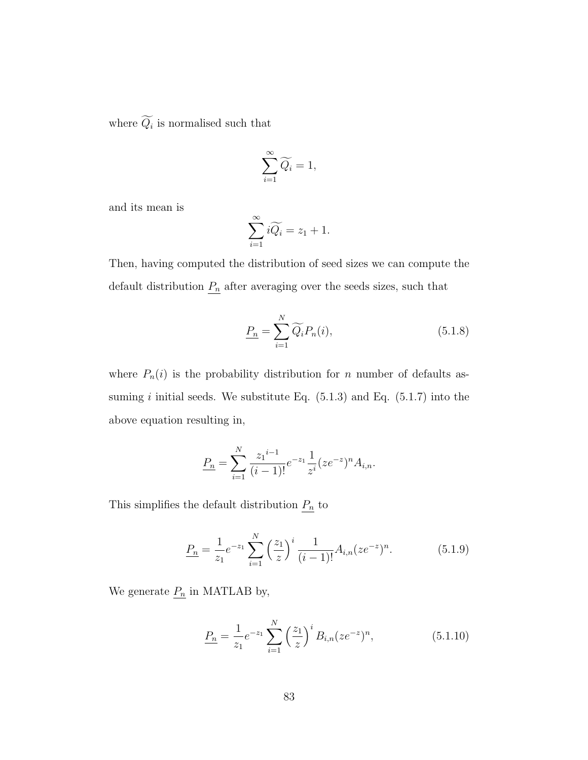where $\widetilde{Q_i}$ is normalised such that

$$\sum_{i=1}^{\infty} \widetilde{Q_i} = 1,$$

and its mean is

$$\sum_{i=1}^{\infty} i\widetilde{Q_i} = z_1 + 1.$$

Then, having computed the distribution of seed sizes we can compute the default distribution $\underline{P_n}$ after averaging over the seeds sizes, such that

$$\underline{P_n} = \sum_{i=1}^{N} \widetilde{Q_i} P_n(i), \tag{5.1.8}$$

where $P_n(i)$ is the probability distribution for $n$ number of defaults assuming $i$ initial seeds. We substitute Eq. (5.1.3) and Eq. (5.1.7) into the above equation resulting in,

$$\underline{P_n} = \sum_{i=1}^{N} \frac{{z_1}^{i-1}}{(i-1)!} e^{-z_1} \frac{1}{z^i} (ze^{-z})^n A_{i,n}.$$

This simplifies the default distribution $\underline{P_n}$ to

$$\underline{P_n} = \frac{1}{z_1} e^{-z_1} \sum_{i=1}^{N} \left(\frac{z_1}{z}\right)^i \frac{1}{(i-1)!} A_{i,n} (ze^{-z})^n. \tag{5.1.9}$$

We generate $\underline{P_n}$ in MATLAB by,

$$\underline{P_n} = \frac{1}{z_1} e^{-z_1} \sum_{i=1}^{N} \left(\frac{z_1}{z}\right)^i B_{i,n} (ze^{-z})^n, \tag{5.1.10}$$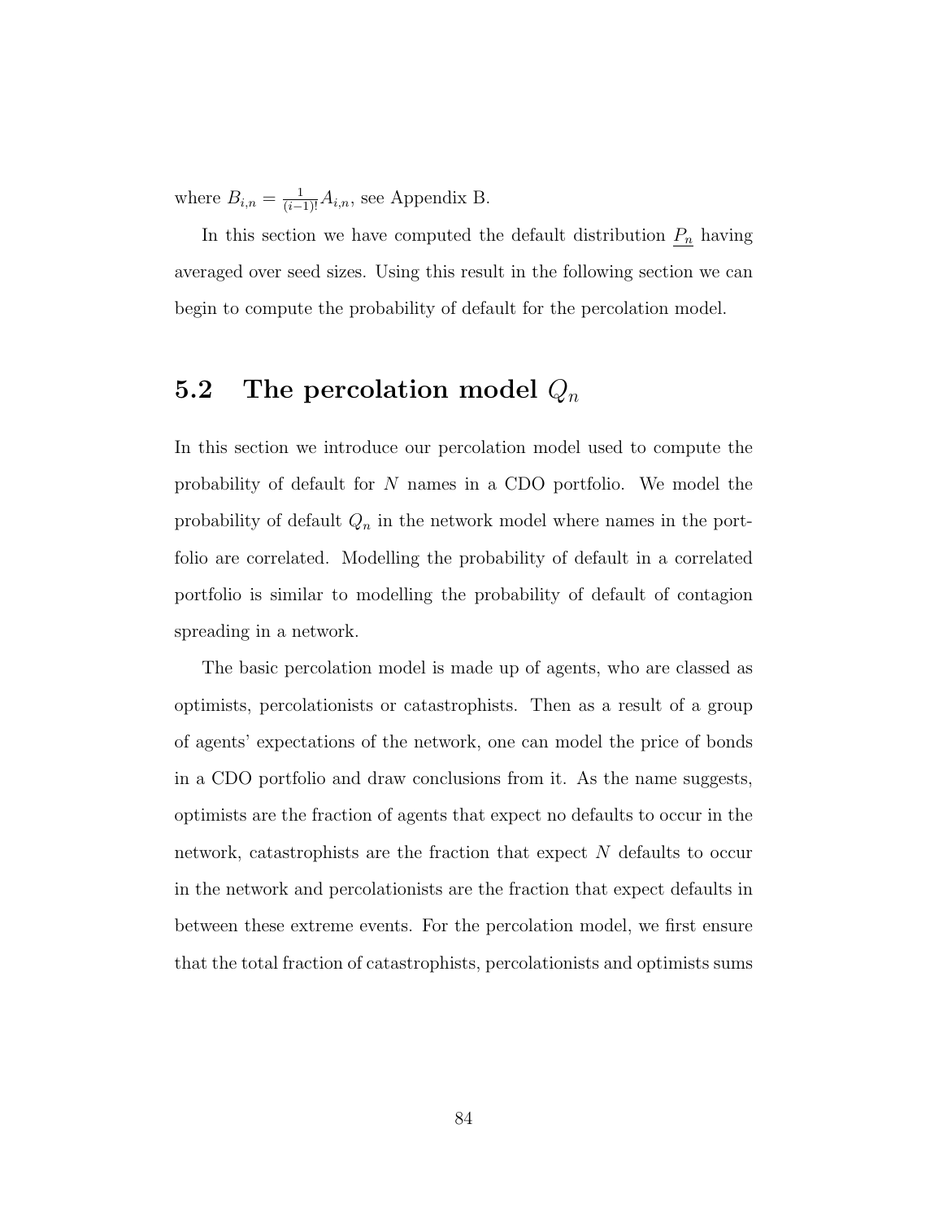where $B_{i,n} = \frac{1}{(i-1)!} A_{i,n}$, see Appendix B.

In this section we have computed the default distribution $\underline{P_n}$ having averaged over seed sizes. Using this result in the following section we can begin to compute the probability of default for the percolation model.

## 5.2 The percolation model $Q_n$

In this section we introduce our percolation model used to compute the probability of default for $N$ names in a CDO portfolio. We model the probability of default $Q_n$ in the network model where names in the portfolio are correlated. Modelling the probability of default in a correlated portfolio is similar to modelling the probability of default of contagion spreading in a network.

The basic percolation model is made up of agents, who are classed as optimists, percolationists or catastrophists. Then as a result of a group of agents' expectations of the network, one can model the price of bonds in a CDO portfolio and draw conclusions from it. As the name suggests, optimists are the fraction of agents that expect no defaults to occur in the network, catastrophists are the fraction that expect $N$ defaults to occur in the network and percolationists are the fraction that expect defaults in between these extreme events. For the percolation model, we first ensure that the total fraction of catastrophists, percolationists and optimists sums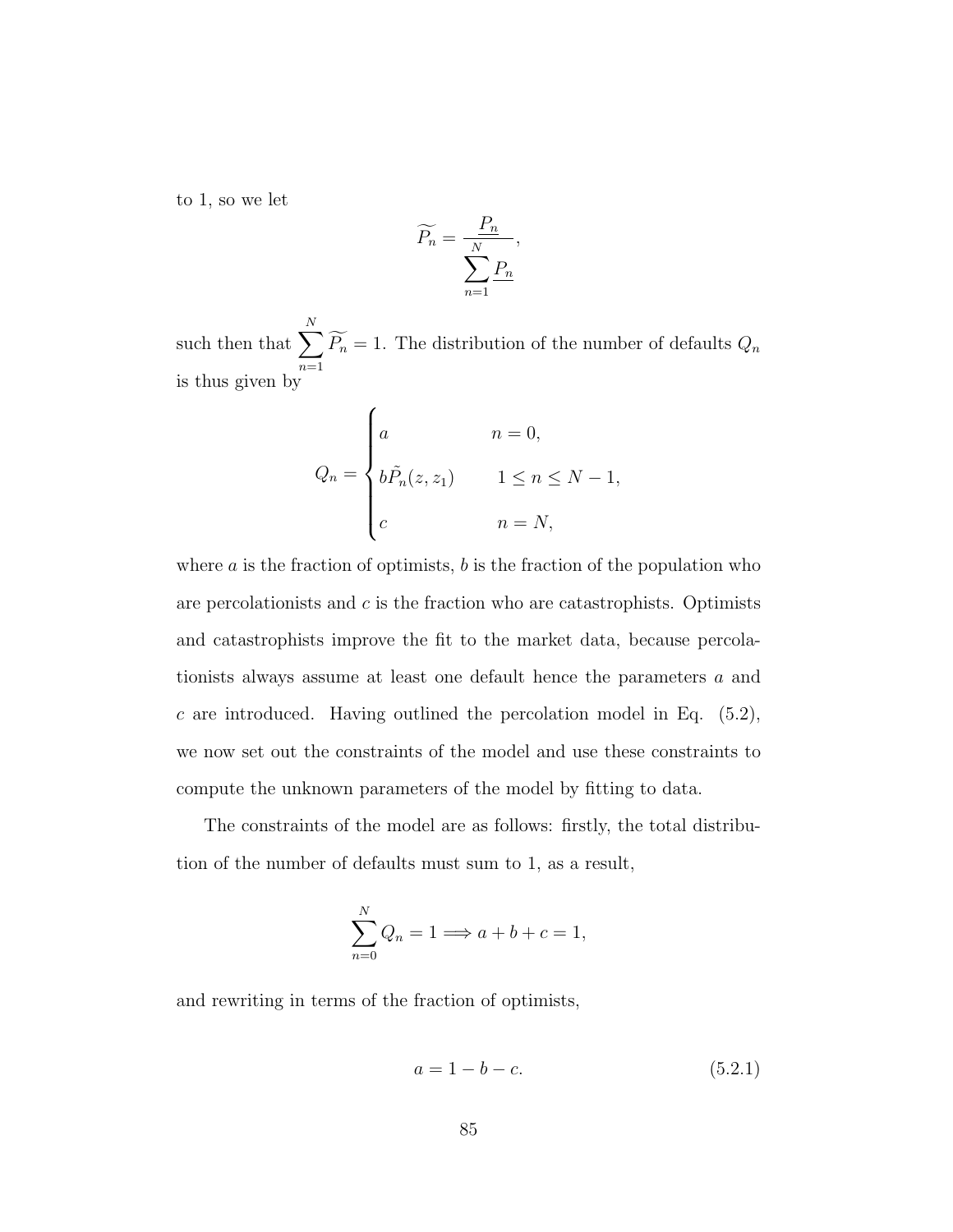to 1, so we let

$$\widetilde{P_n} = \frac{\underline{P_n}}{\sum_{n=1}^{N} \underline{P_n}},$$

such then that $\sum_{n=1}^{N} \widetilde{P_n} = 1$. The distribution of the number of defaults $Q_n$ is thus given by

$$Q_n = \begin{cases} a & n = 0, \\ b\tilde{P}_n(z, z_1) & 1 \leq n \leq N-1, \\ c & n = N, \end{cases}$$

where $a$ is the fraction of optimists, $b$ is the fraction of the population who are percolationists and $c$ is the fraction who are catastrophists. Optimists and catastrophists improve the fit to the market data, because percolationists always assume at least one default hence the parameters $a$ and $c$ are introduced. Having outlined the percolation model in Eq. (5.2), we now set out the constraints of the model and use these constraints to compute the unknown parameters of the model by fitting to data.

The constraints of the model are as follows: firstly, the total distribution of the number of defaults must sum to 1, as a result,

$$\sum_{n=0}^{N} Q_n = 1 \Longrightarrow a + b + c = 1,$$

and rewriting in terms of the fraction of optimists,

$$a = 1 - b - c. \tag{5.2.1}$$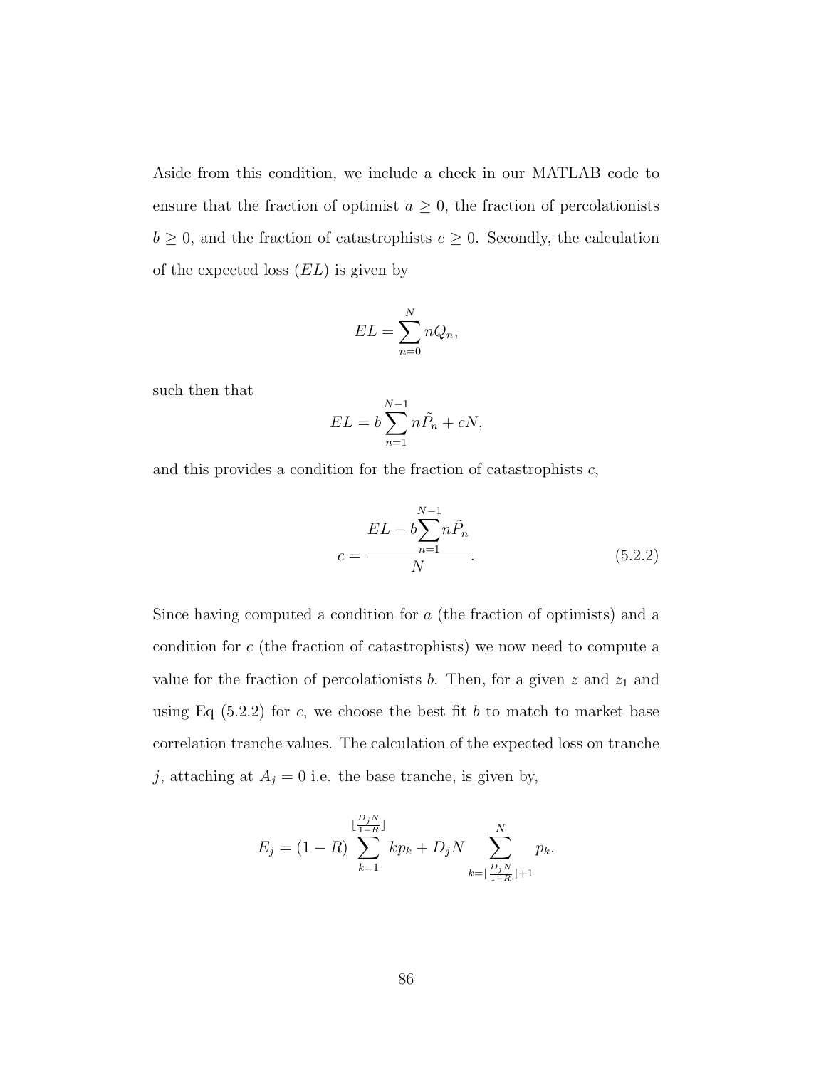Aside from this condition, we include a check in our MATLAB code to ensure that the fraction of optimist $a \geq 0$, the fraction of percolationists $b \geq 0$, and the fraction of catastrophists $c \geq 0$. Secondly, the calculation of the expected loss ($EL$) is given by

$$EL = \sum_{n=0}^{N} nQ_n,$$

such then that

$$EL = b\sum_{n=1}^{N-1} n\tilde{P}_n + cN,$$

and this provides a condition for the fraction of catastrophists $c$,

$$c = \frac{EL - b\sum_{n=1}^{N-1} n\tilde{P}_n}{N}. \tag{5.2.2}$$

Since having computed a condition for $a$ (the fraction of optimists) and a condition for $c$ (the fraction of catastrophists) we now need to compute a value for the fraction of percolationists $b$. Then, for a given $z$ and $z_1$ and using Eq (5.2.2) for $c$, we choose the best fit $b$ to match to market base correlation tranche values. The calculation of the expected loss on tranche $j$, attaching at $A_j = 0$ i.e. the base tranche, is given by,

$$E_j = (1-R)\sum_{k=1}^{\lfloor \frac{D_j N}{1-R} \rfloor} kp_k + D_j N \sum_{k=\lfloor \frac{D_j N}{1-R} \rfloor + 1}^{N} p_k.$$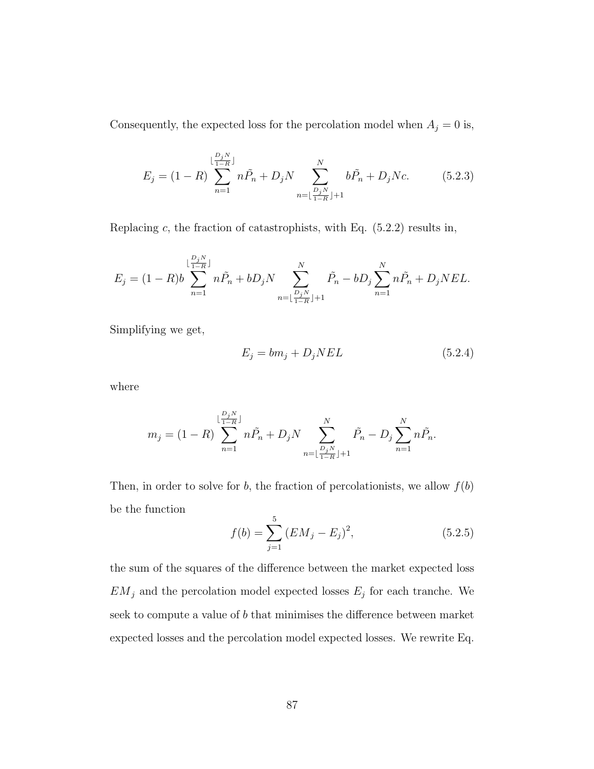Consequently, the expected loss for the percolation model when $A_j = 0$ is,

$$E_j = (1-R) \sum_{n=1}^{\lfloor \frac{D_j N}{1-R} \rfloor} n\tilde{P}_n + D_j N \sum_{n=\lfloor \frac{D_j N}{1-R} \rfloor + 1}^{N} b\tilde{P}_n + D_j N c. \tag{5.2.3}$$

Replacing $c$, the fraction of catastrophists, with Eq. (5.2.2) results in,

$$E_j = (1-R)b \sum_{n=1}^{\lfloor \frac{D_j N}{1-R} \rfloor} n\tilde{P}_n + bD_j N \sum_{n=\lfloor \frac{D_j N}{1-R} \rfloor + 1}^{N} \tilde{P}_n - bD_j \sum_{n=1}^{N} n\tilde{P}_n + D_j NEL.$$

Simplifying we get,

$$E_j = bm_j + D_j NEL \tag{5.2.4}$$

where

$$m_j = (1-R) \sum_{n=1}^{\lfloor \frac{D_j N}{1-R} \rfloor} n\tilde{P}_n + D_j N \sum_{n=\lfloor \frac{D_j N}{1-R} \rfloor + 1}^{N} \tilde{P}_n - D_j \sum_{n=1}^{N} n\tilde{P}_n.$$

Then, in order to solve for $b$, the fraction of percolationists, we allow $f(b)$ be the function

$$f(b) = \sum_{j=1}^{5} (EM_j - E_j)^2, \tag{5.2.5}$$

the sum of the squares of the difference between the market expected loss $EM_j$ and the percolation model expected losses $E_j$ for each tranche. We seek to compute a value of $b$ that minimises the difference between market expected losses and the percolation model expected losses. We rewrite Eq.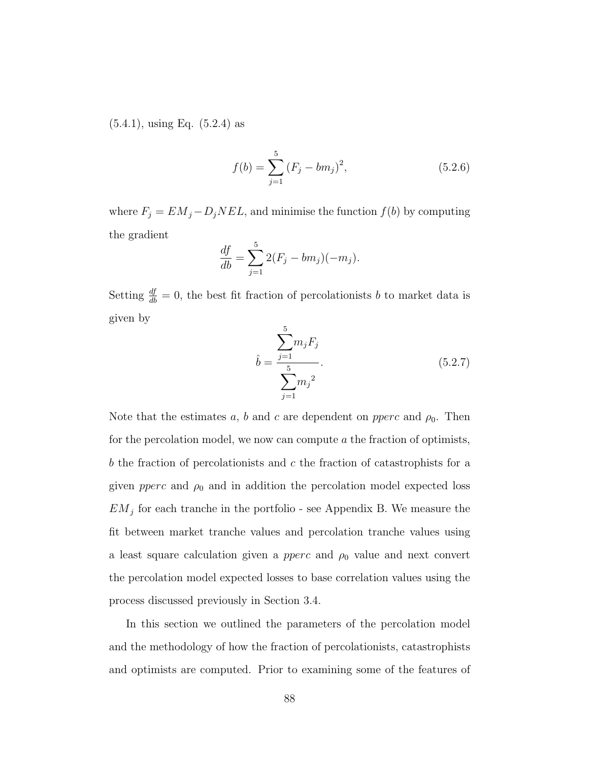(5.4.1), using Eq. (5.2.4) as

$$f(b) = \sum_{j=1}^{5} (F_j - bm_j)^2, \tag{5.2.6}$$

where $F_j = EM_j - D_j NEL$, and minimise the function $f(b)$ by computing the gradient

$$\frac{df}{db} = \sum_{j=1}^{5} 2(F_j - bm_j)(-m_j).$$

Setting $\frac{df}{db} = 0$, the best fit fraction of percolationists $b$ to market data is given by

$$\hat{b} = \frac{\sum_{j=1}^{5} m_j F_j}{\sum_{j=1}^{5} {m_j}^2}. \tag{5.2.7}$$

Note that the estimates $a$, $b$ and $c$ are dependent on *pperc* and $\rho_0$. Then for the percolation model, we now can compute $a$ the fraction of optimists, $b$ the fraction of percolationists and $c$ the fraction of catastrophists for a given *pperc* and $\rho_0$ and in addition the percolation model expected loss $EM_j$ for each tranche in the portfolio - see Appendix B. We measure the fit between market tranche values and percolation tranche values using a least square calculation given a *pperc* and $\rho_0$ value and next convert the percolation model expected losses to base correlation values using the process discussed previously in Section 3.4.

In this section we outlined the parameters of the percolation model and the methodology of how the fraction of percolationists, catastrophists and optimists are computed. Prior to examining some of the features of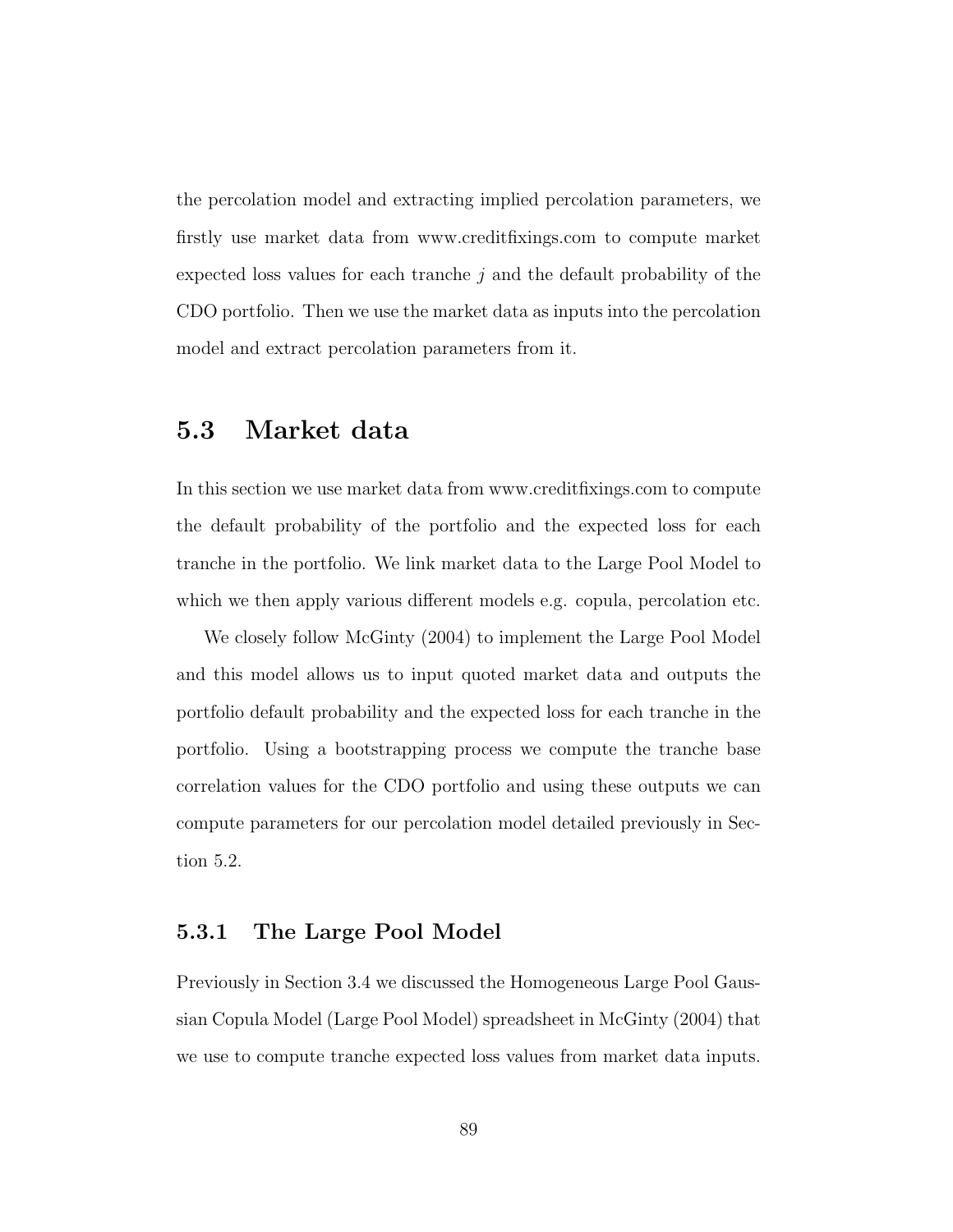the percolation model and extracting implied percolation parameters, we firstly use market data from www.creditfixings.com to compute market expected loss values for each tranche $j$ and the default probability of the CDO portfolio. Then we use the market data as inputs into the percolation model and extract percolation parameters from it.

## 5.3 Market data

In this section we use market data from www.creditfixings.com to compute the default probability of the portfolio and the expected loss for each tranche in the portfolio. We link market data to the Large Pool Model to which we then apply various different models e.g. copula, percolation etc.

We closely follow McGinty (2004) to implement the Large Pool Model and this model allows us to input quoted market data and outputs the portfolio default probability and the expected loss for each tranche in the portfolio. Using a bootstrapping process we compute the tranche base correlation values for the CDO portfolio and using these outputs we can compute parameters for our percolation model detailed previously in Section 5.2.

### 5.3.1 The Large Pool Model

Previously in Section 3.4 we discussed the Homogeneous Large Pool Gaussian Copula Model (Large Pool Model) spreadsheet in McGinty (2004) that we use to compute tranche expected loss values from market data inputs.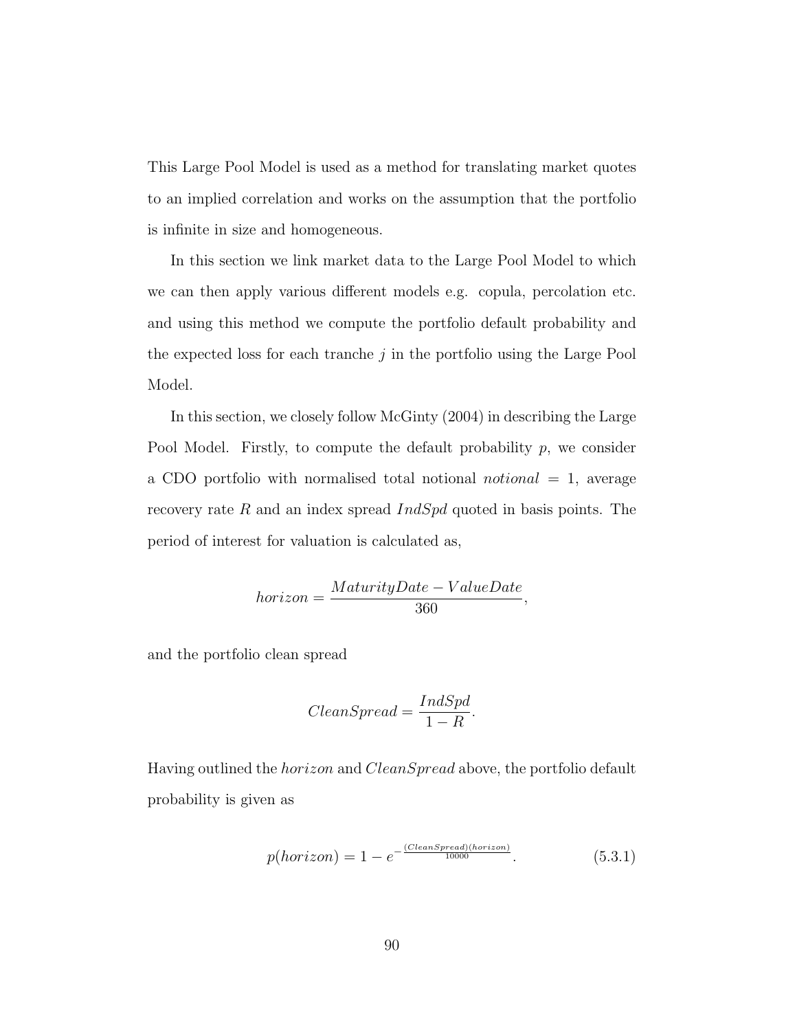This Large Pool Model is used as a method for translating market quotes to an implied correlation and works on the assumption that the portfolio is infinite in size and homogeneous.

In this section we link market data to the Large Pool Model to which we can then apply various different models e.g. copula, percolation etc. and using this method we compute the portfolio default probability and the expected loss for each tranche $j$ in the portfolio using the Large Pool Model.

In this section, we closely follow McGinty (2004) in describing the Large Pool Model. Firstly, to compute the default probability $p$, we consider a CDO portfolio with normalised total notional $notional = 1$, average recovery rate $R$ and an index spread $IndSpd$ quoted in basis points. The period of interest for valuation is calculated as,

$$horizon = \frac{MaturityDate - ValueDate}{360},$$

and the portfolio clean spread

$$CleanSpread = \frac{IndSpd}{1 - R}.$$

Having outlined the $horizon$ and $CleanSpread$ above, the portfolio default probability is given as

$$p(horizon) = 1 - e^{-\frac{(CleanSpread)(horizon)}{10000}}. \tag{5.3.1}$$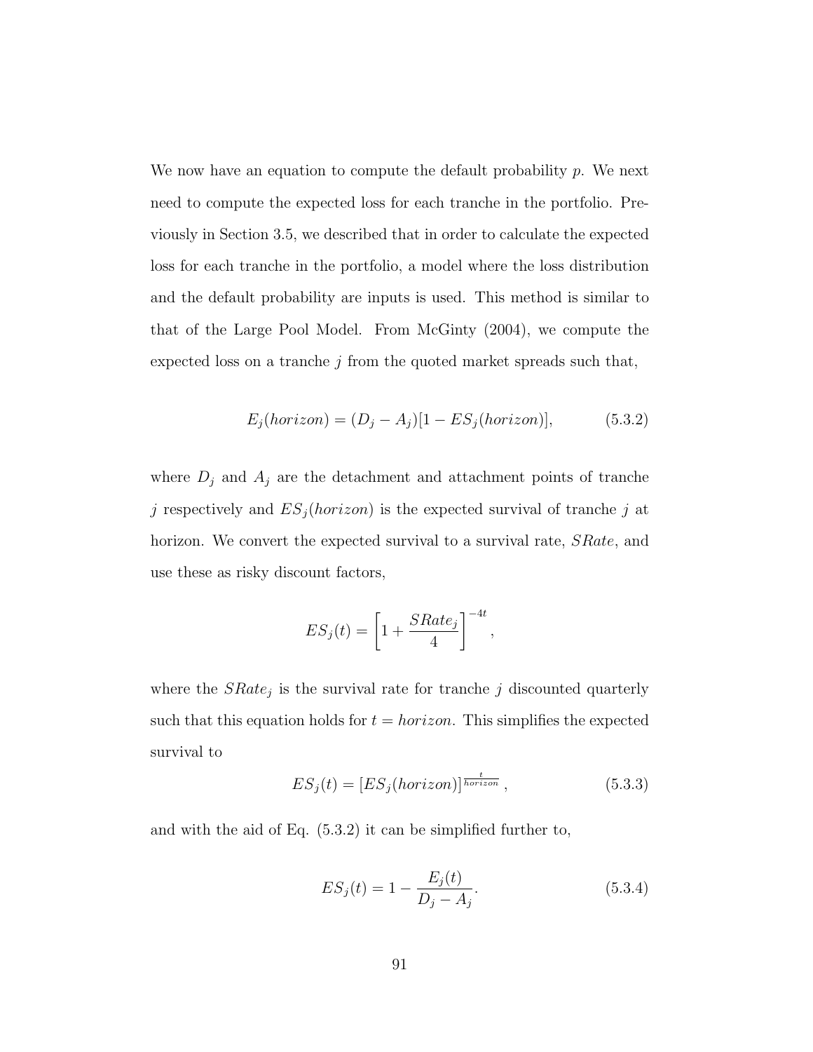We now have an equation to compute the default probability $p$. We next need to compute the expected loss for each tranche in the portfolio. Previously in Section 3.5, we described that in order to calculate the expected loss for each tranche in the portfolio, a model where the loss distribution and the default probability are inputs is used. This method is similar to that of the Large Pool Model. From McGinty (2004), we compute the expected loss on a tranche $j$ from the quoted market spreads such that,

$$E_j(horizon) = (D_j - A_j)[1 - ES_j(horizon)], \tag{5.3.2}$$

where $D_j$ and $A_j$ are the detachment and attachment points of tranche $j$ respectively and $ES_j(horizon)$ is the expected survival of tranche $j$ at horizon. We convert the expected survival to a survival rate, $SRate$, and use these as risky discount factors,

$$ES_j(t) = \left[1 + \frac{SRate_j}{4}\right]^{-4t},$$

where the $SRate_j$ is the survival rate for tranche $j$ discounted quarterly such that this equation holds for $t = horizon$. This simplifies the expected survival to

$$ES_j(t) = [ES_j(horizon)]^{\frac{t}{horizon}}, \tag{5.3.3}$$

and with the aid of Eq. (5.3.2) it can be simplified further to,

$$ES_j(t) = 1 - \frac{E_j(t)}{D_j - A_j}. \tag{5.3.4}$$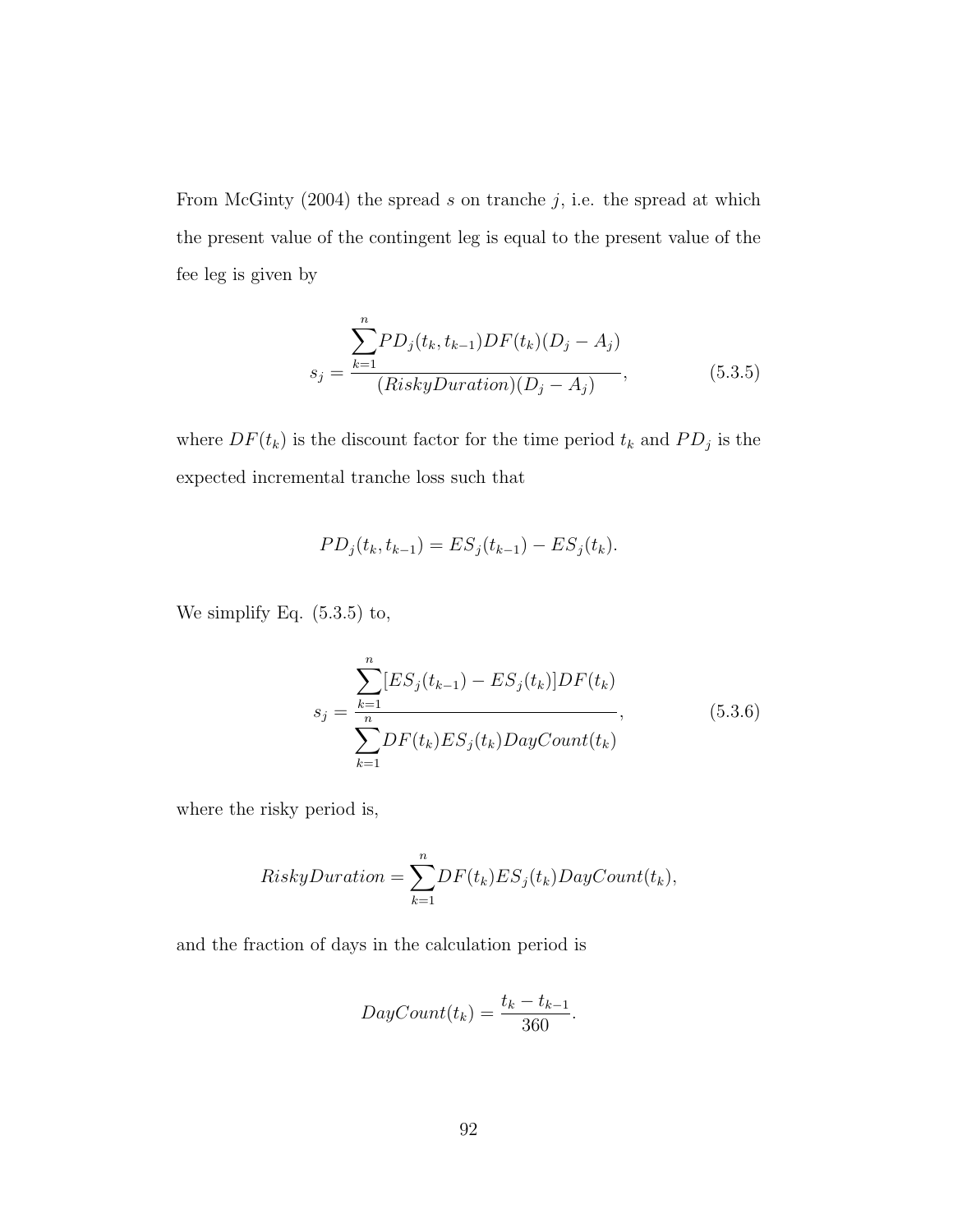From McGinty (2004) the spread $s$ on tranche $j$, i.e. the spread at which the present value of the contingent leg is equal to the present value of the fee leg is given by

$$s_j = \frac{\sum_{k=1}^{n} PD_j(t_k, t_{k-1}) DF(t_k)(D_j - A_j)}{(RiskyDuration)(D_j - A_j)}, \tag{5.3.5}$$

where $DF(t_k)$ is the discount factor for the time period $t_k$ and $PD_j$ is the expected incremental tranche loss such that

$$PD_j(t_k, t_{k-1}) = ES_j(t_{k-1}) - ES_j(t_k).$$

We simplify Eq. (5.3.5) to,

$$s_j = \frac{\sum_{k=1}^{n} [ES_j(t_{k-1}) - ES_j(t_k)] DF(t_k)}{\sum_{k=1}^{n} DF(t_k) ES_j(t_k) DayCount(t_k)}, \tag{5.3.6}$$

where the risky period is,

$$RiskyDuration = \sum_{k=1}^{n} DF(t_k) ES_j(t_k) DayCount(t_k),$$

and the fraction of days in the calculation period is

$$DayCount(t_k) = \frac{t_k - t_{k-1}}{360}.$$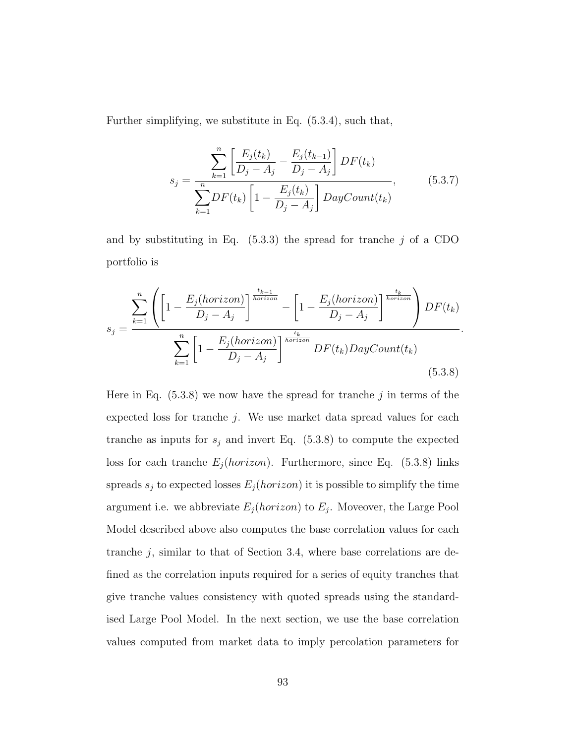Further simplifying, we substitute in Eq. (5.3.4), such that,

$$s_j = \frac{\sum_{k=1}^{n} \left[ \frac{E_j(t_k)}{D_j - A_j} - \frac{E_j(t_{k-1})}{D_j - A_j} \right] DF(t_k)}{\sum_{k=1}^{n} DF(t_k) \left[ 1 - \frac{E_j(t_k)}{D_j - A_j} \right] DayCount(t_k)}, \tag{5.3.7}$$

and by substituting in Eq. (5.3.3) the spread for tranche $j$ of a CDO portfolio is

$$s_j = \frac{\sum_{k=1}^{n} \left( \left[ 1 - \frac{E_j(horizon)}{D_j - A_j} \right]^{\frac{t_{k-1}}{horizon}} - \left[ 1 - \frac{E_j(horizon)}{D_j - A_j} \right]^{\frac{t_k}{horizon}} \right) DF(t_k)}{\sum_{k=1}^{n} \left[ 1 - \frac{E_j(horizon)}{D_j - A_j} \right]^{\frac{t_k}{horizon}} DF(t_k) DayCount(t_k)}. \tag{5.3.8}$$

Here in Eq. (5.3.8) we now have the spread for tranche $j$ in terms of the expected loss for tranche $j$. We use market data spread values for each tranche as inputs for $s_j$ and invert Eq. (5.3.8) to compute the expected loss for each tranche $E_j(horizon)$. Furthermore, since Eq. (5.3.8) links spreads $s_j$ to expected losses $E_j(horizon)$ it is possible to simplify the time argument i.e. we abbreviate $E_j(horizon)$ to $E_j$. Moveover, the Large Pool Model described above also computes the base correlation values for each tranche $j$, similar to that of Section 3.4, where base correlations are defined as the correlation inputs required for a series of equity tranches that give tranche values consistency with quoted spreads using the standardised Large Pool Model. In the next section, we use the base correlation values computed from market data to imply percolation parameters for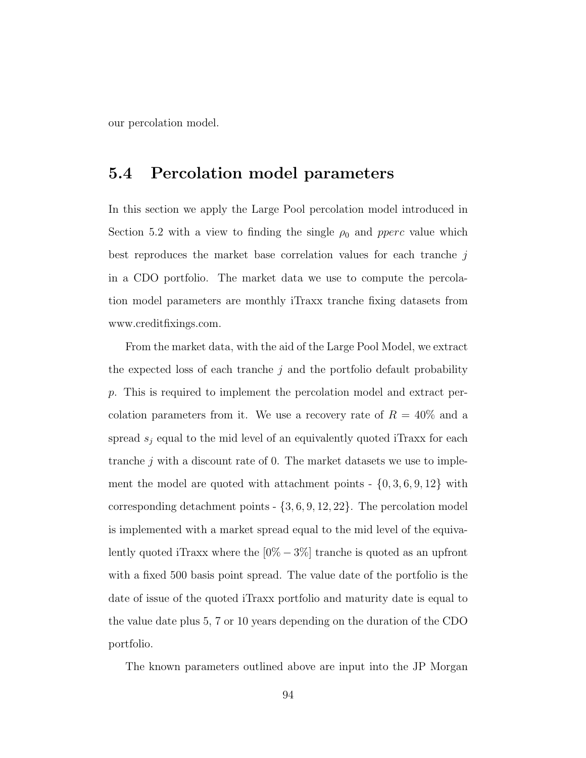our percolation model.

## 5.4 Percolation model parameters

In this section we apply the Large Pool percolation model introduced in Section 5.2 with a view to finding the single $\rho_0$ and *pperc* value which best reproduces the market base correlation values for each tranche $j$ in a CDO portfolio. The market data we use to compute the percolation model parameters are monthly iTraxx tranche fixing datasets from www.creditfixings.com.

From the market data, with the aid of the Large Pool Model, we extract the expected loss of each tranche $j$ and the portfolio default probability $p$. This is required to implement the percolation model and extract percolation parameters from it. We use a recovery rate of $R = 40\%$ and a spread $s_j$ equal to the mid level of an equivalently quoted iTraxx for each tranche $j$ with a discount rate of 0. The market datasets we use to implement the model are quoted with attachment points - $\{0, 3, 6, 9, 12\}$ with corresponding detachment points - $\{3, 6, 9, 12, 22\}$. The percolation model is implemented with a market spread equal to the mid level of the equivalently quoted iTraxx where the $[0\% - 3\%]$ tranche is quoted as an upfront with a fixed 500 basis point spread. The value date of the portfolio is the date of issue of the quoted iTraxx portfolio and maturity date is equal to the value date plus 5, 7 or 10 years depending on the duration of the CDO portfolio.

The known parameters outlined above are input into the JP Morgan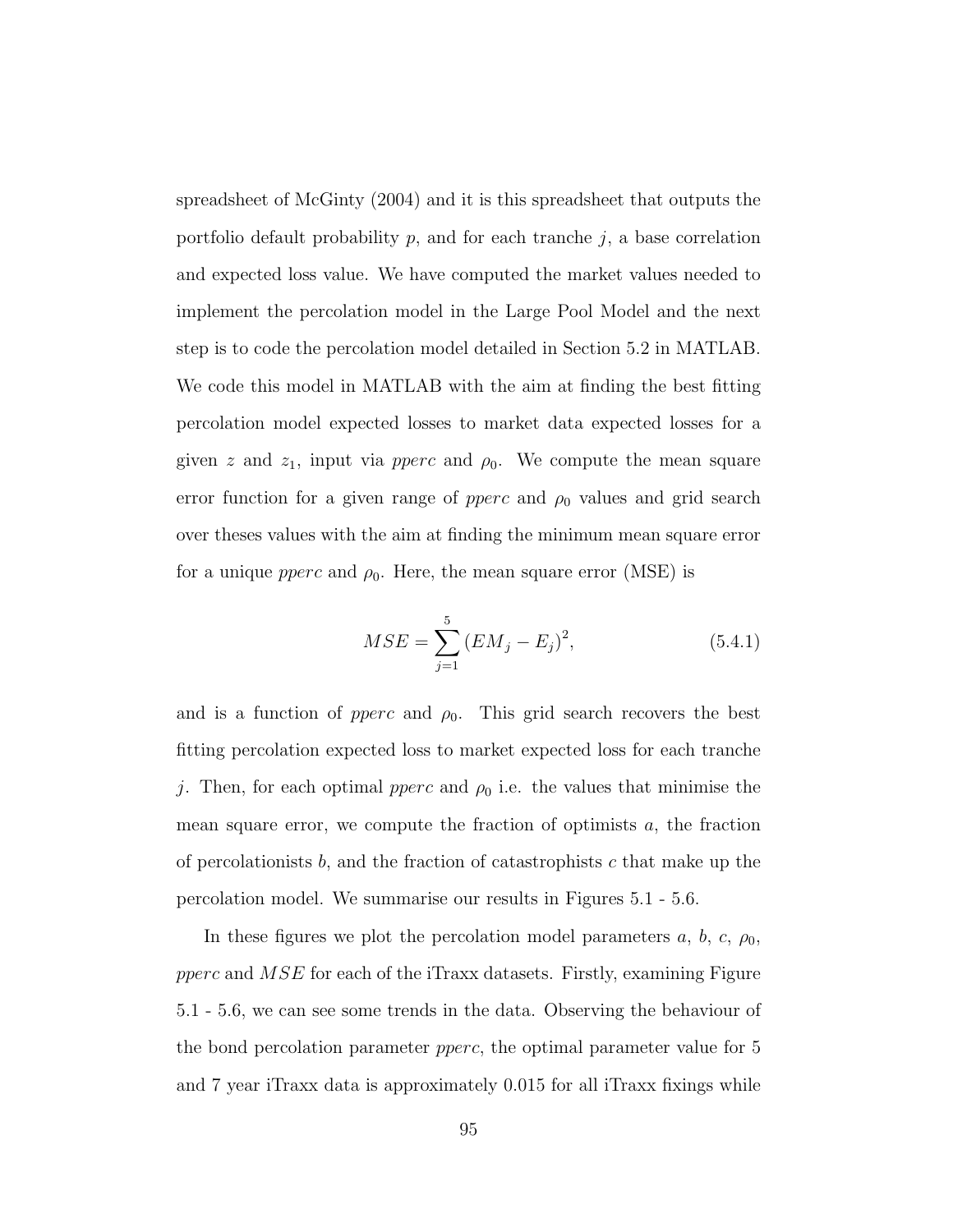spreadsheet of McGinty (2004) and it is this spreadsheet that outputs the portfolio default probability $p$, and for each tranche $j$, a base correlation and expected loss value. We have computed the market values needed to implement the percolation model in the Large Pool Model and the next step is to code the percolation model detailed in Section 5.2 in MATLAB. We code this model in MATLAB with the aim at finding the best fitting percolation model expected losses to market data expected losses for a given $z$ and $z_1$, input via *pperc* and $\rho_0$. We compute the mean square error function for a given range of *pperc* and $\rho_0$ values and grid search over theses values with the aim at finding the minimum mean square error for a unique *pperc* and $\rho_0$. Here, the mean square error (MSE) is

$$MSE = \sum_{j=1}^{5} (EM_j - E_j)^2, \tag{5.4.1}$$

and is a function of *pperc* and $\rho_0$. This grid search recovers the best fitting percolation expected loss to market expected loss for each tranche $j$. Then, for each optimal *pperc* and $\rho_0$ i.e. the values that minimise the mean square error, we compute the fraction of optimists $a$, the fraction of percolationists $b$, and the fraction of catastrophists $c$ that make up the percolation model. We summarise our results in Figures 5.1 - 5.6.

In these figures we plot the percolation model parameters $a$, $b$, $c$, $\rho_0$, *pperc* and $MSE$ for each of the iTraxx datasets. Firstly, examining Figure 5.1 - 5.6, we can see some trends in the data. Observing the behaviour of the bond percolation parameter *pperc*, the optimal parameter value for 5 and 7 year iTraxx data is approximately 0.015 for all iTraxx fixings while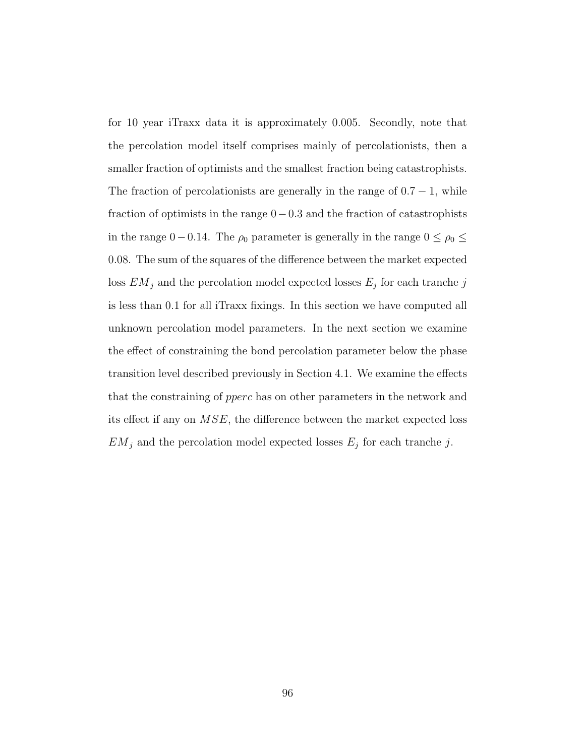for 10 year iTraxx data it is approximately 0.005. Secondly, note that the percolation model itself comprises mainly of percolationists, then a smaller fraction of optimists and the smallest fraction being catastrophists. The fraction of percolationists are generally in the range of $0.7-1$, while fraction of optimists in the range $0-0.3$ and the fraction of catastrophists in the range $0-0.14$. The $\rho_0$ parameter is generally in the range $0 \leq \rho_0 \leq 0.08$. The sum of the squares of the difference between the market expected loss $EM_j$ and the percolation model expected losses $E_j$ for each tranche $j$ is less than 0.1 for all iTraxx fixings. In this section we have computed all unknown percolation model parameters. In the next section we examine the effect of constraining the bond percolation parameter below the phase transition level described previously in Section 4.1. We examine the effects that the constraining of *pperc* has on other parameters in the network and its effect if any on $MSE$, the difference between the market expected loss $EM_j$ and the percolation model expected losses $E_j$ for each tranche $j$.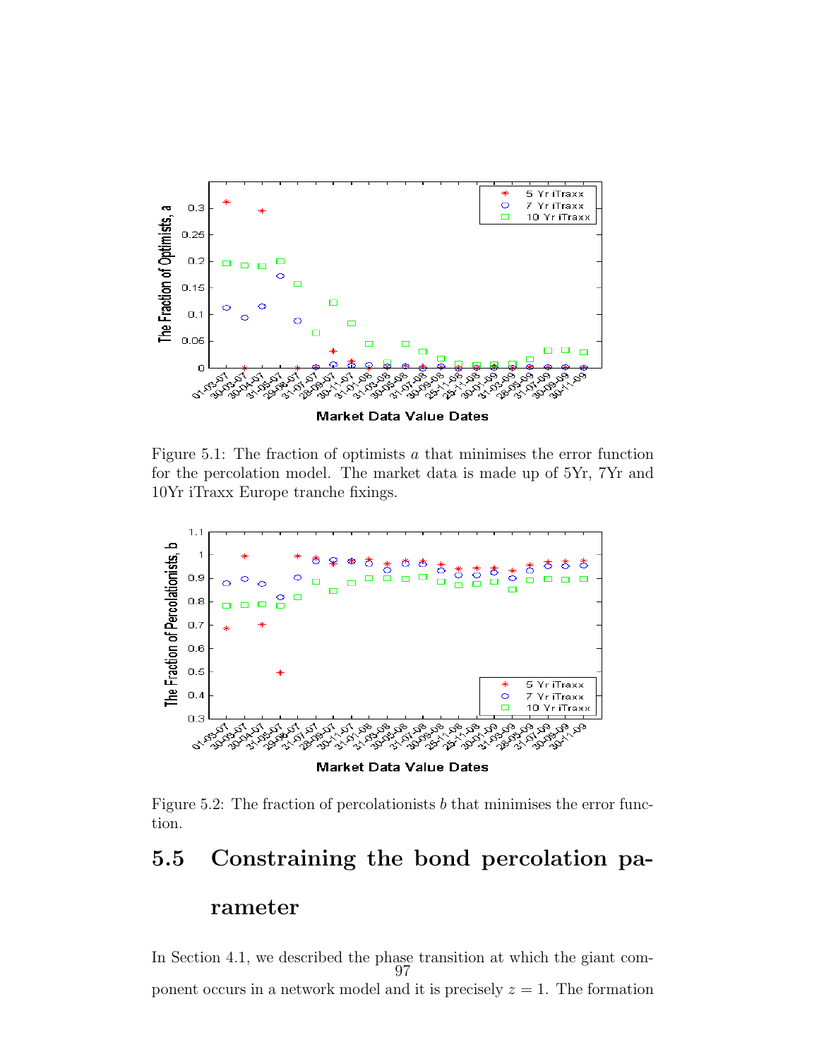Figure 5.1: The fraction of optimists $a$ that minimises the error function for the percolation model. The market data is made up of 5Yr, 7Yr and 10Yr iTraxx Europe tranche fixings.

Figure 5.2: The fraction of percolationists $b$ that minimises the error function.

## 5.5 Constraining the bond percolation parameter

In Section 4.1, we described the phase transition at which the giant component occurs in a network model and it is precisely $z = 1$. The formation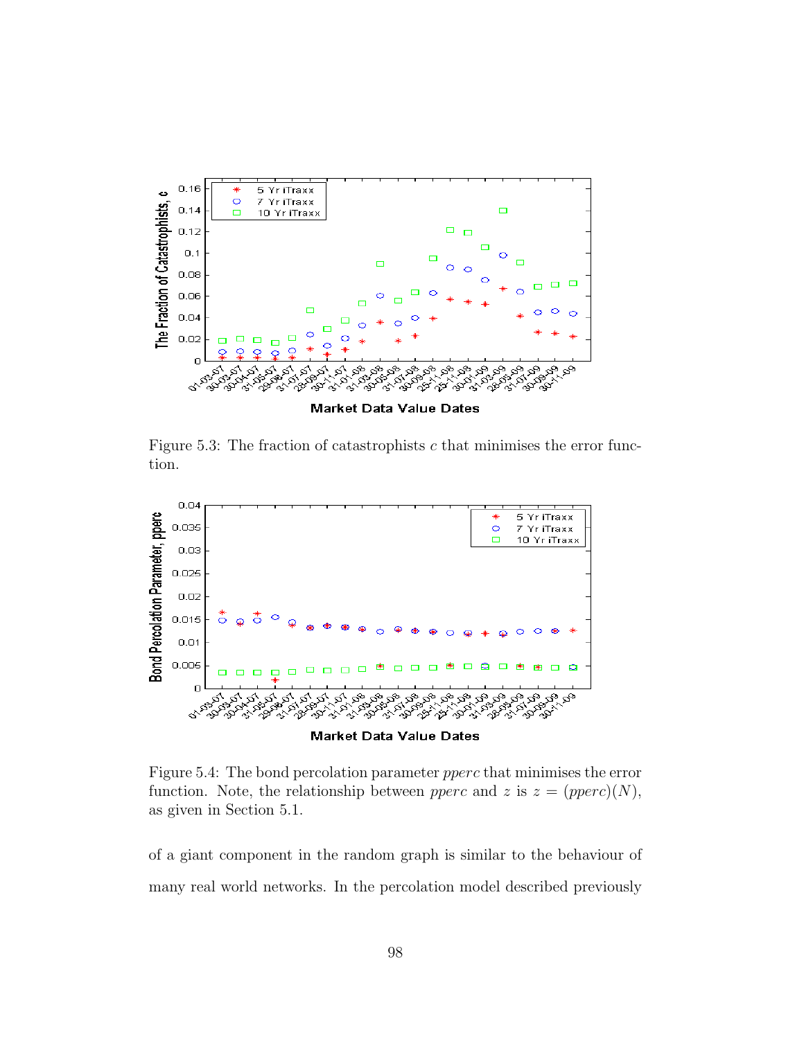Figure 5.3: The fraction of catastrophists $c$ that minimises the error function.

Figure 5.4: The bond percolation parameter *pperc* that minimises the error function. Note, the relationship between *pperc* and $z$ is $z = (pperc)(N)$, as given in Section 5.1.

of a giant component in the random graph is similar to the behaviour of many real world networks. In the percolation model described previously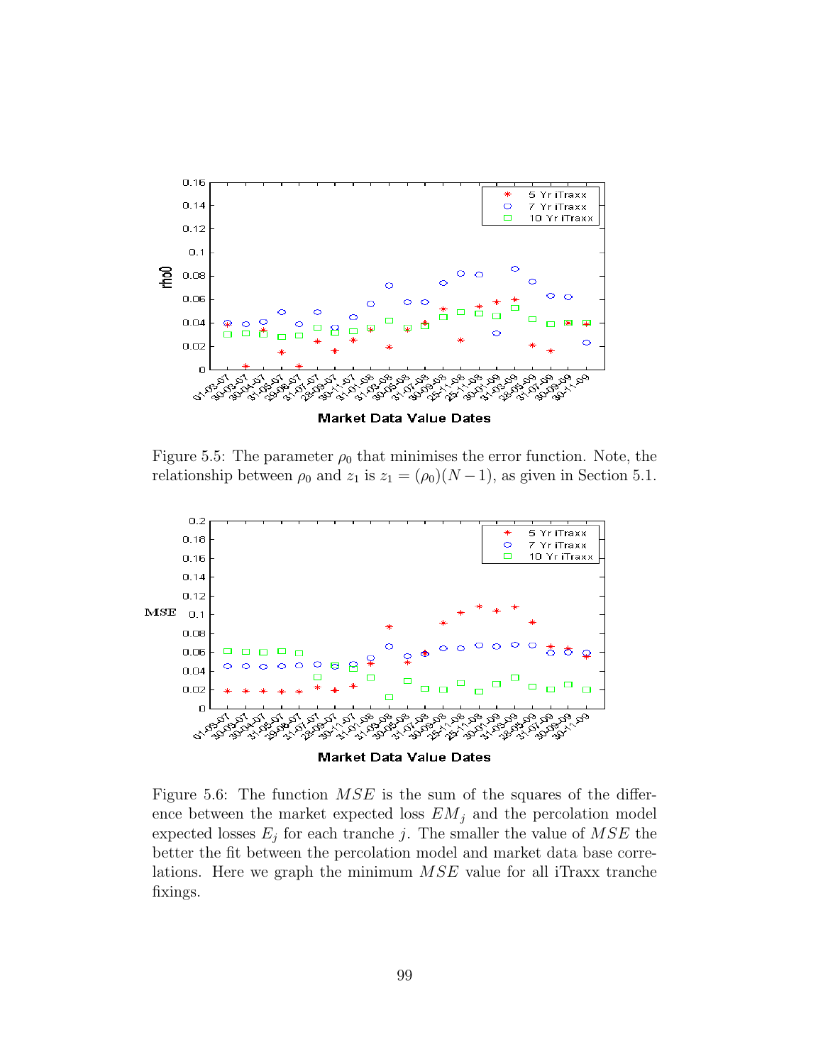Figure 5.5: The parameter $\rho_0$ that minimises the error function. Note, the relationship between $\rho_0$ and $z_1$ is $z_1 = (\rho_0)(N-1)$, as given in Section 5.1.

Figure 5.6: The function $MSE$ is the sum of the squares of the difference between the market expected loss $EM_j$ and the percolation model expected losses $E_j$ for each tranche $j$. The smaller the value of $MSE$ the better the fit between the percolation model and market data base correlations. Here we graph the minimum $MSE$ value for all iTraxx tranche fixings.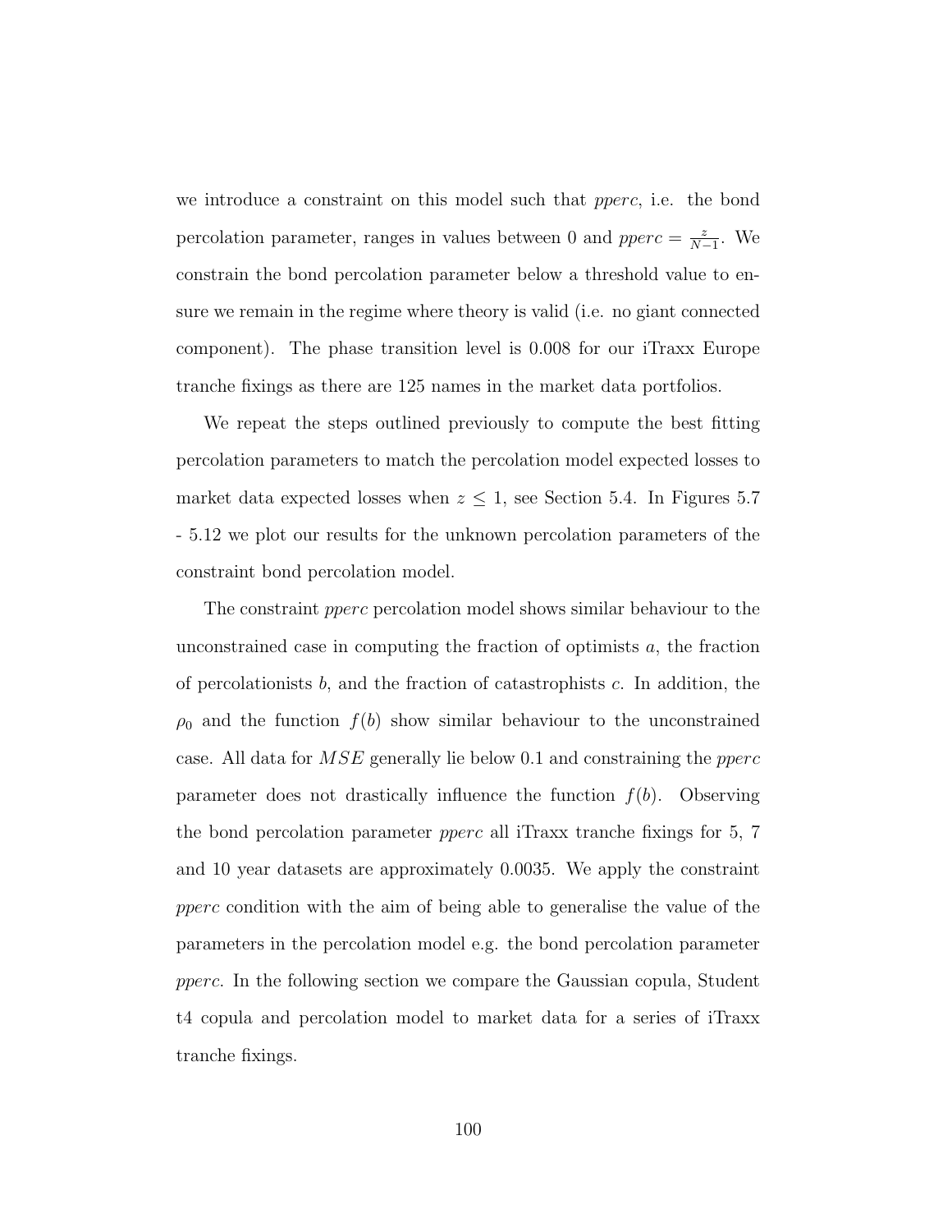we introduce a constraint on this model such that *pperc*, i.e. the bond percolation parameter, ranges in values between 0 and $pperc = \frac{z}{N-1}$. We constrain the bond percolation parameter below a threshold value to ensure we remain in the regime where theory is valid (i.e. no giant connected component). The phase transition level is 0.008 for our iTraxx Europe tranche fixings as there are 125 names in the market data portfolios.

We repeat the steps outlined previously to compute the best fitting percolation parameters to match the percolation model expected losses to market data expected losses when $z \leq 1$, see Section 5.4. In Figures 5.7 - 5.12 we plot our results for the unknown percolation parameters of the constraint bond percolation model.

The constraint *pperc* percolation model shows similar behaviour to the unconstrained case in computing the fraction of optimists $a$, the fraction of percolationists $b$, and the fraction of catastrophists $c$. In addition, the $\rho_0$ and the function $f(b)$ show similar behaviour to the unconstrained case. All data for $MSE$ generally lie below 0.1 and constraining the *pperc* parameter does not drastically influence the function $f(b)$. Observing the bond percolation parameter *pperc* all iTraxx tranche fixings for 5, 7 and 10 year datasets are approximately 0.0035. We apply the constraint *pperc* condition with the aim of being able to generalise the value of the parameters in the percolation model e.g. the bond percolation parameter *pperc*. In the following section we compare the Gaussian copula, Student t4 copula and percolation model to market data for a series of iTraxx tranche fixings.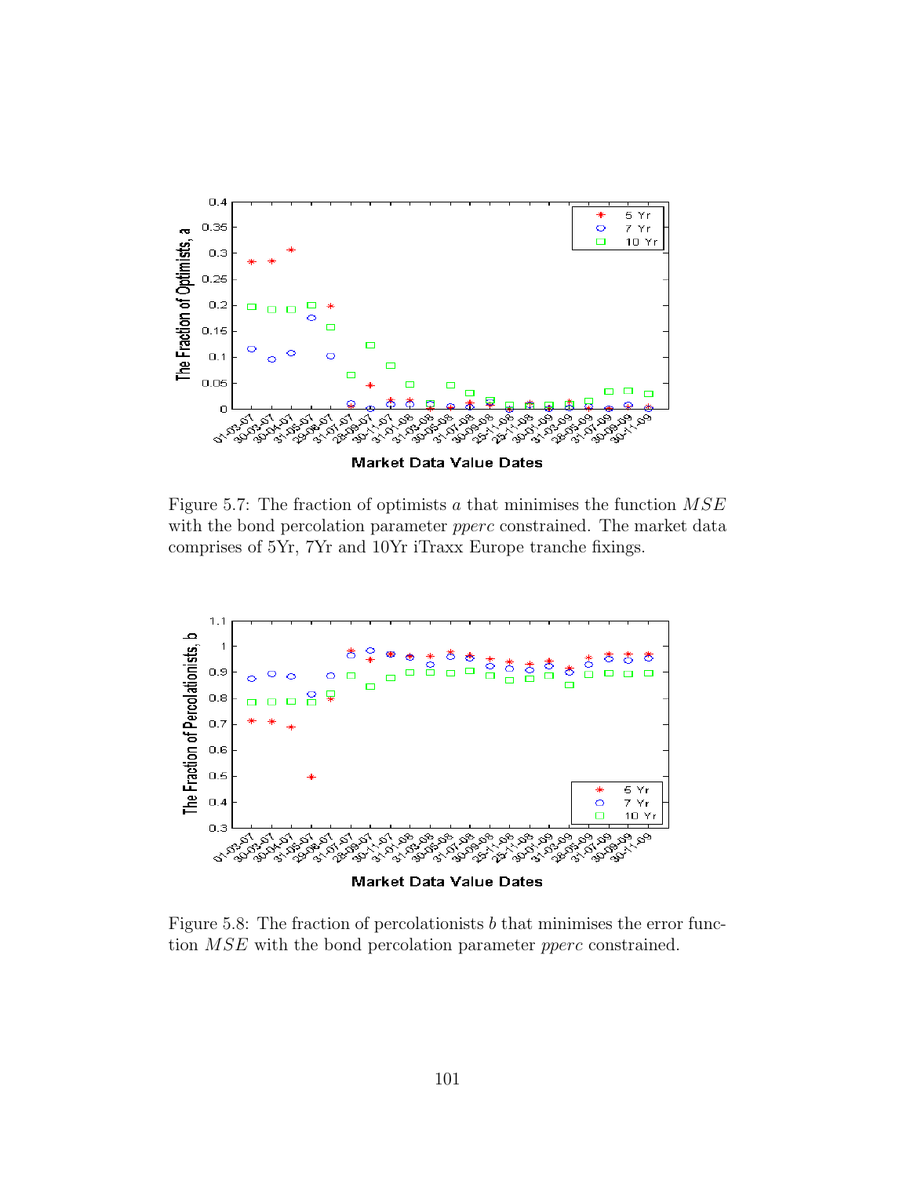Figure 5.7: The fraction of optimists $a$ that minimises the function $MSE$ with the bond percolation parameter $pperc$ constrained. The market data comprises of 5Yr, 7Yr and 10Yr iTraxx Europe tranche fixings.

Figure 5.8: The fraction of percolationists $b$ that minimises the error function $MSE$ with the bond percolation parameter $pperc$ constrained.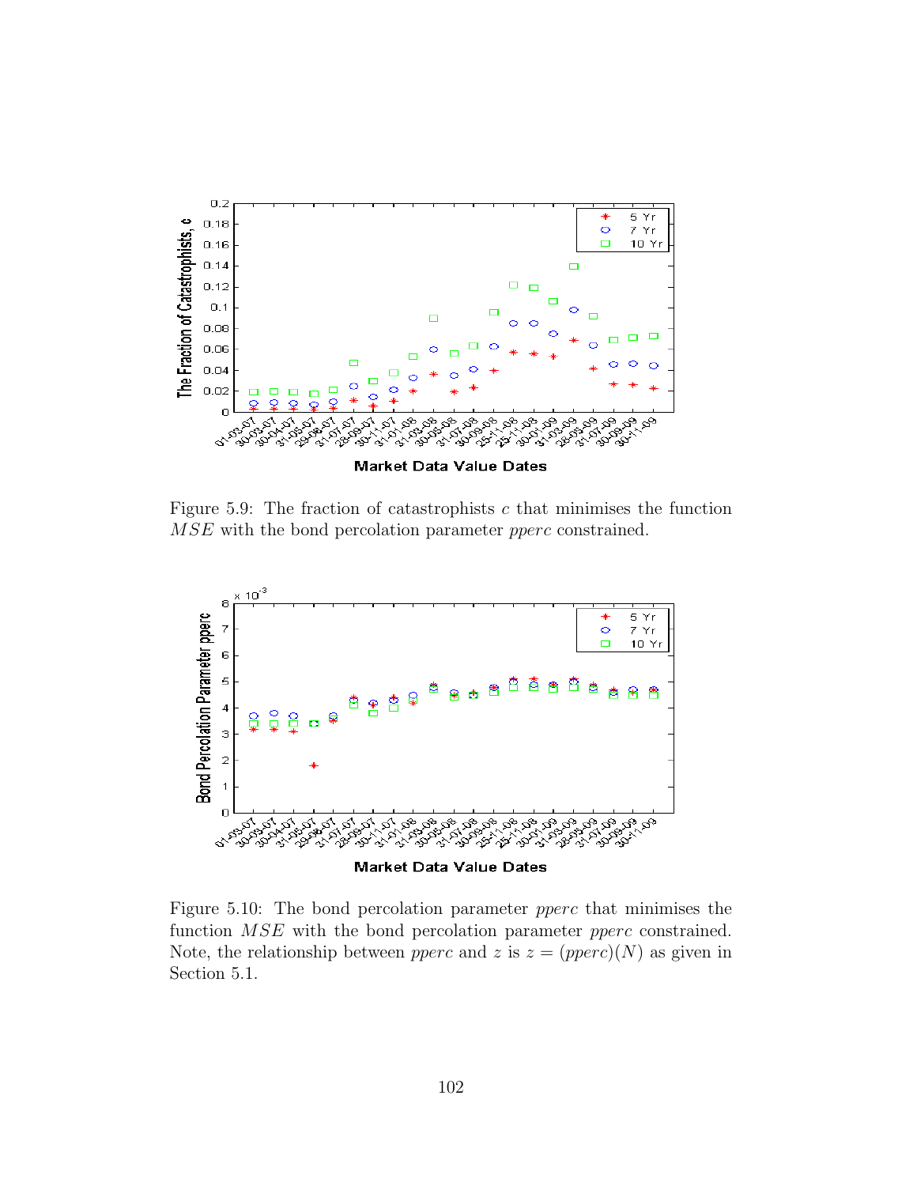Figure 5.9: The fraction of catastrophists $c$ that minimises the function $MSE$ with the bond percolation parameter $pperc$ constrained.

Figure 5.10: The bond percolation parameter $pperc$ that minimises the function $MSE$ with the bond percolation parameter $pperc$ constrained. Note, the relationship between $pperc$ and $z$ is $z = (pperc)(N)$ as given in Section 5.1.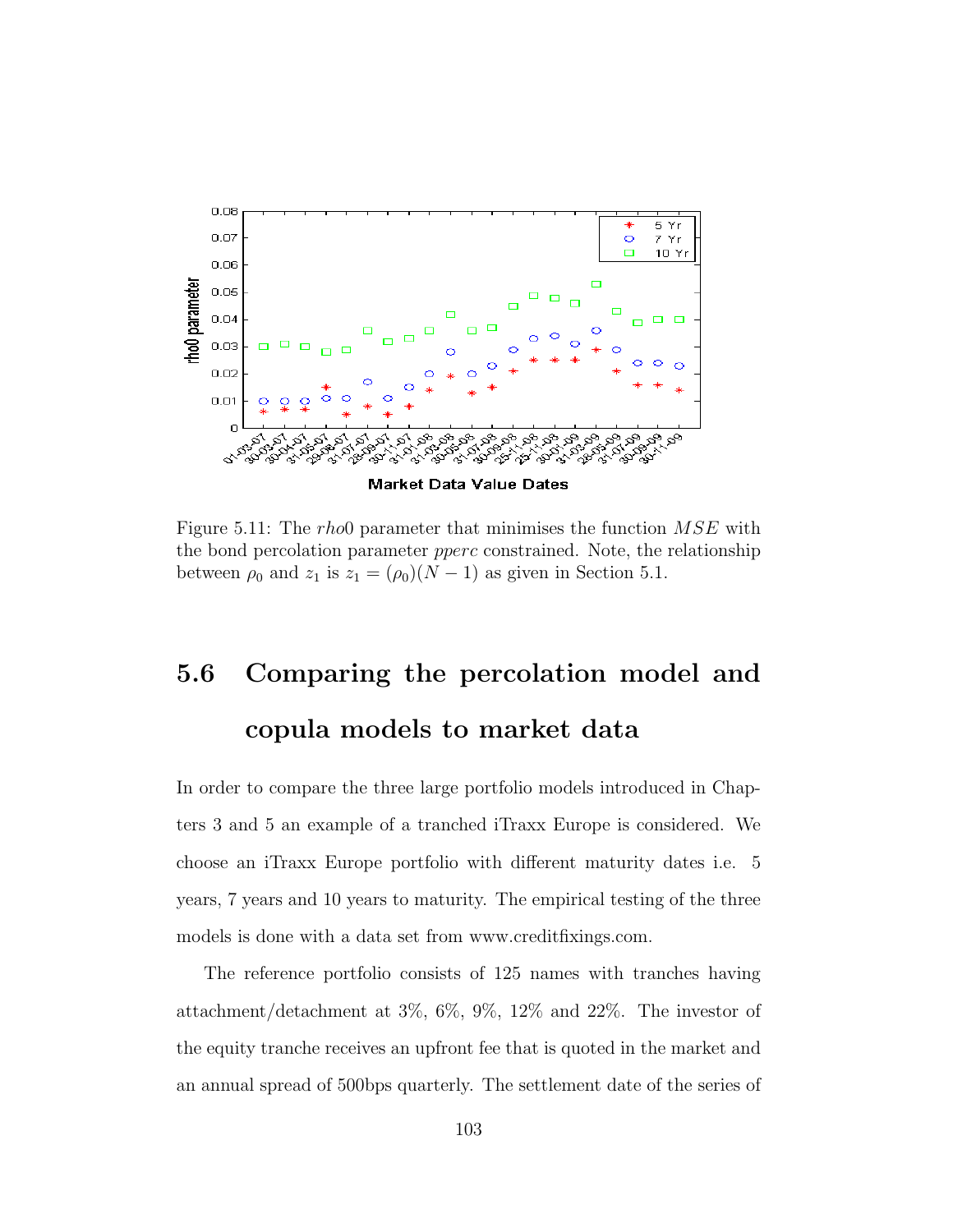Figure 5.11: The *rho*0 parameter that minimises the function $MSE$ with the bond percolation parameter *pperc* constrained. Note, the relationship between $\rho_0$ and $z_1$ is $z_1 = (\rho_0)(N-1)$ as given in Section 5.1.

## 5.6 Comparing the percolation model and copula models to market data

In order to compare the three large portfolio models introduced in Chapters 3 and 5 an example of a tranched iTraxx Europe is considered. We choose an iTraxx Europe portfolio with different maturity dates i.e. 5 years, 7 years and 10 years to maturity. The empirical testing of the three models is done with a data set from www.creditfixings.com.

The reference portfolio consists of 125 names with tranches having attachment/detachment at 3%, 6%, 9%, 12% and 22%. The investor of the equity tranche receives an upfront fee that is quoted in the market and an annual spread of 500bps quarterly. The settlement date of the series of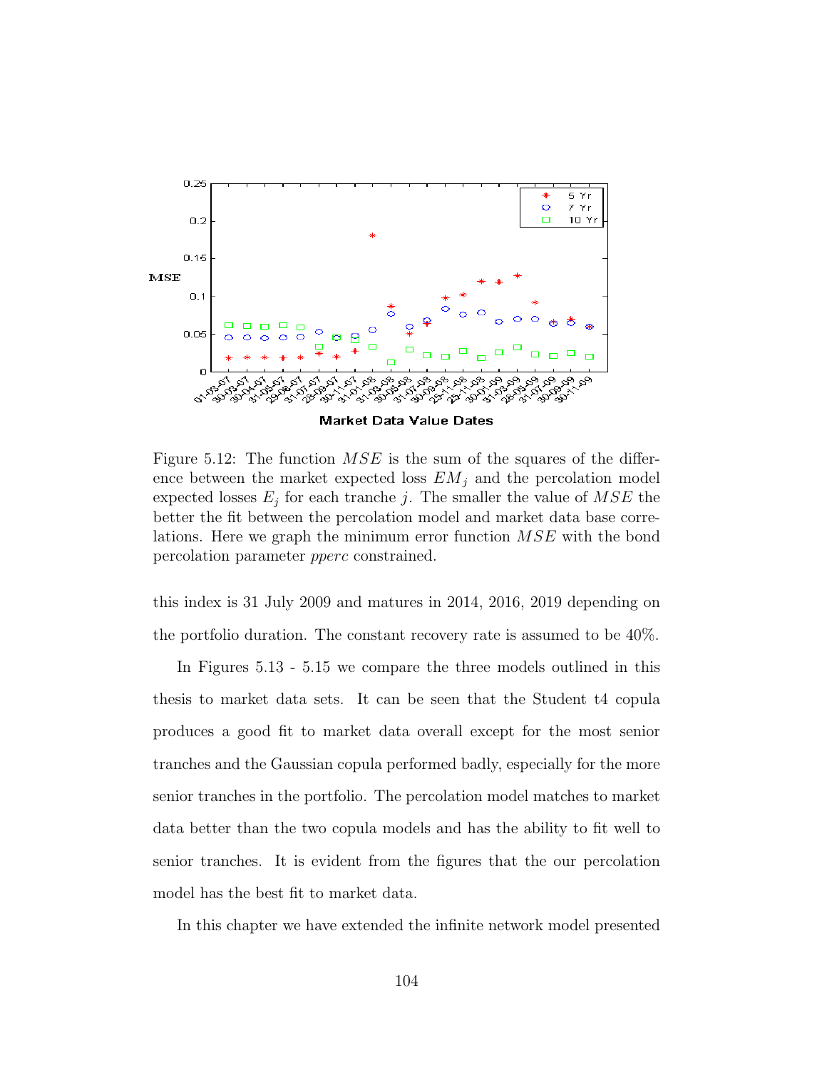Figure 5.12: The function $MSE$ is the sum of the squares of the difference between the market expected loss $EM_j$ and the percolation model expected losses $E_j$ for each tranche $j$. The smaller the value of $MSE$ the better the fit between the percolation model and market data base correlations. Here we graph the minimum error function $MSE$ with the bond percolation parameter *pperc* constrained.

this index is 31 July 2009 and matures in 2014, 2016, 2019 depending on the portfolio duration. The constant recovery rate is assumed to be 40%.

In Figures 5.13 - 5.15 we compare the three models outlined in this thesis to market data sets. It can be seen that the Student t4 copula produces a good fit to market data overall except for the most senior tranches and the Gaussian copula performed badly, especially for the more senior tranches in the portfolio. The percolation model matches to market data better than the two copula models and has the ability to fit well to senior tranches. It is evident from the figures that the our percolation model has the best fit to market data.

In this chapter we have extended the infinite network model presented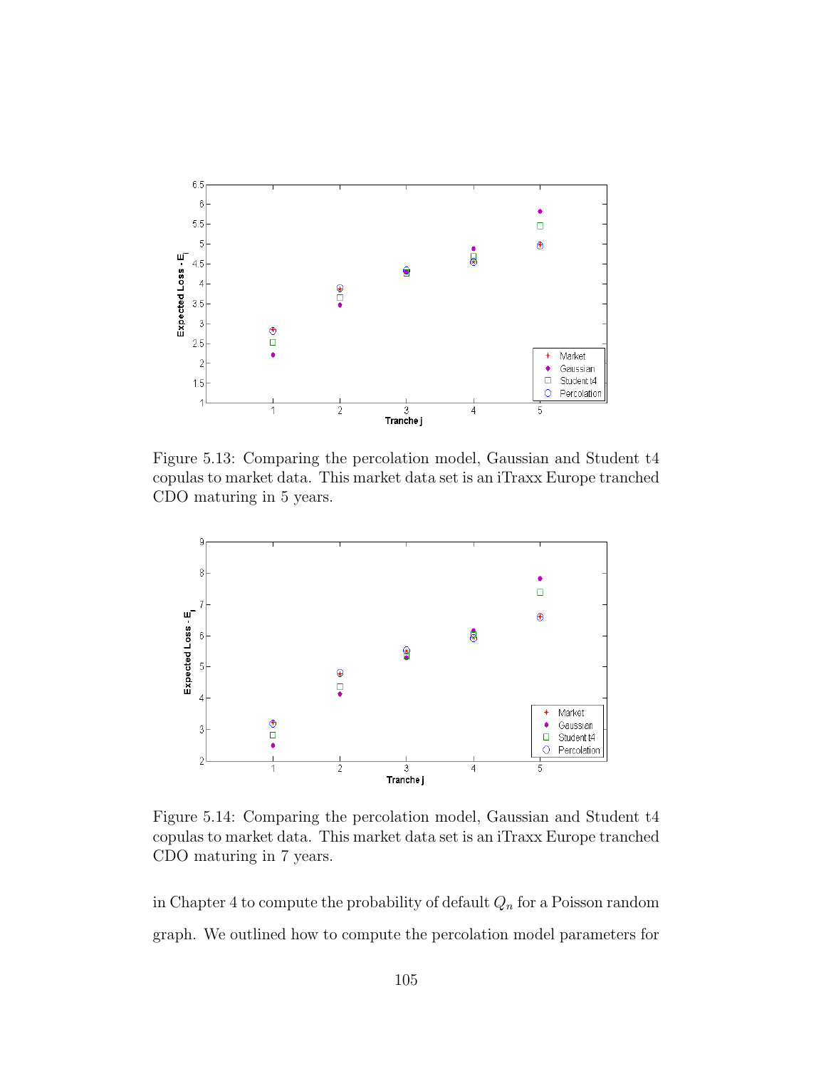Figure 5.13: Comparing the percolation model, Gaussian and Student t4 copulas to market data. This market data set is an iTraxx Europe tranched CDO maturing in 5 years.

Figure 5.14: Comparing the percolation model, Gaussian and Student t4 copulas to market data. This market data set is an iTraxx Europe tranched CDO maturing in 7 years.

in Chapter 4 to compute the probability of default $Q_n$ for a Poisson random graph. We outlined how to compute the percolation model parameters for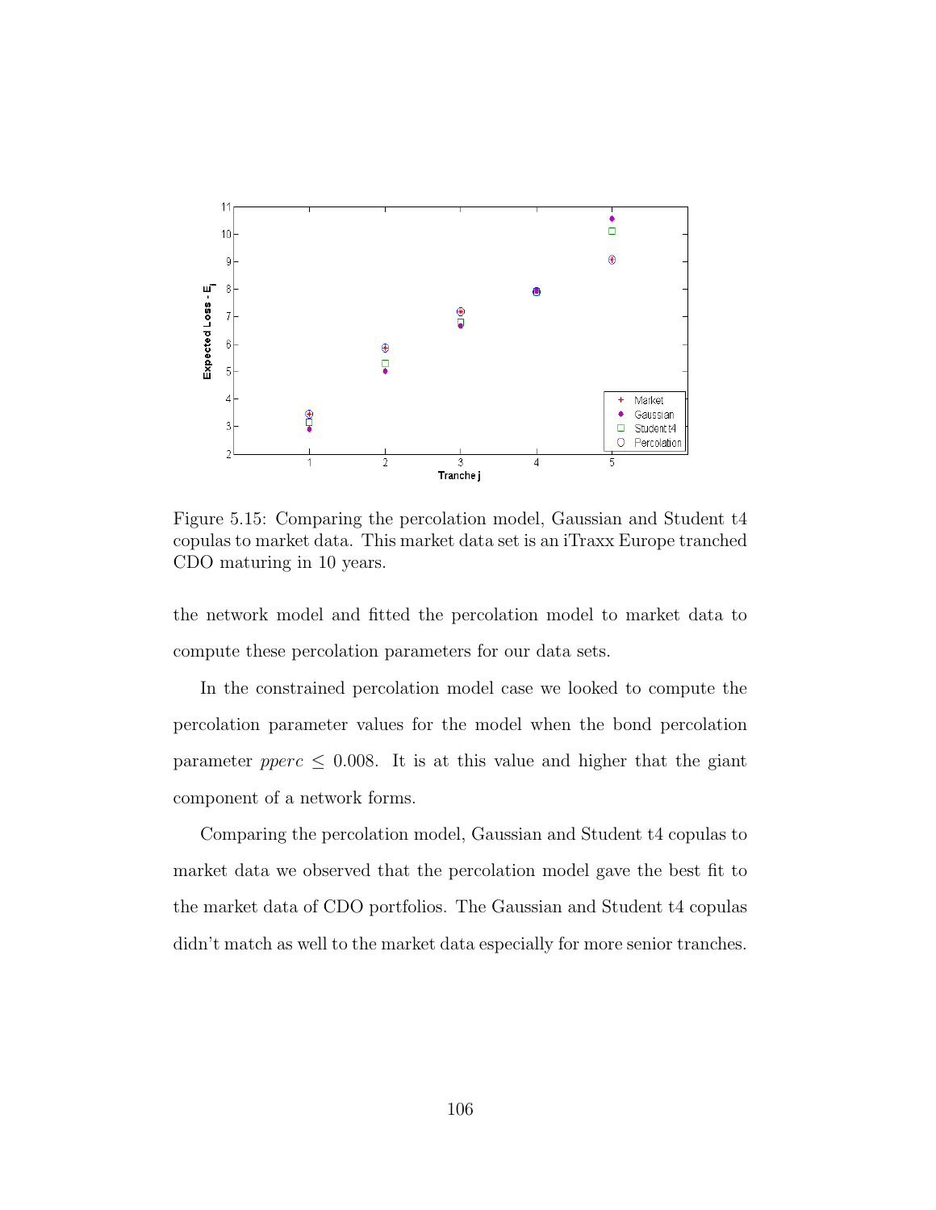Figure 5.15: Comparing the percolation model, Gaussian and Student t4 copulas to market data. This market data set is an iTraxx Europe tranched CDO maturing in 10 years.

the network model and fitted the percolation model to market data to compute these percolation parameters for our data sets.

In the constrained percolation model case we looked to compute the percolation parameter values for the model when the bond percolation parameter $pperc \leq 0.008$. It is at this value and higher that the giant component of a network forms.

Comparing the percolation model, Gaussian and Student t4 copulas to market data we observed that the percolation model gave the best fit to the market data of CDO portfolios. The Gaussian and Student t4 copulas didn't match as well to the market data especially for more senior tranches.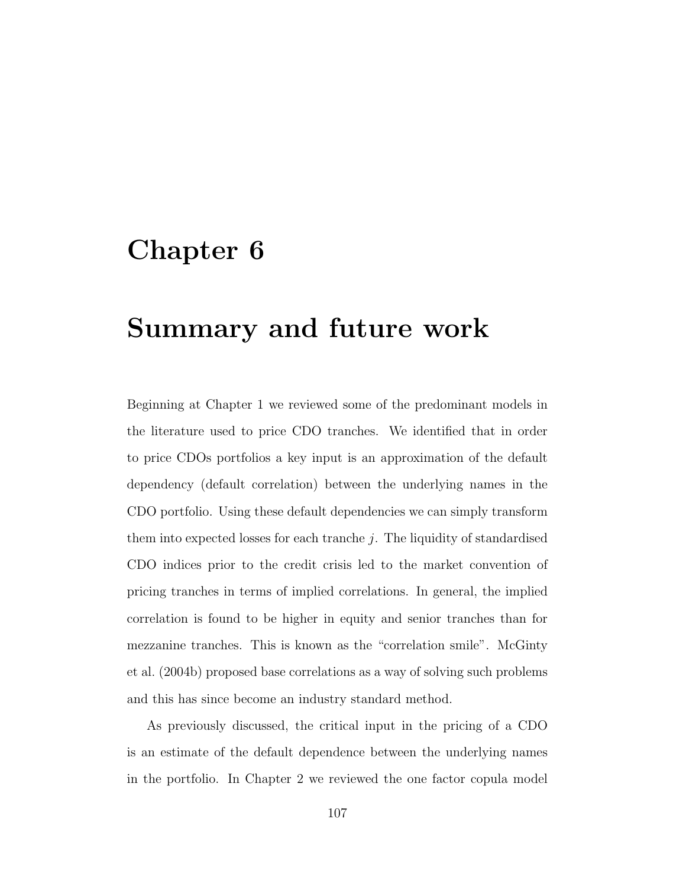# Chapter 6

# Summary and future work

Beginning at Chapter 1 we reviewed some of the predominant models in the literature used to price CDO tranches. We identified that in order to price CDOs portfolios a key input is an approximation of the default dependency (default correlation) between the underlying names in the CDO portfolio. Using these default dependencies we can simply transform them into expected losses for each tranche $j$. The liquidity of standardised CDO indices prior to the credit crisis led to the market convention of pricing tranches in terms of implied correlations. In general, the implied correlation is found to be higher in equity and senior tranches than for mezzanine tranches. This is known as the "correlation smile". McGinty et al. (2004b) proposed base correlations as a way of solving such problems and this has since become an industry standard method.

As previously discussed, the critical input in the pricing of a CDO is an estimate of the default dependence between the underlying names in the portfolio. In Chapter 2 we reviewed the one factor copula model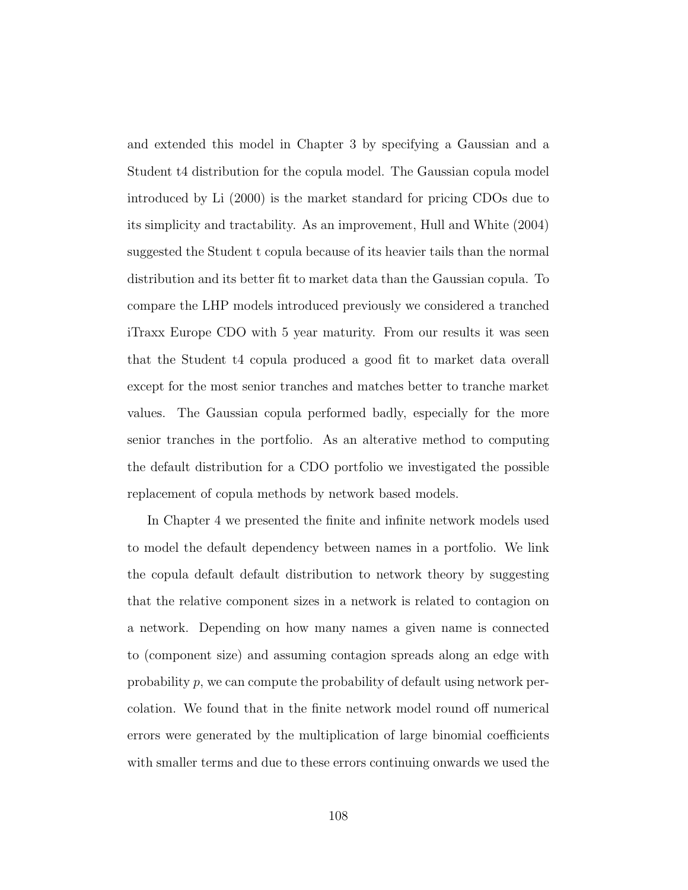and extended this model in Chapter 3 by specifying a Gaussian and a Student t4 distribution for the copula model. The Gaussian copula model introduced by Li (2000) is the market standard for pricing CDOs due to its simplicity and tractability. As an improvement, Hull and White (2004) suggested the Student t copula because of its heavier tails than the normal distribution and its better fit to market data than the Gaussian copula. To compare the LHP models introduced previously we considered a tranched iTraxx Europe CDO with 5 year maturity. From our results it was seen that the Student t4 copula produced a good fit to market data overall except for the most senior tranches and matches better to tranche market values. The Gaussian copula performed badly, especially for the more senior tranches in the portfolio. As an alterative method to computing the default distribution for a CDO portfolio we investigated the possible replacement of copula methods by network based models.

In Chapter 4 we presented the finite and infinite network models used to model the default dependency between names in a portfolio. We link the copula default default distribution to network theory by suggesting that the relative component sizes in a network is related to contagion on a network. Depending on how many names a given name is connected to (component size) and assuming contagion spreads along an edge with probability $p$, we can compute the probability of default using network percolation. We found that in the finite network model round off numerical errors were generated by the multiplication of large binomial coefficients with smaller terms and due to these errors continuing onwards we used the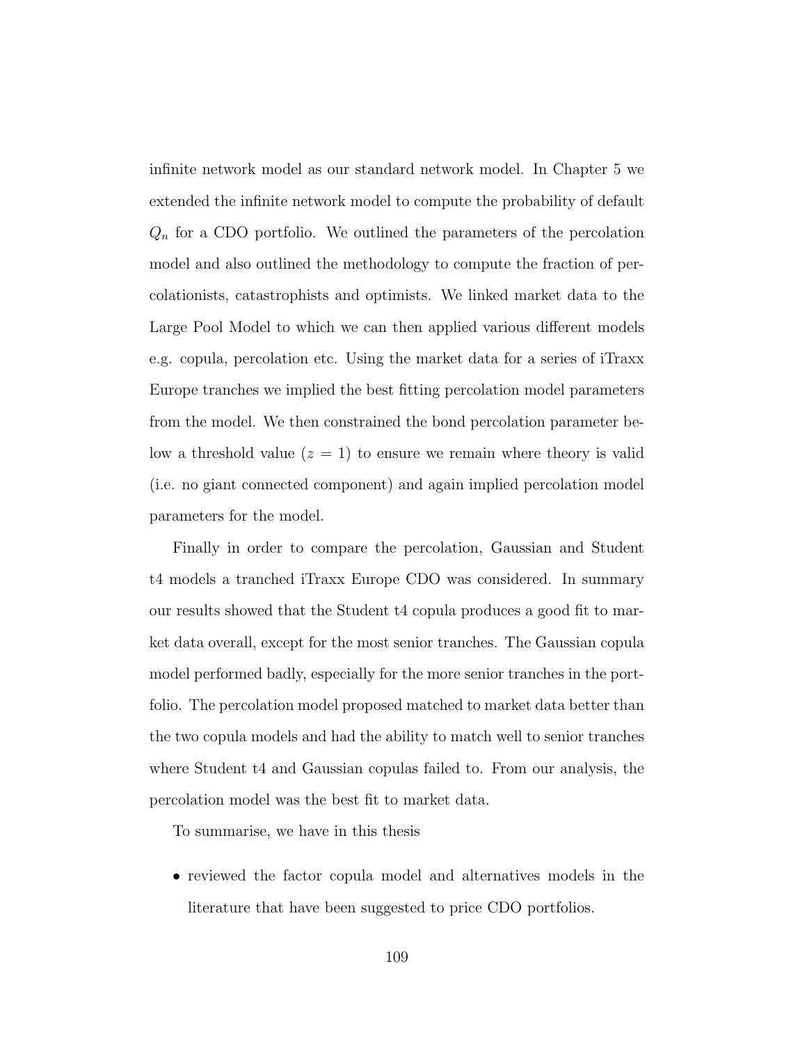infinite network model as our standard network model. In Chapter 5 we extended the infinite network model to compute the probability of default $Q_n$ for a CDO portfolio. We outlined the parameters of the percolation model and also outlined the methodology to compute the fraction of percolationists, catastrophists and optimists. We linked market data to the Large Pool Model to which we can then applied various different models e.g. copula, percolation etc. Using the market data for a series of iTraxx Europe tranches we implied the best fitting percolation model parameters from the model. We then constrained the bond percolation parameter below a threshold value ($z = 1$) to ensure we remain where theory is valid (i.e. no giant connected component) and again implied percolation model parameters for the model.

Finally in order to compare the percolation, Gaussian and Student t4 models a tranched iTraxx Europe CDO was considered. In summary our results showed that the Student t4 copula produces a good fit to market data overall, except for the most senior tranches. The Gaussian copula model performed badly, especially for the more senior tranches in the portfolio. The percolation model proposed matched to market data better than the two copula models and had the ability to match well to senior tranches where Student t4 and Gaussian copulas failed to. From our analysis, the percolation model was the best fit to market data.

To summarise, we have in this thesis

- reviewed the factor copula model and alternatives models in the literature that have been suggested to price CDO portfolios.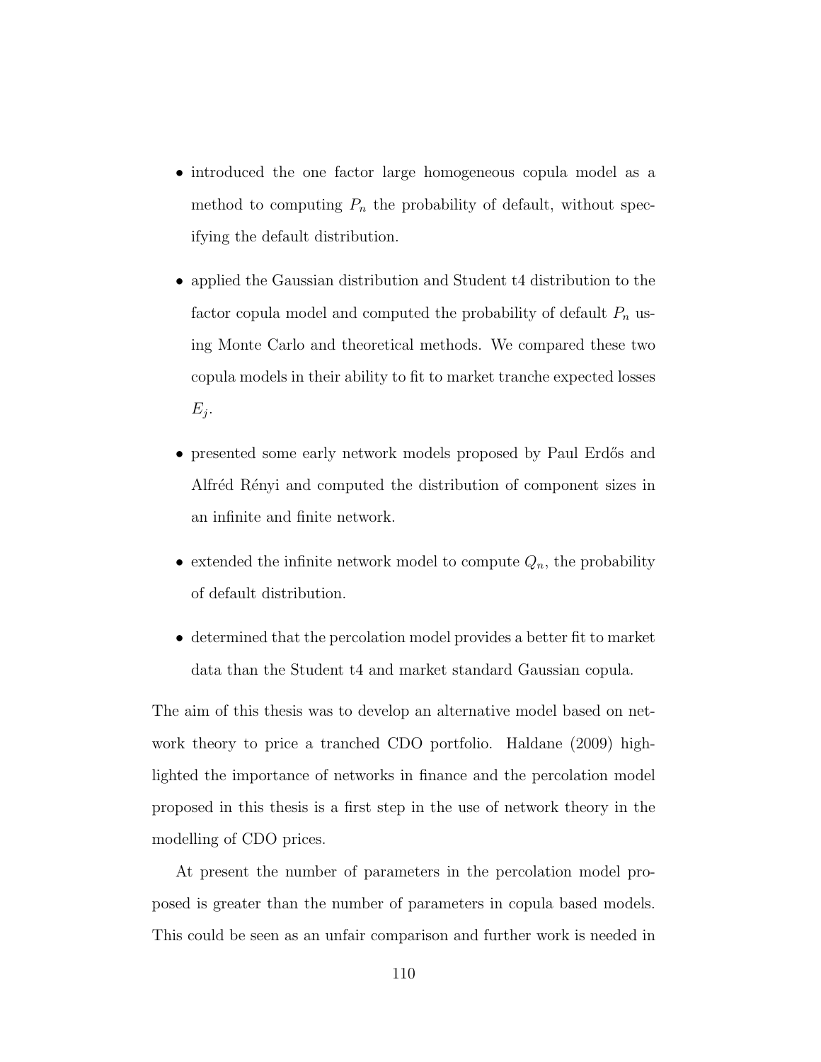- introduced the one factor large homogeneous copula model as a method to computing $P_n$ the probability of default, without specifying the default distribution.

- applied the Gaussian distribution and Student t4 distribution to the factor copula model and computed the probability of default $P_n$ using Monte Carlo and theoretical methods. We compared these two copula models in their ability to fit to market tranche expected losses $E_j$.

- presented some early network models proposed by Paul Erdős and Alfréd Rényi and computed the distribution of component sizes in an infinite and finite network.

- extended the infinite network model to compute $Q_n$, the probability of default distribution.

- determined that the percolation model provides a better fit to market data than the Student t4 and market standard Gaussian copula.

The aim of this thesis was to develop an alternative model based on network theory to price a tranched CDO portfolio. Haldane (2009) highlighted the importance of networks in finance and the percolation model proposed in this thesis is a first step in the use of network theory in the modelling of CDO prices.

At present the number of parameters in the percolation model proposed is greater than the number of parameters in copula based models. This could be seen as an unfair comparison and further work is needed in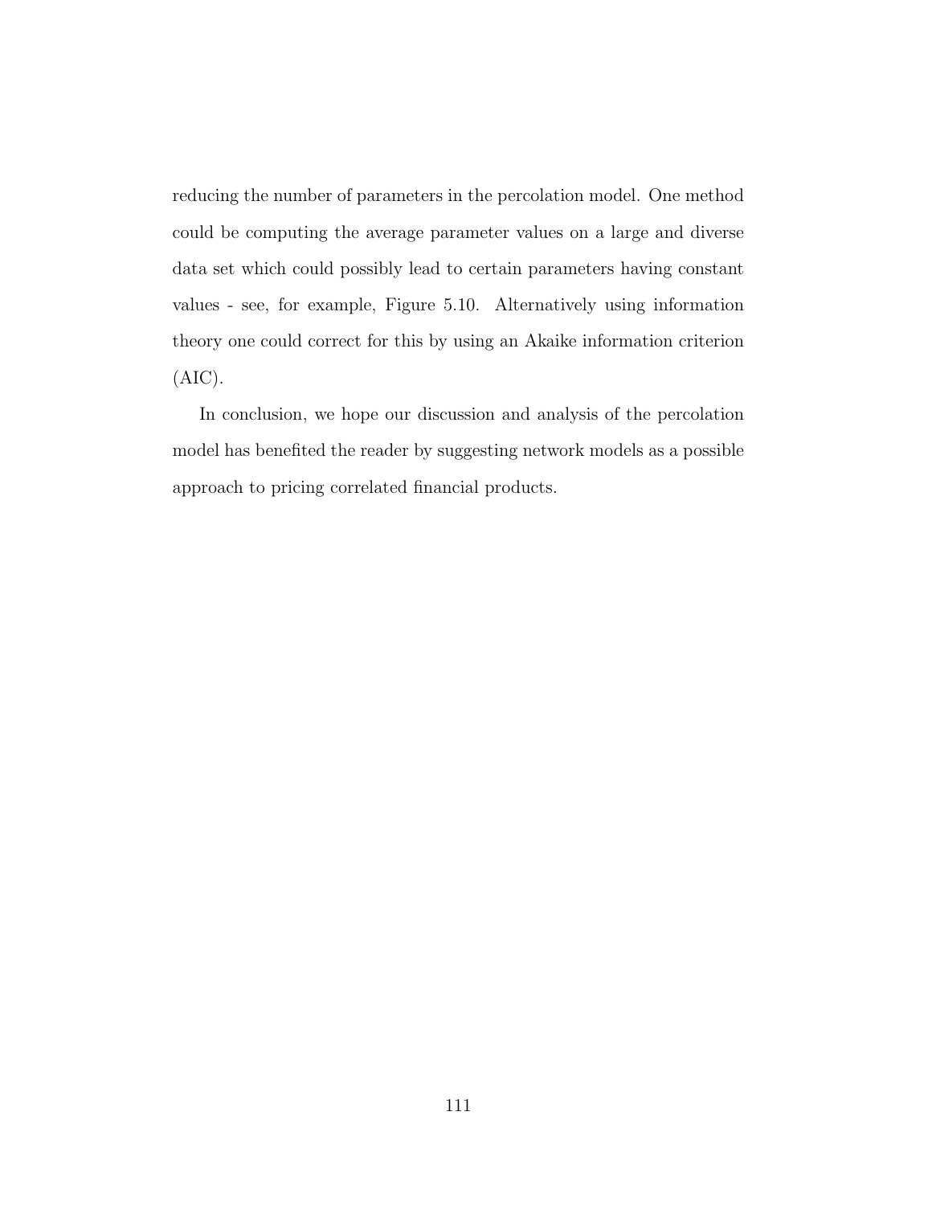reducing the number of parameters in the percolation model. One method could be computing the average parameter values on a large and diverse data set which could possibly lead to certain parameters having constant values - see, for example, Figure 5.10. Alternatively using information theory one could correct for this by using an Akaike information criterion (AIC).

In conclusion, we hope our discussion and analysis of the percolation model has benefited the reader by suggesting network models as a possible approach to pricing correlated financial products.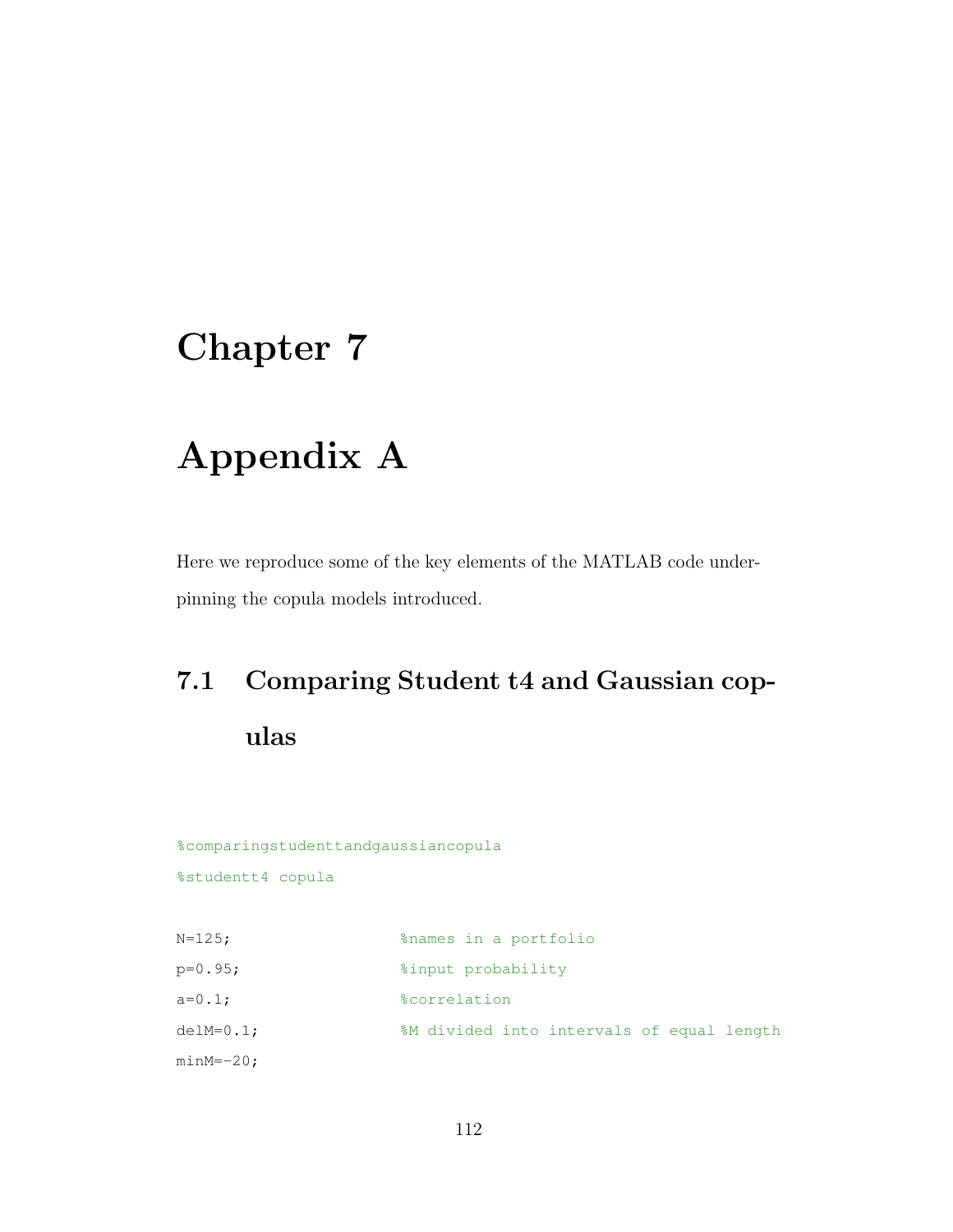# Chapter 7

# Appendix A

Here we reproduce some of the key elements of the MATLAB code underpinning the copula models introduced.

## 7.1 Comparing Student t4 and Gaussian copulas

```
%comparingstudenttandgaussiancopula
%studentt4 copula

N=125;                  %names in a portfolio
p=0.95;                 %input probability
a=0.1;                  %correlation
delM=0.1;               %M divided into intervals of equal length
minM=-20;
```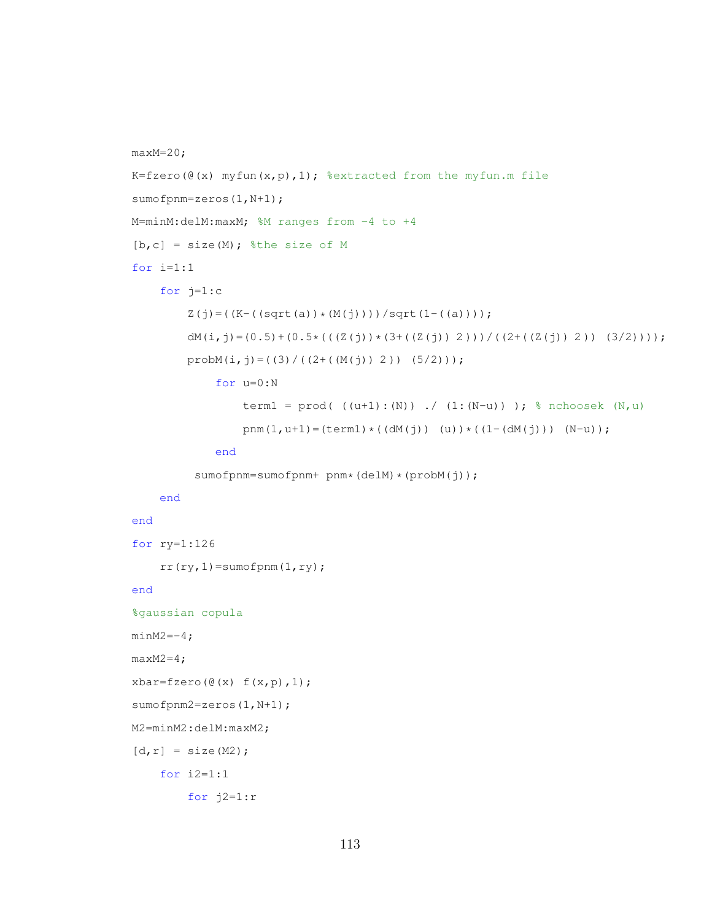```
maxM=20;
K=fzero(@(x) myfun(x,p),1); %extracted from the myfun.m file
sumofpnm=zeros(1,N+1);
M=minM:delM:maxM; %M ranges from -4 to +4
[b,c] = size(M); %the size of M
for i=1:1
    for j=1:c
        Z(j)=((K-((sqrt(a))*(M(j))))/sqrt(1-((a))));
        dM(i,j)=(0.5)+(0.5*(((Z(j))*(3+((Z(j)) 2)))/((2+((Z(j)) 2)) (3/2))));
        probM(i,j)=((3)/((2+((M(j)) 2)) (5/2)));
            for u=0:N
                term1 = prod( ((u+1):(N)) ./ (1:(N-u)) ); % nchoosek (N,u)
                pnm(1,u+1)=(term1)*((dM(j)) (u))*((1-(dM(j))) (N-u));
            end
         sumofpnm=sumofpnm+ pnm*(delM)*(probM(j));
    end
end
for ry=1:126
    rr(ry,1)=sumofpnm(1,ry);
end
%gaussian copula
minM2=-4;
maxM2=4;
xbar=fzero(@(x) f(x,p),1);
sumofpnm2=zeros(1,N+1);
M2=minM2:delM:maxM2;
[d,r] = size(M2);
    for i2=1:1
        for j2=1:r
```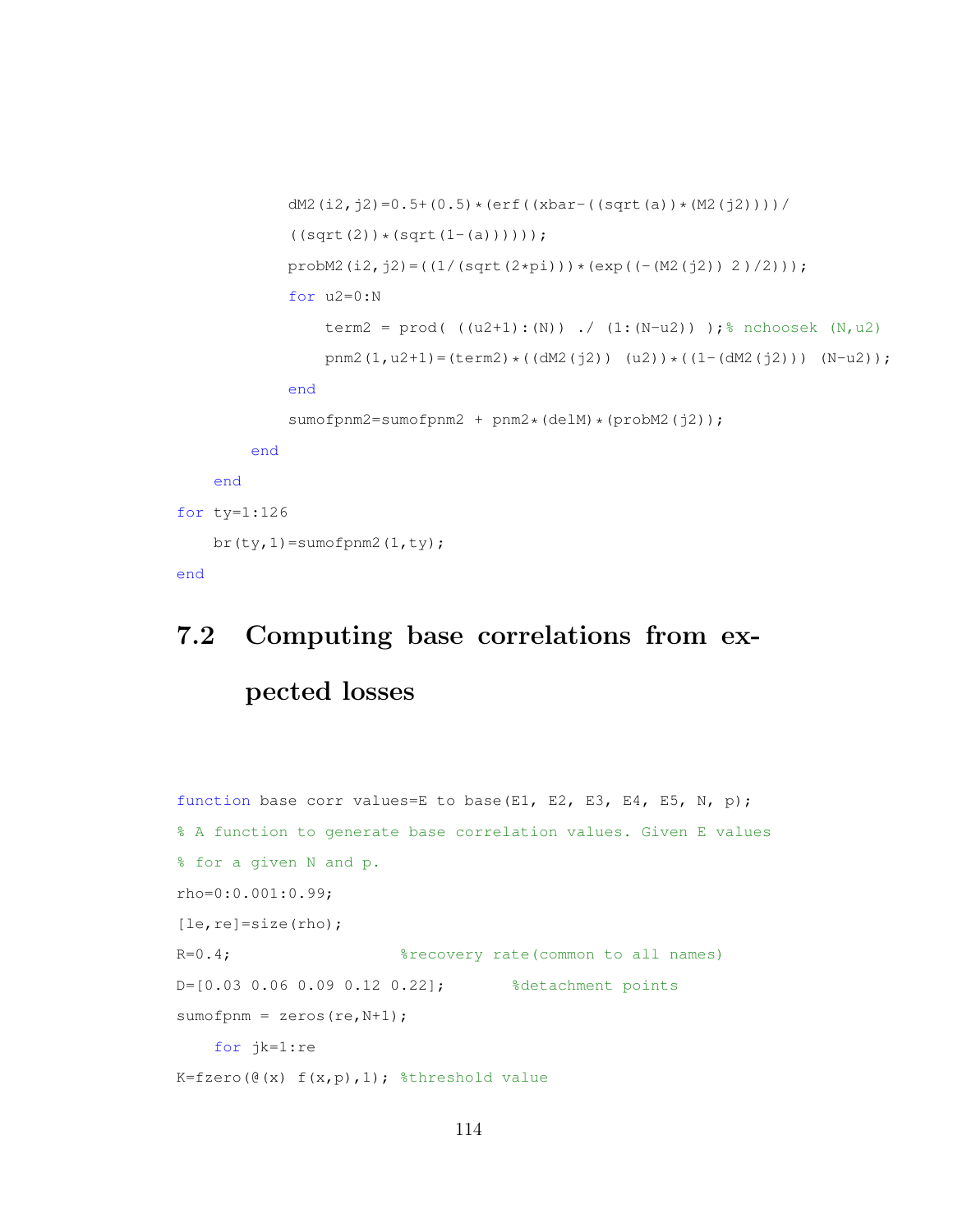```
            dM2(i2,j2)=0.5+(0.5)*(erf((xbar-((sqrt(a))*(M2(j2))))/
            ((sqrt(2))*(sqrt(1-(a))))));
            probM2(i2,j2)=((1/(sqrt(2*pi)))*(exp((-(M2(j2)) 2)/2)));
            for u2=0:N
                term2 = prod( ((u2+1):(N)) ./ (1:(N-u2)) );% nchoosek (N,u2)
                pnm2(1,u2+1)=(term2)*((dM2(j2)) (u2))*((1-(dM2(j2))) (N-u2));
            end
            sumofpnm2=sumofpnm2 + pnm2*(delM)*(probM2(j2));
        end
    end
for ty=1:126
    br(ty,1)=sumofpnm2(1,ty);
end
```

## 7.2 Computing base correlations from expected losses

```
function base corr values=E to base(E1, E2, E3, E4, E5, N, p);
% A function to generate base correlation values. Given E values
% for a given N and p.
rho=0:0.001:0.99;
[le,re]=size(rho);
R=0.4;                  %recovery rate(common to all names)
D=[0.03 0.06 0.09 0.12 0.22];       %detachment points
sumofpnm = zeros(re,N+1);
    for jk=1:re
K=fzero(@(x) f(x,p),1); %threshold value
```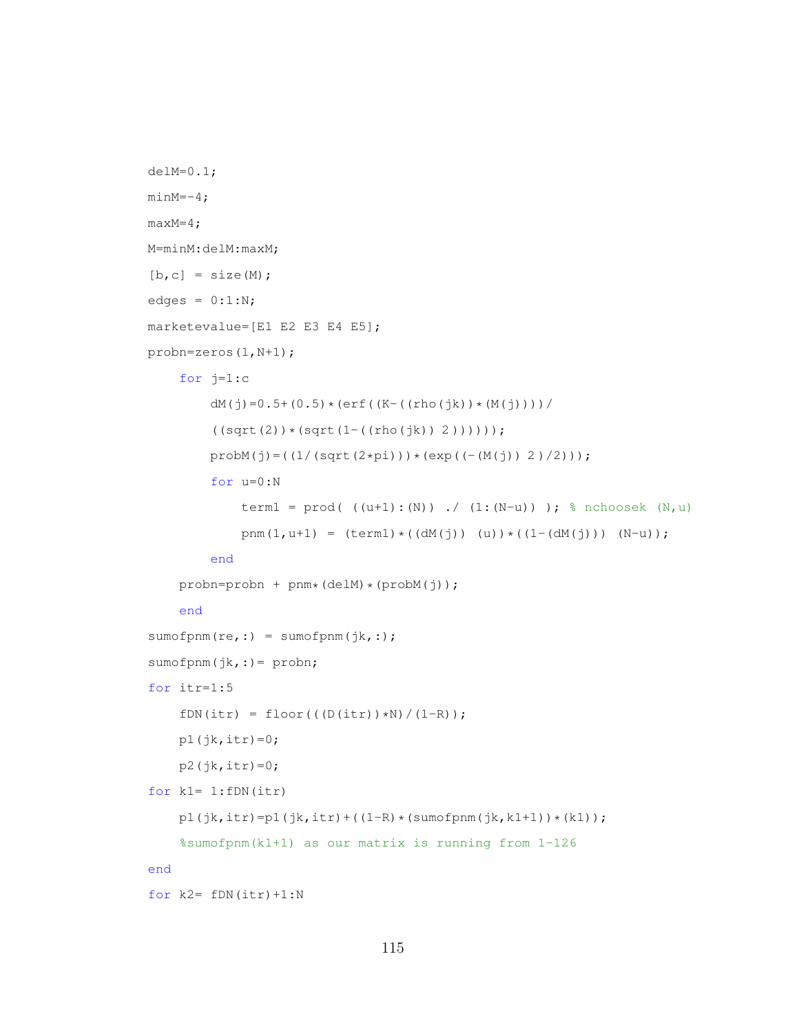```
delM=0.1;
minM=-4;
maxM=4;
M=minM:delM:maxM;
[b,c] = size(M);
edges = 0:1:N;
marketevalue=[E1 E2 E3 E4 E5];
probn=zeros(1,N+1);
    for j=1:c
        dM(j)=0.5+(0.5)*(erf((K-((rho(jk))*(M(j))))/
        ((sqrt(2))*(sqrt(1-((rho(jk)) 2))))));
        probM(j)=((1/(sqrt(2*pi)))*(exp((-(M(j)) 2)/2)));
        for u=0:N
            term1 = prod( ((u+1):(N)) ./ (1:(N-u)) ); % nchoosek (N,u)
            pnm(1,u+1) = (term1)*((dM(j)) (u))*((1-(dM(j))) (N-u));
        end
    probn=probn + pnm*(delM)*(probM(j));
    end
sumofpnm(re,:) = sumofpnm(jk,:);
sumofpnm(jk,:)= probn;
for itr=1:5
    fDN(itr) = floor(((D(itr))*N)/(1-R));
    p1(jk,itr)=0;
    p2(jk,itr)=0;
for k1= 1:fDN(itr)
    p1(jk,itr)=p1(jk,itr)+((1-R)*(sumofpnm(jk,k1+1))*(k1));
    %sumofpnm(k1+1) as our matrix is running from 1-126
end
for k2= fDN(itr)+1:N
```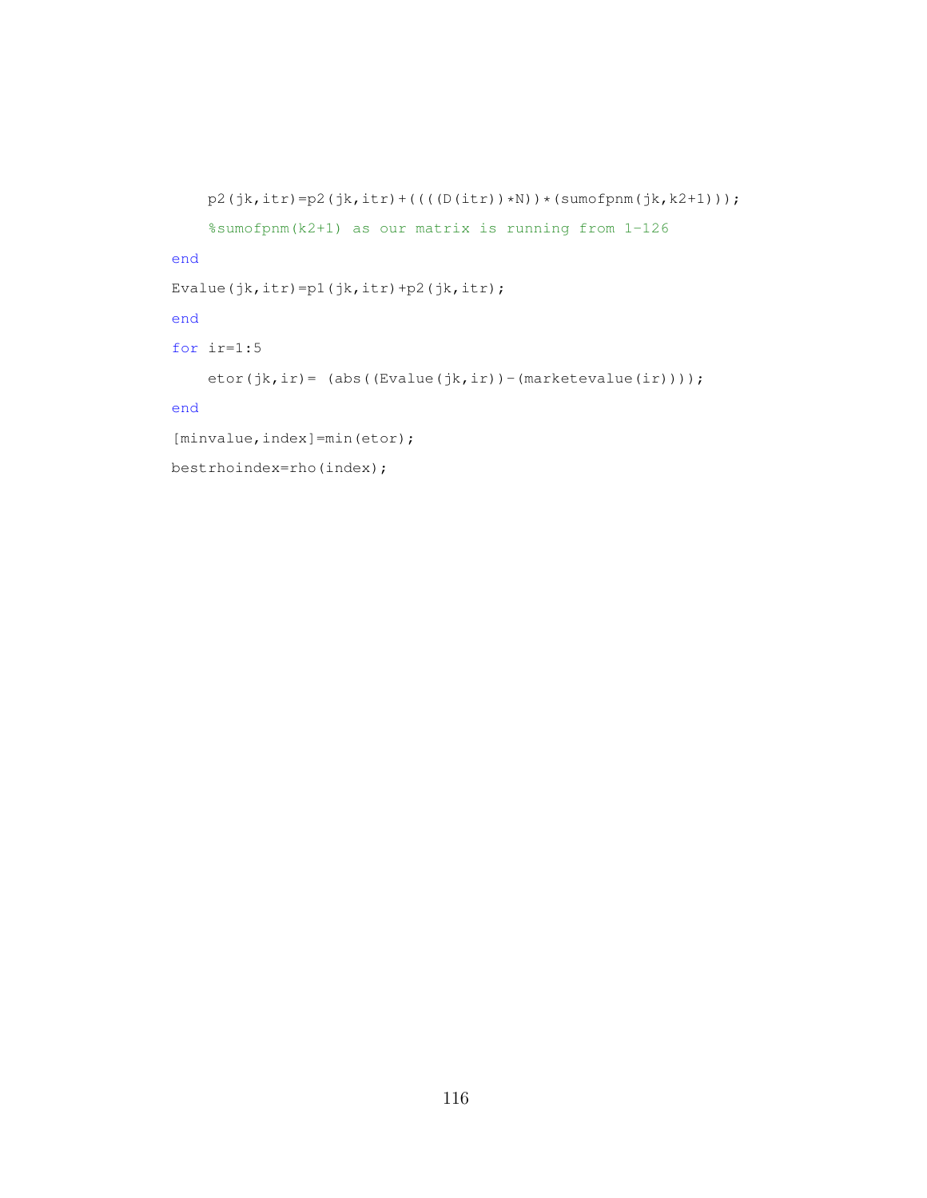```
    p2(jk,itr)=p2(jk,itr)+(((D(itr))*N))*(sumofpnm(jk,k2+1)));
    %sumofpnm(k2+1) as our matrix is running from 1-126
end
Evalue(jk,itr)=p1(jk,itr)+p2(jk,itr);
end
for ir=1:5
    etor(jk,ir)= (abs((Evalue(jk,ir))-(marketevalue(ir))));
end
[minvalue,index]=min(etor);
bestrhoindex=rho(index);
```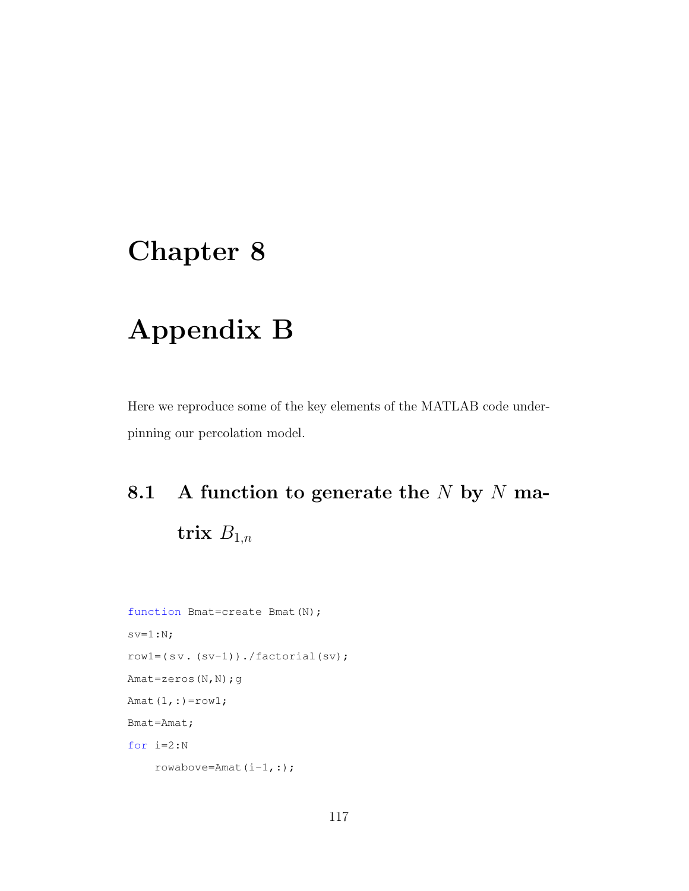# Chapter 8

# Appendix B

Here we reproduce some of the key elements of the MATLAB code underpinning our percolation model.

## 8.1 A function to generate the $N$ by $N$ matrix $B_{1,n}$

```
function Bmat=create Bmat(N);
sv=1:N;
row1=(sv.(sv-1))./factorial(sv);
Amat=zeros(N,N);g
Amat(1,:)=row1;
Bmat=Amat;
for i=2:N
    rowabove=Amat(i-1,:);
```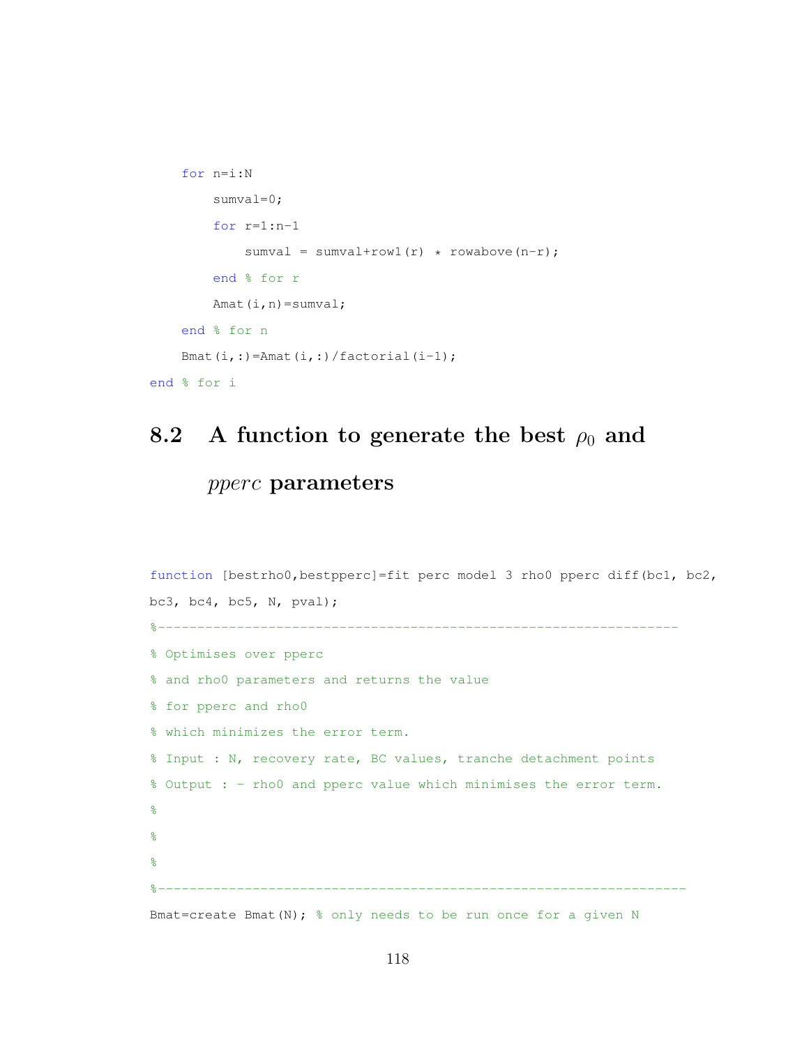```
    for n=i:N
        sumval=0;
        for r=1:n-1
            sumval = sumval+row1(r) * rowabove(n-r);
        end % for r
        Amat(i,n)=sumval;
    end % for n
    Bmat(i,:)=Amat(i,:)/factorial(i-1);
end % for i
```

## 8.2 A function to generate the best $\rho_0$ and $pperc$ parameters

```
function [bestrho0,bestpperc]=fit perc model 3 rho0 pperc diff(bc1, bc2,
bc3, bc4, bc5, N, pval);
%------------------------------------------------------------------
% Optimises over pperc
% and rho0 parameters and returns the value
% for pperc and rho0
% which minimizes the error term.
% Input : N, recovery rate, BC values, tranche detachment points
% Output : - rho0 and pperc value which minimises the error term.
%
%
%
%-------------------------------------------------------------------
Bmat=create Bmat(N); % only needs to be run once for a given N
```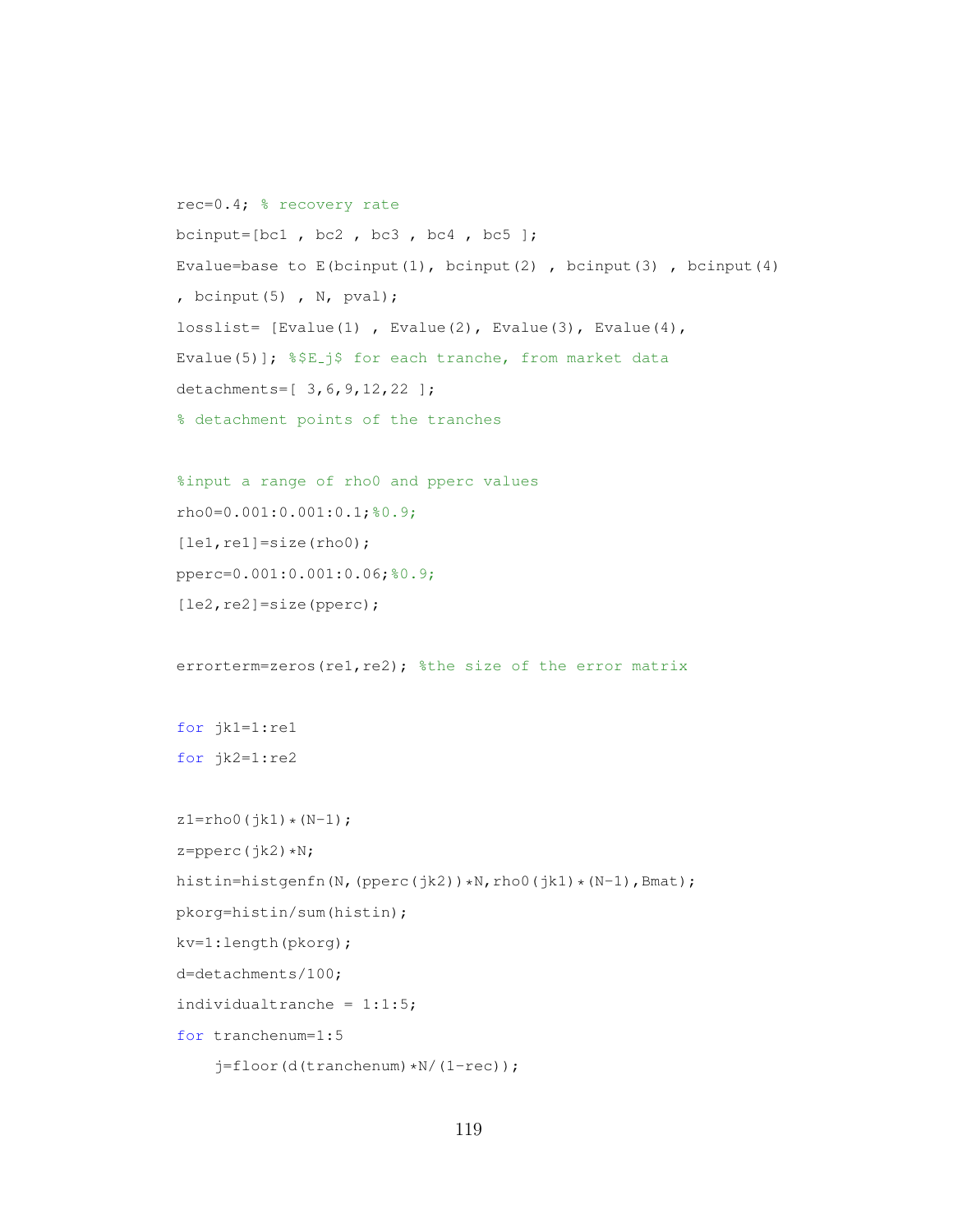```
rec=0.4; % recovery rate
bcinput=[bc1 , bc2 , bc3 , bc4 , bc5 ];
Evalue=base to E(bcinput(1), bcinput(2) , bcinput(3) , bcinput(4)
, bcinput(5) , N, pval);
losslist= [Evalue(1) , Evalue(2), Evalue(3), Evalue(4),
Evalue(5)]; %$E_j$ for each tranche, from market data
detachments=[ 3,6,9,12,22 ];
% detachment points of the tranches

%input a range of rho0 and pperc values
rho0=0.001:0.001:0.1;%0.9;
[le1,re1]=size(rho0);
pperc=0.001:0.001:0.06;%0.9;
[le2,re2]=size(pperc);

errorterm=zeros(re1,re2); %the size of the error matrix

for jk1=1:re1
for jk2=1:re2

z1=rho0(jk1)*(N-1);
z=pperc(jk2)*N;
histin=histgenfn(N,(pperc(jk2))*N,rho0(jk1)*(N-1),Bmat);
pkorg=histin/sum(histin);
kv=1:length(pkorg);
d=detachments/100;
individualtranche = 1:1:5;
for tranchenum=1:5
    j=floor(d(tranchenum)*N/(1-rec));
```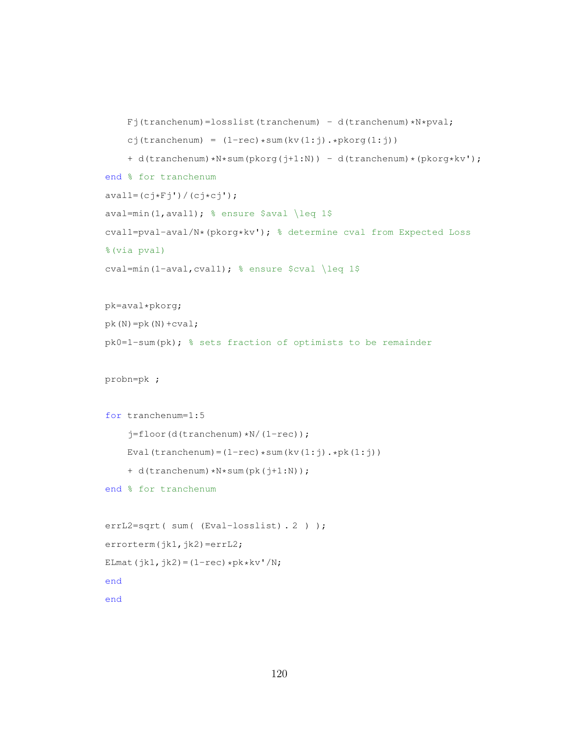```
    Fj(tranchenum)=losslist(tranchenum) - d(tranchenum)*N*pval;
    cj(tranchenum) = (1-rec)*sum(kv(1:j).*pkorg(1:j))
    + d(tranchenum)*N*sum(pkorg(j+1:N)) - d(tranchenum)*(pkorg*kv');
end % for tranchenum
aval1=(cj*Fj')/(cj*cj');
aval=min(1,aval1); % ensure $aval \leq 1$
cval1=pval-aval/N*(pkorg*kv'); % determine cval from Expected Loss
%(via pval)
cval=min(1-aval,cval1); % ensure $cval \leq 1$

pk=aval*pkorg;
pk(N)=pk(N)+cval;
pk0=1-sum(pk); % sets fraction of optimists to be remainder

probn=pk ;

for tranchenum=1:5
    j=floor(d(tranchenum)*N/(1-rec));
    Eval(tranchenum)=(1-rec)*sum(kv(1:j).*pk(1:j))
    + d(tranchenum)*N*sum(pk(j+1:N));
end % for tranchenum

errL2=sqrt( sum( (Eval-losslist).2 ) );
errorterm(jk1,jk2)=errL2;
ELmat(jk1,jk2)=(1-rec)*pk*kv'/N;
end
end
```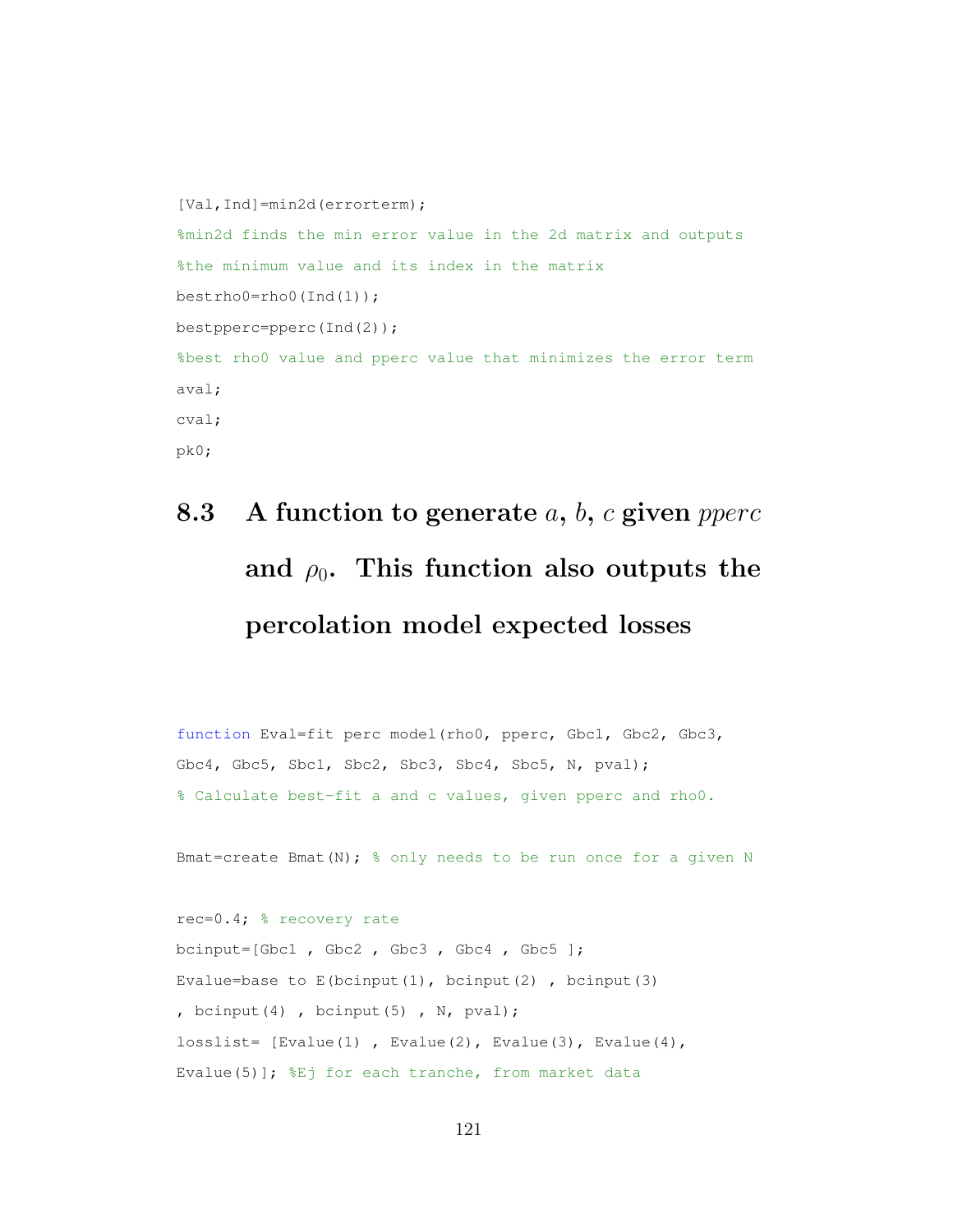```
[Val,Ind]=min2d(errorterm);
%min2d finds the min error value in the 2d matrix and outputs
%the minimum value and its index in the matrix
bestrho0=rho0(Ind(1));
bestpperc=pperc(Ind(2));
%best rho0 value and pperc value that minimizes the error term
aval;
cval;
pk0;
```

## 8.3 A function to generate $a$, $b$, $c$ given $pperc$ and $\rho_0$. This function also outputs the percolation model expected losses

```
function Eval=fit perc model(rho0, pperc, Gbc1, Gbc2, Gbc3,
Gbc4, Gbc5, Sbc1, Sbc2, Sbc3, Sbc4, Sbc5, N, pval);
% Calculate best-fit a and c values, given pperc and rho0.

Bmat=create Bmat(N); % only needs to be run once for a given N

rec=0.4; % recovery rate
bcinput=[Gbc1 , Gbc2 , Gbc3 , Gbc4 , Gbc5 ];
Evalue=base to E(bcinput(1), bcinput(2) , bcinput(3)
, bcinput(4) , bcinput(5) , N, pval);
losslist= [Evalue(1) , Evalue(2), Evalue(3), Evalue(4),
Evalue(5)]; %Ej for each tranche, from market data
```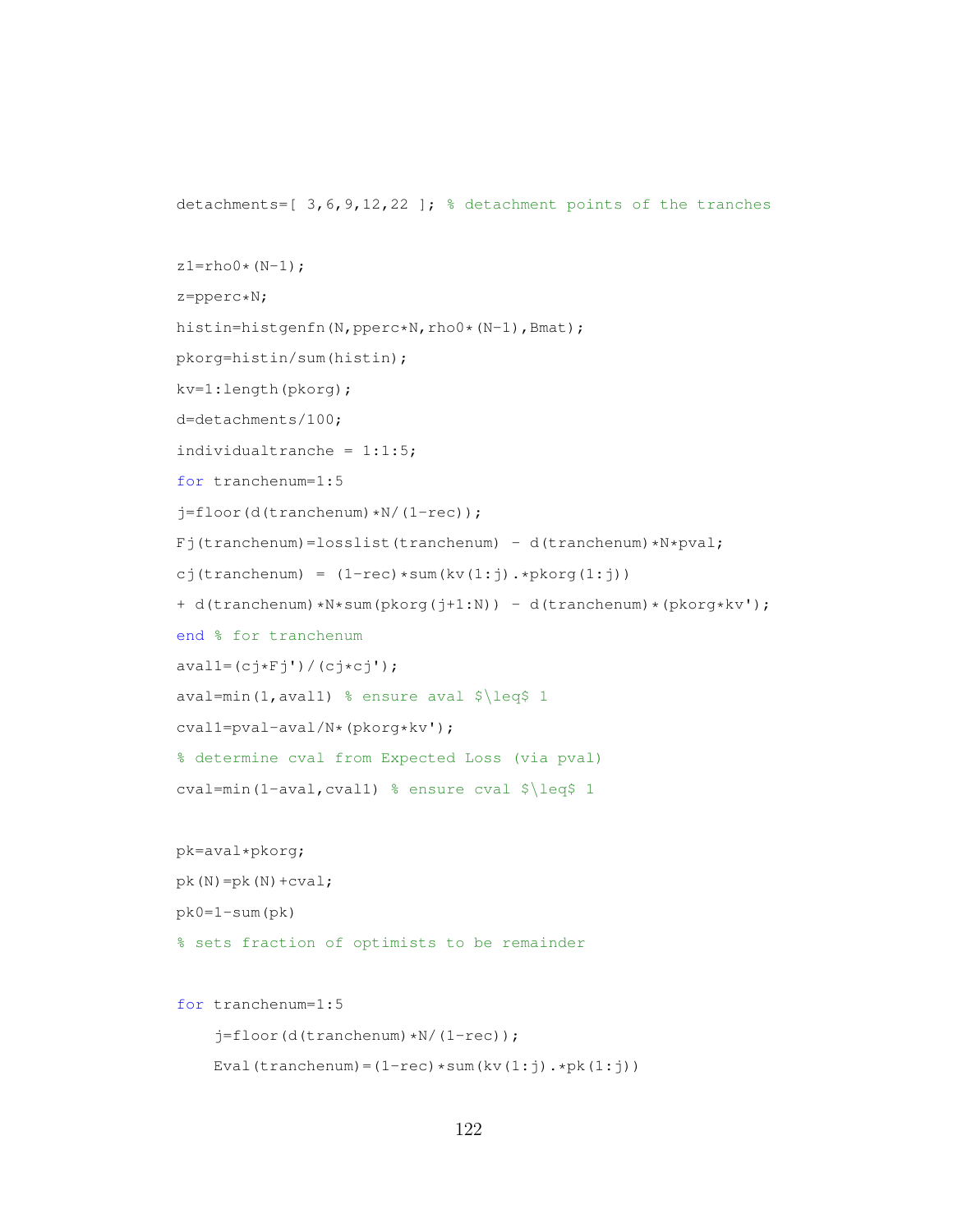```
detachments=[ 3,6,9,12,22 ]; % detachment points of the tranches


z1=rho0*(N-1);

z=pperc*N;

histin=histgenfn(N,pperc*N,rho0*(N-1),Bmat);

pkorg=histin/sum(histin);

kv=1:length(pkorg);

d=detachments/100;

individualtranche = 1:1:5;

for tranchenum=1:5

j=floor(d(tranchenum)*N/(1-rec));

Fj(tranchenum)=losslist(tranchenum) - d(tranchenum)*N*pval;

cj(tranchenum) = (1-rec)*sum(kv(1:j).*pkorg(1:j))

+ d(tranchenum)*N*sum(pkorg(j+1:N)) - d(tranchenum)*(pkorg*kv');

end % for tranchenum

aval1=(cj*Fj')/(cj*cj');

aval=min(1,aval1) % ensure aval $\leq$ 1

cval1=pval-aval/N*(pkorg*kv');

% determine cval from Expected Loss (via pval)

cval=min(1-aval,cval1) % ensure cval $\leq$ 1


pk=aval*pkorg;

pk(N)=pk(N)+cval;

pk0=1-sum(pk)

% sets fraction of optimists to be remainder


for tranchenum=1:5

    j=floor(d(tranchenum)*N/(1-rec));

    Eval(tranchenum)=(1-rec)*sum(kv(1:j).*pk(1:j))
```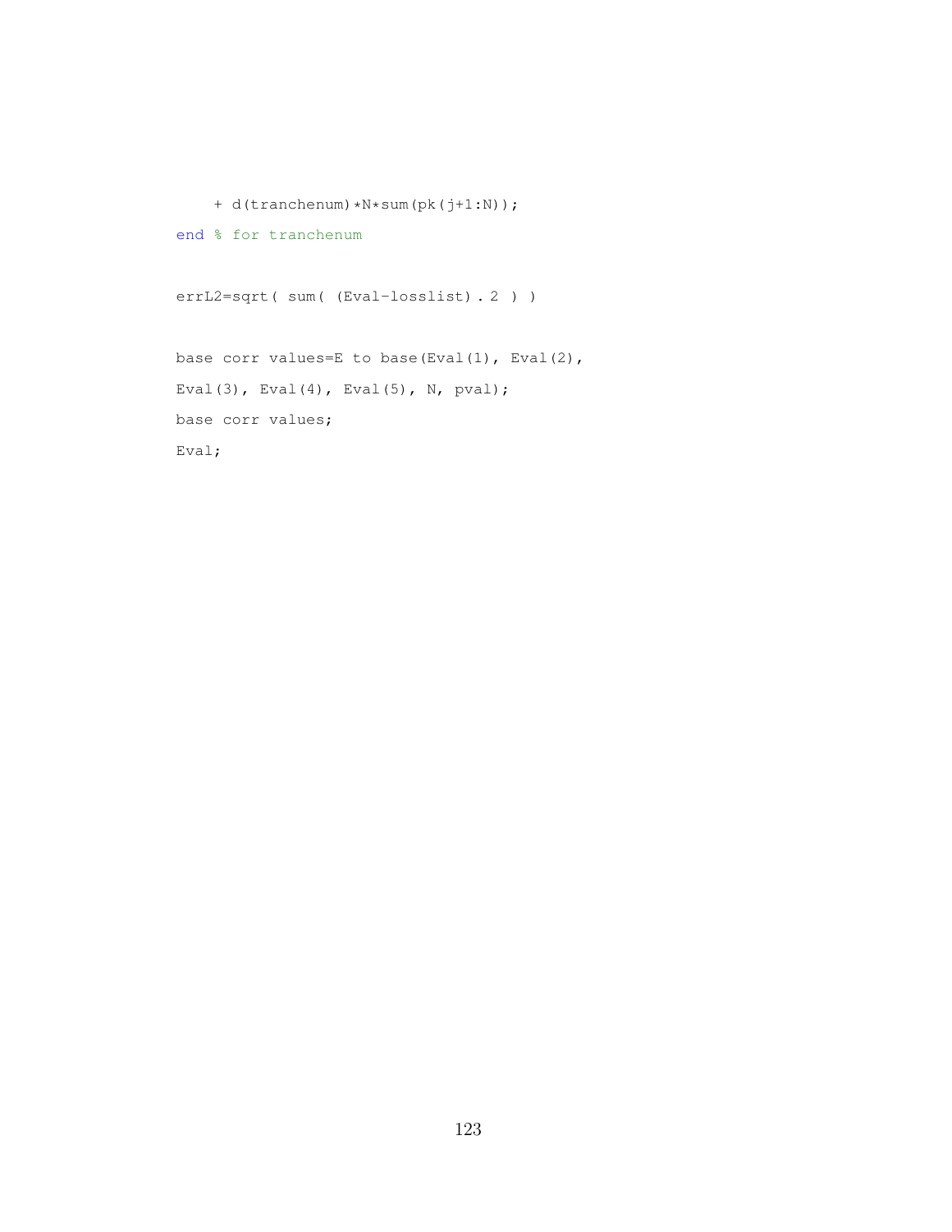```
    + d(tranchenum)*N*sum(pk(j+1:N));
end % for tranchenum

errL2=sqrt( sum( (Eval-losslist).2 ) )

base corr values=E to base(Eval(1), Eval(2),
Eval(3), Eval(4), Eval(5), N, pval);
base corr values;
Eval;
```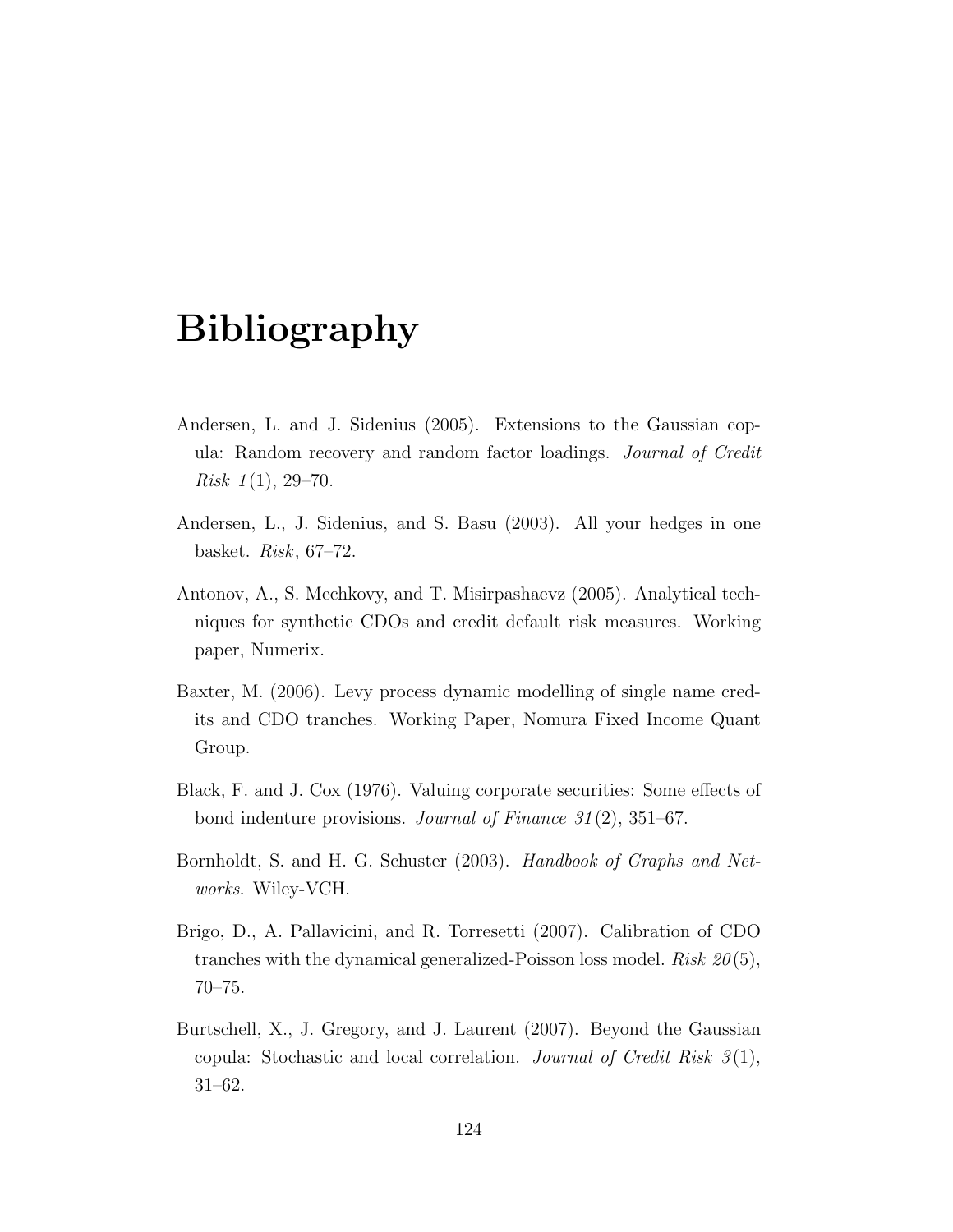# Bibliography

Andersen, L. and J. Sidenius (2005). Extensions to the Gaussian copula: Random recovery and random factor loadings. *Journal of Credit Risk 1*(1), 29–70.

Andersen, L., J. Sidenius, and S. Basu (2003). All your hedges in one basket. *Risk*, 67–72.

Antonov, A., S. Mechkovy, and T. Misirpashaevz (2005). Analytical techniques for synthetic CDOs and credit default risk measures. Working paper, Numerix.

Baxter, M. (2006). Levy process dynamic modelling of single name credits and CDO tranches. Working Paper, Nomura Fixed Income Quant Group.

Black, F. and J. Cox (1976). Valuing corporate securities: Some effects of bond indenture provisions. *Journal of Finance 31*(2), 351–67.

Bornholdt, S. and H. G. Schuster (2003). *Handbook of Graphs and Networks*. Wiley-VCH.

Brigo, D., A. Pallavicini, and R. Torresetti (2007). Calibration of CDO tranches with the dynamical generalized-Poisson loss model. *Risk 20*(5), 70–75.

Burtschell, X., J. Gregory, and J. Laurent (2007). Beyond the Gaussian copula: Stochastic and local correlation. *Journal of Credit Risk 3*(1), 31–62.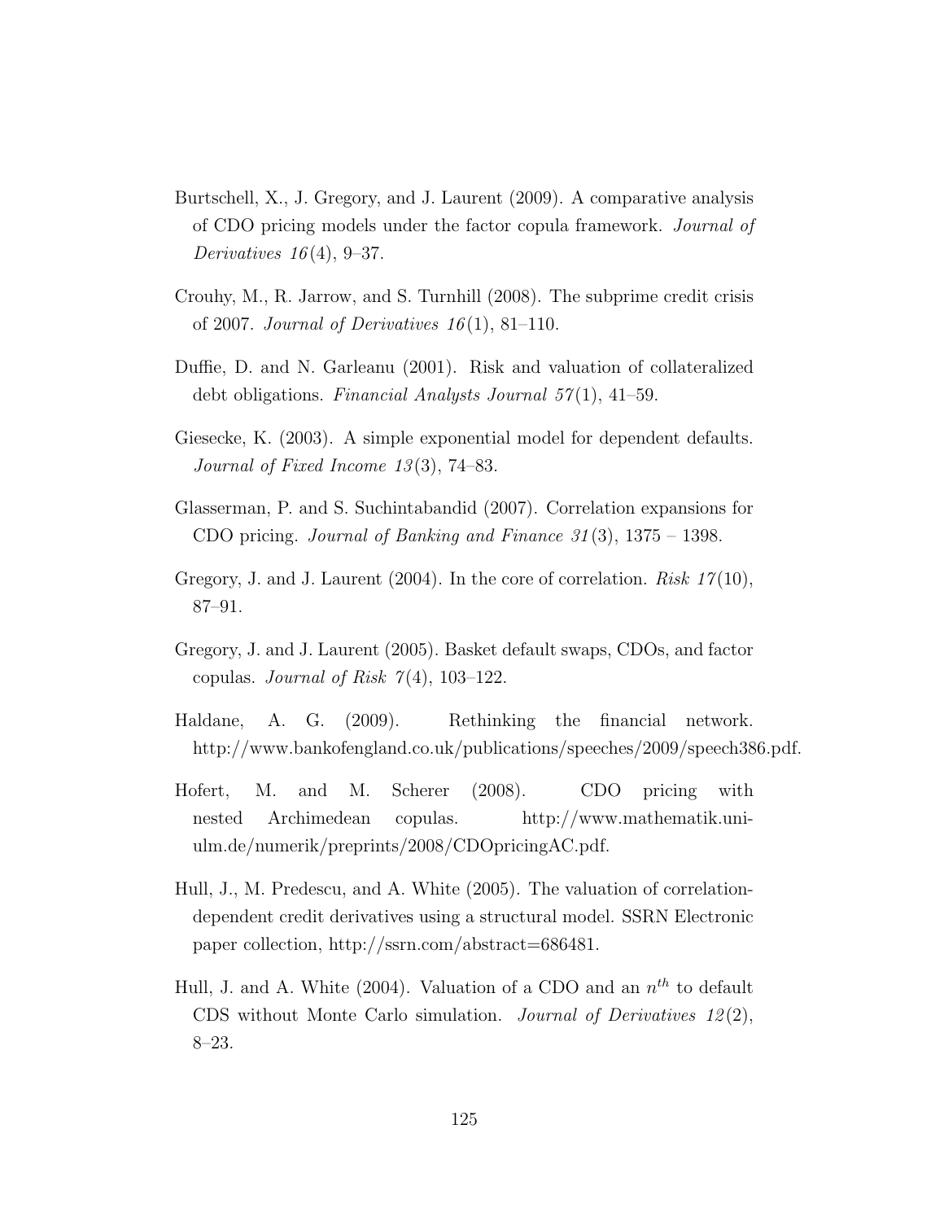Burtschell, X., J. Gregory, and J. Laurent (2009). A comparative analysis of CDO pricing models under the factor copula framework. *Journal of Derivatives 16*(4), 9–37.

Crouhy, M., R. Jarrow, and S. Turnhill (2008). The subprime credit crisis of 2007. *Journal of Derivatives 16*(1), 81–110.

Duffie, D. and N. Garleanu (2001). Risk and valuation of collateralized debt obligations. *Financial Analysts Journal 57*(1), 41–59.

Giesecke, K. (2003). A simple exponential model for dependent defaults. *Journal of Fixed Income 13*(3), 74–83.

Glasserman, P. and S. Suchintabandid (2007). Correlation expansions for CDO pricing. *Journal of Banking and Finance 31*(3), 1375 – 1398.

Gregory, J. and J. Laurent (2004). In the core of correlation. *Risk 17*(10), 87–91.

Gregory, J. and J. Laurent (2005). Basket default swaps, CDOs, and factor copulas. *Journal of Risk 7*(4), 103–122.

Haldane, A. G. (2009). Rethinking the financial network. http://www.bankofengland.co.uk/publications/speeches/2009/speech386.pdf.

Hofert, M. and M. Scherer (2008). CDO pricing with nested Archimedean copulas. http://www.mathematik.uni-ulm.de/numerik/preprints/2008/CDOpricingAC.pdf.

Hull, J., M. Predescu, and A. White (2005). The valuation of correlation-dependent credit derivatives using a structural model. SSRN Electronic paper collection, http://ssrn.com/abstract=686481.

Hull, J. and A. White (2004). Valuation of a CDO and an $n^{th}$ to default CDS without Monte Carlo simulation. *Journal of Derivatives 12*(2), 8–23.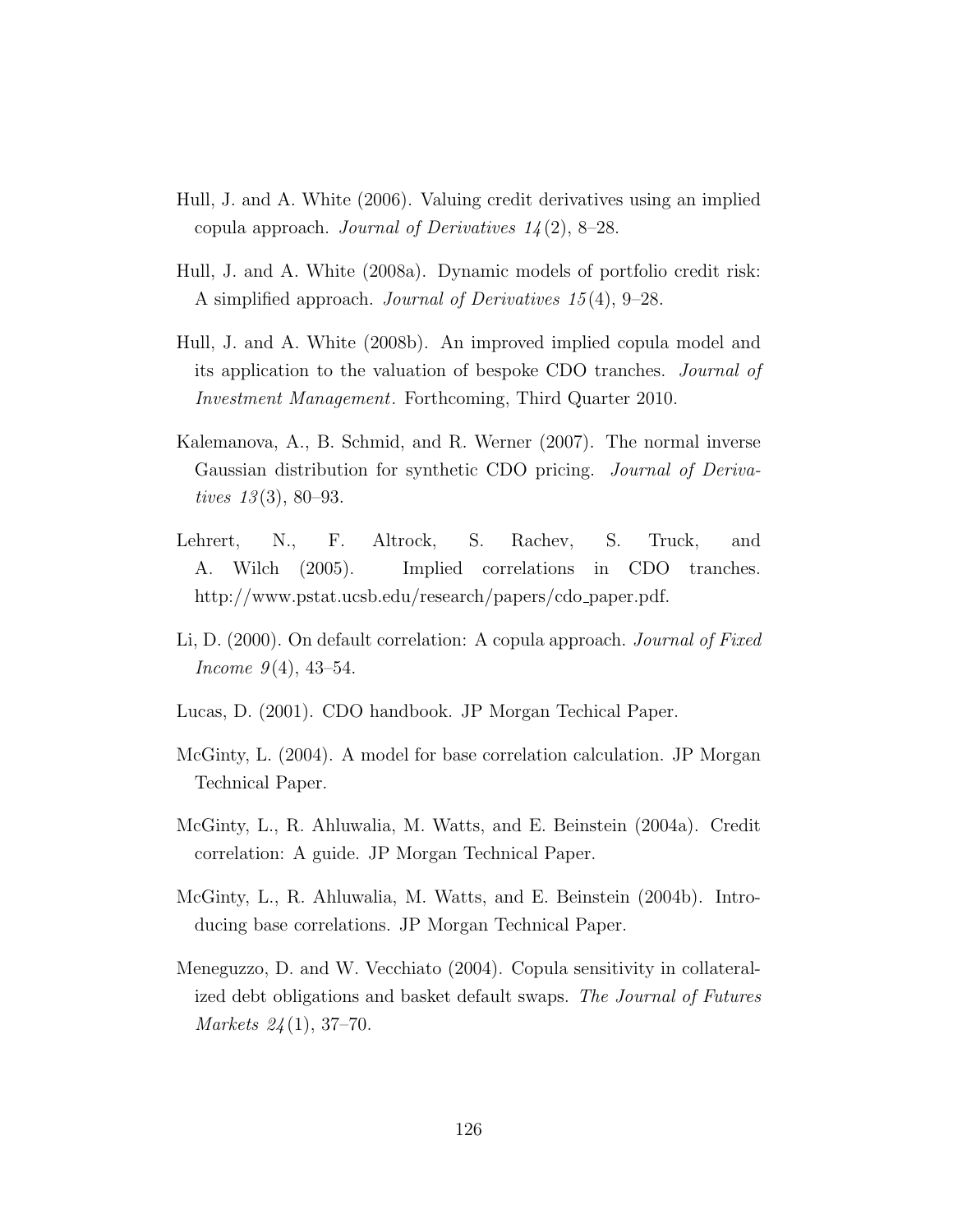Hull, J. and A. White (2006). Valuing credit derivatives using an implied copula approach. *Journal of Derivatives 14*(2), 8–28.

Hull, J. and A. White (2008a). Dynamic models of portfolio credit risk: A simplified approach. *Journal of Derivatives 15*(4), 9–28.

Hull, J. and A. White (2008b). An improved implied copula model and its application to the valuation of bespoke CDO tranches. *Journal of Investment Management*. Forthcoming, Third Quarter 2010.

Kalemanova, A., B. Schmid, and R. Werner (2007). The normal inverse Gaussian distribution for synthetic CDO pricing. *Journal of Derivatives 13*(3), 80–93.

Lehrert, N., F. Altrock, S. Rachev, S. Truck, and A. Wilch (2005). Implied correlations in CDO tranches. http://www.pstat.ucsb.edu/research/papers/cdo_paper.pdf.

Li, D. (2000). On default correlation: A copula approach. *Journal of Fixed Income 9*(4), 43–54.

Lucas, D. (2001). CDO handbook. JP Morgan Techical Paper.

McGinty, L. (2004). A model for base correlation calculation. JP Morgan Technical Paper.

McGinty, L., R. Ahluwalia, M. Watts, and E. Beinstein (2004a). Credit correlation: A guide. JP Morgan Technical Paper.

McGinty, L., R. Ahluwalia, M. Watts, and E. Beinstein (2004b). Introducing base correlations. JP Morgan Technical Paper.

Meneguzzo, D. and W. Vecchiato (2004). Copula sensitivity in collateralized debt obligations and basket default swaps. *The Journal of Futures Markets 24*(1), 37–70.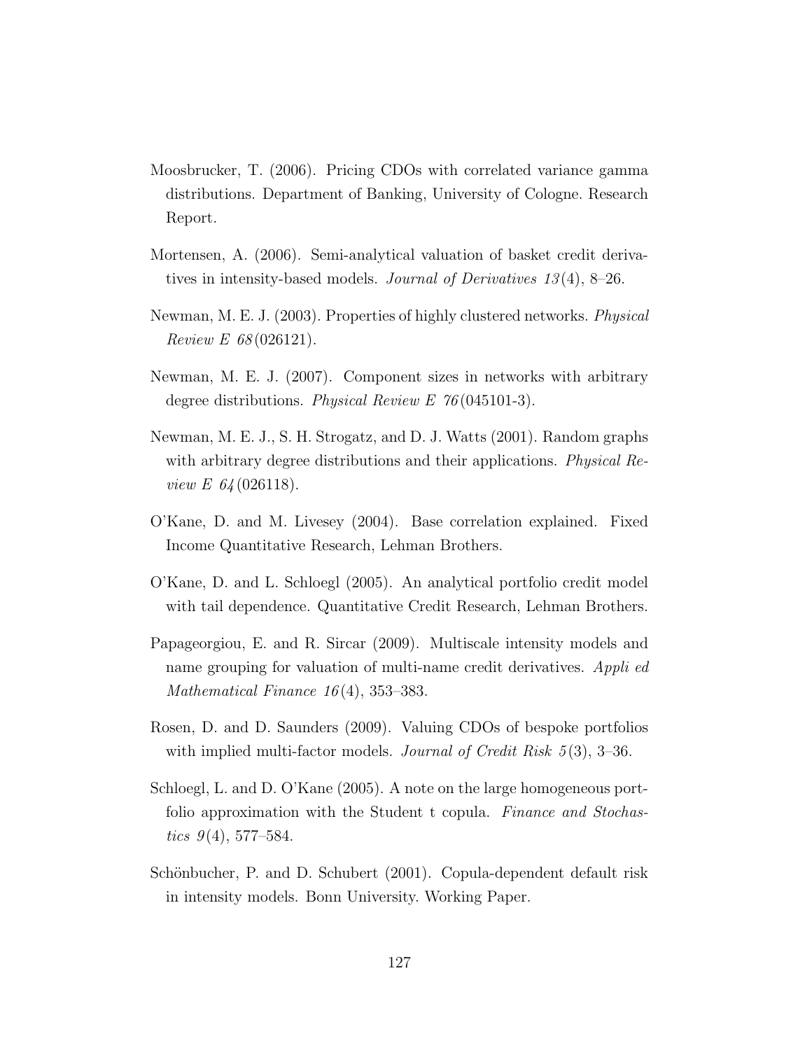Moosbrucker, T. (2006). Pricing CDOs with correlated variance gamma distributions. Department of Banking, University of Cologne. Research Report.

Mortensen, A. (2006). Semi-analytical valuation of basket credit derivatives in intensity-based models. *Journal of Derivatives 13*(4), 8–26.

Newman, M. E. J. (2003). Properties of highly clustered networks. *Physical Review E 68*(026121).

Newman, M. E. J. (2007). Component sizes in networks with arbitrary degree distributions. *Physical Review E 76*(045101-3).

Newman, M. E. J., S. H. Strogatz, and D. J. Watts (2001). Random graphs with arbitrary degree distributions and their applications. *Physical Review E 64*(026118).

O'Kane, D. and M. Livesey (2004). Base correlation explained. Fixed Income Quantitative Research, Lehman Brothers.

O'Kane, D. and L. Schloegl (2005). An analytical portfolio credit model with tail dependence. Quantitative Credit Research, Lehman Brothers.

Papageorgiou, E. and R. Sircar (2009). Multiscale intensity models and name grouping for valuation of multi-name credit derivatives. *Appli ed Mathematical Finance 16*(4), 353–383.

Rosen, D. and D. Saunders (2009). Valuing CDOs of bespoke portfolios with implied multi-factor models. *Journal of Credit Risk 5*(3), 3–36.

Schloegl, L. and D. O'Kane (2005). A note on the large homogeneous portfolio approximation with the Student t copula. *Finance and Stochastics 9*(4), 577–584.

Schönbucher, P. and D. Schubert (2001). Copula-dependent default risk in intensity models. Bonn University. Working Paper.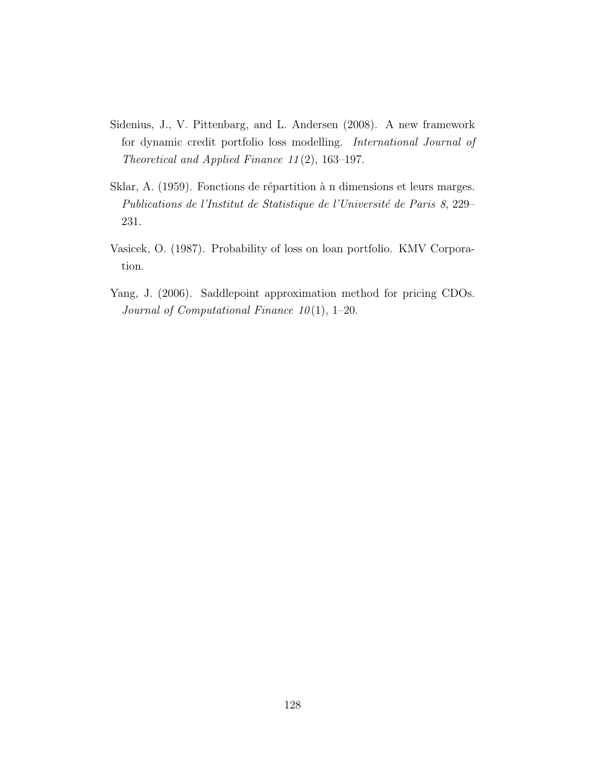Sidenius, J., V. Pittenbarg, and L. Andersen (2008). A new framework for dynamic credit portfolio loss modelling. *International Journal of Theoretical and Applied Finance 11*(2), 163–197.

Sklar, A. (1959). Fonctions de répartition à n dimensions et leurs marges. *Publications de l'Institut de Statistique de l'Université de Paris 8*, 229–231.

Vasicek, O. (1987). Probability of loss on loan portfolio. KMV Corporation.

Yang, J. (2006). Saddlepoint approximation method for pricing CDOs. *Journal of Computational Finance 10*(1), 1–20.